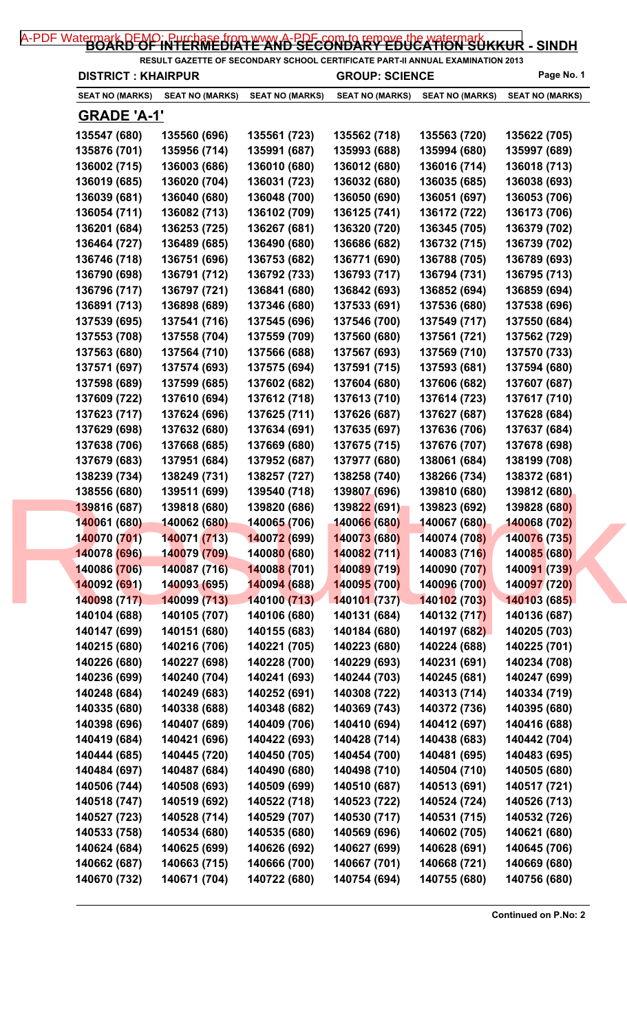# BOARD OF INTERMEDIATE AND SECONDARY EDUCATION SUKKUR - SINDH

RESULT GAZETTE OF SECONDARY SCHOOL CERTIFICATE PART-II ANNUAL EXAMINATION 2013

**DISTRICT : KHAIRPUR** **GROUP: SCIENCE** Page No. 1

| SEAT NO (MARKS) | SEAT NO (MARKS) | SEAT NO (MARKS) | SEAT NO (MARKS) | SEAT NO (MARKS) | SEAT NO (MARKS) |
|---|---|---|---|---|---|

## GRADE 'A-1'

| | | | | | |
|---|---|---|---|---|---|
| 135547 (680) | 135560 (696) | 135561 (723) | 135562 (718) | 135563 (720) | 135622 (705) |
| 135876 (701) | 135956 (714) | 135991 (687) | 135993 (688) | 135994 (680) | 135997 (689) |
| 136002 (715) | 136003 (686) | 136010 (680) | 136012 (680) | 136016 (714) | 136018 (713) |
| 136019 (685) | 136020 (704) | 136031 (723) | 136032 (680) | 136035 (685) | 136038 (693) |
| 136039 (681) | 136040 (680) | 136048 (700) | 136050 (690) | 136051 (697) | 136053 (706) |
| 136054 (711) | 136082 (713) | 136102 (709) | 136125 (741) | 136172 (722) | 136173 (706) |
| 136201 (684) | 136253 (725) | 136267 (681) | 136320 (720) | 136345 (705) | 136379 (702) |
| 136464 (727) | 136489 (685) | 136490 (680) | 136686 (682) | 136732 (715) | 136739 (702) |
| 136746 (718) | 136751 (696) | 136753 (682) | 136771 (690) | 136788 (705) | 136789 (693) |
| 136790 (698) | 136791 (712) | 136792 (733) | 136793 (717) | 136794 (731) | 136795 (713) |
| 136796 (717) | 136797 (721) | 136841 (680) | 136842 (693) | 136852 (694) | 136859 (694) |
| 136891 (713) | 136898 (689) | 137346 (680) | 137533 (691) | 137536 (680) | 137538 (696) |
| 137539 (695) | 137541 (716) | 137545 (696) | 137546 (700) | 137549 (717) | 137550 (684) |
| 137553 (708) | 137558 (704) | 137559 (709) | 137560 (680) | 137561 (721) | 137562 (729) |
| 137563 (680) | 137564 (710) | 137566 (688) | 137567 (693) | 137569 (710) | 137570 (733) |
| 137571 (697) | 137574 (693) | 137575 (694) | 137591 (715) | 137593 (681) | 137594 (680) |
| 137598 (689) | 137599 (685) | 137602 (682) | 137604 (680) | 137606 (682) | 137607 (687) |
| 137609 (722) | 137610 (694) | 137612 (718) | 137613 (710) | 137614 (723) | 137617 (710) |
| 137623 (717) | 137624 (696) | 137625 (711) | 137626 (687) | 137627 (687) | 137628 (684) |
| 137629 (698) | 137632 (680) | 137634 (691) | 137635 (697) | 137636 (706) | 137637 (684) |
| 137638 (706) | 137668 (685) | 137669 (680) | 137675 (715) | 137676 (707) | 137678 (698) |
| 137679 (683) | 137951 (684) | 137952 (687) | 137977 (680) | 138061 (684) | 138199 (708) |
| 138239 (734) | 138249 (731) | 138257 (727) | 138258 (740) | 138266 (734) | 138372 (681) |
| 138556 (680) | 139511 (699) | 139540 (718) | 139807 (696) | 139810 (680) | 139812 (680) |
| 139816 (687) | 139818 (680) | 139820 (686) | 139822 (691) | 139823 (692) | 139828 (680) |
| 140061 (680) | 140062 (680) | 140065 (706) | 140066 (680) | 140067 (680) | 140068 (702) |
| 140070 (701) | 140071 (713) | 140072 (699) | 140073 (680) | 140074 (708) | 140076 (735) |
| 140078 (696) | 140079 (709) | 140080 (680) | 140082 (711) | 140083 (716) | 140085 (680) |
| 140086 (706) | 140087 (716) | 140088 (701) | 140089 (719) | 140090 (707) | 140091 (739) |
| 140092 (691) | 140093 (695) | 140094 (688) | 140095 (700) | 140096 (700) | 140097 (720) |
| 140098 (717) | 140099 (713) | 140100 (713) | 140101 (737) | 140102 (703) | 140103 (685) |
| 140104 (688) | 140105 (707) | 140106 (680) | 140131 (684) | 140132 (717) | 140136 (687) |
| 140147 (699) | 140151 (680) | 140155 (683) | 140184 (680) | 140197 (682) | 140205 (703) |
| 140215 (680) | 140216 (706) | 140221 (705) | 140223 (680) | 140224 (688) | 140225 (701) |
| 140226 (680) | 140227 (698) | 140228 (700) | 140229 (693) | 140231 (691) | 140234 (708) |
| 140236 (699) | 140240 (704) | 140241 (693) | 140244 (703) | 140245 (681) | 140247 (699) |
| 140248 (684) | 140249 (683) | 140252 (691) | 140308 (722) | 140313 (714) | 140334 (719) |
| 140335 (680) | 140338 (688) | 140348 (682) | 140369 (743) | 140372 (736) | 140395 (680) |
| 140398 (696) | 140407 (689) | 140409 (706) | 140410 (694) | 140412 (697) | 140416 (688) |
| 140419 (684) | 140421 (696) | 140422 (693) | 140428 (714) | 140438 (683) | 140442 (704) |
| 140444 (685) | 140445 (720) | 140450 (705) | 140454 (700) | 140481 (695) | 140483 (695) |
| 140484 (697) | 140487 (684) | 140490 (680) | 140498 (710) | 140504 (710) | 140505 (680) |
| 140506 (744) | 140508 (693) | 140509 (699) | 140510 (687) | 140513 (691) | 140517 (721) |
| 140518 (747) | 140519 (692) | 140522 (718) | 140523 (722) | 140524 (724) | 140526 (713) |
| 140527 (723) | 140528 (714) | 140529 (707) | 140530 (717) | 140531 (715) | 140532 (726) |
| 140533 (758) | 140534 (680) | 140535 (680) | 140569 (696) | 140602 (705) | 140621 (680) |
| 140624 (684) | 140625 (699) | 140626 (692) | 140627 (699) | 140628 (691) | 140645 (706) |
| 140662 (687) | 140663 (715) | 140666 (700) | 140667 (701) | 140668 (721) | 140669 (680) |
| 140670 (732) | 140671 (704) | 140722 (680) | 140754 (694) | 140755 (680) | 140756 (680) |

**Continued on P.No: 2**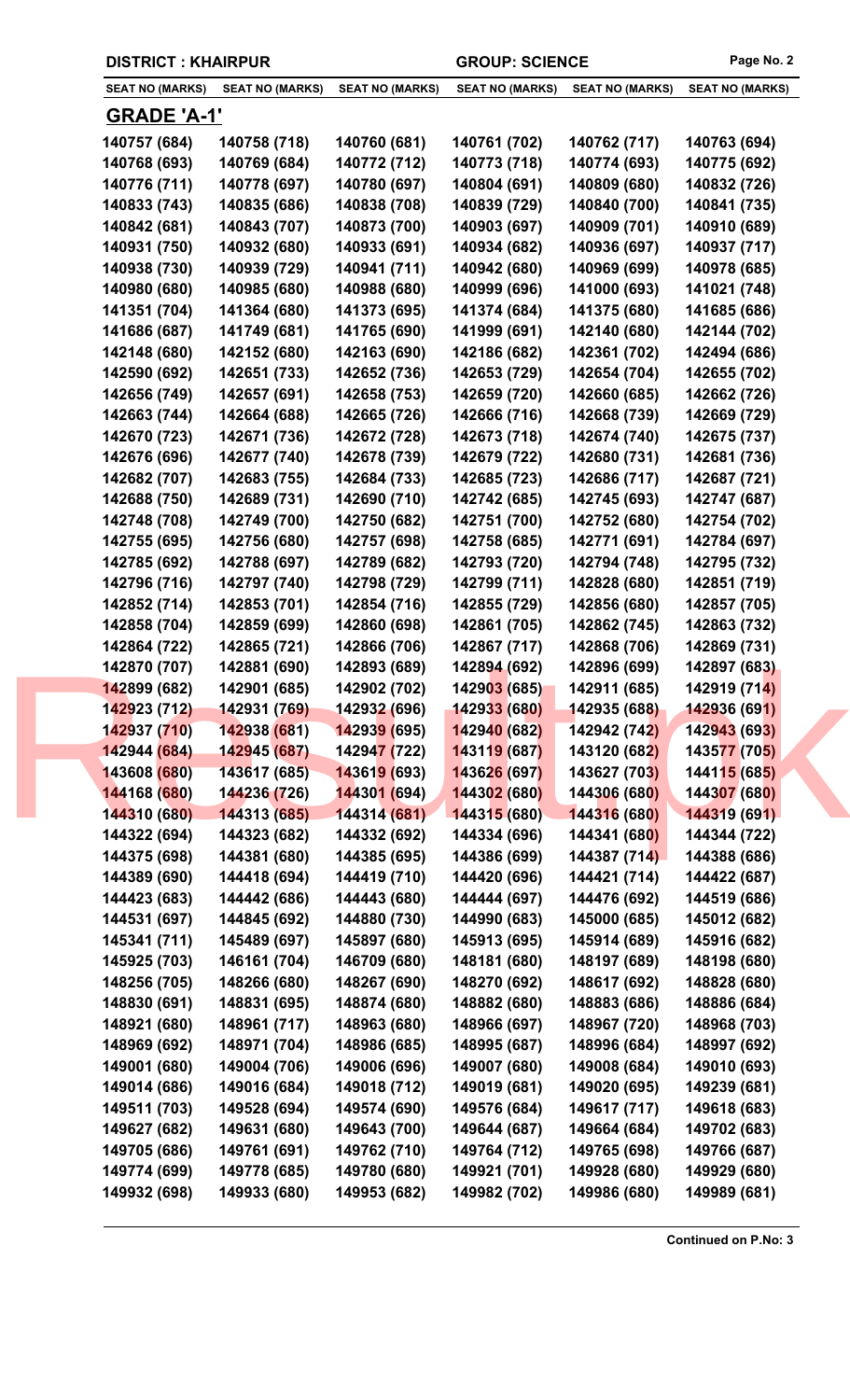**DISTRICT : KHAIRPUR** **GROUP: SCIENCE**

| SEAT NO (MARKS) | SEAT NO (MARKS) | SEAT NO (MARKS) | SEAT NO (MARKS) | SEAT NO (MARKS) | SEAT NO (MARKS) |
|---|---|---|---|---|---|

## GRADE 'A-1'

| | | | | | |
|---|---|---|---|---|---|
| 140757 (684) | 140758 (718) | 140760 (681) | 140761 (702) | 140762 (717) | 140763 (694) |
| 140768 (693) | 140769 (684) | 140772 (712) | 140773 (718) | 140774 (693) | 140775 (692) |
| 140776 (711) | 140778 (697) | 140780 (697) | 140804 (691) | 140809 (680) | 140832 (726) |
| 140833 (743) | 140835 (686) | 140838 (708) | 140839 (729) | 140840 (700) | 140841 (735) |
| 140842 (681) | 140843 (707) | 140873 (700) | 140903 (697) | 140909 (701) | 140910 (689) |
| 140931 (750) | 140932 (680) | 140933 (691) | 140934 (682) | 140936 (697) | 140937 (717) |
| 140938 (730) | 140939 (729) | 140941 (711) | 140942 (680) | 140969 (699) | 140978 (685) |
| 140980 (680) | 140985 (680) | 140988 (680) | 140999 (696) | 141000 (693) | 141021 (748) |
| 141351 (704) | 141364 (680) | 141373 (695) | 141374 (684) | 141375 (680) | 141685 (686) |
| 141686 (687) | 141749 (681) | 141765 (690) | 141999 (691) | 142140 (680) | 142144 (702) |
| 142148 (680) | 142152 (680) | 142163 (690) | 142186 (682) | 142361 (702) | 142494 (686) |
| 142590 (692) | 142651 (733) | 142652 (736) | 142653 (729) | 142654 (704) | 142655 (702) |
| 142656 (749) | 142657 (691) | 142658 (753) | 142659 (720) | 142660 (685) | 142662 (726) |
| 142663 (744) | 142664 (688) | 142665 (726) | 142666 (716) | 142668 (739) | 142669 (729) |
| 142670 (723) | 142671 (736) | 142672 (728) | 142673 (718) | 142674 (740) | 142675 (737) |
| 142676 (696) | 142677 (740) | 142678 (739) | 142679 (722) | 142680 (731) | 142681 (736) |
| 142682 (707) | 142683 (755) | 142684 (733) | 142685 (723) | 142686 (717) | 142687 (721) |
| 142688 (750) | 142689 (731) | 142690 (710) | 142742 (685) | 142745 (693) | 142747 (687) |
| 142748 (708) | 142749 (700) | 142750 (682) | 142751 (700) | 142752 (680) | 142754 (702) |
| 142755 (695) | 142756 (680) | 142757 (698) | 142758 (685) | 142771 (691) | 142784 (697) |
| 142785 (692) | 142788 (697) | 142789 (682) | 142793 (720) | 142794 (748) | 142795 (732) |
| 142796 (716) | 142797 (740) | 142798 (729) | 142799 (711) | 142828 (680) | 142851 (719) |
| 142852 (714) | 142853 (701) | 142854 (716) | 142855 (729) | 142856 (680) | 142857 (705) |
| 142858 (704) | 142859 (699) | 142860 (698) | 142861 (705) | 142862 (745) | 142863 (732) |
| 142864 (722) | 142865 (721) | 142866 (706) | 142867 (717) | 142868 (706) | 142869 (731) |
| 142870 (707) | 142881 (690) | 142893 (689) | 142894 (692) | 142896 (699) | 142897 (683) |
| 142899 (682) | 142901 (685) | 142902 (702) | 142903 (685) | 142911 (685) | 142919 (714) |
| 142923 (712) | 142931 (769) | 142932 (696) | 142933 (680) | 142935 (688) | 142936 (691) |
| 142937 (710) | 142938 (681) | 142939 (695) | 142940 (682) | 142942 (742) | 142943 (693) |
| 142944 (684) | 142945 (687) | 142947 (722) | 143119 (687) | 143120 (682) | 143577 (705) |
| 143608 (680) | 143617 (685) | 143619 (693) | 143626 (697) | 143627 (703) | 144115 (685) |
| 144168 (680) | 144236 (726) | 144301 (694) | 144302 (680) | 144306 (680) | 144307 (680) |
| 144310 (680) | 144313 (685) | 144314 (681) | 144315 (680) | 144316 (680) | 144319 (691) |
| 144322 (694) | 144323 (682) | 144332 (692) | 144334 (696) | 144341 (680) | 144344 (722) |
| 144375 (698) | 144381 (680) | 144385 (695) | 144386 (699) | 144387 (714) | 144388 (686) |
| 144389 (690) | 144418 (694) | 144419 (710) | 144420 (696) | 144421 (714) | 144422 (687) |
| 144423 (683) | 144442 (686) | 144443 (680) | 144444 (697) | 144476 (692) | 144519 (686) |
| 144531 (697) | 144845 (692) | 144880 (730) | 144990 (683) | 145000 (685) | 145012 (682) |
| 145341 (711) | 145489 (697) | 145897 (680) | 145913 (695) | 145914 (689) | 145916 (682) |
| 145925 (703) | 146161 (704) | 146709 (680) | 148181 (680) | 148197 (689) | 148198 (680) |
| 148256 (705) | 148266 (680) | 148267 (690) | 148270 (692) | 148617 (692) | 148828 (680) |
| 148830 (691) | 148831 (695) | 148874 (680) | 148882 (680) | 148883 (686) | 148886 (684) |
| 148921 (680) | 148961 (717) | 148963 (680) | 148966 (697) | 148967 (720) | 148968 (703) |
| 148969 (692) | 148971 (704) | 148986 (685) | 148995 (687) | 148996 (684) | 148997 (692) |
| 149001 (680) | 149004 (706) | 149006 (696) | 149007 (680) | 149008 (684) | 149010 (693) |
| 149014 (686) | 149016 (684) | 149018 (712) | 149019 (681) | 149020 (695) | 149239 (681) |
| 149511 (703) | 149528 (694) | 149574 (690) | 149576 (684) | 149617 (717) | 149618 (683) |
| 149627 (682) | 149631 (680) | 149643 (700) | 149644 (687) | 149664 (684) | 149702 (683) |
| 149705 (686) | 149761 (691) | 149762 (710) | 149764 (712) | 149765 (698) | 149766 (687) |
| 149774 (699) | 149778 (685) | 149780 (680) | 149921 (701) | 149928 (680) | 149929 (680) |
| 149932 (698) | 149933 (680) | 149953 (682) | 149982 (702) | 149986 (680) | 149989 (681) |

**Continued on P.No: 3**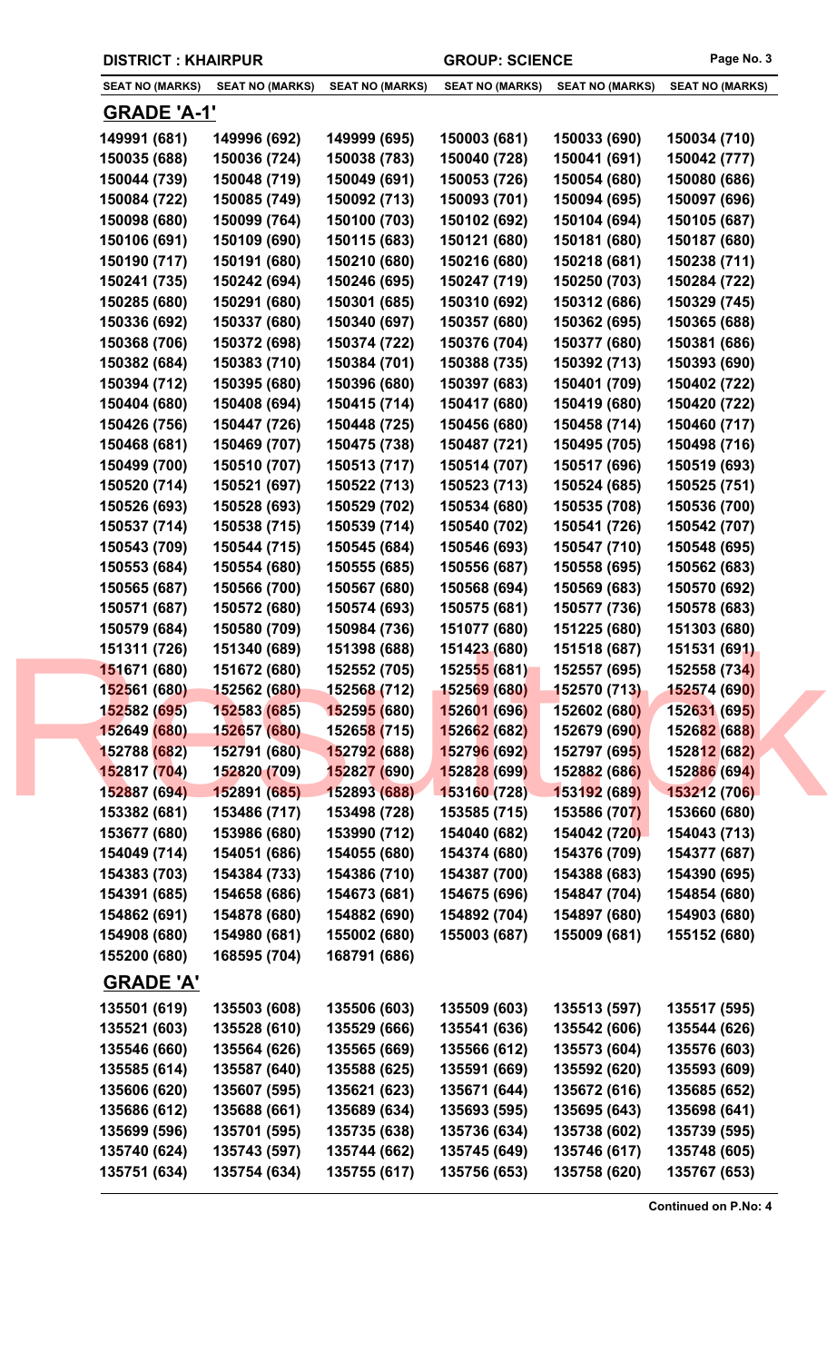**DISTRICT : KHAIRPUR** | **GROUP: SCIENCE**

| SEAT NO (MARKS) | SEAT NO (MARKS) | SEAT NO (MARKS) | SEAT NO (MARKS) | SEAT NO (MARKS) | SEAT NO (MARKS) |
|---|---|---|---|---|---|

## GRADE 'A-1'

| | | | | | |
|---|---|---|---|---|---|
| 149991 (681) | 149996 (692) | 149999 (695) | 150003 (681) | 150033 (690) | 150034 (710) |
| 150035 (688) | 150036 (724) | 150038 (783) | 150040 (728) | 150041 (691) | 150042 (777) |
| 150044 (739) | 150048 (719) | 150049 (691) | 150053 (726) | 150054 (680) | 150080 (686) |
| 150084 (722) | 150085 (749) | 150092 (713) | 150093 (701) | 150094 (695) | 150097 (696) |
| 150098 (680) | 150099 (764) | 150100 (703) | 150102 (692) | 150104 (694) | 150105 (687) |
| 150106 (691) | 150109 (690) | 150115 (683) | 150121 (680) | 150181 (680) | 150187 (680) |
| 150190 (717) | 150191 (680) | 150210 (680) | 150216 (680) | 150218 (681) | 150238 (711) |
| 150241 (735) | 150242 (694) | 150246 (695) | 150247 (719) | 150250 (703) | 150284 (722) |
| 150285 (680) | 150291 (680) | 150301 (685) | 150310 (692) | 150312 (686) | 150329 (745) |
| 150336 (692) | 150337 (680) | 150340 (697) | 150357 (680) | 150362 (695) | 150365 (688) |
| 150368 (706) | 150372 (698) | 150374 (722) | 150376 (704) | 150377 (680) | 150381 (686) |
| 150382 (684) | 150383 (710) | 150384 (701) | 150388 (735) | 150392 (713) | 150393 (690) |
| 150394 (712) | 150395 (680) | 150396 (680) | 150397 (683) | 150401 (709) | 150402 (722) |
| 150404 (680) | 150408 (694) | 150415 (714) | 150417 (680) | 150419 (680) | 150420 (722) |
| 150426 (756) | 150447 (726) | 150448 (725) | 150456 (680) | 150458 (714) | 150460 (717) |
| 150468 (681) | 150469 (707) | 150475 (738) | 150487 (721) | 150495 (705) | 150498 (716) |
| 150499 (700) | 150510 (707) | 150513 (717) | 150514 (707) | 150517 (696) | 150519 (693) |
| 150520 (714) | 150521 (697) | 150522 (713) | 150523 (713) | 150524 (685) | 150525 (751) |
| 150526 (693) | 150528 (693) | 150529 (702) | 150534 (680) | 150535 (708) | 150536 (700) |
| 150537 (714) | 150538 (715) | 150539 (714) | 150540 (702) | 150541 (726) | 150542 (707) |
| 150543 (709) | 150544 (715) | 150545 (684) | 150546 (693) | 150547 (710) | 150548 (695) |
| 150553 (684) | 150554 (680) | 150555 (685) | 150556 (687) | 150558 (695) | 150562 (683) |
| 150565 (687) | 150566 (700) | 150567 (680) | 150568 (694) | 150569 (683) | 150570 (692) |
| 150571 (687) | 150572 (680) | 150574 (693) | 150575 (681) | 150577 (736) | 150578 (683) |
| 150579 (684) | 150580 (709) | 150984 (736) | 151077 (680) | 151225 (680) | 151303 (680) |
| 151311 (726) | 151340 (689) | 151398 (688) | 151423 (680) | 151518 (687) | 151531 (691) |
| 151671 (680) | 151672 (680) | 152552 (705) | 152555 (681) | 152557 (695) | 152558 (734) |
| 152561 (680) | 152562 (680) | 152568 (712) | 152569 (680) | 152570 (713) | 152574 (690) |
| 152582 (695) | 152583 (685) | 152595 (680) | 152601 (696) | 152602 (680) | 152631 (695) |
| 152649 (680) | 152657 (680) | 152658 (715) | 152662 (682) | 152679 (690) | 152682 (688) |
| 152788 (682) | 152791 (680) | 152792 (688) | 152796 (692) | 152797 (695) | 152812 (682) |
| 152817 (704) | 152820 (709) | 152827 (690) | 152828 (699) | 152882 (686) | 152886 (694) |
| 152887 (694) | 152891 (685) | 152893 (688) | 153160 (728) | 153192 (689) | 153212 (706) |
| 153382 (681) | 153486 (717) | 153498 (728) | 153585 (715) | 153586 (707) | 153660 (680) |
| 153677 (680) | 153986 (680) | 153990 (712) | 154040 (682) | 154042 (720) | 154043 (713) |
| 154049 (714) | 154051 (686) | 154055 (680) | 154374 (680) | 154376 (709) | 154377 (687) |
| 154383 (703) | 154384 (733) | 154386 (710) | 154387 (700) | 154388 (683) | 154390 (695) |
| 154391 (685) | 154658 (686) | 154673 (681) | 154675 (696) | 154847 (704) | 154854 (680) |
| 154862 (691) | 154878 (680) | 154882 (690) | 154892 (704) | 154897 (680) | 154903 (680) |
| 154908 (680) | 154980 (681) | 155002 (680) | 155003 (687) | 155009 (681) | 155152 (680) |
| 155200 (680) | 168595 (704) | 168791 (686) | | | |

## GRADE 'A'

| | | | | | |
|---|---|---|---|---|---|
| 135501 (619) | 135503 (608) | 135506 (603) | 135509 (603) | 135513 (597) | 135517 (595) |
| 135521 (603) | 135528 (610) | 135529 (666) | 135541 (636) | 135542 (606) | 135544 (626) |
| 135546 (660) | 135564 (626) | 135565 (669) | 135566 (612) | 135573 (604) | 135576 (603) |
| 135585 (614) | 135587 (640) | 135588 (625) | 135591 (669) | 135592 (620) | 135593 (609) |
| 135606 (620) | 135607 (595) | 135621 (623) | 135671 (644) | 135672 (616) | 135685 (652) |
| 135686 (612) | 135688 (661) | 135689 (634) | 135693 (595) | 135695 (643) | 135698 (641) |
| 135699 (596) | 135701 (595) | 135735 (638) | 135736 (634) | 135738 (602) | 135739 (595) |
| 135740 (624) | 135743 (597) | 135744 (662) | 135745 (649) | 135746 (617) | 135748 (605) |
| 135751 (634) | 135754 (634) | 135755 (617) | 135756 (653) | 135758 (620) | 135767 (653) |

**Continued on P.No: 4**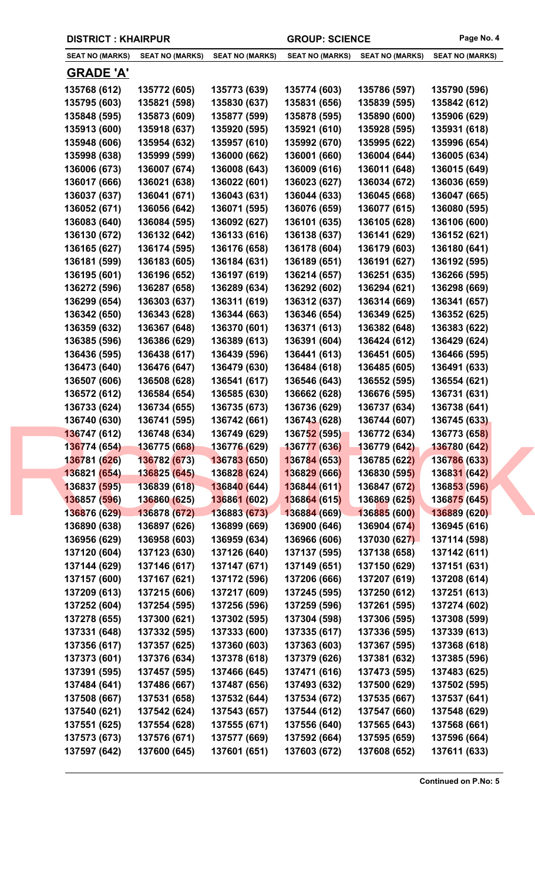**DISTRICT : KHAIRPUR** **GROUP: SCIENCE**

| SEAT NO (MARKS) | SEAT NO (MARKS) | SEAT NO (MARKS) | SEAT NO (MARKS) | SEAT NO (MARKS) | SEAT NO (MARKS) |
|---|---|---|---|---|---|

## GRADE 'A'

| SEAT NO (MARKS) | SEAT NO (MARKS) | SEAT NO (MARKS) | SEAT NO (MARKS) | SEAT NO (MARKS) | SEAT NO (MARKS) |
|---|---|---|---|---|---|
| 135768 (612) | 135772 (605) | 135773 (639) | 135774 (603) | 135786 (597) | 135790 (596) |
| 135795 (603) | 135821 (598) | 135830 (637) | 135831 (656) | 135839 (595) | 135842 (612) |
| 135848 (595) | 135873 (609) | 135877 (599) | 135878 (595) | 135890 (600) | 135906 (629) |
| 135913 (600) | 135918 (637) | 135920 (595) | 135921 (610) | 135928 (595) | 135931 (618) |
| 135948 (606) | 135954 (632) | 135957 (610) | 135992 (670) | 135995 (622) | 135996 (654) |
| 135998 (638) | 135999 (599) | 136000 (662) | 136001 (660) | 136004 (644) | 136005 (634) |
| 136006 (673) | 136007 (674) | 136008 (643) | 136009 (616) | 136011 (648) | 136015 (649) |
| 136017 (666) | 136021 (638) | 136022 (601) | 136023 (627) | 136034 (672) | 136036 (659) |
| 136037 (637) | 136041 (671) | 136043 (631) | 136044 (633) | 136045 (668) | 136047 (665) |
| 136052 (671) | 136056 (642) | 136071 (595) | 136076 (659) | 136077 (615) | 136080 (595) |
| 136083 (640) | 136084 (595) | 136092 (627) | 136101 (635) | 136105 (628) | 136106 (600) |
| 136130 (672) | 136132 (642) | 136133 (616) | 136138 (637) | 136141 (629) | 136152 (621) |
| 136165 (627) | 136174 (595) | 136176 (658) | 136178 (604) | 136179 (603) | 136180 (641) |
| 136181 (599) | 136183 (605) | 136184 (631) | 136189 (651) | 136191 (627) | 136192 (595) |
| 136195 (601) | 136196 (652) | 136197 (619) | 136214 (657) | 136251 (635) | 136266 (595) |
| 136272 (596) | 136287 (658) | 136289 (634) | 136292 (602) | 136294 (621) | 136298 (669) |
| 136299 (654) | 136303 (637) | 136311 (619) | 136312 (637) | 136314 (669) | 136341 (657) |
| 136342 (650) | 136343 (628) | 136344 (663) | 136346 (654) | 136349 (625) | 136352 (625) |
| 136359 (632) | 136367 (648) | 136370 (601) | 136371 (613) | 136382 (648) | 136383 (622) |
| 136385 (596) | 136386 (629) | 136389 (613) | 136391 (604) | 136424 (612) | 136429 (624) |
| 136436 (595) | 136438 (617) | 136439 (596) | 136441 (613) | 136451 (605) | 136466 (595) |
| 136473 (640) | 136476 (647) | 136479 (630) | 136484 (618) | 136485 (605) | 136491 (633) |
| 136507 (606) | 136508 (628) | 136541 (617) | 136546 (643) | 136552 (595) | 136554 (621) |
| 136572 (612) | 136584 (654) | 136585 (630) | 136662 (628) | 136676 (595) | 136731 (631) |
| 136733 (624) | 136734 (655) | 136735 (673) | 136736 (629) | 136737 (634) | 136738 (641) |
| 136740 (630) | 136741 (595) | 136742 (661) | 136743 (628) | 136744 (607) | 136745 (633) |
| 136747 (612) | 136748 (634) | 136749 (629) | 136752 (595) | 136772 (634) | 136773 (658) |
| 136774 (654) | 136775 (668) | 136776 (629) | 136777 (636) | 136779 (642) | 136780 (642) |
| 136781 (626) | 136782 (673) | 136783 (650) | 136784 (653) | 136785 (622) | 136786 (633) |
| 136821 (654) | 136825 (645) | 136828 (624) | 136829 (666) | 136830 (595) | 136831 (642) |
| 136837 (595) | 136839 (618) | 136840 (644) | 136844 (611) | 136847 (672) | 136853 (596) |
| 136857 (596) | 136860 (625) | 136861 (602) | 136864 (615) | 136869 (625) | 136875 (645) |
| 136876 (629) | 136878 (672) | 136883 (673) | 136884 (669) | 136885 (600) | 136889 (620) |
| 136890 (638) | 136897 (626) | 136899 (669) | 136900 (646) | 136904 (674) | 136945 (616) |
| 136956 (629) | 136958 (603) | 136959 (634) | 136966 (606) | 137030 (627) | 137114 (598) |
| 137120 (604) | 137123 (630) | 137126 (640) | 137137 (595) | 137138 (658) | 137142 (611) |
| 137144 (629) | 137146 (617) | 137147 (671) | 137149 (651) | 137150 (629) | 137151 (631) |
| 137157 (600) | 137167 (621) | 137172 (596) | 137206 (666) | 137207 (619) | 137208 (614) |
| 137209 (613) | 137215 (606) | 137217 (609) | 137245 (595) | 137250 (612) | 137251 (613) |
| 137252 (604) | 137254 (595) | 137256 (596) | 137259 (596) | 137261 (595) | 137274 (602) |
| 137278 (655) | 137300 (621) | 137302 (595) | 137304 (598) | 137306 (595) | 137308 (599) |
| 137331 (648) | 137332 (595) | 137333 (600) | 137335 (617) | 137336 (595) | 137339 (613) |
| 137356 (617) | 137357 (625) | 137360 (603) | 137363 (603) | 137367 (595) | 137368 (618) |
| 137373 (601) | 137376 (634) | 137378 (618) | 137379 (626) | 137381 (632) | 137385 (596) |
| 137391 (595) | 137457 (595) | 137466 (645) | 137471 (616) | 137473 (595) | 137483 (625) |
| 137484 (641) | 137486 (667) | 137487 (656) | 137493 (632) | 137500 (629) | 137502 (595) |
| 137508 (667) | 137531 (658) | 137532 (644) | 137534 (672) | 137535 (667) | 137537 (641) |
| 137540 (621) | 137542 (624) | 137543 (657) | 137544 (612) | 137547 (660) | 137548 (629) |
| 137551 (625) | 137554 (628) | 137555 (671) | 137556 (640) | 137565 (643) | 137568 (661) |
| 137573 (673) | 137576 (671) | 137577 (669) | 137592 (664) | 137595 (659) | 137596 (664) |
| 137597 (642) | 137600 (645) | 137601 (651) | 137603 (672) | 137608 (652) | 137611 (633) |

**Continued on P.No: 5**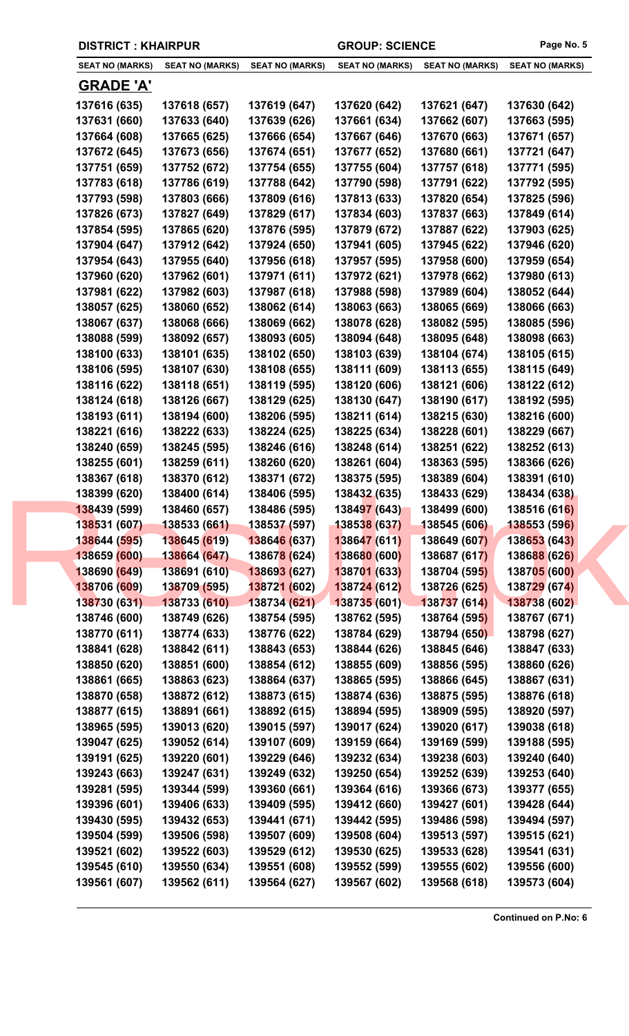DISTRICT : KHAIRPUR | GROUP: SCIENCE

| SEAT NO (MARKS) | SEAT NO (MARKS) | SEAT NO (MARKS) | SEAT NO (MARKS) | SEAT NO (MARKS) | SEAT NO (MARKS) |
|---|---|---|---|---|---|

## GRADE 'A'

| | | | | | |
|---|---|---|---|---|---|
| 137616 (635) | 137618 (657) | 137619 (647) | 137620 (642) | 137621 (647) | 137630 (642) |
| 137631 (660) | 137633 (640) | 137639 (626) | 137661 (634) | 137662 (607) | 137663 (595) |
| 137664 (608) | 137665 (625) | 137666 (654) | 137667 (646) | 137670 (663) | 137671 (657) |
| 137672 (645) | 137673 (656) | 137674 (651) | 137677 (652) | 137680 (661) | 137721 (647) |
| 137751 (659) | 137752 (672) | 137754 (655) | 137755 (604) | 137757 (618) | 137771 (595) |
| 137783 (618) | 137786 (619) | 137788 (642) | 137790 (598) | 137791 (622) | 137792 (595) |
| 137793 (598) | 137803 (666) | 137809 (616) | 137813 (633) | 137820 (654) | 137825 (596) |
| 137826 (673) | 137827 (649) | 137829 (617) | 137834 (603) | 137837 (663) | 137849 (614) |
| 137854 (595) | 137865 (620) | 137876 (595) | 137879 (672) | 137887 (622) | 137903 (625) |
| 137904 (647) | 137912 (642) | 137924 (650) | 137941 (605) | 137945 (622) | 137946 (620) |
| 137954 (643) | 137955 (640) | 137956 (618) | 137957 (595) | 137958 (600) | 137959 (654) |
| 137960 (620) | 137962 (601) | 137971 (611) | 137972 (621) | 137978 (662) | 137980 (613) |
| 137981 (622) | 137982 (603) | 137987 (618) | 137988 (598) | 137989 (604) | 138052 (644) |
| 138057 (625) | 138060 (652) | 138062 (614) | 138063 (663) | 138065 (669) | 138066 (663) |
| 138067 (637) | 138068 (666) | 138069 (662) | 138078 (628) | 138082 (595) | 138085 (596) |
| 138088 (599) | 138092 (657) | 138093 (605) | 138094 (648) | 138095 (648) | 138098 (663) |
| 138100 (633) | 138101 (635) | 138102 (650) | 138103 (639) | 138104 (674) | 138105 (615) |
| 138106 (595) | 138107 (630) | 138108 (655) | 138111 (609) | 138113 (655) | 138115 (649) |
| 138116 (622) | 138118 (651) | 138119 (595) | 138120 (606) | 138121 (606) | 138122 (612) |
| 138124 (618) | 138126 (667) | 138129 (625) | 138130 (647) | 138190 (617) | 138192 (595) |
| 138193 (611) | 138194 (600) | 138206 (595) | 138211 (614) | 138215 (630) | 138216 (600) |
| 138221 (616) | 138222 (633) | 138224 (625) | 138225 (634) | 138228 (601) | 138229 (667) |
| 138240 (659) | 138245 (595) | 138246 (616) | 138248 (614) | 138251 (622) | 138252 (613) |
| 138255 (601) | 138259 (611) | 138260 (620) | 138261 (604) | 138363 (595) | 138366 (626) |
| 138367 (618) | 138370 (612) | 138371 (672) | 138375 (595) | 138389 (604) | 138391 (610) |
| 138399 (620) | 138400 (614) | 138406 (595) | 138432 (635) | 138433 (629) | 138434 (638) |
| 138439 (599) | 138460 (657) | 138486 (595) | 138497 (643) | 138499 (600) | 138516 (616) |
| 138531 (607) | 138533 (661) | 138537 (597) | 138538 (637) | 138545 (606) | 138553 (596) |
| 138644 (595) | 138645 (619) | 138646 (637) | 138647 (611) | 138649 (607) | 138653 (643) |
| 138659 (600) | 138664 (647) | 138678 (624) | 138680 (600) | 138687 (617) | 138688 (626) |
| 138690 (649) | 138691 (610) | 138693 (627) | 138701 (633) | 138704 (595) | 138705 (600) |
| 138706 (609) | 138709 (595) | 138721 (602) | 138724 (612) | 138726 (625) | 138729 (674) |
| 138730 (631) | 138733 (610) | 138734 (621) | 138735 (601) | 138737 (614) | 138738 (602) |
| 138746 (600) | 138749 (626) | 138754 (595) | 138762 (595) | 138764 (595) | 138767 (671) |
| 138770 (611) | 138774 (633) | 138776 (622) | 138784 (629) | 138794 (650) | 138798 (627) |
| 138841 (628) | 138842 (611) | 138843 (653) | 138844 (626) | 138845 (646) | 138847 (633) |
| 138850 (620) | 138851 (600) | 138854 (612) | 138855 (609) | 138856 (595) | 138860 (626) |
| 138861 (665) | 138863 (623) | 138864 (637) | 138865 (595) | 138866 (645) | 138867 (631) |
| 138870 (658) | 138872 (612) | 138873 (615) | 138874 (636) | 138875 (595) | 138876 (618) |
| 138877 (615) | 138891 (661) | 138892 (615) | 138894 (595) | 138909 (595) | 138920 (597) |
| 138965 (595) | 139013 (620) | 139015 (597) | 139017 (624) | 139020 (617) | 139038 (618) |
| 139047 (625) | 139052 (614) | 139107 (609) | 139159 (664) | 139169 (599) | 139188 (595) |
| 139191 (625) | 139220 (601) | 139229 (646) | 139232 (634) | 139238 (603) | 139240 (640) |
| 139243 (663) | 139247 (631) | 139249 (632) | 139250 (654) | 139252 (639) | 139253 (640) |
| 139281 (595) | 139344 (599) | 139360 (661) | 139364 (616) | 139366 (673) | 139377 (655) |
| 139396 (601) | 139406 (633) | 139409 (595) | 139412 (660) | 139427 (601) | 139428 (644) |
| 139430 (595) | 139432 (653) | 139441 (671) | 139442 (595) | 139486 (598) | 139494 (597) |
| 139504 (599) | 139506 (598) | 139507 (609) | 139508 (604) | 139513 (597) | 139515 (621) |
| 139521 (602) | 139522 (603) | 139529 (612) | 139530 (625) | 139533 (628) | 139541 (631) |
| 139545 (610) | 139550 (634) | 139551 (608) | 139552 (599) | 139555 (602) | 139556 (600) |
| 139561 (607) | 139562 (611) | 139564 (627) | 139567 (602) | 139568 (618) | 139573 (604) |

**Continued on P.No: 6**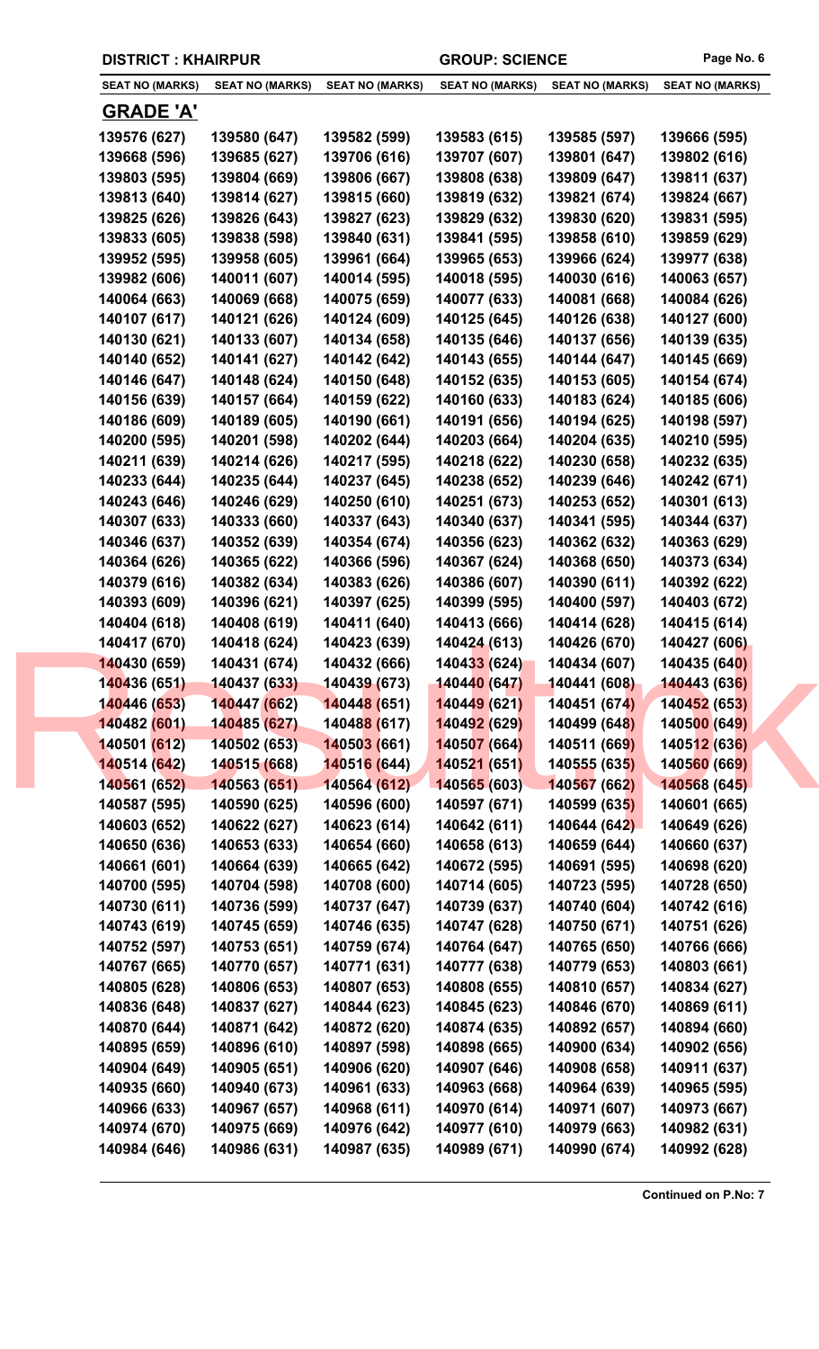**DISTRICT : KHAIRPUR** **GROUP: SCIENCE**

| SEAT NO (MARKS) | SEAT NO (MARKS) | SEAT NO (MARKS) | SEAT NO (MARKS) | SEAT NO (MARKS) | SEAT NO (MARKS) |
|---|---|---|---|---|---|

## GRADE 'A'

| | | | | | |
|---|---|---|---|---|---|
| 139576 (627) | 139580 (647) | 139582 (599) | 139583 (615) | 139585 (597) | 139666 (595) |
| 139668 (596) | 139685 (627) | 139706 (616) | 139707 (607) | 139801 (647) | 139802 (616) |
| 139803 (595) | 139804 (669) | 139806 (667) | 139808 (638) | 139809 (647) | 139811 (637) |
| 139813 (640) | 139814 (627) | 139815 (660) | 139819 (632) | 139821 (674) | 139824 (667) |
| 139825 (626) | 139826 (643) | 139827 (623) | 139829 (632) | 139830 (620) | 139831 (595) |
| 139833 (605) | 139838 (598) | 139840 (631) | 139841 (595) | 139858 (610) | 139859 (629) |
| 139952 (595) | 139958 (605) | 139961 (664) | 139965 (653) | 139966 (624) | 139977 (638) |
| 139982 (606) | 140011 (607) | 140014 (595) | 140018 (595) | 140030 (616) | 140063 (657) |
| 140064 (663) | 140069 (668) | 140075 (659) | 140077 (633) | 140081 (668) | 140084 (626) |
| 140107 (617) | 140121 (626) | 140124 (609) | 140125 (645) | 140126 (638) | 140127 (600) |
| 140130 (621) | 140133 (607) | 140134 (658) | 140135 (646) | 140137 (656) | 140139 (635) |
| 140140 (652) | 140141 (627) | 140142 (642) | 140143 (655) | 140144 (647) | 140145 (669) |
| 140146 (647) | 140148 (624) | 140150 (648) | 140152 (635) | 140153 (605) | 140154 (674) |
| 140156 (639) | 140157 (664) | 140159 (622) | 140160 (633) | 140183 (624) | 140185 (606) |
| 140186 (609) | 140189 (605) | 140190 (661) | 140191 (656) | 140194 (625) | 140198 (597) |
| 140200 (595) | 140201 (598) | 140202 (644) | 140203 (664) | 140204 (635) | 140210 (595) |
| 140211 (639) | 140214 (626) | 140217 (595) | 140218 (622) | 140230 (658) | 140232 (635) |
| 140233 (644) | 140235 (644) | 140237 (645) | 140238 (652) | 140239 (646) | 140242 (671) |
| 140243 (646) | 140246 (629) | 140250 (610) | 140251 (673) | 140253 (652) | 140301 (613) |
| 140307 (633) | 140333 (660) | 140337 (643) | 140340 (637) | 140341 (595) | 140344 (637) |
| 140346 (637) | 140352 (639) | 140354 (674) | 140356 (623) | 140362 (632) | 140363 (629) |
| 140364 (626) | 140365 (622) | 140366 (596) | 140367 (624) | 140368 (650) | 140373 (634) |
| 140379 (616) | 140382 (634) | 140383 (626) | 140386 (607) | 140390 (611) | 140392 (622) |
| 140393 (609) | 140396 (621) | 140397 (625) | 140399 (595) | 140400 (597) | 140403 (672) |
| 140404 (618) | 140408 (619) | 140411 (640) | 140413 (666) | 140414 (628) | 140415 (614) |
| 140417 (670) | 140418 (624) | 140423 (639) | 140424 (613) | 140426 (670) | 140427 (606) |
| 140430 (659) | 140431 (674) | 140432 (666) | 140433 (624) | 140434 (607) | 140435 (640) |
| 140436 (651) | 140437 (633) | 140439 (673) | 140440 (647) | 140441 (608) | 140443 (636) |
| 140446 (653) | 140447 (662) | 140448 (651) | 140449 (621) | 140451 (674) | 140452 (653) |
| 140482 (601) | 140485 (627) | 140488 (617) | 140492 (629) | 140499 (648) | 140500 (649) |
| 140501 (612) | 140502 (653) | 140503 (661) | 140507 (664) | 140511 (669) | 140512 (636) |
| 140514 (642) | 140515 (668) | 140516 (644) | 140521 (651) | 140555 (635) | 140560 (669) |
| 140561 (652) | 140563 (651) | 140564 (612) | 140565 (603) | 140567 (662) | 140568 (645) |
| 140587 (595) | 140590 (625) | 140596 (600) | 140597 (671) | 140599 (635) | 140601 (665) |
| 140603 (652) | 140622 (627) | 140623 (614) | 140642 (611) | 140644 (642) | 140649 (626) |
| 140650 (636) | 140653 (633) | 140654 (660) | 140658 (613) | 140659 (644) | 140660 (637) |
| 140661 (601) | 140664 (639) | 140665 (642) | 140672 (595) | 140691 (595) | 140698 (620) |
| 140700 (595) | 140704 (598) | 140708 (600) | 140714 (605) | 140723 (595) | 140728 (650) |
| 140730 (611) | 140736 (599) | 140737 (647) | 140739 (637) | 140740 (604) | 140742 (616) |
| 140743 (619) | 140745 (659) | 140746 (635) | 140747 (628) | 140750 (671) | 140751 (626) |
| 140752 (597) | 140753 (651) | 140759 (674) | 140764 (647) | 140765 (650) | 140766 (666) |
| 140767 (665) | 140770 (657) | 140771 (631) | 140777 (638) | 140779 (653) | 140803 (661) |
| 140805 (628) | 140806 (653) | 140807 (653) | 140808 (655) | 140810 (657) | 140834 (627) |
| 140836 (648) | 140837 (627) | 140844 (623) | 140845 (623) | 140846 (670) | 140869 (611) |
| 140870 (644) | 140871 (642) | 140872 (620) | 140874 (635) | 140892 (657) | 140894 (660) |
| 140895 (659) | 140896 (610) | 140897 (598) | 140898 (665) | 140900 (634) | 140902 (656) |
| 140904 (649) | 140905 (651) | 140906 (620) | 140907 (646) | 140908 (658) | 140911 (637) |
| 140935 (660) | 140940 (673) | 140961 (633) | 140963 (668) | 140964 (639) | 140965 (595) |
| 140966 (633) | 140967 (657) | 140968 (611) | 140970 (614) | 140971 (607) | 140973 (667) |
| 140974 (670) | 140975 (669) | 140976 (642) | 140977 (610) | 140979 (663) | 140982 (631) |
| 140984 (646) | 140986 (631) | 140987 (635) | 140989 (671) | 140990 (674) | 140992 (628) |

**Continued on P.No: 7**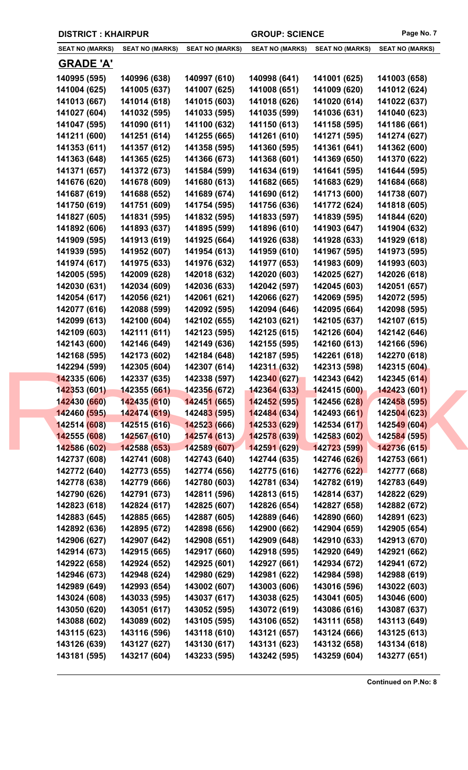**DISTRICT : KHAIRPUR** **GROUP: SCIENCE**

| SEAT NO (MARKS) | SEAT NO (MARKS) | SEAT NO (MARKS) | SEAT NO (MARKS) | SEAT NO (MARKS) | SEAT NO (MARKS) |
|---|---|---|---|---|---|

## GRADE 'A'

| | | | | | |
|---|---|---|---|---|---|
| 140995 (595) | 140996 (638) | 140997 (610) | 140998 (641) | 141001 (625) | 141003 (658) |
| 141004 (625) | 141005 (637) | 141007 (625) | 141008 (651) | 141009 (620) | 141012 (624) |
| 141013 (667) | 141014 (618) | 141015 (603) | 141018 (626) | 141020 (614) | 141022 (637) |
| 141027 (604) | 141032 (595) | 141033 (595) | 141035 (599) | 141036 (631) | 141040 (623) |
| 141047 (595) | 141090 (611) | 141100 (632) | 141150 (613) | 141158 (595) | 141186 (661) |
| 141211 (600) | 141251 (614) | 141255 (665) | 141261 (610) | 141271 (595) | 141274 (627) |
| 141353 (611) | 141357 (612) | 141358 (595) | 141360 (595) | 141361 (641) | 141362 (600) |
| 141363 (648) | 141365 (625) | 141366 (673) | 141368 (601) | 141369 (650) | 141370 (622) |
| 141371 (657) | 141372 (673) | 141584 (599) | 141634 (619) | 141641 (595) | 141644 (595) |
| 141676 (620) | 141678 (609) | 141680 (613) | 141682 (665) | 141683 (629) | 141684 (668) |
| 141687 (619) | 141688 (652) | 141689 (674) | 141690 (612) | 141713 (600) | 141738 (607) |
| 141750 (619) | 141751 (609) | 141754 (595) | 141756 (636) | 141772 (624) | 141818 (605) |
| 141827 (605) | 141831 (595) | 141832 (595) | 141833 (597) | 141839 (595) | 141844 (620) |
| 141892 (606) | 141893 (637) | 141895 (599) | 141896 (610) | 141903 (647) | 141904 (632) |
| 141909 (595) | 141913 (619) | 141925 (664) | 141926 (638) | 141928 (633) | 141929 (618) |
| 141939 (595) | 141952 (607) | 141954 (613) | 141959 (610) | 141967 (595) | 141973 (595) |
| 141974 (617) | 141975 (633) | 141976 (632) | 141977 (653) | 141983 (609) | 141993 (603) |
| 142005 (595) | 142009 (628) | 142018 (632) | 142020 (603) | 142025 (627) | 142026 (618) |
| 142030 (631) | 142034 (609) | 142036 (633) | 142042 (597) | 142045 (603) | 142051 (657) |
| 142054 (617) | 142056 (621) | 142061 (621) | 142066 (627) | 142069 (595) | 142072 (595) |
| 142077 (616) | 142088 (599) | 142092 (595) | 142094 (646) | 142095 (664) | 142098 (595) |
| 142099 (613) | 142100 (604) | 142102 (655) | 142103 (621) | 142105 (637) | 142107 (615) |
| 142109 (603) | 142111 (611) | 142123 (595) | 142125 (615) | 142126 (604) | 142142 (646) |
| 142143 (600) | 142146 (649) | 142149 (636) | 142155 (595) | 142160 (613) | 142166 (596) |
| 142168 (595) | 142173 (602) | 142184 (648) | 142187 (595) | 142261 (618) | 142270 (618) |
| 142294 (599) | 142305 (604) | 142307 (614) | 142311 (632) | 142313 (598) | 142315 (604) |
| 142335 (606) | 142337 (635) | 142338 (597) | 142340 (627) | 142343 (642) | 142345 (614) |
| 142353 (601) | 142355 (661) | 142356 (672) | 142364 (633) | 142415 (600) | 142423 (601) |
| 142430 (660) | 142435 (610) | 142451 (665) | 142452 (595) | 142456 (628) | 142458 (595) |
| 142460 (595) | 142474 (619) | 142483 (595) | 142484 (634) | 142493 (661) | 142504 (623) |
| 142514 (608) | 142515 (616) | 142523 (666) | 142533 (629) | 142534 (617) | 142549 (604) |
| 142555 (608) | 142567 (610) | 142574 (613) | 142578 (639) | 142583 (602) | 142584 (595) |
| 142586 (602) | 142588 (653) | 142589 (607) | 142591 (629) | 142723 (599) | 142736 (615) |
| 142737 (608) | 142741 (608) | 142743 (640) | 142744 (635) | 142746 (626) | 142753 (661) |
| 142772 (640) | 142773 (655) | 142774 (656) | 142775 (616) | 142776 (622) | 142777 (668) |
| 142778 (638) | 142779 (666) | 142780 (603) | 142781 (634) | 142782 (619) | 142783 (649) |
| 142790 (626) | 142791 (673) | 142811 (596) | 142813 (615) | 142814 (637) | 142822 (629) |
| 142823 (618) | 142824 (617) | 142825 (607) | 142826 (654) | 142827 (658) | 142882 (672) |
| 142883 (645) | 142885 (665) | 142887 (605) | 142889 (646) | 142890 (660) | 142891 (623) |
| 142892 (636) | 142895 (672) | 142898 (656) | 142900 (662) | 142904 (659) | 142905 (654) |
| 142906 (627) | 142907 (642) | 142908 (651) | 142909 (648) | 142910 (633) | 142913 (670) |
| 142914 (673) | 142915 (665) | 142917 (660) | 142918 (595) | 142920 (649) | 142921 (662) |
| 142922 (658) | 142924 (652) | 142925 (601) | 142927 (661) | 142934 (672) | 142941 (672) |
| 142946 (673) | 142948 (624) | 142980 (629) | 142981 (622) | 142984 (598) | 142988 (619) |
| 142989 (649) | 142993 (654) | 143002 (607) | 143003 (606) | 143016 (596) | 143022 (603) |
| 143024 (608) | 143033 (595) | 143037 (617) | 143038 (625) | 143041 (605) | 143046 (600) |
| 143050 (620) | 143051 (617) | 143052 (595) | 143072 (619) | 143086 (616) | 143087 (637) |
| 143088 (602) | 143089 (602) | 143105 (595) | 143106 (652) | 143111 (658) | 143113 (649) |
| 143115 (623) | 143116 (596) | 143118 (610) | 143121 (657) | 143124 (666) | 143125 (613) |
| 143126 (639) | 143127 (627) | 143130 (617) | 143131 (623) | 143132 (658) | 143134 (618) |
| 143181 (595) | 143217 (604) | 143233 (595) | 143242 (595) | 143259 (604) | 143277 (651) |

**Continued on P.No: 8**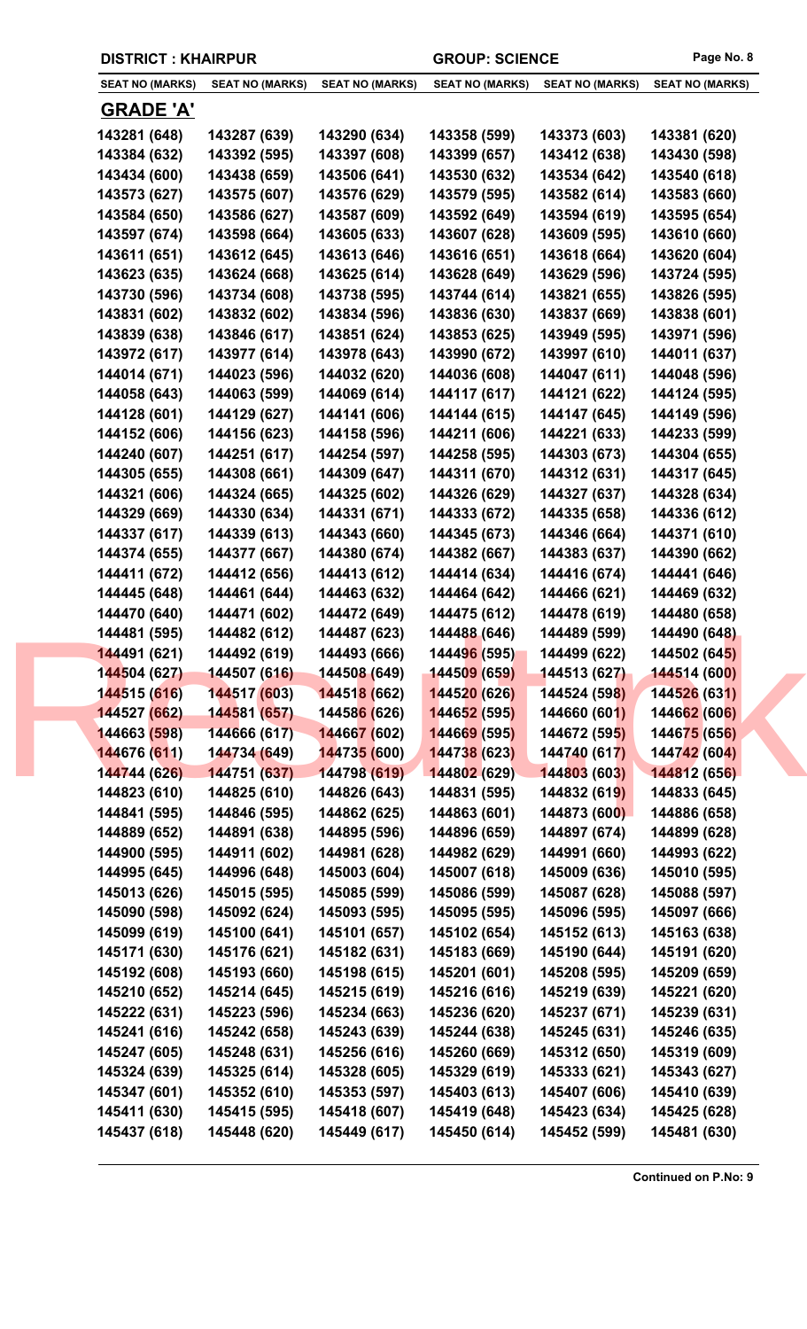DISTRICT : KHAIRPUR GROUP: SCIENCE

| SEAT NO (MARKS) | SEAT NO (MARKS) | SEAT NO (MARKS) | SEAT NO (MARKS) | SEAT NO (MARKS) | SEAT NO (MARKS) |
|---|---|---|---|---|---|

## GRADE 'A'

| | | | | | |
|---|---|---|---|---|---|
| 143281 (648) | 143287 (639) | 143290 (634) | 143358 (599) | 143373 (603) | 143381 (620) |
| 143384 (632) | 143392 (595) | 143397 (608) | 143399 (657) | 143412 (638) | 143430 (598) |
| 143434 (600) | 143438 (659) | 143506 (641) | 143530 (632) | 143534 (642) | 143540 (618) |
| 143573 (627) | 143575 (607) | 143576 (629) | 143579 (595) | 143582 (614) | 143583 (660) |
| 143584 (650) | 143586 (627) | 143587 (609) | 143592 (649) | 143594 (619) | 143595 (654) |
| 143597 (674) | 143598 (664) | 143605 (633) | 143607 (628) | 143609 (595) | 143610 (660) |
| 143611 (651) | 143612 (645) | 143613 (646) | 143616 (651) | 143618 (664) | 143620 (604) |
| 143623 (635) | 143624 (668) | 143625 (614) | 143628 (649) | 143629 (596) | 143724 (595) |
| 143730 (596) | 143734 (608) | 143738 (595) | 143744 (614) | 143821 (655) | 143826 (595) |
| 143831 (602) | 143832 (602) | 143834 (596) | 143836 (630) | 143837 (669) | 143838 (601) |
| 143839 (638) | 143846 (617) | 143851 (624) | 143853 (625) | 143949 (595) | 143971 (596) |
| 143972 (617) | 143977 (614) | 143978 (643) | 143990 (672) | 143997 (610) | 144011 (637) |
| 144014 (671) | 144023 (596) | 144032 (620) | 144036 (608) | 144047 (611) | 144048 (596) |
| 144058 (643) | 144063 (599) | 144069 (614) | 144117 (617) | 144121 (622) | 144124 (595) |
| 144128 (601) | 144129 (627) | 144141 (606) | 144144 (615) | 144147 (645) | 144149 (596) |
| 144152 (606) | 144156 (623) | 144158 (596) | 144211 (606) | 144221 (633) | 144233 (599) |
| 144240 (607) | 144251 (617) | 144254 (597) | 144258 (595) | 144303 (673) | 144304 (655) |
| 144305 (655) | 144308 (661) | 144309 (647) | 144311 (670) | 144312 (631) | 144317 (645) |
| 144321 (606) | 144324 (665) | 144325 (602) | 144326 (629) | 144327 (637) | 144328 (634) |
| 144329 (669) | 144330 (634) | 144331 (671) | 144333 (672) | 144335 (658) | 144336 (612) |
| 144337 (617) | 144339 (613) | 144343 (660) | 144345 (673) | 144346 (664) | 144371 (610) |
| 144374 (655) | 144377 (667) | 144380 (674) | 144382 (667) | 144383 (637) | 144390 (662) |
| 144411 (672) | 144412 (656) | 144413 (612) | 144414 (634) | 144416 (674) | 144441 (646) |
| 144445 (648) | 144461 (644) | 144463 (632) | 144464 (642) | 144466 (621) | 144469 (632) |
| 144470 (640) | 144471 (602) | 144472 (649) | 144475 (612) | 144478 (619) | 144480 (658) |
| 144481 (595) | 144482 (612) | 144487 (623) | 144488 (646) | 144489 (599) | 144490 (648) |
| 144491 (621) | 144492 (619) | 144493 (666) | 144496 (595) | 144499 (622) | 144502 (645) |
| 144504 (627) | 144507 (616) | 144508 (649) | 144509 (659) | 144513 (627) | 144514 (600) |
| 144515 (616) | 144517 (603) | 144518 (662) | 144520 (626) | 144524 (598) | 144526 (631) |
| 144527 (662) | 144581 (657) | 144586 (626) | 144652 (595) | 144660 (601) | 144662 (606) |
| 144663 (598) | 144666 (617) | 144667 (602) | 144669 (595) | 144672 (595) | 144675 (656) |
| 144676 (611) | 144734 (649) | 144735 (600) | 144738 (623) | 144740 (617) | 144742 (604) |
| 144744 (626) | 144751 (637) | 144798 (619) | 144802 (629) | 144803 (603) | 144812 (656) |
| 144823 (610) | 144825 (610) | 144826 (643) | 144831 (595) | 144832 (619) | 144833 (645) |
| 144841 (595) | 144846 (595) | 144862 (625) | 144863 (601) | 144873 (600) | 144886 (658) |
| 144889 (652) | 144891 (638) | 144895 (596) | 144896 (659) | 144897 (674) | 144899 (628) |
| 144900 (595) | 144911 (602) | 144981 (628) | 144982 (629) | 144991 (660) | 144993 (622) |
| 144995 (645) | 144996 (648) | 145003 (604) | 145007 (618) | 145009 (636) | 145010 (595) |
| 145013 (626) | 145015 (595) | 145085 (599) | 145086 (599) | 145087 (628) | 145088 (597) |
| 145090 (598) | 145092 (624) | 145093 (595) | 145095 (595) | 145096 (595) | 145097 (666) |
| 145099 (619) | 145100 (641) | 145101 (657) | 145102 (654) | 145152 (613) | 145163 (638) |
| 145171 (630) | 145176 (621) | 145182 (631) | 145183 (669) | 145190 (644) | 145191 (620) |
| 145192 (608) | 145193 (660) | 145198 (615) | 145201 (601) | 145208 (595) | 145209 (659) |
| 145210 (652) | 145214 (645) | 145215 (619) | 145216 (616) | 145219 (639) | 145221 (620) |
| 145222 (631) | 145223 (596) | 145234 (663) | 145236 (620) | 145237 (671) | 145239 (631) |
| 145241 (616) | 145242 (658) | 145243 (639) | 145244 (638) | 145245 (631) | 145246 (635) |
| 145247 (605) | 145248 (631) | 145256 (616) | 145260 (669) | 145312 (650) | 145319 (609) |
| 145324 (639) | 145325 (614) | 145328 (605) | 145329 (619) | 145333 (621) | 145343 (627) |
| 145347 (601) | 145352 (610) | 145353 (597) | 145403 (613) | 145407 (606) | 145410 (639) |
| 145411 (630) | 145415 (595) | 145418 (607) | 145419 (648) | 145423 (634) | 145425 (628) |
| 145437 (618) | 145448 (620) | 145449 (617) | 145450 (614) | 145452 (599) | 145481 (630) |

**Continued on P.No: 9**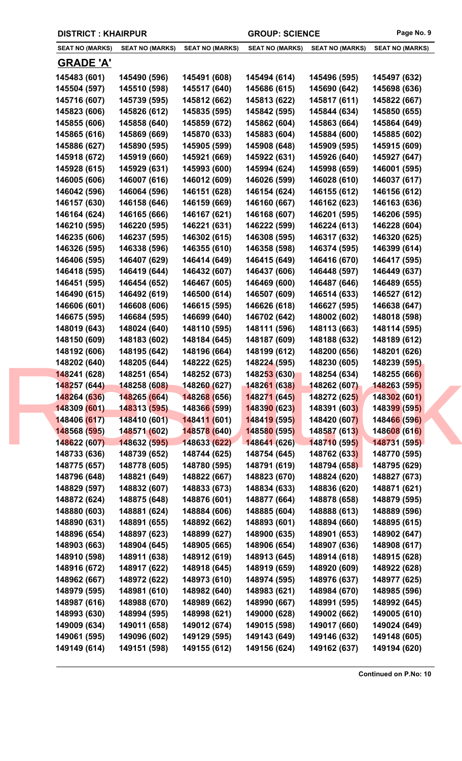**DISTRICT : KHAIRPUR** **GROUP: SCIENCE**

| SEAT NO (MARKS) | SEAT NO (MARKS) | SEAT NO (MARKS) | SEAT NO (MARKS) | SEAT NO (MARKS) | SEAT NO (MARKS) |
|---|---|---|---|---|---|

## GRADE 'A'

| | | | | | |
|---|---|---|---|---|---|
| 145483 (601) | 145490 (596) | 145491 (608) | 145494 (614) | 145496 (595) | 145497 (632) |
| 145504 (597) | 145510 (598) | 145517 (640) | 145686 (615) | 145690 (642) | 145698 (636) |
| 145716 (607) | 145739 (595) | 145812 (662) | 145813 (622) | 145817 (611) | 145822 (667) |
| 145823 (606) | 145826 (612) | 145835 (595) | 145842 (595) | 145844 (634) | 145850 (655) |
| 145855 (606) | 145858 (640) | 145859 (672) | 145862 (604) | 145863 (664) | 145864 (649) |
| 145865 (616) | 145869 (669) | 145870 (633) | 145883 (604) | 145884 (600) | 145885 (602) |
| 145886 (627) | 145890 (595) | 145905 (599) | 145908 (648) | 145909 (595) | 145915 (609) |
| 145918 (672) | 145919 (660) | 145921 (669) | 145922 (631) | 145926 (640) | 145927 (647) |
| 145928 (615) | 145929 (631) | 145993 (600) | 145994 (624) | 145998 (659) | 146001 (595) |
| 146005 (606) | 146007 (616) | 146012 (609) | 146026 (599) | 146028 (610) | 146037 (617) |
| 146042 (596) | 146064 (596) | 146151 (628) | 146154 (624) | 146155 (612) | 146156 (612) |
| 146157 (630) | 146158 (646) | 146159 (669) | 146160 (667) | 146162 (623) | 146163 (636) |
| 146164 (624) | 146165 (666) | 146167 (621) | 146168 (607) | 146201 (595) | 146206 (595) |
| 146210 (595) | 146220 (595) | 146221 (631) | 146222 (599) | 146224 (613) | 146228 (604) |
| 146235 (606) | 146237 (595) | 146302 (615) | 146308 (595) | 146317 (632) | 146320 (625) |
| 146326 (595) | 146338 (596) | 146355 (610) | 146358 (598) | 146374 (595) | 146399 (614) |
| 146406 (595) | 146407 (629) | 146414 (649) | 146415 (649) | 146416 (670) | 146417 (595) |
| 146418 (595) | 146419 (644) | 146432 (607) | 146437 (606) | 146448 (597) | 146449 (637) |
| 146451 (595) | 146454 (652) | 146467 (605) | 146469 (600) | 146487 (646) | 146489 (655) |
| 146490 (615) | 146492 (619) | 146500 (614) | 146507 (609) | 146514 (633) | 146527 (612) |
| 146606 (601) | 146608 (606) | 146615 (595) | 146626 (618) | 146627 (595) | 146638 (647) |
| 146675 (595) | 146684 (595) | 146699 (640) | 146702 (642) | 148002 (602) | 148018 (598) |
| 148019 (643) | 148024 (640) | 148110 (595) | 148111 (596) | 148113 (663) | 148114 (595) |
| 148150 (609) | 148183 (602) | 148184 (645) | 148187 (609) | 148188 (632) | 148189 (612) |
| 148192 (606) | 148195 (642) | 148196 (664) | 148199 (612) | 148200 (656) | 148201 (626) |
| 148202 (640) | 148205 (644) | 148222 (625) | 148224 (595) | 148230 (605) | 148239 (595) |
| 148241 (628) | 148251 (654) | 148252 (673) | 148253 (630) | 148254 (634) | 148255 (666) |
| 148257 (644) | 148258 (608) | 148260 (627) | 148261 (638) | 148262 (607) | 148263 (595) |
| 148264 (636) | 148265 (664) | 148268 (656) | 148271 (645) | 148272 (625) | 148302 (601) |
| 148309 (601) | 148313 (595) | 148366 (599) | 148390 (623) | 148391 (603) | 148399 (595) |
| 148406 (617) | 148410 (601) | 148411 (601) | 148419 (595) | 148420 (607) | 148466 (596) |
| 148568 (595) | 148571 (602) | 148578 (640) | 148580 (595) | 148587 (613) | 148608 (616) |
| 148622 (607) | 148632 (595) | 148633 (622) | 148641 (626) | 148710 (595) | 148731 (595) |
| 148733 (636) | 148739 (652) | 148744 (625) | 148754 (645) | 148762 (633) | 148770 (595) |
| 148775 (657) | 148778 (605) | 148780 (595) | 148791 (619) | 148794 (658) | 148795 (629) |
| 148796 (648) | 148821 (649) | 148822 (667) | 148823 (670) | 148824 (620) | 148827 (673) |
| 148829 (597) | 148832 (607) | 148833 (673) | 148834 (633) | 148836 (620) | 148871 (621) |
| 148872 (624) | 148875 (648) | 148876 (601) | 148877 (664) | 148878 (658) | 148879 (595) |
| 148880 (603) | 148881 (624) | 148884 (606) | 148885 (604) | 148888 (613) | 148889 (596) |
| 148890 (631) | 148891 (655) | 148892 (662) | 148893 (601) | 148894 (660) | 148895 (615) |
| 148896 (654) | 148897 (623) | 148899 (627) | 148900 (635) | 148901 (653) | 148902 (647) |
| 148903 (663) | 148904 (645) | 148905 (665) | 148906 (654) | 148907 (636) | 148908 (617) |
| 148910 (598) | 148911 (638) | 148912 (619) | 148913 (645) | 148914 (618) | 148915 (628) |
| 148916 (672) | 148917 (622) | 148918 (645) | 148919 (659) | 148920 (609) | 148922 (628) |
| 148962 (667) | 148972 (622) | 148973 (610) | 148974 (595) | 148976 (637) | 148977 (625) |
| 148979 (595) | 148981 (610) | 148982 (640) | 148983 (621) | 148984 (670) | 148985 (596) |
| 148987 (616) | 148988 (670) | 148989 (662) | 148990 (667) | 148991 (595) | 148992 (645) |
| 148993 (630) | 148994 (595) | 148998 (621) | 149000 (628) | 149002 (662) | 149005 (610) |
| 149009 (634) | 149011 (658) | 149012 (674) | 149015 (598) | 149017 (660) | 149024 (649) |
| 149061 (595) | 149096 (602) | 149129 (595) | 149143 (649) | 149146 (632) | 149148 (605) |
| 149149 (614) | 149151 (598) | 149155 (612) | 149156 (624) | 149162 (637) | 149194 (620) |

**Continued on P.No: 10**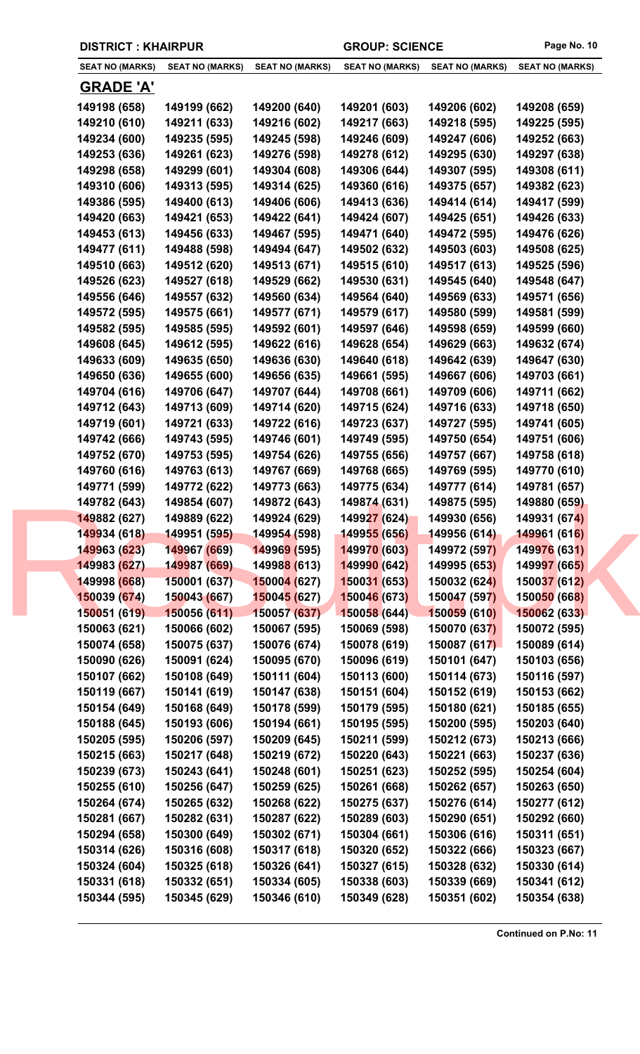| DISTRICT : KHAIRPUR | | | GROUP: SCIENCE | | |
|---|---|---|---|---|---|
| **SEAT NO (MARKS)** | **SEAT NO (MARKS)** | **SEAT NO (MARKS)** | **SEAT NO (MARKS)** | **SEAT NO (MARKS)** | **SEAT NO (MARKS)** |

## GRADE 'A'

| | | | | | |
|---|---|---|---|---|---|
| 149198 (658) | 149199 (662) | 149200 (640) | 149201 (603) | 149206 (602) | 149208 (659) |
| 149210 (610) | 149211 (633) | 149216 (602) | 149217 (663) | 149218 (595) | 149225 (595) |
| 149234 (600) | 149235 (595) | 149245 (598) | 149246 (609) | 149247 (606) | 149252 (663) |
| 149253 (636) | 149261 (623) | 149276 (598) | 149278 (612) | 149295 (630) | 149297 (638) |
| 149298 (658) | 149299 (601) | 149304 (608) | 149306 (644) | 149307 (595) | 149308 (611) |
| 149310 (606) | 149313 (595) | 149314 (625) | 149360 (616) | 149375 (657) | 149382 (623) |
| 149386 (595) | 149400 (613) | 149406 (606) | 149413 (636) | 149414 (614) | 149417 (599) |
| 149420 (663) | 149421 (653) | 149422 (641) | 149424 (607) | 149425 (651) | 149426 (633) |
| 149453 (613) | 149456 (633) | 149467 (595) | 149471 (640) | 149472 (595) | 149476 (626) |
| 149477 (611) | 149488 (598) | 149494 (647) | 149502 (632) | 149503 (603) | 149508 (625) |
| 149510 (663) | 149512 (620) | 149513 (671) | 149515 (610) | 149517 (613) | 149525 (596) |
| 149526 (623) | 149527 (618) | 149529 (662) | 149530 (631) | 149545 (640) | 149548 (647) |
| 149556 (646) | 149557 (632) | 149560 (634) | 149564 (640) | 149569 (633) | 149571 (656) |
| 149572 (595) | 149575 (661) | 149577 (671) | 149579 (617) | 149580 (599) | 149581 (599) |
| 149582 (595) | 149585 (595) | 149592 (601) | 149597 (646) | 149598 (659) | 149599 (660) |
| 149608 (645) | 149612 (595) | 149622 (616) | 149628 (654) | 149629 (663) | 149632 (674) |
| 149633 (609) | 149635 (650) | 149636 (630) | 149640 (618) | 149642 (639) | 149647 (630) |
| 149650 (636) | 149655 (600) | 149656 (635) | 149661 (595) | 149667 (606) | 149703 (661) |
| 149704 (616) | 149706 (647) | 149707 (644) | 149708 (661) | 149709 (606) | 149711 (662) |
| 149712 (643) | 149713 (609) | 149714 (620) | 149715 (624) | 149716 (633) | 149718 (650) |
| 149719 (601) | 149721 (633) | 149722 (616) | 149723 (637) | 149727 (595) | 149741 (605) |
| 149742 (666) | 149743 (595) | 149746 (601) | 149749 (595) | 149750 (654) | 149751 (606) |
| 149752 (670) | 149753 (595) | 149754 (626) | 149755 (656) | 149757 (667) | 149758 (618) |
| 149760 (616) | 149763 (613) | 149767 (669) | 149768 (665) | 149769 (595) | 149770 (610) |
| 149771 (599) | 149772 (622) | 149773 (663) | 149775 (634) | 149777 (614) | 149781 (657) |
| 149782 (643) | 149854 (607) | 149872 (643) | 149874 (631) | 149875 (595) | 149880 (659) |
| 149882 (627) | 149889 (622) | 149924 (629) | 149927 (624) | 149930 (656) | 149931 (674) |
| 149934 (618) | 149951 (595) | 149954 (598) | 149955 (656) | 149956 (614) | 149961 (616) |
| 149963 (623) | 149967 (669) | 149969 (595) | 149970 (603) | 149972 (597) | 149976 (631) |
| 149983 (627) | 149987 (669) | 149988 (613) | 149990 (642) | 149995 (653) | 149997 (665) |
| 149998 (668) | 150001 (637) | 150004 (627) | 150031 (653) | 150032 (624) | 150037 (612) |
| 150039 (674) | 150043 (667) | 150045 (627) | 150046 (673) | 150047 (597) | 150050 (668) |
| 150051 (619) | 150056 (611) | 150057 (637) | 150058 (644) | 150059 (610) | 150062 (633) |
| 150063 (621) | 150066 (602) | 150067 (595) | 150069 (598) | 150070 (637) | 150072 (595) |
| 150074 (658) | 150075 (637) | 150076 (674) | 150078 (619) | 150087 (617) | 150089 (614) |
| 150090 (626) | 150091 (624) | 150095 (670) | 150096 (619) | 150101 (647) | 150103 (656) |
| 150107 (662) | 150108 (649) | 150111 (604) | 150113 (600) | 150114 (673) | 150116 (597) |
| 150119 (667) | 150141 (619) | 150147 (638) | 150151 (604) | 150152 (619) | 150153 (662) |
| 150154 (649) | 150168 (649) | 150178 (599) | 150179 (595) | 150180 (621) | 150185 (655) |
| 150188 (645) | 150193 (606) | 150194 (661) | 150195 (595) | 150200 (595) | 150203 (640) |
| 150205 (595) | 150206 (597) | 150209 (645) | 150211 (599) | 150212 (673) | 150213 (666) |
| 150215 (663) | 150217 (648) | 150219 (672) | 150220 (643) | 150221 (663) | 150237 (636) |
| 150239 (673) | 150243 (641) | 150248 (601) | 150251 (623) | 150252 (595) | 150254 (604) |
| 150255 (610) | 150256 (647) | 150259 (625) | 150261 (668) | 150262 (657) | 150263 (650) |
| 150264 (674) | 150265 (632) | 150268 (622) | 150275 (637) | 150276 (614) | 150277 (612) |
| 150281 (667) | 150282 (631) | 150287 (622) | 150289 (603) | 150290 (651) | 150292 (660) |
| 150294 (658) | 150300 (649) | 150302 (671) | 150304 (661) | 150306 (616) | 150311 (651) |
| 150314 (626) | 150316 (608) | 150317 (618) | 150320 (652) | 150322 (666) | 150323 (667) |
| 150324 (604) | 150325 (618) | 150326 (641) | 150327 (615) | 150328 (632) | 150330 (614) |
| 150331 (618) | 150332 (651) | 150334 (605) | 150338 (603) | 150339 (669) | 150341 (612) |
| 150344 (595) | 150345 (629) | 150346 (610) | 150349 (628) | 150351 (602) | 150354 (638) |

**Continued on P.No: 11**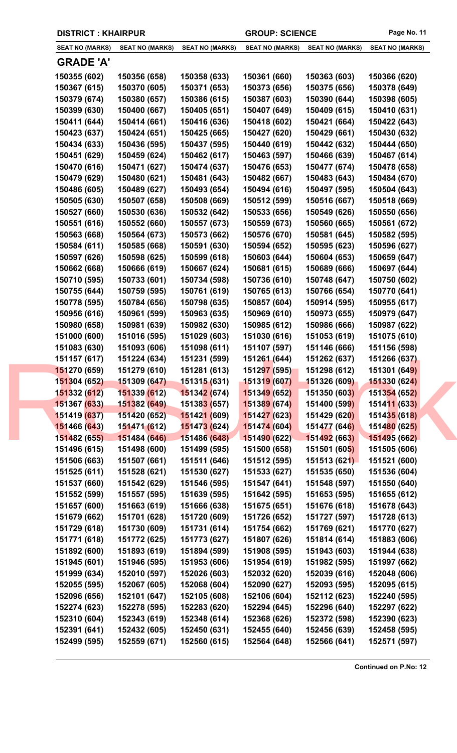**DISTRICT : KHAIRPUR** | **GROUP: SCIENCE**

| SEAT NO (MARKS) | SEAT NO (MARKS) | SEAT NO (MARKS) | SEAT NO (MARKS) | SEAT NO (MARKS) | SEAT NO (MARKS) |
|---|---|---|---|---|---|

## GRADE 'A'

| SEAT NO (MARKS) | SEAT NO (MARKS) | SEAT NO (MARKS) | SEAT NO (MARKS) | SEAT NO (MARKS) | SEAT NO (MARKS) |
|---|---|---|---|---|---|
| 150355 (602) | 150356 (658) | 150358 (633) | 150361 (660) | 150363 (603) | 150366 (620) |
| 150367 (615) | 150370 (605) | 150371 (653) | 150373 (656) | 150375 (656) | 150378 (649) |
| 150379 (674) | 150380 (657) | 150386 (615) | 150387 (603) | 150390 (644) | 150398 (605) |
| 150399 (630) | 150400 (667) | 150405 (651) | 150407 (649) | 150409 (615) | 150410 (631) |
| 150411 (644) | 150414 (661) | 150416 (636) | 150418 (602) | 150421 (664) | 150422 (643) |
| 150423 (637) | 150424 (651) | 150425 (665) | 150427 (620) | 150429 (661) | 150430 (632) |
| 150434 (633) | 150436 (595) | 150437 (595) | 150440 (619) | 150442 (632) | 150444 (650) |
| 150451 (629) | 150459 (624) | 150462 (617) | 150463 (597) | 150466 (639) | 150467 (614) |
| 150470 (616) | 150471 (627) | 150474 (637) | 150476 (653) | 150477 (674) | 150478 (658) |
| 150479 (629) | 150480 (621) | 150481 (643) | 150482 (667) | 150483 (643) | 150484 (670) |
| 150486 (605) | 150489 (627) | 150493 (654) | 150494 (616) | 150497 (595) | 150504 (643) |
| 150505 (630) | 150507 (658) | 150508 (669) | 150512 (599) | 150516 (667) | 150518 (669) |
| 150527 (660) | 150530 (636) | 150532 (642) | 150533 (656) | 150549 (626) | 150550 (656) |
| 150551 (616) | 150552 (660) | 150557 (673) | 150559 (673) | 150560 (665) | 150561 (672) |
| 150563 (668) | 150564 (673) | 150573 (662) | 150576 (670) | 150581 (645) | 150582 (595) |
| 150584 (611) | 150585 (668) | 150591 (630) | 150594 (652) | 150595 (623) | 150596 (627) |
| 150597 (626) | 150598 (625) | 150599 (618) | 150603 (644) | 150604 (653) | 150659 (647) |
| 150662 (668) | 150666 (619) | 150667 (624) | 150681 (615) | 150689 (666) | 150697 (644) |
| 150710 (595) | 150733 (601) | 150734 (598) | 150736 (610) | 150748 (647) | 150750 (602) |
| 150755 (644) | 150759 (595) | 150761 (619) | 150765 (613) | 150766 (654) | 150770 (641) |
| 150778 (595) | 150784 (656) | 150798 (635) | 150857 (604) | 150914 (595) | 150955 (617) |
| 150956 (616) | 150961 (599) | 150963 (635) | 150969 (610) | 150973 (655) | 150979 (647) |
| 150980 (658) | 150981 (639) | 150982 (630) | 150985 (612) | 150986 (666) | 150987 (622) |
| 151000 (600) | 151016 (595) | 151029 (603) | 151030 (616) | 151053 (619) | 151075 (610) |
| 151083 (630) | 151093 (606) | 151098 (611) | 151107 (597) | 151146 (666) | 151156 (598) |
| 151157 (617) | 151224 (634) | 151231 (599) | 151261 (644) | 151262 (637) | 151266 (637) |
| 151270 (659) | 151279 (610) | 151281 (613) | 151297 (595) | 151298 (612) | 151301 (649) |
| 151304 (652) | 151309 (647) | 151315 (631) | 151319 (607) | 151326 (609) | 151330 (624) |
| 151332 (612) | 151339 (612) | 151342 (674) | 151349 (652) | 151350 (603) | 151354 (652) |
| 151367 (633) | 151382 (649) | 151383 (657) | 151389 (674) | 151400 (599) | 151411 (633) |
| 151419 (637) | 151420 (652) | 151421 (609) | 151427 (623) | 151429 (620) | 151435 (618) |
| 151466 (643) | 151471 (612) | 151473 (624) | 151474 (604) | 151477 (646) | 151480 (625) |
| 151482 (655) | 151484 (646) | 151486 (648) | 151490 (622) | 151492 (663) | 151495 (662) |
| 151496 (615) | 151498 (600) | 151499 (595) | 151500 (658) | 151501 (605) | 151505 (606) |
| 151506 (663) | 151507 (661) | 151511 (646) | 151512 (595) | 151513 (621) | 151521 (600) |
| 151525 (611) | 151528 (621) | 151530 (627) | 151533 (627) | 151535 (650) | 151536 (604) |
| 151537 (660) | 151542 (629) | 151546 (595) | 151547 (641) | 151548 (597) | 151550 (640) |
| 151552 (599) | 151557 (595) | 151639 (595) | 151642 (595) | 151653 (595) | 151655 (612) |
| 151657 (600) | 151663 (619) | 151666 (638) | 151675 (651) | 151676 (618) | 151678 (643) |
| 151679 (662) | 151701 (628) | 151720 (609) | 151726 (652) | 151727 (597) | 151728 (613) |
| 151729 (618) | 151730 (609) | 151731 (614) | 151754 (662) | 151769 (621) | 151770 (627) |
| 151771 (618) | 151772 (625) | 151773 (627) | 151807 (626) | 151814 (614) | 151883 (606) |
| 151892 (600) | 151893 (619) | 151894 (599) | 151908 (595) | 151943 (603) | 151944 (638) |
| 151945 (601) | 151946 (595) | 151953 (606) | 151954 (619) | 151982 (595) | 151997 (662) |
| 151999 (634) | 152010 (597) | 152026 (603) | 152032 (620) | 152039 (616) | 152048 (606) |
| 152055 (595) | 152067 (605) | 152068 (604) | 152090 (627) | 152093 (595) | 152095 (615) |
| 152096 (656) | 152101 (647) | 152105 (608) | 152106 (604) | 152112 (623) | 152240 (595) |
| 152274 (623) | 152278 (595) | 152283 (620) | 152294 (645) | 152296 (640) | 152297 (622) |
| 152310 (604) | 152343 (619) | 152348 (614) | 152368 (626) | 152372 (598) | 152390 (623) |
| 152391 (641) | 152432 (605) | 152450 (631) | 152455 (640) | 152456 (639) | 152458 (595) |
| 152499 (595) | 152559 (671) | 152560 (615) | 152564 (648) | 152566 (641) | 152571 (597) |

**Continued on P.No: 12**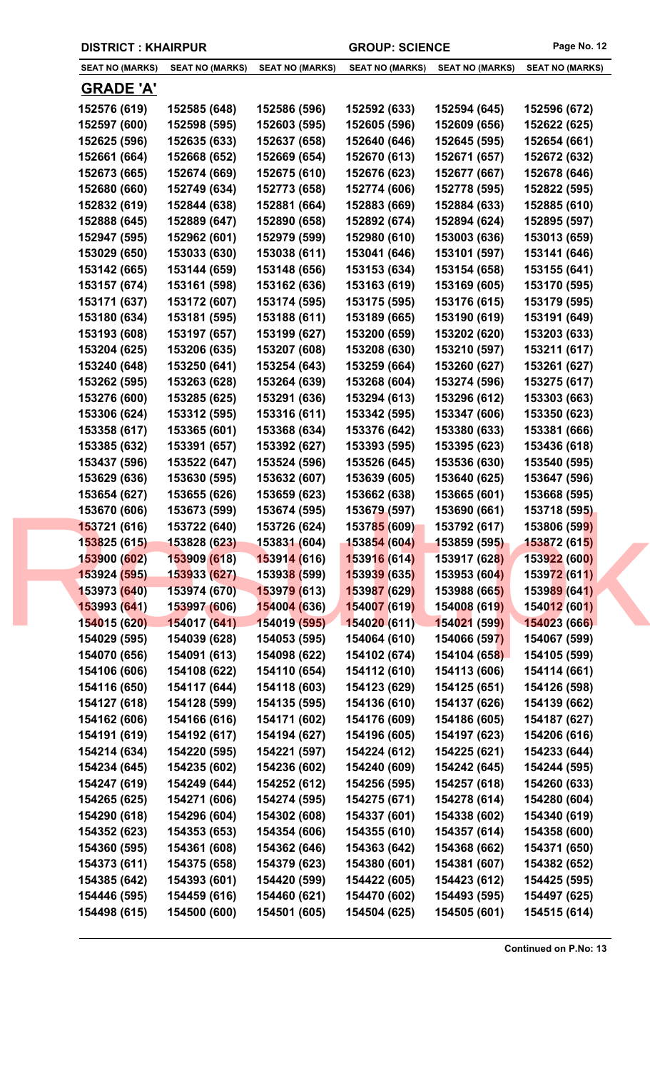**DISTRICT : KHAIRPUR** **GROUP: SCIENCE**

| SEAT NO (MARKS) | SEAT NO (MARKS) | SEAT NO (MARKS) | SEAT NO (MARKS) | SEAT NO (MARKS) | SEAT NO (MARKS) |
|---|---|---|---|---|---|

## GRADE 'A'

| SEAT NO (MARKS) | SEAT NO (MARKS) | SEAT NO (MARKS) | SEAT NO (MARKS) | SEAT NO (MARKS) | SEAT NO (MARKS) |
|---|---|---|---|---|---|
| 152576 (619) | 152585 (648) | 152586 (596) | 152592 (633) | 152594 (645) | 152596 (672) |
| 152597 (600) | 152598 (595) | 152603 (595) | 152605 (596) | 152609 (656) | 152622 (625) |
| 152625 (596) | 152635 (633) | 152637 (658) | 152640 (646) | 152645 (595) | 152654 (661) |
| 152661 (664) | 152668 (652) | 152669 (654) | 152670 (613) | 152671 (657) | 152672 (632) |
| 152673 (665) | 152674 (669) | 152675 (610) | 152676 (623) | 152677 (667) | 152678 (646) |
| 152680 (660) | 152749 (634) | 152773 (658) | 152774 (606) | 152778 (595) | 152822 (595) |
| 152832 (619) | 152844 (638) | 152881 (664) | 152883 (669) | 152884 (633) | 152885 (610) |
| 152888 (645) | 152889 (647) | 152890 (658) | 152892 (674) | 152894 (624) | 152895 (597) |
| 152947 (595) | 152962 (601) | 152979 (599) | 152980 (610) | 153003 (636) | 153013 (659) |
| 153029 (650) | 153033 (630) | 153038 (611) | 153041 (646) | 153101 (597) | 153141 (646) |
| 153142 (665) | 153144 (659) | 153148 (656) | 153153 (634) | 153154 (658) | 153155 (641) |
| 153157 (674) | 153161 (598) | 153162 (636) | 153163 (619) | 153169 (605) | 153170 (595) |
| 153171 (637) | 153172 (607) | 153174 (595) | 153175 (595) | 153176 (615) | 153179 (595) |
| 153180 (634) | 153181 (595) | 153188 (611) | 153189 (665) | 153190 (619) | 153191 (649) |
| 153193 (608) | 153197 (657) | 153199 (627) | 153200 (659) | 153202 (620) | 153203 (633) |
| 153204 (625) | 153206 (635) | 153207 (608) | 153208 (630) | 153210 (597) | 153211 (617) |
| 153240 (648) | 153250 (641) | 153254 (643) | 153259 (664) | 153260 (627) | 153261 (627) |
| 153262 (595) | 153263 (628) | 153264 (639) | 153268 (604) | 153274 (596) | 153275 (617) |
| 153276 (600) | 153285 (625) | 153291 (636) | 153294 (613) | 153296 (612) | 153303 (663) |
| 153306 (624) | 153312 (595) | 153316 (611) | 153342 (595) | 153347 (606) | 153350 (623) |
| 153358 (617) | 153365 (601) | 153368 (634) | 153376 (642) | 153380 (633) | 153381 (666) |
| 153385 (632) | 153391 (657) | 153392 (627) | 153393 (595) | 153395 (623) | 153436 (618) |
| 153437 (596) | 153522 (647) | 153524 (596) | 153526 (645) | 153536 (630) | 153540 (595) |
| 153629 (636) | 153630 (595) | 153632 (607) | 153639 (605) | 153640 (625) | 153647 (596) |
| 153654 (627) | 153655 (626) | 153659 (623) | 153662 (638) | 153665 (601) | 153668 (595) |
| 153670 (606) | 153673 (599) | 153674 (595) | 153679 (597) | 153690 (661) | 153718 (595) |
| 153721 (616) | 153722 (640) | 153726 (624) | 153785 (609) | 153792 (617) | 153806 (599) |
| 153825 (615) | 153828 (623) | 153831 (604) | 153854 (604) | 153859 (595) | 153872 (615) |
| 153900 (602) | 153909 (618) | 153914 (616) | 153916 (614) | 153917 (628) | 153922 (600) |
| 153924 (595) | 153933 (627) | 153938 (599) | 153939 (635) | 153953 (604) | 153972 (611) |
| 153973 (640) | 153974 (670) | 153979 (613) | 153987 (629) | 153988 (665) | 153989 (641) |
| 153993 (641) | 153997 (606) | 154004 (636) | 154007 (619) | 154008 (619) | 154012 (601) |
| 154015 (620) | 154017 (641) | 154019 (595) | 154020 (611) | 154021 (599) | 154023 (666) |
| 154029 (595) | 154039 (628) | 154053 (595) | 154064 (610) | 154066 (597) | 154067 (599) |
| 154070 (656) | 154091 (613) | 154098 (622) | 154102 (674) | 154104 (658) | 154105 (599) |
| 154106 (606) | 154108 (622) | 154110 (654) | 154112 (610) | 154113 (606) | 154114 (661) |
| 154116 (650) | 154117 (644) | 154118 (603) | 154123 (629) | 154125 (651) | 154126 (598) |
| 154127 (618) | 154128 (599) | 154135 (595) | 154136 (610) | 154137 (626) | 154139 (662) |
| 154162 (606) | 154166 (616) | 154171 (602) | 154176 (609) | 154186 (605) | 154187 (627) |
| 154191 (619) | 154192 (617) | 154194 (627) | 154196 (605) | 154197 (623) | 154206 (616) |
| 154214 (634) | 154220 (595) | 154221 (597) | 154224 (612) | 154225 (621) | 154233 (644) |
| 154234 (645) | 154235 (602) | 154236 (602) | 154240 (609) | 154242 (645) | 154244 (595) |
| 154247 (619) | 154249 (644) | 154252 (612) | 154256 (595) | 154257 (618) | 154260 (633) |
| 154265 (625) | 154271 (606) | 154274 (595) | 154275 (671) | 154278 (614) | 154280 (604) |
| 154290 (618) | 154296 (604) | 154302 (608) | 154337 (601) | 154338 (602) | 154340 (619) |
| 154352 (623) | 154353 (653) | 154354 (606) | 154355 (610) | 154357 (614) | 154358 (600) |
| 154360 (595) | 154361 (608) | 154362 (646) | 154363 (642) | 154368 (662) | 154371 (650) |
| 154373 (611) | 154375 (658) | 154379 (623) | 154380 (601) | 154381 (607) | 154382 (652) |
| 154385 (642) | 154393 (601) | 154420 (599) | 154422 (605) | 154423 (612) | 154425 (595) |
| 154446 (595) | 154459 (616) | 154460 (621) | 154470 (602) | 154493 (595) | 154497 (625) |
| 154498 (615) | 154500 (600) | 154501 (605) | 154504 (625) | 154505 (601) | 154515 (614) |

**Continued on P.No: 13**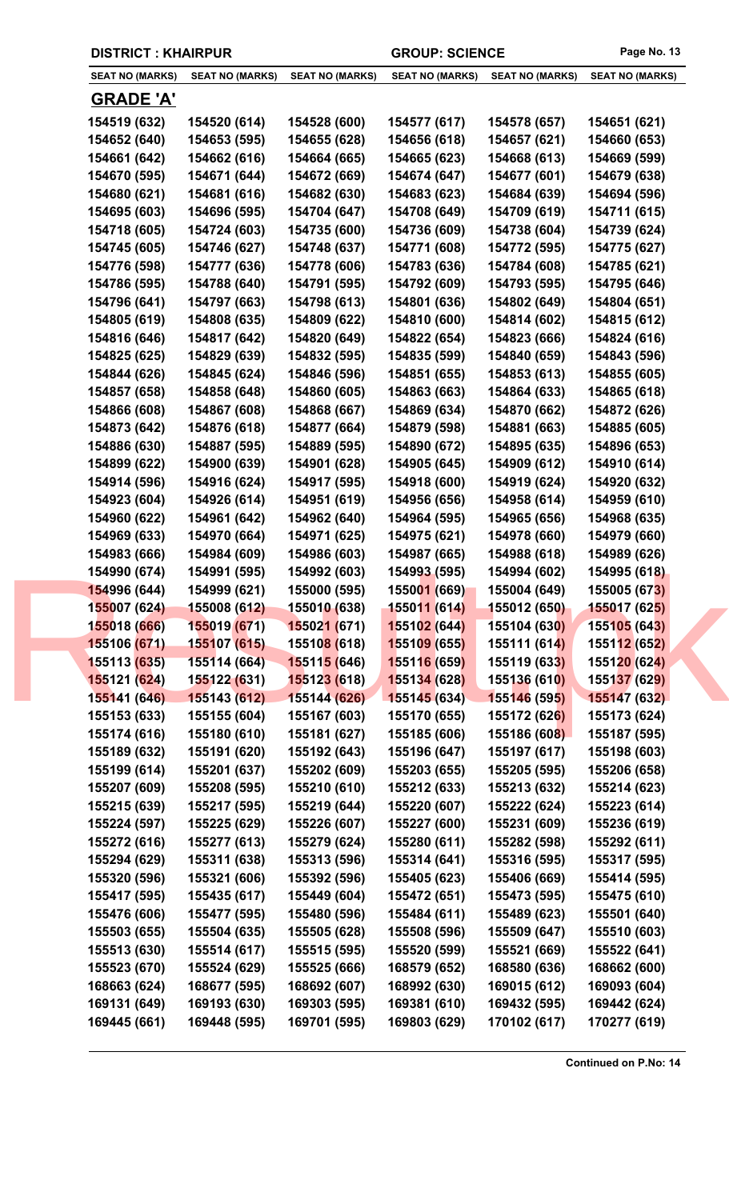**DISTRICT : KHAIRPUR** **GROUP: SCIENCE**

| SEAT NO (MARKS) | SEAT NO (MARKS) | SEAT NO (MARKS) | SEAT NO (MARKS) | SEAT NO (MARKS) | SEAT NO (MARKS) |
|---|---|---|---|---|---|

## GRADE 'A'

| | | | | | |
|---|---|---|---|---|---|
| 154519 (632) | 154520 (614) | 154528 (600) | 154577 (617) | 154578 (657) | 154651 (621) |
| 154652 (640) | 154653 (595) | 154655 (628) | 154656 (618) | 154657 (621) | 154660 (653) |
| 154661 (642) | 154662 (616) | 154664 (665) | 154665 (623) | 154668 (613) | 154669 (599) |
| 154670 (595) | 154671 (644) | 154672 (669) | 154674 (647) | 154677 (601) | 154679 (638) |
| 154680 (621) | 154681 (616) | 154682 (630) | 154683 (623) | 154684 (639) | 154694 (596) |
| 154695 (603) | 154696 (595) | 154704 (647) | 154708 (649) | 154709 (619) | 154711 (615) |
| 154718 (605) | 154724 (603) | 154735 (600) | 154736 (609) | 154738 (604) | 154739 (624) |
| 154745 (605) | 154746 (627) | 154748 (637) | 154771 (608) | 154772 (595) | 154775 (627) |
| 154776 (598) | 154777 (636) | 154778 (606) | 154783 (636) | 154784 (608) | 154785 (621) |
| 154786 (595) | 154788 (640) | 154791 (595) | 154792 (609) | 154793 (595) | 154795 (646) |
| 154796 (641) | 154797 (663) | 154798 (613) | 154801 (636) | 154802 (649) | 154804 (651) |
| 154805 (619) | 154808 (635) | 154809 (622) | 154810 (600) | 154814 (602) | 154815 (612) |
| 154816 (646) | 154817 (642) | 154820 (649) | 154822 (654) | 154823 (666) | 154824 (616) |
| 154825 (625) | 154829 (639) | 154832 (595) | 154835 (599) | 154840 (659) | 154843 (596) |
| 154844 (626) | 154845 (624) | 154846 (596) | 154851 (655) | 154853 (613) | 154855 (605) |
| 154857 (658) | 154858 (648) | 154860 (605) | 154863 (663) | 154864 (633) | 154865 (618) |
| 154866 (608) | 154867 (608) | 154868 (667) | 154869 (634) | 154870 (662) | 154872 (626) |
| 154873 (642) | 154876 (618) | 154877 (664) | 154879 (598) | 154881 (663) | 154885 (605) |
| 154886 (630) | 154887 (595) | 154889 (595) | 154890 (672) | 154895 (635) | 154896 (653) |
| 154899 (622) | 154900 (639) | 154901 (628) | 154905 (645) | 154909 (612) | 154910 (614) |
| 154914 (596) | 154916 (624) | 154917 (595) | 154918 (600) | 154919 (624) | 154920 (632) |
| 154923 (604) | 154926 (614) | 154951 (619) | 154956 (656) | 154958 (614) | 154959 (610) |
| 154960 (622) | 154961 (642) | 154962 (640) | 154964 (595) | 154965 (656) | 154968 (635) |
| 154969 (633) | 154970 (664) | 154971 (625) | 154975 (621) | 154978 (660) | 154979 (660) |
| 154983 (666) | 154984 (609) | 154986 (603) | 154987 (665) | 154988 (618) | 154989 (626) |
| 154990 (674) | 154991 (595) | 154992 (603) | 154993 (595) | 154994 (602) | 154995 (618) |
| 154996 (644) | 154999 (621) | 155000 (595) | 155001 (669) | 155004 (649) | 155005 (673) |
| 155007 (624) | 155008 (612) | 155010 (638) | 155011 (614) | 155012 (650) | 155017 (625) |
| 155018 (666) | 155019 (671) | 155021 (671) | 155102 (644) | 155104 (630) | 155105 (643) |
| 155106 (671) | 155107 (615) | 155108 (618) | 155109 (655) | 155111 (614) | 155112 (652) |
| 155113 (635) | 155114 (664) | 155115 (646) | 155116 (659) | 155119 (633) | 155120 (624) |
| 155121 (624) | 155122 (631) | 155123 (618) | 155134 (628) | 155136 (610) | 155137 (629) |
| 155141 (646) | 155143 (612) | 155144 (626) | 155145 (634) | 155146 (595) | 155147 (632) |
| 155153 (633) | 155155 (604) | 155167 (603) | 155170 (655) | 155172 (626) | 155173 (624) |
| 155174 (616) | 155180 (610) | 155181 (627) | 155185 (606) | 155186 (608) | 155187 (595) |
| 155189 (632) | 155191 (620) | 155192 (643) | 155196 (647) | 155197 (617) | 155198 (603) |
| 155199 (614) | 155201 (637) | 155202 (609) | 155203 (655) | 155205 (595) | 155206 (658) |
| 155207 (609) | 155208 (595) | 155210 (610) | 155212 (633) | 155213 (632) | 155214 (623) |
| 155215 (639) | 155217 (595) | 155219 (644) | 155220 (607) | 155222 (624) | 155223 (614) |
| 155224 (597) | 155225 (629) | 155226 (607) | 155227 (600) | 155231 (609) | 155236 (619) |
| 155272 (616) | 155277 (613) | 155279 (624) | 155280 (611) | 155282 (598) | 155292 (611) |
| 155294 (629) | 155311 (638) | 155313 (596) | 155314 (641) | 155316 (595) | 155317 (595) |
| 155320 (596) | 155321 (606) | 155392 (596) | 155405 (623) | 155406 (669) | 155414 (595) |
| 155417 (595) | 155435 (617) | 155449 (604) | 155472 (651) | 155473 (595) | 155475 (610) |
| 155476 (606) | 155477 (595) | 155480 (596) | 155484 (611) | 155489 (623) | 155501 (640) |
| 155503 (655) | 155504 (635) | 155505 (628) | 155508 (596) | 155509 (647) | 155510 (603) |
| 155513 (630) | 155514 (617) | 155515 (595) | 155520 (599) | 155521 (669) | 155522 (641) |
| 155523 (670) | 155524 (629) | 155525 (666) | 168579 (652) | 168580 (636) | 168662 (600) |
| 168663 (624) | 168677 (595) | 168692 (607) | 168992 (630) | 169015 (612) | 169093 (604) |
| 169131 (649) | 169193 (630) | 169303 (595) | 169381 (610) | 169432 (595) | 169442 (624) |
| 169445 (661) | 169448 (595) | 169701 (595) | 169803 (629) | 170102 (617) | 170277 (619) |

**Continued on P.No: 14**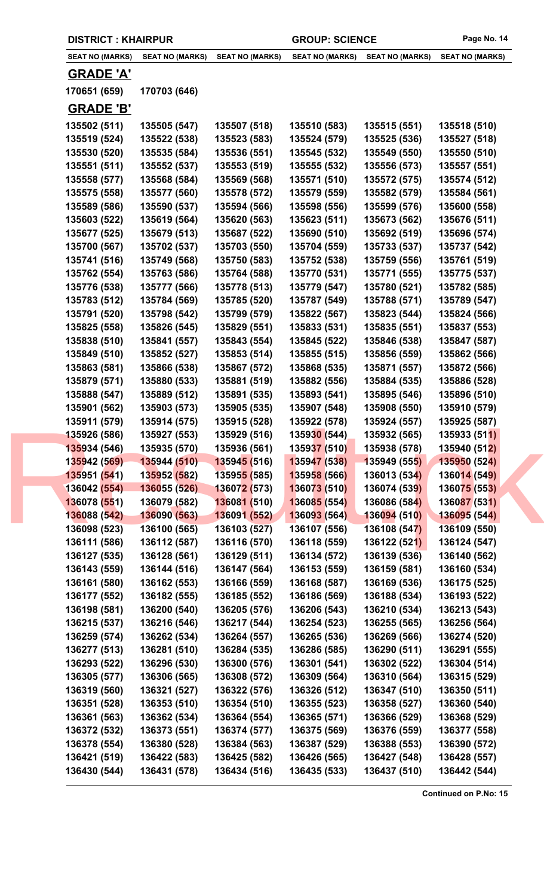**DISTRICT : KHAIRPUR** **GROUP: SCIENCE**

| SEAT NO (MARKS) | SEAT NO (MARKS) | SEAT NO (MARKS) | SEAT NO (MARKS) | SEAT NO (MARKS) | SEAT NO (MARKS) |
|---|---|---|---|---|---|

## GRADE 'A'

| | | | | | |
|---|---|---|---|---|---|
| 170651 (659) | 170703 (646) | | | | |

## GRADE 'B'

| | | | | | |
|---|---|---|---|---|---|
| 135502 (511) | 135505 (547) | 135507 (518) | 135510 (583) | 135515 (551) | 135518 (510) |
| 135519 (524) | 135522 (538) | 135523 (583) | 135524 (579) | 135525 (536) | 135527 (518) |
| 135530 (520) | 135535 (584) | 135536 (551) | 135545 (532) | 135549 (550) | 135550 (510) |
| 135551 (511) | 135552 (537) | 135553 (519) | 135555 (532) | 135556 (573) | 135557 (551) |
| 135558 (577) | 135568 (584) | 135569 (568) | 135571 (510) | 135572 (575) | 135574 (512) |
| 135575 (558) | 135577 (560) | 135578 (572) | 135579 (559) | 135582 (579) | 135584 (561) |
| 135589 (586) | 135590 (537) | 135594 (566) | 135598 (556) | 135599 (576) | 135600 (558) |
| 135603 (522) | 135619 (564) | 135620 (563) | 135623 (511) | 135673 (562) | 135676 (511) |
| 135677 (525) | 135679 (513) | 135687 (522) | 135690 (510) | 135692 (519) | 135696 (574) |
| 135700 (567) | 135702 (537) | 135703 (550) | 135704 (559) | 135733 (537) | 135737 (542) |
| 135741 (516) | 135749 (568) | 135750 (583) | 135752 (538) | 135759 (556) | 135761 (519) |
| 135762 (554) | 135763 (586) | 135764 (588) | 135770 (531) | 135771 (555) | 135775 (537) |
| 135776 (538) | 135777 (566) | 135778 (513) | 135779 (547) | 135780 (521) | 135782 (585) |
| 135783 (512) | 135784 (569) | 135785 (520) | 135787 (549) | 135788 (571) | 135789 (547) |
| 135791 (520) | 135798 (542) | 135799 (579) | 135822 (567) | 135823 (544) | 135824 (566) |
| 135825 (558) | 135826 (545) | 135829 (551) | 135833 (531) | 135835 (551) | 135837 (553) |
| 135838 (510) | 135841 (557) | 135843 (554) | 135845 (522) | 135846 (538) | 135847 (587) |
| 135849 (510) | 135852 (527) | 135853 (514) | 135855 (515) | 135856 (559) | 135862 (566) |
| 135863 (581) | 135866 (538) | 135867 (572) | 135868 (535) | 135871 (557) | 135872 (566) |
| 135879 (571) | 135880 (533) | 135881 (519) | 135882 (556) | 135884 (535) | 135886 (528) |
| 135888 (547) | 135889 (512) | 135891 (535) | 135893 (541) | 135895 (546) | 135896 (510) |
| 135901 (562) | 135903 (573) | 135905 (535) | 135907 (548) | 135908 (550) | 135910 (579) |
| 135911 (579) | 135914 (575) | 135915 (528) | 135922 (578) | 135924 (557) | 135925 (587) |
| 135926 (586) | 135927 (553) | 135929 (516) | 135930 (544) | 135932 (565) | 135933 (511) |
| 135934 (546) | 135935 (570) | 135936 (561) | 135937 (510) | 135938 (578) | 135940 (512) |
| 135942 (569) | 135944 (510) | 135945 (516) | 135947 (538) | 135949 (555) | 135950 (524) |
| 135951 (541) | 135952 (582) | 135955 (585) | 135958 (566) | 136013 (534) | 136014 (549) |
| 136042 (554) | 136055 (526) | 136072 (573) | 136073 (510) | 136074 (539) | 136075 (553) |
| 136078 (551) | 136079 (582) | 136081 (510) | 136085 (554) | 136086 (584) | 136087 (531) |
| 136088 (542) | 136090 (563) | 136091 (552) | 136093 (564) | 136094 (510) | 136095 (544) |
| 136098 (523) | 136100 (565) | 136103 (527) | 136107 (556) | 136108 (547) | 136109 (550) |
| 136111 (586) | 136112 (587) | 136116 (570) | 136118 (559) | 136122 (521) | 136124 (547) |
| 136127 (535) | 136128 (561) | 136129 (511) | 136134 (572) | 136139 (536) | 136140 (562) |
| 136143 (559) | 136144 (516) | 136147 (564) | 136153 (559) | 136159 (581) | 136160 (534) |
| 136161 (580) | 136162 (553) | 136166 (559) | 136168 (587) | 136169 (536) | 136175 (525) |
| 136177 (552) | 136182 (555) | 136185 (552) | 136186 (569) | 136188 (534) | 136193 (522) |
| 136198 (581) | 136200 (540) | 136205 (576) | 136206 (543) | 136210 (534) | 136213 (543) |
| 136215 (537) | 136216 (546) | 136217 (544) | 136254 (523) | 136255 (565) | 136256 (564) |
| 136259 (574) | 136262 (534) | 136264 (557) | 136265 (536) | 136269 (566) | 136274 (520) |
| 136277 (513) | 136281 (510) | 136284 (535) | 136286 (585) | 136290 (511) | 136291 (555) |
| 136293 (522) | 136296 (530) | 136300 (576) | 136301 (541) | 136302 (522) | 136304 (514) |
| 136305 (577) | 136306 (565) | 136308 (572) | 136309 (564) | 136310 (564) | 136315 (529) |
| 136319 (560) | 136321 (527) | 136322 (576) | 136326 (512) | 136347 (510) | 136350 (511) |
| 136351 (528) | 136353 (510) | 136354 (510) | 136355 (523) | 136358 (527) | 136360 (540) |
| 136361 (563) | 136362 (534) | 136364 (554) | 136365 (571) | 136366 (529) | 136368 (529) |
| 136372 (532) | 136373 (551) | 136374 (577) | 136375 (569) | 136376 (559) | 136377 (558) |
| 136378 (554) | 136380 (528) | 136384 (563) | 136387 (529) | 136388 (553) | 136390 (572) |
| 136421 (519) | 136422 (583) | 136425 (582) | 136426 (565) | 136427 (548) | 136428 (557) |
| 136430 (544) | 136431 (578) | 136434 (516) | 136435 (533) | 136437 (510) | 136442 (544) |

**Continued on P.No: 15**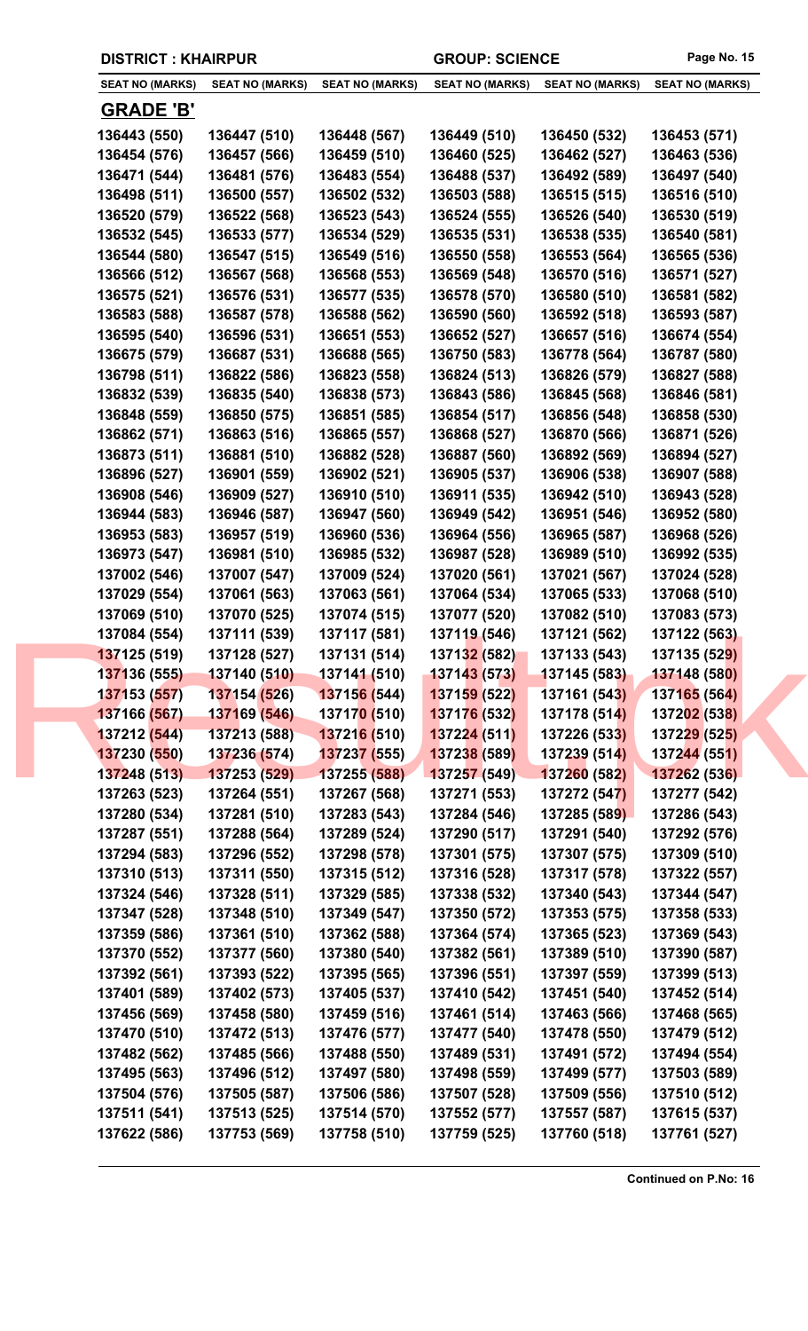**DISTRICT : KHAIRPUR** **GROUP: SCIENCE**

| SEAT NO (MARKS) | SEAT NO (MARKS) | SEAT NO (MARKS) | SEAT NO (MARKS) | SEAT NO (MARKS) | SEAT NO (MARKS) |
|---|---|---|---|---|---|

## GRADE 'B'

| | | | | | |
|---|---|---|---|---|---|
| 136443 (550) | 136447 (510) | 136448 (567) | 136449 (510) | 136450 (532) | 136453 (571) |
| 136454 (576) | 136457 (566) | 136459 (510) | 136460 (525) | 136462 (527) | 136463 (536) |
| 136471 (544) | 136481 (576) | 136483 (554) | 136488 (537) | 136492 (589) | 136497 (540) |
| 136498 (511) | 136500 (557) | 136502 (532) | 136503 (588) | 136515 (515) | 136516 (510) |
| 136520 (579) | 136522 (568) | 136523 (543) | 136524 (555) | 136526 (540) | 136530 (519) |
| 136532 (545) | 136533 (577) | 136534 (529) | 136535 (531) | 136538 (535) | 136540 (581) |
| 136544 (580) | 136547 (515) | 136549 (516) | 136550 (558) | 136553 (564) | 136565 (536) |
| 136566 (512) | 136567 (568) | 136568 (553) | 136569 (548) | 136570 (516) | 136571 (527) |
| 136575 (521) | 136576 (531) | 136577 (535) | 136578 (570) | 136580 (510) | 136581 (582) |
| 136583 (588) | 136587 (578) | 136588 (562) | 136590 (560) | 136592 (518) | 136593 (587) |
| 136595 (540) | 136596 (531) | 136651 (553) | 136652 (527) | 136657 (516) | 136674 (554) |
| 136675 (579) | 136687 (531) | 136688 (565) | 136750 (583) | 136778 (564) | 136787 (580) |
| 136798 (511) | 136822 (586) | 136823 (558) | 136824 (513) | 136826 (579) | 136827 (588) |
| 136832 (539) | 136835 (540) | 136838 (573) | 136843 (586) | 136845 (568) | 136846 (581) |
| 136848 (559) | 136850 (575) | 136851 (585) | 136854 (517) | 136856 (548) | 136858 (530) |
| 136862 (571) | 136863 (516) | 136865 (557) | 136868 (527) | 136870 (566) | 136871 (526) |
| 136873 (511) | 136881 (510) | 136882 (528) | 136887 (560) | 136892 (569) | 136894 (527) |
| 136896 (527) | 136901 (559) | 136902 (521) | 136905 (537) | 136906 (538) | 136907 (588) |
| 136908 (546) | 136909 (527) | 136910 (510) | 136911 (535) | 136942 (510) | 136943 (528) |
| 136944 (583) | 136946 (587) | 136947 (560) | 136949 (542) | 136951 (546) | 136952 (580) |
| 136953 (583) | 136957 (519) | 136960 (536) | 136964 (556) | 136965 (587) | 136968 (526) |
| 136973 (547) | 136981 (510) | 136985 (532) | 136987 (528) | 136989 (510) | 136992 (535) |
| 137002 (546) | 137007 (547) | 137009 (524) | 137020 (561) | 137021 (567) | 137024 (528) |
| 137029 (554) | 137061 (563) | 137063 (561) | 137064 (534) | 137065 (533) | 137068 (510) |
| 137069 (510) | 137070 (525) | 137074 (515) | 137077 (520) | 137082 (510) | 137083 (573) |
| 137084 (554) | 137111 (539) | 137117 (581) | 137119 (546) | 137121 (562) | 137122 (563) |
| 137125 (519) | 137128 (527) | 137131 (514) | 137132 (582) | 137133 (543) | 137135 (529) |
| 137136 (555) | 137140 (510) | 137141 (510) | 137143 (573) | 137145 (583) | 137148 (580) |
| 137153 (557) | 137154 (526) | 137156 (544) | 137159 (522) | 137161 (543) | 137165 (564) |
| 137166 (567) | 137169 (546) | 137170 (510) | 137176 (532) | 137178 (514) | 137202 (538) |
| 137212 (544) | 137213 (588) | 137216 (510) | 137224 (511) | 137226 (533) | 137229 (525) |
| 137230 (550) | 137236 (574) | 137237 (555) | 137238 (589) | 137239 (514) | 137244 (551) |
| 137248 (513) | 137253 (529) | 137255 (588) | 137257 (549) | 137260 (582) | 137262 (536) |
| 137263 (523) | 137264 (551) | 137267 (568) | 137271 (553) | 137272 (547) | 137277 (542) |
| 137280 (534) | 137281 (510) | 137283 (543) | 137284 (546) | 137285 (589) | 137286 (543) |
| 137287 (551) | 137288 (564) | 137289 (524) | 137290 (517) | 137291 (540) | 137292 (576) |
| 137294 (583) | 137296 (552) | 137298 (578) | 137301 (575) | 137307 (575) | 137309 (510) |
| 137310 (513) | 137311 (550) | 137315 (512) | 137316 (528) | 137317 (578) | 137322 (557) |
| 137324 (546) | 137328 (511) | 137329 (585) | 137338 (532) | 137340 (543) | 137344 (547) |
| 137347 (528) | 137348 (510) | 137349 (547) | 137350 (572) | 137353 (575) | 137358 (533) |
| 137359 (586) | 137361 (510) | 137362 (588) | 137364 (574) | 137365 (523) | 137369 (543) |
| 137370 (552) | 137377 (560) | 137380 (540) | 137382 (561) | 137389 (510) | 137390 (587) |
| 137392 (561) | 137393 (522) | 137395 (565) | 137396 (551) | 137397 (559) | 137399 (513) |
| 137401 (589) | 137402 (573) | 137405 (537) | 137410 (542) | 137451 (540) | 137452 (514) |
| 137456 (569) | 137458 (580) | 137459 (516) | 137461 (514) | 137463 (566) | 137468 (565) |
| 137470 (510) | 137472 (513) | 137476 (577) | 137477 (540) | 137478 (550) | 137479 (512) |
| 137482 (562) | 137485 (566) | 137488 (550) | 137489 (531) | 137491 (572) | 137494 (554) |
| 137495 (563) | 137496 (512) | 137497 (580) | 137498 (559) | 137499 (577) | 137503 (589) |
| 137504 (576) | 137505 (587) | 137506 (586) | 137507 (528) | 137509 (556) | 137510 (512) |
| 137511 (541) | 137513 (525) | 137514 (570) | 137552 (577) | 137557 (587) | 137615 (537) |
| 137622 (586) | 137753 (569) | 137758 (510) | 137759 (525) | 137760 (518) | 137761 (527) |

**Continued on P.No: 16**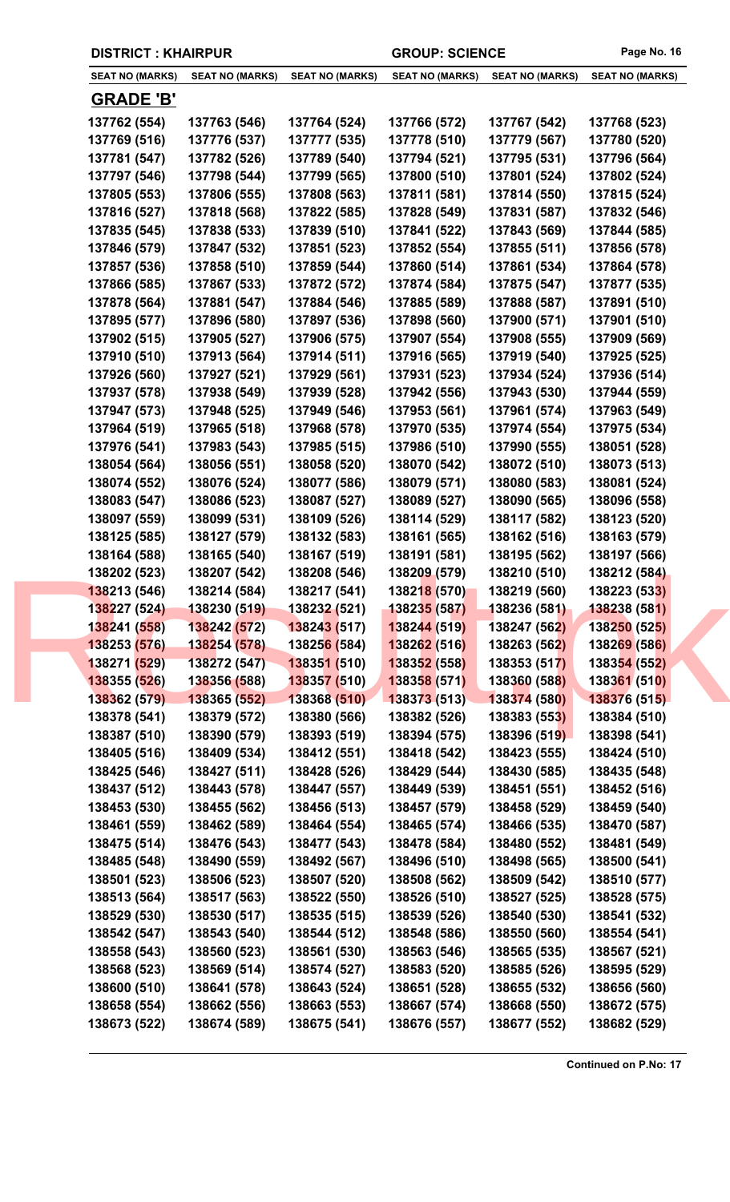DISTRICT : KHAIRPUR GROUP: SCIENCE

| SEAT NO (MARKS) | SEAT NO (MARKS) | SEAT NO (MARKS) | SEAT NO (MARKS) | SEAT NO (MARKS) | SEAT NO (MARKS) |
|---|---|---|---|---|---|

## GRADE 'B'

| | | | | | |
|---|---|---|---|---|---|
| 137762 (554) | 137763 (546) | 137764 (524) | 137766 (572) | 137767 (542) | 137768 (523) |
| 137769 (516) | 137776 (537) | 137777 (535) | 137778 (510) | 137779 (567) | 137780 (520) |
| 137781 (547) | 137782 (526) | 137789 (540) | 137794 (521) | 137795 (531) | 137796 (564) |
| 137797 (546) | 137798 (544) | 137799 (565) | 137800 (510) | 137801 (524) | 137802 (524) |
| 137805 (553) | 137806 (555) | 137808 (563) | 137811 (581) | 137814 (550) | 137815 (524) |
| 137816 (527) | 137818 (568) | 137822 (585) | 137828 (549) | 137831 (587) | 137832 (546) |
| 137835 (545) | 137838 (533) | 137839 (510) | 137841 (522) | 137843 (569) | 137844 (585) |
| 137846 (579) | 137847 (532) | 137851 (523) | 137852 (554) | 137855 (511) | 137856 (578) |
| 137857 (536) | 137858 (510) | 137859 (544) | 137860 (514) | 137861 (534) | 137864 (578) |
| 137866 (585) | 137867 (533) | 137872 (572) | 137874 (584) | 137875 (547) | 137877 (535) |
| 137878 (564) | 137881 (547) | 137884 (546) | 137885 (589) | 137888 (587) | 137891 (510) |
| 137895 (577) | 137896 (580) | 137897 (536) | 137898 (560) | 137900 (571) | 137901 (510) |
| 137902 (515) | 137905 (527) | 137906 (575) | 137907 (554) | 137908 (555) | 137909 (569) |
| 137910 (510) | 137913 (564) | 137914 (511) | 137916 (565) | 137919 (540) | 137925 (525) |
| 137926 (560) | 137927 (521) | 137929 (561) | 137931 (523) | 137934 (524) | 137936 (514) |
| 137937 (578) | 137938 (549) | 137939 (528) | 137942 (556) | 137943 (530) | 137944 (559) |
| 137947 (573) | 137948 (525) | 137949 (546) | 137953 (561) | 137961 (574) | 137963 (549) |
| 137964 (519) | 137965 (518) | 137968 (578) | 137970 (535) | 137974 (554) | 137975 (534) |
| 137976 (541) | 137983 (543) | 137985 (515) | 137986 (510) | 137990 (555) | 138051 (528) |
| 138054 (564) | 138056 (551) | 138058 (520) | 138070 (542) | 138072 (510) | 138073 (513) |
| 138074 (552) | 138076 (524) | 138077 (586) | 138079 (571) | 138080 (583) | 138081 (524) |
| 138083 (547) | 138086 (523) | 138087 (527) | 138089 (527) | 138090 (565) | 138096 (558) |
| 138097 (559) | 138099 (531) | 138109 (526) | 138114 (529) | 138117 (582) | 138123 (520) |
| 138125 (585) | 138127 (579) | 138132 (583) | 138161 (565) | 138162 (516) | 138163 (579) |
| 138164 (588) | 138165 (540) | 138167 (519) | 138191 (581) | 138195 (562) | 138197 (566) |
| 138202 (523) | 138207 (542) | 138208 (546) | 138209 (579) | 138210 (510) | 138212 (584) |
| 138213 (546) | 138214 (584) | 138217 (541) | 138218 (570) | 138219 (560) | 138223 (533) |
| 138227 (524) | 138230 (519) | 138232 (521) | 138235 (587) | 138236 (581) | 138238 (581) |
| 138241 (558) | 138242 (572) | 138243 (517) | 138244 (519) | 138247 (562) | 138250 (525) |
| 138253 (576) | 138254 (578) | 138256 (584) | 138262 (516) | 138263 (562) | 138269 (586) |
| 138271 (529) | 138272 (547) | 138351 (510) | 138352 (558) | 138353 (517) | 138354 (552) |
| 138355 (526) | 138356 (588) | 138357 (510) | 138358 (571) | 138360 (588) | 138361 (510) |
| 138362 (579) | 138365 (552) | 138368 (510) | 138373 (513) | 138374 (580) | 138376 (515) |
| 138378 (541) | 138379 (572) | 138380 (566) | 138382 (526) | 138383 (553) | 138384 (510) |
| 138387 (510) | 138390 (579) | 138393 (519) | 138394 (575) | 138396 (519) | 138398 (541) |
| 138405 (516) | 138409 (534) | 138412 (551) | 138418 (542) | 138423 (555) | 138424 (510) |
| 138425 (546) | 138427 (511) | 138428 (526) | 138429 (544) | 138430 (585) | 138435 (548) |
| 138437 (512) | 138443 (578) | 138447 (557) | 138449 (539) | 138451 (551) | 138452 (516) |
| 138453 (530) | 138455 (562) | 138456 (513) | 138457 (579) | 138458 (529) | 138459 (540) |
| 138461 (559) | 138462 (589) | 138464 (554) | 138465 (574) | 138466 (535) | 138470 (587) |
| 138475 (514) | 138476 (543) | 138477 (543) | 138478 (584) | 138480 (552) | 138481 (549) |
| 138485 (548) | 138490 (559) | 138492 (567) | 138496 (510) | 138498 (565) | 138500 (541) |
| 138501 (523) | 138506 (523) | 138507 (520) | 138508 (562) | 138509 (542) | 138510 (577) |
| 138513 (564) | 138517 (563) | 138522 (550) | 138526 (510) | 138527 (525) | 138528 (575) |
| 138529 (530) | 138530 (517) | 138535 (515) | 138539 (526) | 138540 (530) | 138541 (532) |
| 138542 (547) | 138543 (540) | 138544 (512) | 138548 (586) | 138550 (560) | 138554 (541) |
| 138558 (543) | 138560 (523) | 138561 (530) | 138563 (546) | 138565 (535) | 138567 (521) |
| 138568 (523) | 138569 (514) | 138574 (527) | 138583 (520) | 138585 (526) | 138595 (529) |
| 138600 (510) | 138641 (578) | 138643 (524) | 138651 (528) | 138655 (532) | 138656 (560) |
| 138658 (554) | 138662 (556) | 138663 (553) | 138667 (574) | 138668 (550) | 138672 (575) |
| 138673 (522) | 138674 (589) | 138675 (541) | 138676 (557) | 138677 (552) | 138682 (529) |

**Continued on P.No: 17**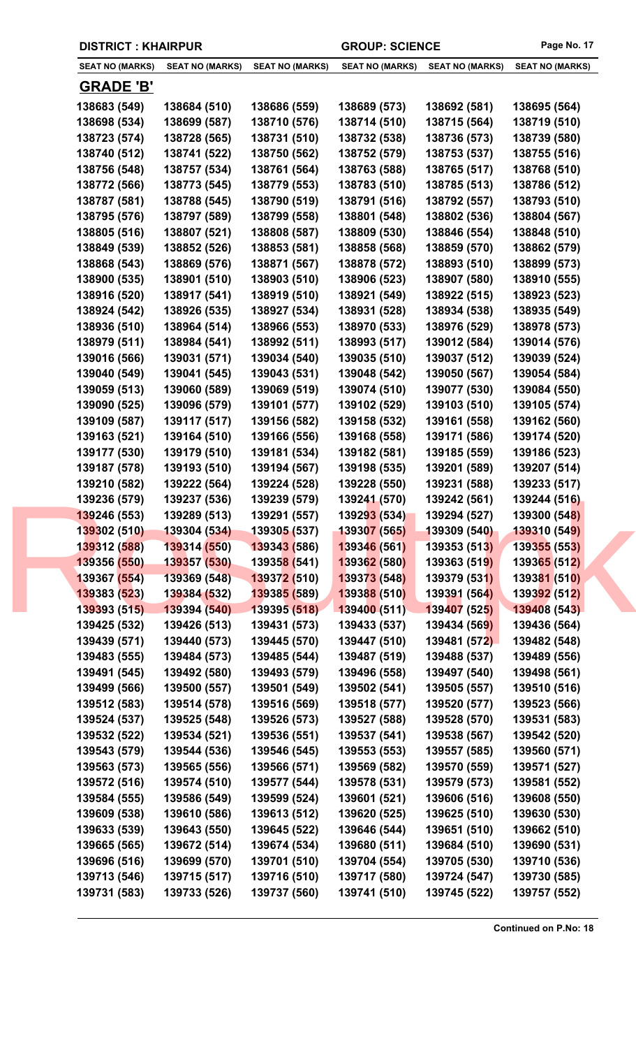**DISTRICT : KHAIRPUR** | **GROUP: SCIENCE**

| SEAT NO (MARKS) | SEAT NO (MARKS) | SEAT NO (MARKS) | SEAT NO (MARKS) | SEAT NO (MARKS) | SEAT NO (MARKS) |
|---|---|---|---|---|---|

## GRADE 'B'

| SEAT NO (MARKS) | SEAT NO (MARKS) | SEAT NO (MARKS) | SEAT NO (MARKS) | SEAT NO (MARKS) | SEAT NO (MARKS) |
|---|---|---|---|---|---|
| 138683 (549) | 138684 (510) | 138686 (559) | 138689 (573) | 138692 (581) | 138695 (564) |
| 138698 (534) | 138699 (587) | 138710 (576) | 138714 (510) | 138715 (564) | 138719 (510) |
| 138723 (574) | 138728 (565) | 138731 (510) | 138732 (538) | 138736 (573) | 138739 (580) |
| 138740 (512) | 138741 (522) | 138750 (562) | 138752 (579) | 138753 (537) | 138755 (516) |
| 138756 (548) | 138757 (534) | 138761 (564) | 138763 (588) | 138765 (517) | 138768 (510) |
| 138772 (566) | 138773 (545) | 138779 (553) | 138783 (510) | 138785 (513) | 138786 (512) |
| 138787 (581) | 138788 (545) | 138790 (519) | 138791 (516) | 138792 (557) | 138793 (510) |
| 138795 (576) | 138797 (589) | 138799 (558) | 138801 (548) | 138802 (536) | 138804 (567) |
| 138805 (516) | 138807 (521) | 138808 (587) | 138809 (530) | 138846 (554) | 138848 (510) |
| 138849 (539) | 138852 (526) | 138853 (581) | 138858 (568) | 138859 (570) | 138862 (579) |
| 138868 (543) | 138869 (576) | 138871 (567) | 138878 (572) | 138893 (510) | 138899 (573) |
| 138900 (535) | 138901 (510) | 138903 (510) | 138906 (523) | 138907 (580) | 138910 (555) |
| 138916 (520) | 138917 (541) | 138919 (510) | 138921 (549) | 138922 (515) | 138923 (523) |
| 138924 (542) | 138926 (535) | 138927 (534) | 138931 (528) | 138934 (538) | 138935 (549) |
| 138936 (510) | 138964 (514) | 138966 (553) | 138970 (533) | 138976 (529) | 138978 (573) |
| 138979 (511) | 138984 (541) | 138992 (511) | 138993 (517) | 139012 (584) | 139014 (576) |
| 139016 (566) | 139031 (571) | 139034 (540) | 139035 (510) | 139037 (512) | 139039 (524) |
| 139040 (549) | 139041 (545) | 139043 (531) | 139048 (542) | 139050 (567) | 139054 (584) |
| 139059 (513) | 139060 (589) | 139069 (519) | 139074 (510) | 139077 (530) | 139084 (550) |
| 139090 (525) | 139096 (579) | 139101 (577) | 139102 (529) | 139103 (510) | 139105 (574) |
| 139109 (587) | 139117 (517) | 139156 (582) | 139158 (532) | 139161 (558) | 139162 (560) |
| 139163 (521) | 139164 (510) | 139166 (556) | 139168 (558) | 139171 (586) | 139174 (520) |
| 139177 (530) | 139179 (510) | 139181 (534) | 139182 (581) | 139185 (559) | 139186 (523) |
| 139187 (578) | 139193 (510) | 139194 (567) | 139198 (535) | 139201 (589) | 139207 (514) |
| 139210 (582) | 139222 (564) | 139224 (528) | 139228 (550) | 139231 (588) | 139233 (517) |
| 139236 (579) | 139237 (536) | 139239 (579) | 139241 (570) | 139242 (561) | 139244 (516) |
| 139246 (553) | 139289 (513) | 139291 (557) | 139293 (534) | 139294 (527) | 139300 (548) |
| 139302 (510) | 139304 (534) | 139305 (537) | 139307 (565) | 139309 (540) | 139310 (549) |
| 139312 (588) | 139314 (550) | 139343 (586) | 139346 (561) | 139353 (513) | 139355 (553) |
| 139356 (550) | 139357 (530) | 139358 (541) | 139362 (580) | 139363 (519) | 139365 (512) |
| 139367 (554) | 139369 (548) | 139372 (510) | 139373 (548) | 139379 (531) | 139381 (510) |
| 139383 (523) | 139384 (532) | 139385 (589) | 139388 (510) | 139391 (564) | 139392 (512) |
| 139393 (515) | 139394 (540) | 139395 (518) | 139400 (511) | 139407 (525) | 139408 (543) |
| 139425 (532) | 139426 (513) | 139431 (573) | 139433 (537) | 139434 (569) | 139436 (564) |
| 139439 (571) | 139440 (573) | 139445 (570) | 139447 (510) | 139481 (572) | 139482 (548) |
| 139483 (555) | 139484 (573) | 139485 (544) | 139487 (519) | 139488 (537) | 139489 (556) |
| 139491 (545) | 139492 (580) | 139493 (579) | 139496 (558) | 139497 (540) | 139498 (561) |
| 139499 (566) | 139500 (557) | 139501 (549) | 139502 (541) | 139505 (557) | 139510 (516) |
| 139512 (583) | 139514 (578) | 139516 (569) | 139518 (577) | 139520 (577) | 139523 (566) |
| 139524 (537) | 139525 (548) | 139526 (573) | 139527 (588) | 139528 (570) | 139531 (583) |
| 139532 (522) | 139534 (521) | 139536 (551) | 139537 (541) | 139538 (567) | 139542 (520) |
| 139543 (579) | 139544 (536) | 139546 (545) | 139553 (553) | 139557 (585) | 139560 (571) |
| 139563 (573) | 139565 (556) | 139566 (571) | 139569 (582) | 139570 (559) | 139571 (527) |
| 139572 (516) | 139574 (510) | 139577 (544) | 139578 (531) | 139579 (573) | 139581 (552) |
| 139584 (555) | 139586 (549) | 139599 (524) | 139601 (521) | 139606 (516) | 139608 (550) |
| 139609 (538) | 139610 (586) | 139613 (512) | 139620 (525) | 139625 (510) | 139630 (530) |
| 139633 (539) | 139643 (550) | 139645 (522) | 139646 (544) | 139651 (510) | 139662 (510) |
| 139665 (565) | 139672 (514) | 139674 (534) | 139680 (511) | 139684 (510) | 139690 (531) |
| 139696 (516) | 139699 (570) | 139701 (510) | 139704 (554) | 139705 (530) | 139710 (536) |
| 139713 (546) | 139715 (517) | 139716 (510) | 139717 (580) | 139724 (547) | 139730 (585) |
| 139731 (583) | 139733 (526) | 139737 (560) | 139741 (510) | 139745 (522) | 139757 (552) |

**Continued on P.No: 18**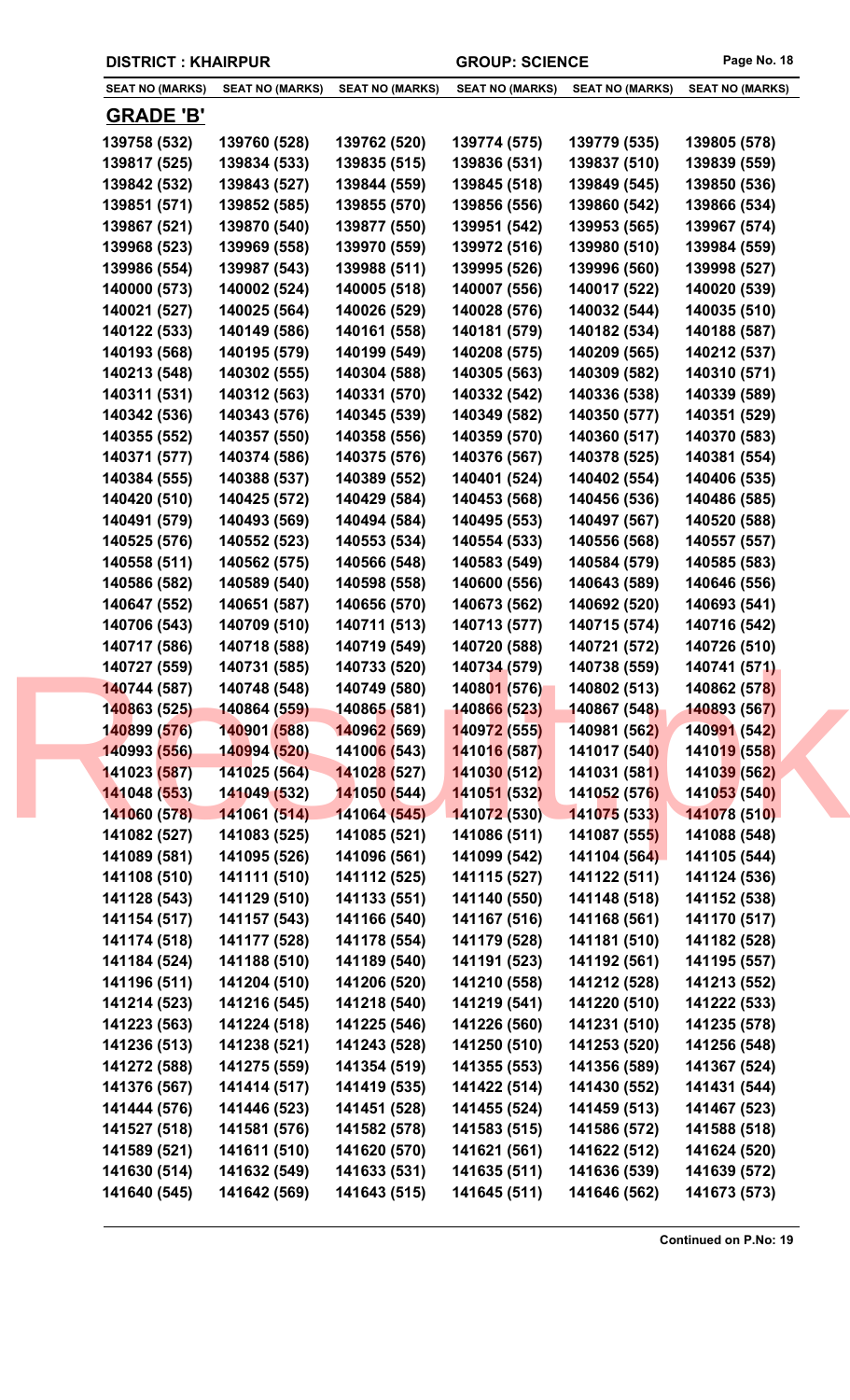**DISTRICT : KHAIRPUR** | **GROUP: SCIENCE**

| SEAT NO (MARKS) | SEAT NO (MARKS) | SEAT NO (MARKS) | SEAT NO (MARKS) | SEAT NO (MARKS) | SEAT NO (MARKS) |
|---|---|---|---|---|---|

## GRADE 'B'

| | | | | | |
|---|---|---|---|---|---|
| 139758 (532) | 139760 (528) | 139762 (520) | 139774 (575) | 139779 (535) | 139805 (578) |
| 139817 (525) | 139834 (533) | 139835 (515) | 139836 (531) | 139837 (510) | 139839 (559) |
| 139842 (532) | 139843 (527) | 139844 (559) | 139845 (518) | 139849 (545) | 139850 (536) |
| 139851 (571) | 139852 (585) | 139855 (570) | 139856 (556) | 139860 (542) | 139866 (534) |
| 139867 (521) | 139870 (540) | 139877 (550) | 139951 (542) | 139953 (565) | 139967 (574) |
| 139968 (523) | 139969 (558) | 139970 (559) | 139972 (516) | 139980 (510) | 139984 (559) |
| 139986 (554) | 139987 (543) | 139988 (511) | 139995 (526) | 139996 (560) | 139998 (527) |
| 140000 (573) | 140002 (524) | 140005 (518) | 140007 (556) | 140017 (522) | 140020 (539) |
| 140021 (527) | 140025 (564) | 140026 (529) | 140028 (576) | 140032 (544) | 140035 (510) |
| 140122 (533) | 140149 (586) | 140161 (558) | 140181 (579) | 140182 (534) | 140188 (587) |
| 140193 (568) | 140195 (579) | 140199 (549) | 140208 (575) | 140209 (565) | 140212 (537) |
| 140213 (548) | 140302 (555) | 140304 (588) | 140305 (563) | 140309 (582) | 140310 (571) |
| 140311 (531) | 140312 (563) | 140331 (570) | 140332 (542) | 140336 (538) | 140339 (589) |
| 140342 (536) | 140343 (576) | 140345 (539) | 140349 (582) | 140350 (577) | 140351 (529) |
| 140355 (552) | 140357 (550) | 140358 (556) | 140359 (570) | 140360 (517) | 140370 (583) |
| 140371 (577) | 140374 (586) | 140375 (576) | 140376 (567) | 140378 (525) | 140381 (554) |
| 140384 (555) | 140388 (537) | 140389 (552) | 140401 (524) | 140402 (554) | 140406 (535) |
| 140420 (510) | 140425 (572) | 140429 (584) | 140453 (568) | 140456 (536) | 140486 (585) |
| 140491 (579) | 140493 (569) | 140494 (584) | 140495 (553) | 140497 (567) | 140520 (588) |
| 140525 (576) | 140552 (523) | 140553 (534) | 140554 (533) | 140556 (568) | 140557 (557) |
| 140558 (511) | 140562 (575) | 140566 (548) | 140583 (549) | 140584 (579) | 140585 (583) |
| 140586 (582) | 140589 (540) | 140598 (558) | 140600 (556) | 140643 (589) | 140646 (556) |
| 140647 (552) | 140651 (587) | 140656 (570) | 140673 (562) | 140692 (520) | 140693 (541) |
| 140706 (543) | 140709 (510) | 140711 (513) | 140713 (577) | 140715 (574) | 140716 (542) |
| 140717 (586) | 140718 (588) | 140719 (549) | 140720 (588) | 140721 (572) | 140726 (510) |
| 140727 (559) | 140731 (585) | 140733 (520) | 140734 (579) | 140738 (559) | 140741 (571) |
| 140744 (587) | 140748 (548) | 140749 (580) | 140801 (576) | 140802 (513) | 140862 (578) |
| 140863 (525) | 140864 (559) | 140865 (581) | 140866 (523) | 140867 (548) | 140893 (567) |
| 140899 (576) | 140901 (588) | 140962 (569) | 140972 (555) | 140981 (562) | 140991 (542) |
| 140993 (556) | 140994 (520) | 141006 (543) | 141016 (587) | 141017 (540) | 141019 (558) |
| 141023 (587) | 141025 (564) | 141028 (527) | 141030 (512) | 141031 (581) | 141039 (562) |
| 141048 (553) | 141049 (532) | 141050 (544) | 141051 (532) | 141052 (576) | 141053 (540) |
| 141060 (578) | 141061 (514) | 141064 (545) | 141072 (530) | 141075 (533) | 141078 (510) |
| 141082 (527) | 141083 (525) | 141085 (521) | 141086 (511) | 141087 (555) | 141088 (548) |
| 141089 (581) | 141095 (526) | 141096 (561) | 141099 (542) | 141104 (564) | 141105 (544) |
| 141108 (510) | 141111 (510) | 141112 (525) | 141115 (527) | 141122 (511) | 141124 (536) |
| 141128 (543) | 141129 (510) | 141133 (551) | 141140 (550) | 141148 (518) | 141152 (538) |
| 141154 (517) | 141157 (543) | 141166 (540) | 141167 (516) | 141168 (561) | 141170 (517) |
| 141174 (518) | 141177 (528) | 141178 (554) | 141179 (528) | 141181 (510) | 141182 (528) |
| 141184 (524) | 141188 (510) | 141189 (540) | 141191 (523) | 141192 (561) | 141195 (557) |
| 141196 (511) | 141204 (510) | 141206 (520) | 141210 (558) | 141212 (528) | 141213 (552) |
| 141214 (523) | 141216 (545) | 141218 (540) | 141219 (541) | 141220 (510) | 141222 (533) |
| 141223 (563) | 141224 (518) | 141225 (546) | 141226 (560) | 141231 (510) | 141235 (578) |
| 141236 (513) | 141238 (521) | 141243 (528) | 141250 (510) | 141253 (520) | 141256 (548) |
| 141272 (588) | 141275 (559) | 141354 (519) | 141355 (553) | 141356 (589) | 141367 (524) |
| 141376 (567) | 141414 (517) | 141419 (535) | 141422 (514) | 141430 (552) | 141431 (544) |
| 141444 (576) | 141446 (523) | 141451 (528) | 141455 (524) | 141459 (513) | 141467 (523) |
| 141527 (518) | 141581 (576) | 141582 (578) | 141583 (515) | 141586 (572) | 141588 (518) |
| 141589 (521) | 141611 (510) | 141620 (570) | 141621 (561) | 141622 (512) | 141624 (520) |
| 141630 (514) | 141632 (549) | 141633 (531) | 141635 (511) | 141636 (539) | 141639 (572) |
| 141640 (545) | 141642 (569) | 141643 (515) | 141645 (511) | 141646 (562) | 141673 (573) |

**Continued on P.No: 19**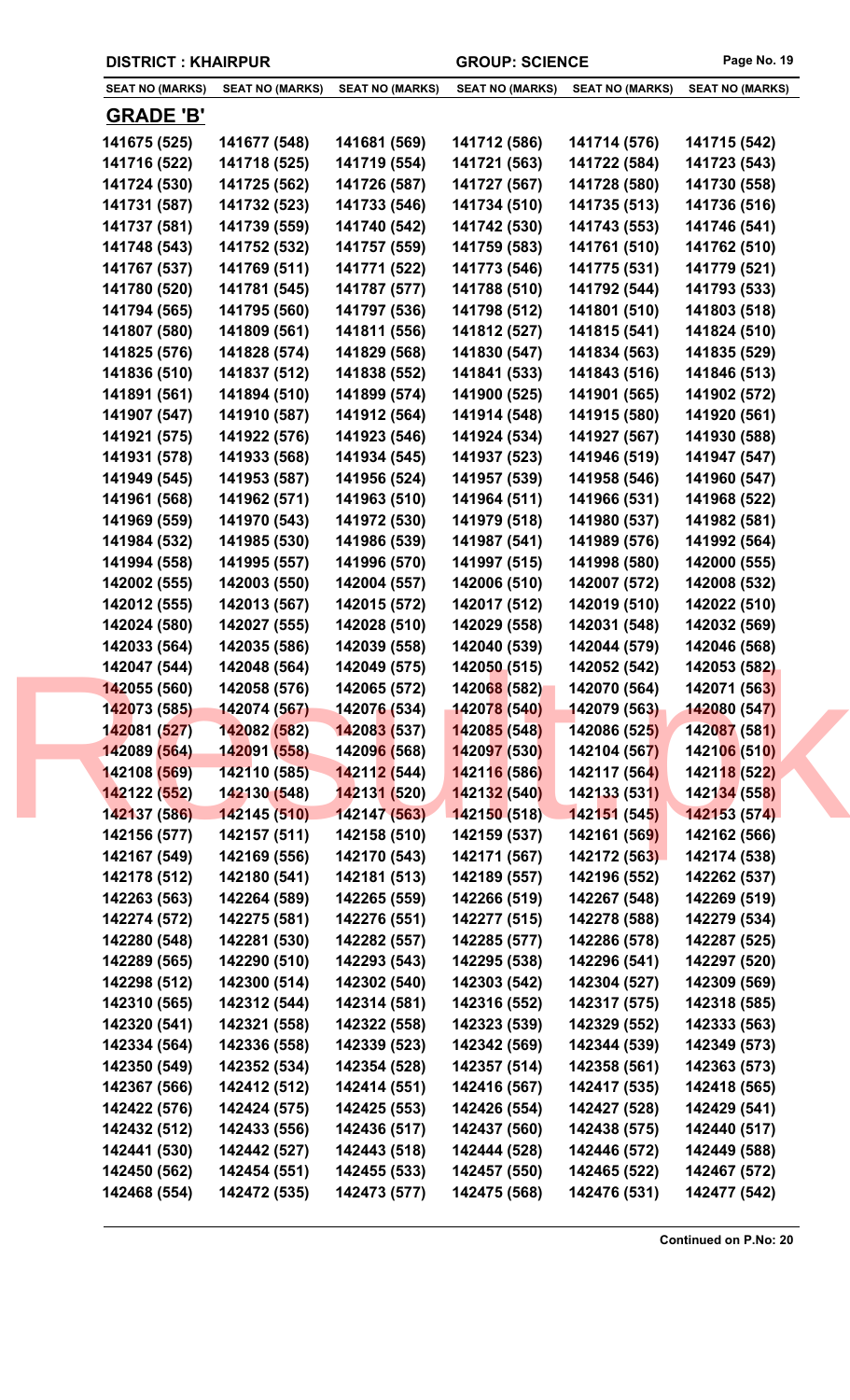**DISTRICT : KHAIRPUR** | **GROUP: SCIENCE**

| SEAT NO (MARKS) | SEAT NO (MARKS) | SEAT NO (MARKS) | SEAT NO (MARKS) | SEAT NO (MARKS) | SEAT NO (MARKS) |
|---|---|---|---|---|---|

## GRADE 'B'

| SEAT NO (MARKS) | SEAT NO (MARKS) | SEAT NO (MARKS) | SEAT NO (MARKS) | SEAT NO (MARKS) | SEAT NO (MARKS) |
|---|---|---|---|---|---|
| 141675 (525) | 141677 (548) | 141681 (569) | 141712 (586) | 141714 (576) | 141715 (542) |
| 141716 (522) | 141718 (525) | 141719 (554) | 141721 (563) | 141722 (584) | 141723 (543) |
| 141724 (530) | 141725 (562) | 141726 (587) | 141727 (567) | 141728 (580) | 141730 (558) |
| 141731 (587) | 141732 (523) | 141733 (546) | 141734 (510) | 141735 (513) | 141736 (516) |
| 141737 (581) | 141739 (559) | 141740 (542) | 141742 (530) | 141743 (553) | 141746 (541) |
| 141748 (543) | 141752 (532) | 141757 (559) | 141759 (583) | 141761 (510) | 141762 (510) |
| 141767 (537) | 141769 (511) | 141771 (522) | 141773 (546) | 141775 (531) | 141779 (521) |
| 141780 (520) | 141781 (545) | 141787 (577) | 141788 (510) | 141792 (544) | 141793 (533) |
| 141794 (565) | 141795 (560) | 141797 (536) | 141798 (512) | 141801 (510) | 141803 (518) |
| 141807 (580) | 141809 (561) | 141811 (556) | 141812 (527) | 141815 (541) | 141824 (510) |
| 141825 (576) | 141828 (574) | 141829 (568) | 141830 (547) | 141834 (563) | 141835 (529) |
| 141836 (510) | 141837 (512) | 141838 (552) | 141841 (533) | 141843 (516) | 141846 (513) |
| 141891 (561) | 141894 (510) | 141899 (574) | 141900 (525) | 141901 (565) | 141902 (572) |
| 141907 (547) | 141910 (587) | 141912 (564) | 141914 (548) | 141915 (580) | 141920 (561) |
| 141921 (575) | 141922 (576) | 141923 (546) | 141924 (534) | 141927 (567) | 141930 (588) |
| 141931 (578) | 141933 (568) | 141934 (545) | 141937 (523) | 141946 (519) | 141947 (547) |
| 141949 (545) | 141953 (587) | 141956 (524) | 141957 (539) | 141958 (546) | 141960 (547) |
| 141961 (568) | 141962 (571) | 141963 (510) | 141964 (511) | 141966 (531) | 141968 (522) |
| 141969 (559) | 141970 (543) | 141972 (530) | 141979 (518) | 141980 (537) | 141982 (581) |
| 141984 (532) | 141985 (530) | 141986 (539) | 141987 (541) | 141989 (576) | 141992 (564) |
| 141994 (558) | 141995 (557) | 141996 (570) | 141997 (515) | 141998 (580) | 142000 (555) |
| 142002 (555) | 142003 (550) | 142004 (557) | 142006 (510) | 142007 (572) | 142008 (532) |
| 142012 (555) | 142013 (567) | 142015 (572) | 142017 (512) | 142019 (510) | 142022 (510) |
| 142024 (580) | 142027 (555) | 142028 (510) | 142029 (558) | 142031 (548) | 142032 (569) |
| 142033 (564) | 142035 (586) | 142039 (558) | 142040 (539) | 142044 (579) | 142046 (568) |
| 142047 (544) | 142048 (564) | 142049 (575) | 142050 (515) | 142052 (542) | 142053 (582) |
| 142055 (560) | 142058 (576) | 142065 (572) | 142068 (582) | 142070 (564) | 142071 (563) |
| 142073 (585) | 142074 (567) | 142076 (534) | 142078 (540) | 142079 (563) | 142080 (547) |
| 142081 (527) | 142082 (582) | 142083 (537) | 142085 (548) | 142086 (525) | 142087 (581) |
| 142089 (564) | 142091 (558) | 142096 (568) | 142097 (530) | 142104 (567) | 142106 (510) |
| 142108 (569) | 142110 (585) | 142112 (544) | 142116 (586) | 142117 (564) | 142118 (522) |
| 142122 (552) | 142130 (548) | 142131 (520) | 142132 (540) | 142133 (531) | 142134 (558) |
| 142137 (586) | 142145 (510) | 142147 (563) | 142150 (518) | 142151 (545) | 142153 (574) |
| 142156 (577) | 142157 (511) | 142158 (510) | 142159 (537) | 142161 (569) | 142162 (566) |
| 142167 (549) | 142169 (556) | 142170 (543) | 142171 (567) | 142172 (563) | 142174 (538) |
| 142178 (512) | 142180 (541) | 142181 (513) | 142189 (557) | 142196 (552) | 142262 (537) |
| 142263 (563) | 142264 (589) | 142265 (559) | 142266 (519) | 142267 (548) | 142269 (519) |
| 142274 (572) | 142275 (581) | 142276 (551) | 142277 (515) | 142278 (588) | 142279 (534) |
| 142280 (548) | 142281 (530) | 142282 (557) | 142285 (577) | 142286 (578) | 142287 (525) |
| 142289 (565) | 142290 (510) | 142293 (543) | 142295 (538) | 142296 (541) | 142297 (520) |
| 142298 (512) | 142300 (514) | 142302 (540) | 142303 (542) | 142304 (527) | 142309 (569) |
| 142310 (565) | 142312 (544) | 142314 (581) | 142316 (552) | 142317 (575) | 142318 (585) |
| 142320 (541) | 142321 (558) | 142322 (558) | 142323 (539) | 142329 (552) | 142333 (563) |
| 142334 (564) | 142336 (558) | 142339 (523) | 142342 (569) | 142344 (539) | 142349 (573) |
| 142350 (549) | 142352 (534) | 142354 (528) | 142357 (514) | 142358 (561) | 142363 (573) |
| 142367 (566) | 142412 (512) | 142414 (551) | 142416 (567) | 142417 (535) | 142418 (565) |
| 142422 (576) | 142424 (575) | 142425 (553) | 142426 (554) | 142427 (528) | 142429 (541) |
| 142432 (512) | 142433 (556) | 142436 (517) | 142437 (560) | 142438 (575) | 142440 (517) |
| 142441 (530) | 142442 (527) | 142443 (518) | 142444 (528) | 142446 (572) | 142449 (588) |
| 142450 (562) | 142454 (551) | 142455 (533) | 142457 (550) | 142465 (522) | 142467 (572) |
| 142468 (554) | 142472 (535) | 142473 (577) | 142475 (568) | 142476 (531) | 142477 (542) |

**Continued on P.No: 20**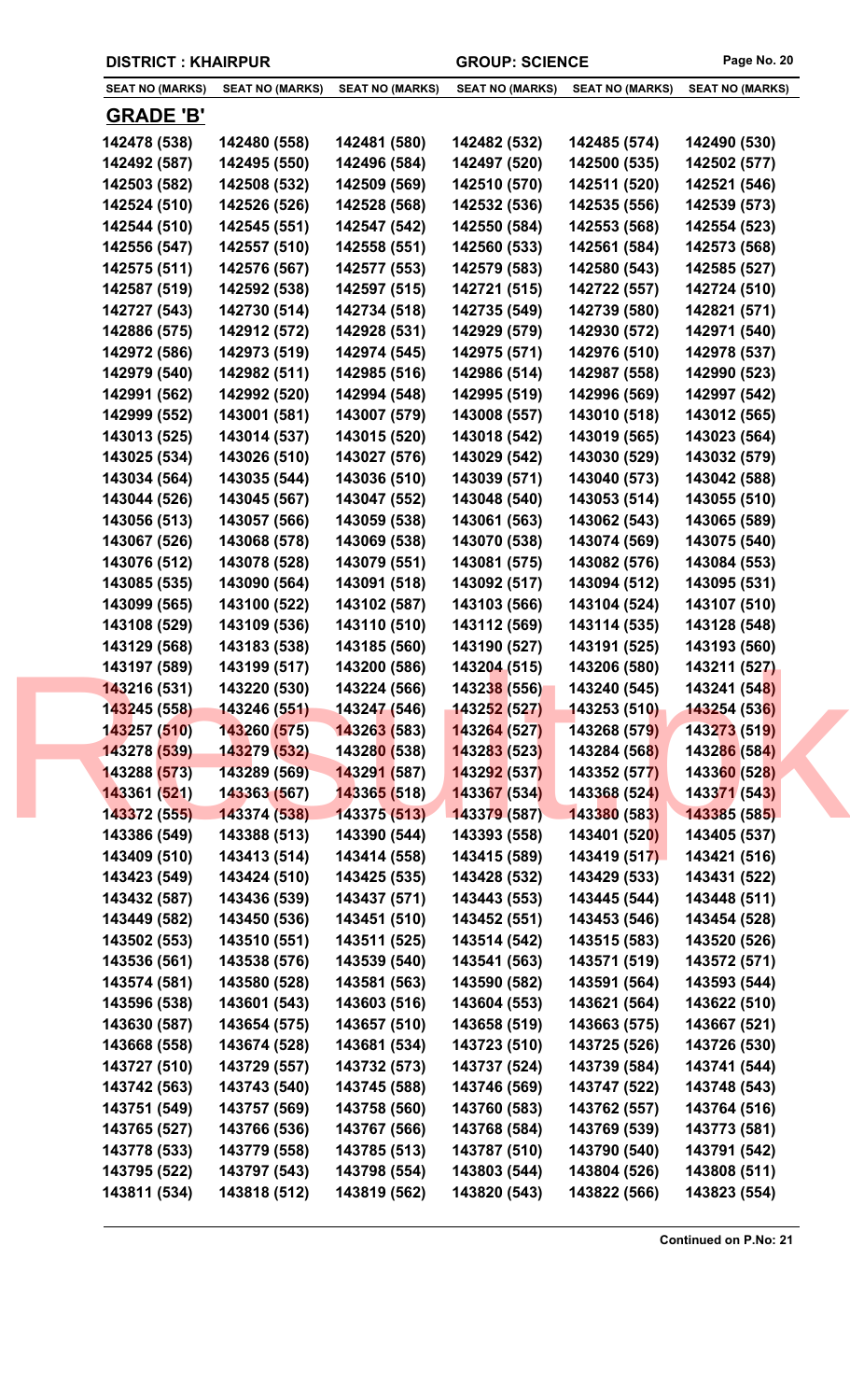**DISTRICT : KHAIRPUR** **GROUP: SCIENCE**

| SEAT NO (MARKS) | SEAT NO (MARKS) | SEAT NO (MARKS) | SEAT NO (MARKS) | SEAT NO (MARKS) | SEAT NO (MARKS) |
|---|---|---|---|---|---|

## GRADE 'B'

| | | | | | |
|---|---|---|---|---|---|
| 142478 (538) | 142480 (558) | 142481 (580) | 142482 (532) | 142485 (574) | 142490 (530) |
| 142492 (587) | 142495 (550) | 142496 (584) | 142497 (520) | 142500 (535) | 142502 (577) |
| 142503 (582) | 142508 (532) | 142509 (569) | 142510 (570) | 142511 (520) | 142521 (546) |
| 142524 (510) | 142526 (526) | 142528 (568) | 142532 (536) | 142535 (556) | 142539 (573) |
| 142544 (510) | 142545 (551) | 142547 (542) | 142550 (584) | 142553 (568) | 142554 (523) |
| 142556 (547) | 142557 (510) | 142558 (551) | 142560 (533) | 142561 (584) | 142573 (568) |
| 142575 (511) | 142576 (567) | 142577 (553) | 142579 (583) | 142580 (543) | 142585 (527) |
| 142587 (519) | 142592 (538) | 142597 (515) | 142721 (515) | 142722 (557) | 142724 (510) |
| 142727 (543) | 142730 (514) | 142734 (518) | 142735 (549) | 142739 (580) | 142821 (571) |
| 142886 (575) | 142912 (572) | 142928 (531) | 142929 (579) | 142930 (572) | 142971 (540) |
| 142972 (586) | 142973 (519) | 142974 (545) | 142975 (571) | 142976 (510) | 142978 (537) |
| 142979 (540) | 142982 (511) | 142985 (516) | 142986 (514) | 142987 (558) | 142990 (523) |
| 142991 (562) | 142992 (520) | 142994 (548) | 142995 (519) | 142996 (569) | 142997 (542) |
| 142999 (552) | 143001 (581) | 143007 (579) | 143008 (557) | 143010 (518) | 143012 (565) |
| 143013 (525) | 143014 (537) | 143015 (520) | 143018 (542) | 143019 (565) | 143023 (564) |
| 143025 (534) | 143026 (510) | 143027 (576) | 143029 (542) | 143030 (529) | 143032 (579) |
| 143034 (564) | 143035 (544) | 143036 (510) | 143039 (571) | 143040 (573) | 143042 (588) |
| 143044 (526) | 143045 (567) | 143047 (552) | 143048 (540) | 143053 (514) | 143055 (510) |
| 143056 (513) | 143057 (566) | 143059 (538) | 143061 (563) | 143062 (543) | 143065 (589) |
| 143067 (526) | 143068 (578) | 143069 (538) | 143070 (538) | 143074 (569) | 143075 (540) |
| 143076 (512) | 143078 (528) | 143079 (551) | 143081 (575) | 143082 (576) | 143084 (553) |
| 143085 (535) | 143090 (564) | 143091 (518) | 143092 (517) | 143094 (512) | 143095 (531) |
| 143099 (565) | 143100 (522) | 143102 (587) | 143103 (566) | 143104 (524) | 143107 (510) |
| 143108 (529) | 143109 (536) | 143110 (510) | 143112 (569) | 143114 (535) | 143128 (548) |
| 143129 (568) | 143183 (538) | 143185 (560) | 143190 (527) | 143191 (525) | 143193 (560) |
| 143197 (589) | 143199 (517) | 143200 (586) | 143204 (515) | 143206 (580) | 143211 (527) |
| 143216 (531) | 143220 (530) | 143224 (566) | 143238 (556) | 143240 (545) | 143241 (548) |
| 143245 (558) | 143246 (551) | 143247 (546) | 143252 (527) | 143253 (510) | 143254 (536) |
| 143257 (510) | 143260 (575) | 143263 (583) | 143264 (527) | 143268 (579) | 143273 (519) |
| 143278 (539) | 143279 (532) | 143280 (538) | 143283 (523) | 143284 (568) | 143286 (584) |
| 143288 (573) | 143289 (569) | 143291 (587) | 143292 (537) | 143352 (577) | 143360 (528) |
| 143361 (521) | 143363 (567) | 143365 (518) | 143367 (534) | 143368 (524) | 143371 (543) |
| 143372 (555) | 143374 (538) | 143375 (513) | 143379 (587) | 143380 (583) | 143385 (585) |
| 143386 (549) | 143388 (513) | 143390 (544) | 143393 (558) | 143401 (520) | 143405 (537) |
| 143409 (510) | 143413 (514) | 143414 (558) | 143415 (589) | 143419 (517) | 143421 (516) |
| 143423 (549) | 143424 (510) | 143425 (535) | 143428 (532) | 143429 (533) | 143431 (522) |
| 143432 (587) | 143436 (539) | 143437 (571) | 143443 (553) | 143445 (544) | 143448 (511) |
| 143449 (582) | 143450 (536) | 143451 (510) | 143452 (551) | 143453 (546) | 143454 (528) |
| 143502 (553) | 143510 (551) | 143511 (525) | 143514 (542) | 143515 (583) | 143520 (526) |
| 143536 (561) | 143538 (576) | 143539 (540) | 143541 (563) | 143571 (519) | 143572 (571) |
| 143574 (581) | 143580 (528) | 143581 (563) | 143590 (582) | 143591 (564) | 143593 (544) |
| 143596 (538) | 143601 (543) | 143603 (516) | 143604 (553) | 143621 (564) | 143622 (510) |
| 143630 (587) | 143654 (575) | 143657 (510) | 143658 (519) | 143663 (575) | 143667 (521) |
| 143668 (558) | 143674 (528) | 143681 (534) | 143723 (510) | 143725 (526) | 143726 (530) |
| 143727 (510) | 143729 (557) | 143732 (573) | 143737 (524) | 143739 (584) | 143741 (544) |
| 143742 (563) | 143743 (540) | 143745 (588) | 143746 (569) | 143747 (522) | 143748 (543) |
| 143751 (549) | 143757 (569) | 143758 (560) | 143760 (583) | 143762 (557) | 143764 (516) |
| 143765 (527) | 143766 (536) | 143767 (566) | 143768 (584) | 143769 (539) | 143773 (581) |
| 143778 (533) | 143779 (558) | 143785 (513) | 143787 (510) | 143790 (540) | 143791 (542) |
| 143795 (522) | 143797 (543) | 143798 (554) | 143803 (544) | 143804 (526) | 143808 (511) |
| 143811 (534) | 143818 (512) | 143819 (562) | 143820 (543) | 143822 (566) | 143823 (554) |

**Continued on P.No: 21**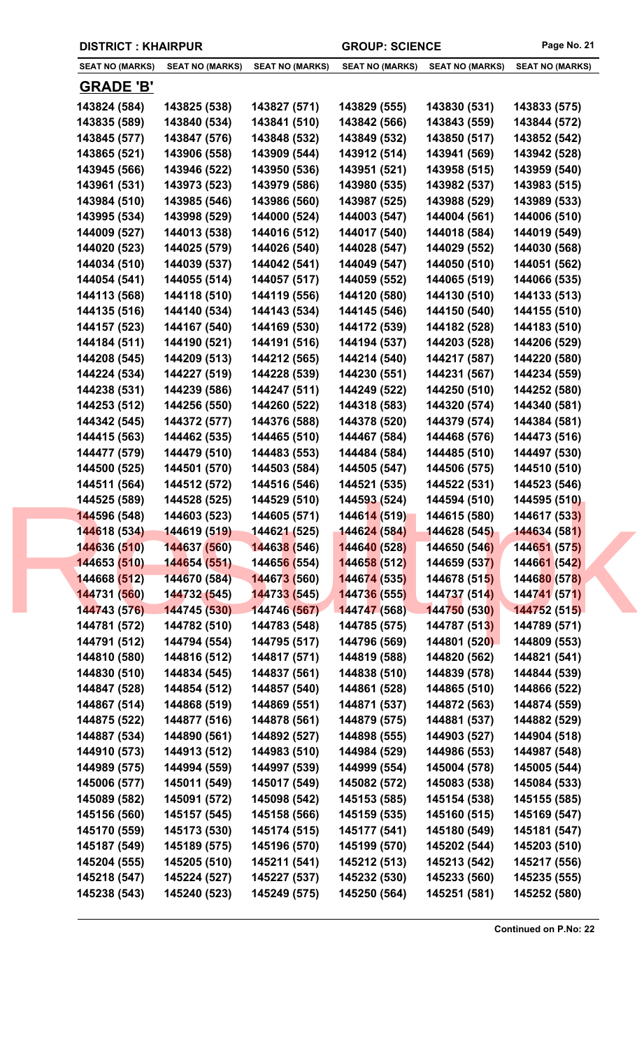**DISTRICT : KHAIRPUR** **GROUP: SCIENCE**

| SEAT NO (MARKS) | SEAT NO (MARKS) | SEAT NO (MARKS) | SEAT NO (MARKS) | SEAT NO (MARKS) | SEAT NO (MARKS) |
|---|---|---|---|---|---|
| **GRADE 'B'** | | | | | |
| 143824 (584) | 143825 (538) | 143827 (571) | 143829 (555) | 143830 (531) | 143833 (575) |
| 143835 (589) | 143840 (534) | 143841 (510) | 143842 (566) | 143843 (559) | 143844 (572) |
| 143845 (577) | 143847 (576) | 143848 (532) | 143849 (532) | 143850 (517) | 143852 (542) |
| 143865 (521) | 143906 (558) | 143909 (544) | 143912 (514) | 143941 (569) | 143942 (528) |
| 143945 (566) | 143946 (522) | 143950 (536) | 143951 (521) | 143958 (515) | 143959 (540) |
| 143961 (531) | 143973 (523) | 143979 (586) | 143980 (535) | 143982 (537) | 143983 (515) |
| 143984 (510) | 143985 (546) | 143986 (560) | 143987 (525) | 143988 (529) | 143989 (533) |
| 143995 (534) | 143998 (529) | 144000 (524) | 144003 (547) | 144004 (561) | 144006 (510) |
| 144009 (527) | 144013 (538) | 144016 (512) | 144017 (540) | 144018 (584) | 144019 (549) |
| 144020 (523) | 144025 (579) | 144026 (540) | 144028 (547) | 144029 (552) | 144030 (568) |
| 144034 (510) | 144039 (537) | 144042 (541) | 144049 (547) | 144050 (510) | 144051 (562) |
| 144054 (541) | 144055 (514) | 144057 (517) | 144059 (552) | 144065 (519) | 144066 (535) |
| 144113 (568) | 144118 (510) | 144119 (556) | 144120 (580) | 144130 (510) | 144133 (513) |
| 144135 (516) | 144140 (534) | 144143 (534) | 144145 (546) | 144150 (540) | 144155 (510) |
| 144157 (523) | 144167 (540) | 144169 (530) | 144172 (539) | 144182 (528) | 144183 (510) |
| 144184 (511) | 144190 (521) | 144191 (516) | 144194 (537) | 144203 (528) | 144206 (529) |
| 144208 (545) | 144209 (513) | 144212 (565) | 144214 (540) | 144217 (587) | 144220 (580) |
| 144224 (534) | 144227 (519) | 144228 (539) | 144230 (551) | 144231 (567) | 144234 (559) |
| 144238 (531) | 144239 (586) | 144247 (511) | 144249 (522) | 144250 (510) | 144252 (580) |
| 144253 (512) | 144256 (550) | 144260 (522) | 144318 (583) | 144320 (574) | 144340 (581) |
| 144342 (545) | 144372 (577) | 144376 (588) | 144378 (520) | 144379 (574) | 144384 (581) |
| 144415 (563) | 144462 (535) | 144465 (510) | 144467 (584) | 144468 (576) | 144473 (516) |
| 144477 (579) | 144479 (510) | 144483 (553) | 144484 (584) | 144485 (510) | 144497 (530) |
| 144500 (525) | 144501 (570) | 144503 (584) | 144505 (547) | 144506 (575) | 144510 (510) |
| 144511 (564) | 144512 (572) | 144516 (546) | 144521 (535) | 144522 (531) | 144523 (546) |
| 144525 (589) | 144528 (525) | 144529 (510) | 144593 (524) | 144594 (510) | 144595 (510) |
| 144596 (548) | 144603 (523) | 144605 (571) | 144614 (519) | 144615 (580) | 144617 (533) |
| 144618 (534) | 144619 (519) | 144621 (525) | 144624 (584) | 144628 (545) | 144634 (581) |
| 144636 (510) | 144637 (560) | 144638 (546) | 144640 (528) | 144650 (546) | 144651 (575) |
| 144653 (510) | 144654 (551) | 144656 (554) | 144658 (512) | 144659 (537) | 144661 (542) |
| 144668 (512) | 144670 (584) | 144673 (560) | 144674 (535) | 144678 (515) | 144680 (578) |
| 144731 (560) | 144732 (545) | 144733 (545) | 144736 (555) | 144737 (514) | 144741 (571) |
| 144743 (576) | 144745 (530) | 144746 (567) | 144747 (568) | 144750 (530) | 144752 (515) |
| 144781 (572) | 144782 (510) | 144783 (548) | 144785 (575) | 144787 (513) | 144789 (571) |
| 144791 (512) | 144794 (554) | 144795 (517) | 144796 (569) | 144801 (520) | 144809 (553) |
| 144810 (580) | 144816 (512) | 144817 (571) | 144819 (588) | 144820 (562) | 144821 (541) |
| 144830 (510) | 144834 (545) | 144837 (561) | 144838 (510) | 144839 (578) | 144844 (539) |
| 144847 (528) | 144854 (512) | 144857 (540) | 144861 (528) | 144865 (510) | 144866 (522) |
| 144867 (514) | 144868 (519) | 144869 (551) | 144871 (537) | 144872 (563) | 144874 (559) |
| 144875 (522) | 144877 (516) | 144878 (561) | 144879 (575) | 144881 (537) | 144882 (529) |
| 144887 (534) | 144890 (561) | 144892 (527) | 144898 (555) | 144903 (527) | 144904 (518) |
| 144910 (573) | 144913 (512) | 144983 (510) | 144984 (529) | 144986 (553) | 144987 (548) |
| 144989 (575) | 144994 (559) | 144997 (539) | 144999 (554) | 145004 (578) | 145005 (544) |
| 145006 (577) | 145011 (549) | 145017 (549) | 145082 (572) | 145083 (538) | 145084 (533) |
| 145089 (582) | 145091 (572) | 145098 (542) | 145153 (585) | 145154 (538) | 145155 (585) |
| 145156 (560) | 145157 (545) | 145158 (566) | 145159 (535) | 145160 (515) | 145169 (547) |
| 145170 (559) | 145173 (530) | 145174 (515) | 145177 (541) | 145180 (549) | 145181 (547) |
| 145187 (549) | 145189 (575) | 145196 (570) | 145199 (570) | 145202 (544) | 145203 (510) |
| 145204 (555) | 145205 (510) | 145211 (541) | 145212 (513) | 145213 (542) | 145217 (556) |
| 145218 (547) | 145224 (527) | 145227 (537) | 145232 (530) | 145233 (560) | 145235 (555) |
| 145238 (543) | 145240 (523) | 145249 (575) | 145250 (564) | 145251 (581) | 145252 (580) |

**Continued on P.No: 22**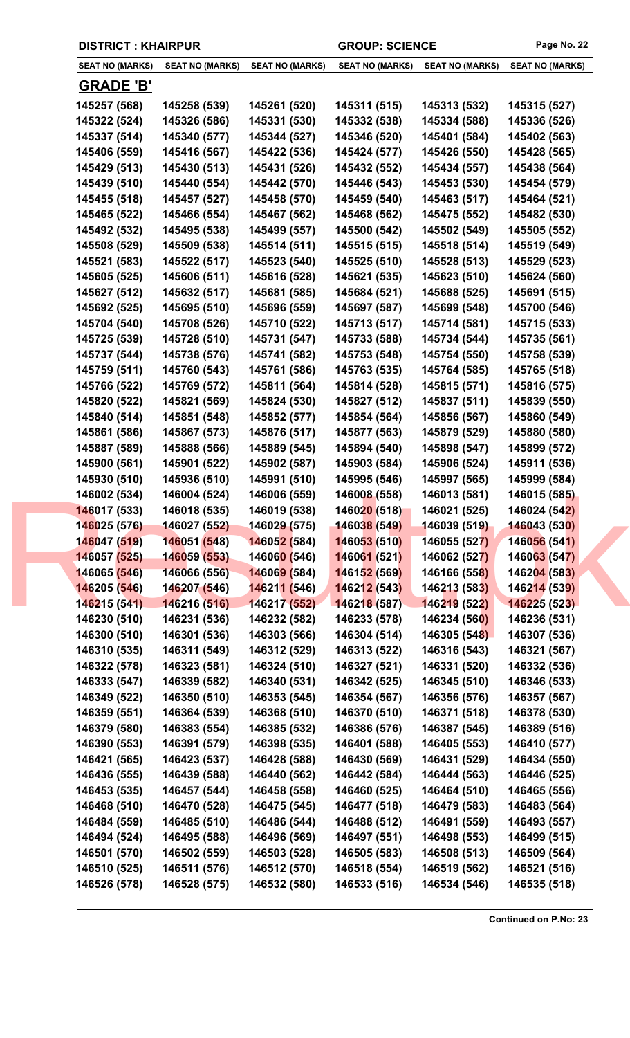DISTRICT : KHAIRPUR GROUP: SCIENCE

| SEAT NO (MARKS) | SEAT NO (MARKS) | SEAT NO (MARKS) | SEAT NO (MARKS) | SEAT NO (MARKS) | SEAT NO (MARKS) |
|---|---|---|---|---|---|

## GRADE 'B'

| | | | | | |
|---|---|---|---|---|---|
| 145257 (568) | 145258 (539) | 145261 (520) | 145311 (515) | 145313 (532) | 145315 (527) |
| 145322 (524) | 145326 (586) | 145331 (530) | 145332 (538) | 145334 (588) | 145336 (526) |
| 145337 (514) | 145340 (577) | 145344 (527) | 145346 (520) | 145401 (584) | 145402 (563) |
| 145406 (559) | 145416 (567) | 145422 (536) | 145424 (577) | 145426 (550) | 145428 (565) |
| 145429 (513) | 145430 (513) | 145431 (526) | 145432 (552) | 145434 (557) | 145438 (564) |
| 145439 (510) | 145440 (554) | 145442 (570) | 145446 (543) | 145453 (530) | 145454 (579) |
| 145455 (518) | 145457 (527) | 145458 (570) | 145459 (540) | 145463 (517) | 145464 (521) |
| 145465 (522) | 145466 (554) | 145467 (562) | 145468 (562) | 145475 (552) | 145482 (530) |
| 145492 (532) | 145495 (538) | 145499 (557) | 145500 (542) | 145502 (549) | 145505 (552) |
| 145508 (529) | 145509 (538) | 145514 (511) | 145515 (515) | 145518 (514) | 145519 (549) |
| 145521 (583) | 145522 (517) | 145523 (540) | 145525 (510) | 145528 (513) | 145529 (523) |
| 145605 (525) | 145606 (511) | 145616 (528) | 145621 (535) | 145623 (510) | 145624 (560) |
| 145627 (512) | 145632 (517) | 145681 (585) | 145684 (521) | 145688 (525) | 145691 (515) |
| 145692 (525) | 145695 (510) | 145696 (559) | 145697 (587) | 145699 (548) | 145700 (546) |
| 145704 (540) | 145708 (526) | 145710 (522) | 145713 (517) | 145714 (581) | 145715 (533) |
| 145725 (539) | 145728 (510) | 145731 (547) | 145733 (588) | 145734 (544) | 145735 (561) |
| 145737 (544) | 145738 (576) | 145741 (582) | 145753 (548) | 145754 (550) | 145758 (539) |
| 145759 (511) | 145760 (543) | 145761 (586) | 145763 (535) | 145764 (585) | 145765 (518) |
| 145766 (522) | 145769 (572) | 145811 (564) | 145814 (528) | 145815 (571) | 145816 (575) |
| 145820 (522) | 145821 (569) | 145824 (530) | 145827 (512) | 145837 (511) | 145839 (550) |
| 145840 (514) | 145851 (548) | 145852 (577) | 145854 (564) | 145856 (567) | 145860 (549) |
| 145861 (586) | 145867 (573) | 145876 (517) | 145877 (563) | 145879 (529) | 145880 (580) |
| 145887 (589) | 145888 (566) | 145889 (545) | 145894 (540) | 145898 (547) | 145899 (572) |
| 145900 (561) | 145901 (522) | 145902 (587) | 145903 (584) | 145906 (524) | 145911 (536) |
| 145930 (510) | 145936 (510) | 145991 (510) | 145995 (546) | 145997 (565) | 145999 (584) |
| 146002 (534) | 146004 (524) | 146006 (559) | 146008 (558) | 146013 (581) | 146015 (585) |
| 146017 (533) | 146018 (535) | 146019 (538) | 146020 (518) | 146021 (525) | 146024 (542) |
| 146025 (576) | 146027 (552) | 146029 (575) | 146038 (549) | 146039 (519) | 146043 (530) |
| 146047 (519) | 146051 (548) | 146052 (584) | 146053 (510) | 146055 (527) | 146056 (541) |
| 146057 (525) | 146059 (553) | 146060 (546) | 146061 (521) | 146062 (527) | 146063 (547) |
| 146065 (546) | 146066 (556) | 146069 (584) | 146152 (569) | 146166 (558) | 146204 (583) |
| 146205 (546) | 146207 (546) | 146211 (546) | 146212 (543) | 146213 (583) | 146214 (539) |
| 146215 (541) | 146216 (516) | 146217 (552) | 146218 (587) | 146219 (522) | 146225 (523) |
| 146230 (510) | 146231 (536) | 146232 (582) | 146233 (578) | 146234 (560) | 146236 (531) |
| 146300 (510) | 146301 (536) | 146303 (566) | 146304 (514) | 146305 (548) | 146307 (536) |
| 146310 (535) | 146311 (549) | 146312 (529) | 146313 (522) | 146316 (543) | 146321 (567) |
| 146322 (578) | 146323 (581) | 146324 (510) | 146327 (521) | 146331 (520) | 146332 (536) |
| 146333 (547) | 146339 (582) | 146340 (531) | 146342 (525) | 146345 (510) | 146346 (533) |
| 146349 (522) | 146350 (510) | 146353 (545) | 146354 (567) | 146356 (576) | 146357 (567) |
| 146359 (551) | 146364 (539) | 146368 (510) | 146370 (510) | 146371 (518) | 146378 (530) |
| 146379 (580) | 146383 (554) | 146385 (532) | 146386 (576) | 146387 (545) | 146389 (516) |
| 146390 (553) | 146391 (579) | 146398 (535) | 146401 (588) | 146405 (553) | 146410 (577) |
| 146421 (565) | 146423 (537) | 146428 (588) | 146430 (569) | 146431 (529) | 146434 (550) |
| 146436 (555) | 146439 (588) | 146440 (562) | 146442 (584) | 146444 (563) | 146446 (525) |
| 146453 (535) | 146457 (544) | 146458 (558) | 146460 (525) | 146464 (510) | 146465 (556) |
| 146468 (510) | 146470 (528) | 146475 (545) | 146477 (518) | 146479 (583) | 146483 (564) |
| 146484 (559) | 146485 (510) | 146486 (544) | 146488 (512) | 146491 (559) | 146493 (557) |
| 146494 (524) | 146495 (588) | 146496 (569) | 146497 (551) | 146498 (553) | 146499 (515) |
| 146501 (570) | 146502 (559) | 146503 (528) | 146505 (583) | 146508 (513) | 146509 (564) |
| 146510 (525) | 146511 (576) | 146512 (570) | 146518 (554) | 146519 (562) | 146521 (516) |
| 146526 (578) | 146528 (575) | 146532 (580) | 146533 (516) | 146534 (546) | 146535 (518) |

**Continued on P.No: 23**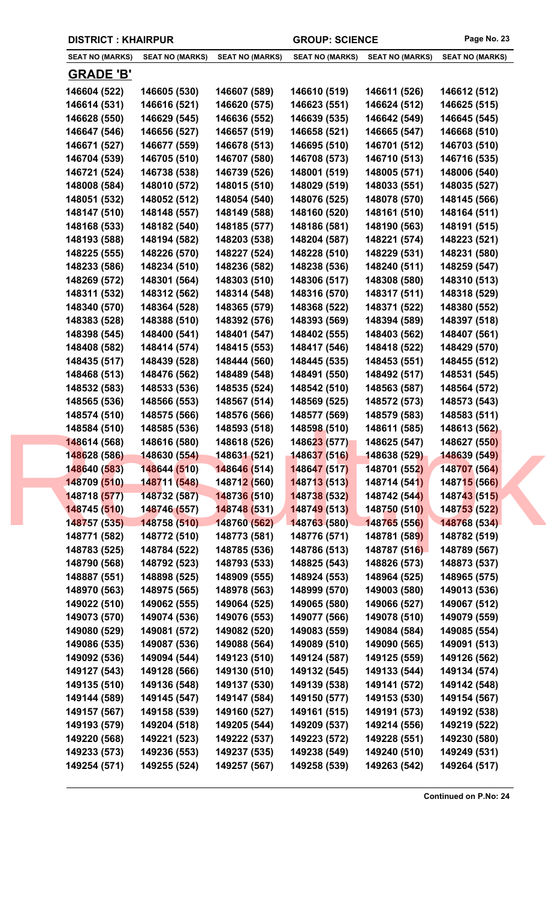DISTRICT : KHAIRPUR | GROUP: SCIENCE

| SEAT NO (MARKS) | SEAT NO (MARKS) | SEAT NO (MARKS) | SEAT NO (MARKS) | SEAT NO (MARKS) | SEAT NO (MARKS) |
|---|---|---|---|---|---|

## GRADE 'B'

| | | | | | |
|---|---|---|---|---|---|
| 146604 (522) | 146605 (530) | 146607 (589) | 146610 (519) | 146611 (526) | 146612 (512) |
| 146614 (531) | 146616 (521) | 146620 (575) | 146623 (551) | 146624 (512) | 146625 (515) |
| 146628 (550) | 146629 (545) | 146636 (552) | 146639 (535) | 146642 (549) | 146645 (545) |
| 146647 (546) | 146656 (527) | 146657 (519) | 146658 (521) | 146665 (547) | 146668 (510) |
| 146671 (527) | 146677 (559) | 146678 (513) | 146695 (510) | 146701 (512) | 146703 (510) |
| 146704 (539) | 146705 (510) | 146707 (580) | 146708 (573) | 146710 (513) | 146716 (535) |
| 146721 (524) | 146738 (538) | 146739 (526) | 148001 (519) | 148005 (571) | 148006 (540) |
| 148008 (584) | 148010 (572) | 148015 (510) | 148029 (519) | 148033 (551) | 148035 (527) |
| 148051 (532) | 148052 (512) | 148054 (540) | 148076 (525) | 148078 (570) | 148145 (566) |
| 148147 (510) | 148148 (557) | 148149 (588) | 148160 (520) | 148161 (510) | 148164 (511) |
| 148168 (533) | 148182 (540) | 148185 (577) | 148186 (581) | 148190 (563) | 148191 (515) |
| 148193 (588) | 148194 (582) | 148203 (538) | 148204 (587) | 148221 (574) | 148223 (521) |
| 148225 (555) | 148226 (570) | 148227 (524) | 148228 (510) | 148229 (531) | 148231 (580) |
| 148233 (586) | 148234 (510) | 148236 (582) | 148238 (536) | 148240 (511) | 148259 (547) |
| 148269 (572) | 148301 (564) | 148303 (510) | 148306 (517) | 148308 (580) | 148310 (513) |
| 148311 (532) | 148312 (562) | 148314 (548) | 148316 (570) | 148317 (511) | 148318 (529) |
| 148340 (570) | 148364 (528) | 148365 (579) | 148368 (522) | 148371 (522) | 148380 (552) |
| 148383 (528) | 148388 (510) | 148392 (576) | 148393 (569) | 148394 (589) | 148397 (518) |
| 148398 (545) | 148400 (541) | 148401 (547) | 148402 (555) | 148403 (562) | 148407 (561) |
| 148408 (582) | 148414 (574) | 148415 (553) | 148417 (546) | 148418 (522) | 148429 (570) |
| 148435 (517) | 148439 (528) | 148444 (560) | 148445 (535) | 148453 (551) | 148455 (512) |
| 148468 (513) | 148476 (562) | 148489 (548) | 148491 (550) | 148492 (517) | 148531 (545) |
| 148532 (583) | 148533 (536) | 148535 (524) | 148542 (510) | 148563 (587) | 148564 (572) |
| 148565 (536) | 148566 (553) | 148567 (514) | 148569 (525) | 148572 (573) | 148573 (543) |
| 148574 (510) | 148575 (566) | 148576 (566) | 148577 (569) | 148579 (583) | 148583 (511) |
| 148584 (510) | 148585 (536) | 148593 (518) | 148598 (510) | 148611 (585) | 148613 (562) |
| 148614 (568) | 148616 (580) | 148618 (526) | 148623 (577) | 148625 (547) | 148627 (550) |
| 148628 (586) | 148630 (554) | 148631 (521) | 148637 (516) | 148638 (529) | 148639 (549) |
| 148640 (583) | 148644 (510) | 148646 (514) | 148647 (517) | 148701 (552) | 148707 (564) |
| 148709 (510) | 148711 (548) | 148712 (560) | 148713 (513) | 148714 (541) | 148715 (566) |
| 148718 (577) | 148732 (587) | 148736 (510) | 148738 (532) | 148742 (544) | 148743 (515) |
| 148745 (510) | 148746 (557) | 148748 (531) | 148749 (513) | 148750 (510) | 148753 (522) |
| 148757 (535) | 148758 (510) | 148760 (562) | 148763 (580) | 148765 (556) | 148768 (534) |
| 148771 (582) | 148772 (510) | 148773 (581) | 148776 (571) | 148781 (589) | 148782 (519) |
| 148783 (525) | 148784 (522) | 148785 (536) | 148786 (513) | 148787 (516) | 148789 (567) |
| 148790 (568) | 148792 (523) | 148793 (533) | 148825 (543) | 148826 (573) | 148873 (537) |
| 148887 (551) | 148898 (525) | 148909 (555) | 148924 (553) | 148964 (525) | 148965 (575) |
| 148970 (563) | 148975 (565) | 148978 (563) | 148999 (570) | 149003 (580) | 149013 (536) |
| 149022 (510) | 149062 (555) | 149064 (525) | 149065 (580) | 149066 (527) | 149067 (512) |
| 149073 (570) | 149074 (536) | 149076 (553) | 149077 (566) | 149078 (510) | 149079 (559) |
| 149080 (529) | 149081 (572) | 149082 (520) | 149083 (559) | 149084 (584) | 149085 (554) |
| 149086 (535) | 149087 (536) | 149088 (564) | 149089 (510) | 149090 (565) | 149091 (513) |
| 149092 (536) | 149094 (544) | 149123 (510) | 149124 (587) | 149125 (559) | 149126 (562) |
| 149127 (543) | 149128 (566) | 149130 (510) | 149132 (545) | 149133 (544) | 149134 (574) |
| 149135 (510) | 149136 (548) | 149137 (530) | 149139 (538) | 149141 (572) | 149142 (548) |
| 149144 (589) | 149145 (547) | 149147 (584) | 149150 (577) | 149153 (530) | 149154 (567) |
| 149157 (567) | 149158 (539) | 149160 (527) | 149161 (515) | 149191 (573) | 149192 (538) |
| 149193 (579) | 149204 (518) | 149205 (544) | 149209 (537) | 149214 (556) | 149219 (522) |
| 149220 (568) | 149221 (523) | 149222 (537) | 149223 (572) | 149228 (551) | 149230 (580) |
| 149233 (573) | 149236 (553) | 149237 (535) | 149238 (549) | 149240 (510) | 149249 (531) |
| 149254 (571) | 149255 (524) | 149257 (567) | 149258 (539) | 149263 (542) | 149264 (517) |

**Continued on P.No: 24**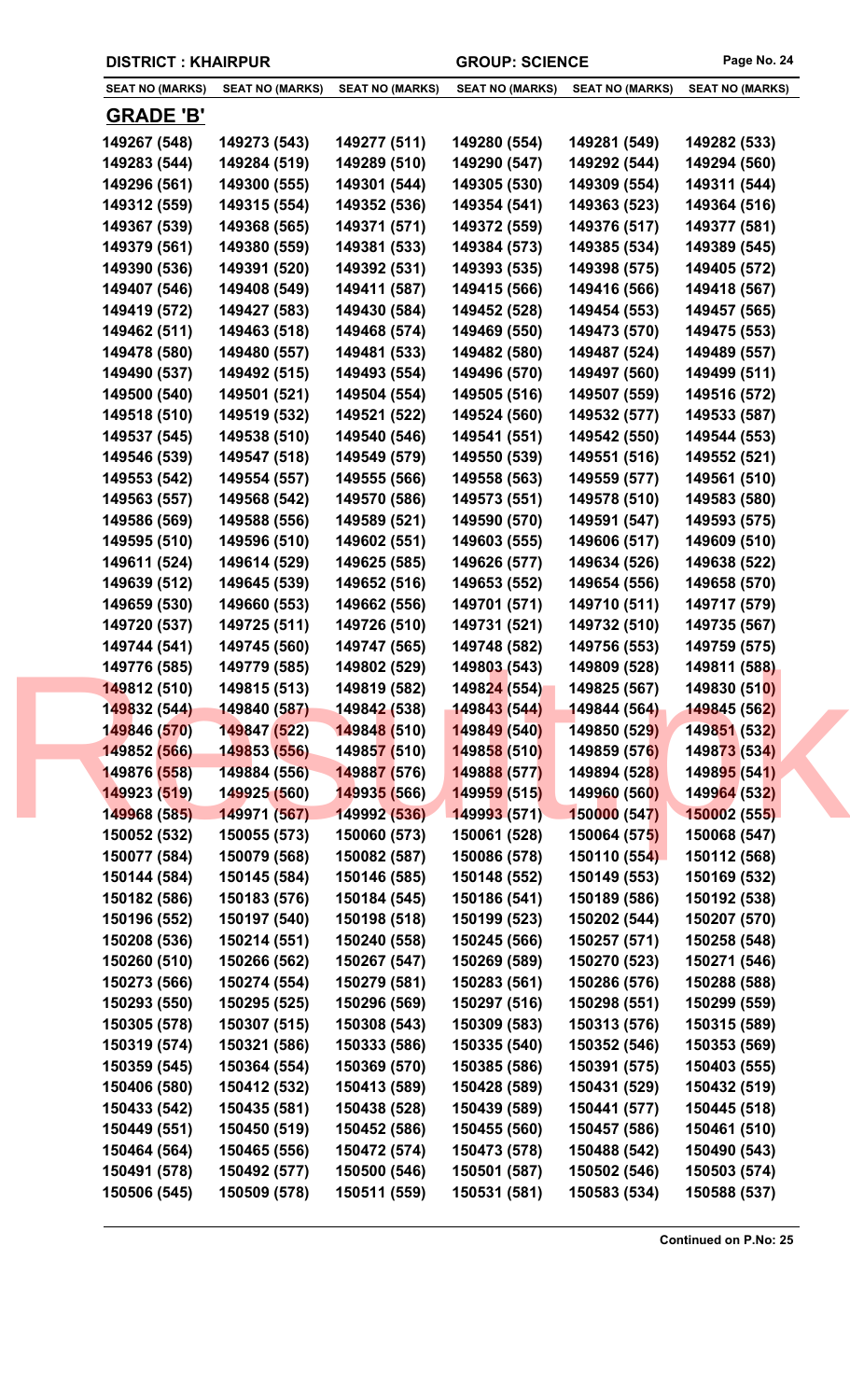**DISTRICT : KHAIRPUR** **GROUP: SCIENCE**

| SEAT NO (MARKS) | SEAT NO (MARKS) | SEAT NO (MARKS) | SEAT NO (MARKS) | SEAT NO (MARKS) | SEAT NO (MARKS) |
|---|---|---|---|---|---|

## GRADE 'B'

| | | | | | |
|---|---|---|---|---|---|
| 149267 (548) | 149273 (543) | 149277 (511) | 149280 (554) | 149281 (549) | 149282 (533) |
| 149283 (544) | 149284 (519) | 149289 (510) | 149290 (547) | 149292 (544) | 149294 (560) |
| 149296 (561) | 149300 (555) | 149301 (544) | 149305 (530) | 149309 (554) | 149311 (544) |
| 149312 (559) | 149315 (554) | 149352 (536) | 149354 (541) | 149363 (523) | 149364 (516) |
| 149367 (539) | 149368 (565) | 149371 (571) | 149372 (559) | 149376 (517) | 149377 (581) |
| 149379 (561) | 149380 (559) | 149381 (533) | 149384 (573) | 149385 (534) | 149389 (545) |
| 149390 (536) | 149391 (520) | 149392 (531) | 149393 (535) | 149398 (575) | 149405 (572) |
| 149407 (546) | 149408 (549) | 149411 (587) | 149415 (566) | 149416 (566) | 149418 (567) |
| 149419 (572) | 149427 (583) | 149430 (584) | 149452 (528) | 149454 (553) | 149457 (565) |
| 149462 (511) | 149463 (518) | 149468 (574) | 149469 (550) | 149473 (570) | 149475 (553) |
| 149478 (580) | 149480 (557) | 149481 (533) | 149482 (580) | 149487 (524) | 149489 (557) |
| 149490 (537) | 149492 (515) | 149493 (554) | 149496 (570) | 149497 (560) | 149499 (511) |
| 149500 (540) | 149501 (521) | 149504 (554) | 149505 (516) | 149507 (559) | 149516 (572) |
| 149518 (510) | 149519 (532) | 149521 (522) | 149524 (560) | 149532 (577) | 149533 (587) |
| 149537 (545) | 149538 (510) | 149540 (546) | 149541 (551) | 149542 (550) | 149544 (553) |
| 149546 (539) | 149547 (518) | 149549 (579) | 149550 (539) | 149551 (516) | 149552 (521) |
| 149553 (542) | 149554 (557) | 149555 (566) | 149558 (563) | 149559 (577) | 149561 (510) |
| 149563 (557) | 149568 (542) | 149570 (586) | 149573 (551) | 149578 (510) | 149583 (580) |
| 149586 (569) | 149588 (556) | 149589 (521) | 149590 (570) | 149591 (547) | 149593 (575) |
| 149595 (510) | 149596 (510) | 149602 (551) | 149603 (555) | 149606 (517) | 149609 (510) |
| 149611 (524) | 149614 (529) | 149625 (585) | 149626 (577) | 149634 (526) | 149638 (522) |
| 149639 (512) | 149645 (539) | 149652 (516) | 149653 (552) | 149654 (556) | 149658 (570) |
| 149659 (530) | 149660 (553) | 149662 (556) | 149701 (571) | 149710 (511) | 149717 (579) |
| 149720 (537) | 149725 (511) | 149726 (510) | 149731 (521) | 149732 (510) | 149735 (567) |
| 149744 (541) | 149745 (560) | 149747 (565) | 149748 (582) | 149756 (553) | 149759 (575) |
| 149776 (585) | 149779 (585) | 149802 (529) | 149803 (543) | 149809 (528) | 149811 (588) |
| 149812 (510) | 149815 (513) | 149819 (582) | 149824 (554) | 149825 (567) | 149830 (510) |
| 149832 (544) | 149840 (587) | 149842 (538) | 149843 (544) | 149844 (564) | 149845 (562) |
| 149846 (570) | 149847 (522) | 149848 (510) | 149849 (540) | 149850 (529) | 149851 (532) |
| 149852 (566) | 149853 (556) | 149857 (510) | 149858 (510) | 149859 (576) | 149873 (534) |
| 149876 (558) | 149884 (556) | 149887 (576) | 149888 (577) | 149894 (528) | 149895 (541) |
| 149923 (519) | 149925 (560) | 149935 (566) | 149959 (515) | 149960 (560) | 149964 (532) |
| 149968 (585) | 149971 (567) | 149992 (536) | 149993 (571) | 150000 (547) | 150002 (555) |
| 150052 (532) | 150055 (573) | 150060 (573) | 150061 (528) | 150064 (575) | 150068 (547) |
| 150077 (584) | 150079 (568) | 150082 (587) | 150086 (578) | 150110 (554) | 150112 (568) |
| 150144 (584) | 150145 (584) | 150146 (585) | 150148 (552) | 150149 (553) | 150169 (532) |
| 150182 (586) | 150183 (576) | 150184 (545) | 150186 (541) | 150189 (586) | 150192 (538) |
| 150196 (552) | 150197 (540) | 150198 (518) | 150199 (523) | 150202 (544) | 150207 (570) |
| 150208 (536) | 150214 (551) | 150240 (558) | 150245 (566) | 150257 (571) | 150258 (548) |
| 150260 (510) | 150266 (562) | 150267 (547) | 150269 (589) | 150270 (523) | 150271 (546) |
| 150273 (566) | 150274 (554) | 150279 (581) | 150283 (561) | 150286 (576) | 150288 (588) |
| 150293 (550) | 150295 (525) | 150296 (569) | 150297 (516) | 150298 (551) | 150299 (559) |
| 150305 (578) | 150307 (515) | 150308 (543) | 150309 (583) | 150313 (576) | 150315 (589) |
| 150319 (574) | 150321 (586) | 150333 (586) | 150335 (540) | 150352 (546) | 150353 (569) |
| 150359 (545) | 150364 (554) | 150369 (570) | 150385 (586) | 150391 (575) | 150403 (555) |
| 150406 (580) | 150412 (532) | 150413 (589) | 150428 (589) | 150431 (529) | 150432 (519) |
| 150433 (542) | 150435 (581) | 150438 (528) | 150439 (589) | 150441 (577) | 150445 (518) |
| 150449 (551) | 150450 (519) | 150452 (586) | 150455 (560) | 150457 (586) | 150461 (510) |
| 150464 (564) | 150465 (556) | 150472 (574) | 150473 (578) | 150488 (542) | 150490 (543) |
| 150491 (578) | 150492 (577) | 150500 (546) | 150501 (587) | 150502 (546) | 150503 (574) |
| 150506 (545) | 150509 (578) | 150511 (559) | 150531 (581) | 150583 (534) | 150588 (537) |

**Continued on P.No: 25**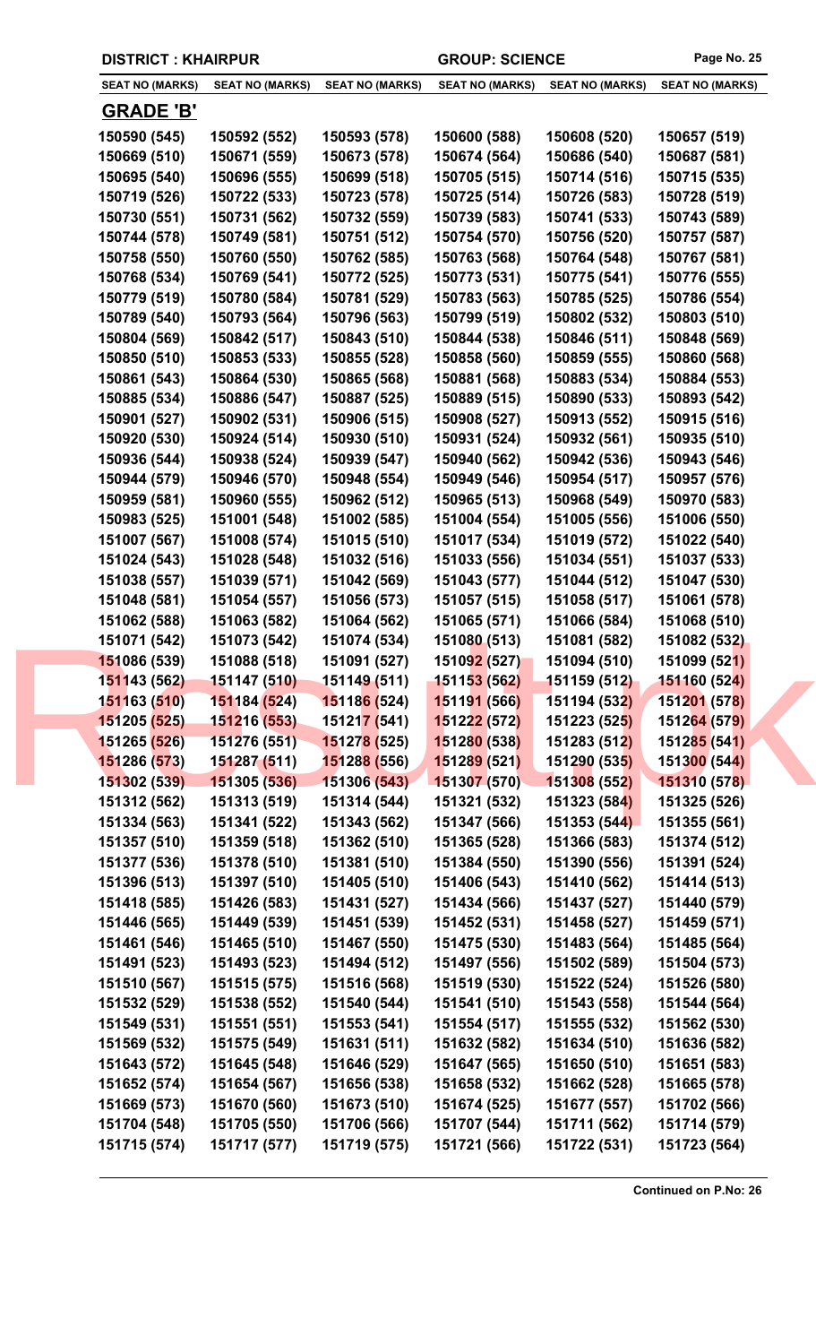**DISTRICT : KHAIRPUR** **GROUP: SCIENCE**

| SEAT NO (MARKS) | SEAT NO (MARKS) | SEAT NO (MARKS) | SEAT NO (MARKS) | SEAT NO (MARKS) | SEAT NO (MARKS) |
|---|---|---|---|---|---|

## GRADE 'B'

| | | | | | |
|---|---|---|---|---|---|
| 150590 (545) | 150592 (552) | 150593 (578) | 150600 (588) | 150608 (520) | 150657 (519) |
| 150669 (510) | 150671 (559) | 150673 (578) | 150674 (564) | 150686 (540) | 150687 (581) |
| 150695 (540) | 150696 (555) | 150699 (518) | 150705 (515) | 150714 (516) | 150715 (535) |
| 150719 (526) | 150722 (533) | 150723 (578) | 150725 (514) | 150726 (583) | 150728 (519) |
| 150730 (551) | 150731 (562) | 150732 (559) | 150739 (583) | 150741 (533) | 150743 (589) |
| 150744 (578) | 150749 (581) | 150751 (512) | 150754 (570) | 150756 (520) | 150757 (587) |
| 150758 (550) | 150760 (550) | 150762 (585) | 150763 (568) | 150764 (548) | 150767 (581) |
| 150768 (534) | 150769 (541) | 150772 (525) | 150773 (531) | 150775 (541) | 150776 (555) |
| 150779 (519) | 150780 (584) | 150781 (529) | 150783 (563) | 150785 (525) | 150786 (554) |
| 150789 (540) | 150793 (564) | 150796 (563) | 150799 (519) | 150802 (532) | 150803 (510) |
| 150804 (569) | 150842 (517) | 150843 (510) | 150844 (538) | 150846 (511) | 150848 (569) |
| 150850 (510) | 150853 (533) | 150855 (528) | 150858 (560) | 150859 (555) | 150860 (568) |
| 150861 (543) | 150864 (530) | 150865 (568) | 150881 (568) | 150883 (534) | 150884 (553) |
| 150885 (534) | 150886 (547) | 150887 (525) | 150889 (515) | 150890 (533) | 150893 (542) |
| 150901 (527) | 150902 (531) | 150906 (515) | 150908 (527) | 150913 (552) | 150915 (516) |
| 150920 (530) | 150924 (514) | 150930 (510) | 150931 (524) | 150932 (561) | 150935 (510) |
| 150936 (544) | 150938 (524) | 150939 (547) | 150940 (562) | 150942 (536) | 150943 (546) |
| 150944 (579) | 150946 (570) | 150948 (554) | 150949 (546) | 150954 (517) | 150957 (576) |
| 150959 (581) | 150960 (555) | 150962 (512) | 150965 (513) | 150968 (549) | 150970 (583) |
| 150983 (525) | 151001 (548) | 151002 (585) | 151004 (554) | 151005 (556) | 151006 (550) |
| 151007 (567) | 151008 (574) | 151015 (510) | 151017 (534) | 151019 (572) | 151022 (540) |
| 151024 (543) | 151028 (548) | 151032 (516) | 151033 (556) | 151034 (551) | 151037 (533) |
| 151038 (557) | 151039 (571) | 151042 (569) | 151043 (577) | 151044 (512) | 151047 (530) |
| 151048 (581) | 151054 (557) | 151056 (573) | 151057 (515) | 151058 (517) | 151061 (578) |
| 151062 (588) | 151063 (582) | 151064 (562) | 151065 (571) | 151066 (584) | 151068 (510) |
| 151071 (542) | 151073 (542) | 151074 (534) | 151080 (513) | 151081 (582) | 151082 (532) |
| 151086 (539) | 151088 (518) | 151091 (527) | 151092 (527) | 151094 (510) | 151099 (521) |
| 151143 (562) | 151147 (510) | 151149 (511) | 151153 (562) | 151159 (512) | 151160 (524) |
| 151163 (510) | 151184 (524) | 151186 (524) | 151191 (566) | 151194 (532) | 151201 (578) |
| 151205 (525) | 151216 (553) | 151217 (541) | 151222 (572) | 151223 (525) | 151264 (579) |
| 151265 (526) | 151276 (551) | 151278 (525) | 151280 (538) | 151283 (512) | 151285 (541) |
| 151286 (573) | 151287 (511) | 151288 (556) | 151289 (521) | 151290 (535) | 151300 (544) |
| 151302 (539) | 151305 (536) | 151306 (543) | 151307 (570) | 151308 (552) | 151310 (578) |
| 151312 (562) | 151313 (519) | 151314 (544) | 151321 (532) | 151323 (584) | 151325 (526) |
| 151334 (563) | 151341 (522) | 151343 (562) | 151347 (566) | 151353 (544) | 151355 (561) |
| 151357 (510) | 151359 (518) | 151362 (510) | 151365 (528) | 151366 (583) | 151374 (512) |
| 151377 (536) | 151378 (510) | 151381 (510) | 151384 (550) | 151390 (556) | 151391 (524) |
| 151396 (513) | 151397 (510) | 151405 (510) | 151406 (543) | 151410 (562) | 151414 (513) |
| 151418 (585) | 151426 (583) | 151431 (527) | 151434 (566) | 151437 (527) | 151440 (579) |
| 151446 (565) | 151449 (539) | 151451 (539) | 151452 (531) | 151458 (527) | 151459 (571) |
| 151461 (546) | 151465 (510) | 151467 (550) | 151475 (530) | 151483 (564) | 151485 (564) |
| 151491 (523) | 151493 (523) | 151494 (512) | 151497 (556) | 151502 (589) | 151504 (573) |
| 151510 (567) | 151515 (575) | 151516 (568) | 151519 (530) | 151522 (524) | 151526 (580) |
| 151532 (529) | 151538 (552) | 151540 (544) | 151541 (510) | 151543 (558) | 151544 (564) |
| 151549 (531) | 151551 (551) | 151553 (541) | 151554 (517) | 151555 (532) | 151562 (530) |
| 151569 (532) | 151575 (549) | 151631 (511) | 151632 (582) | 151634 (510) | 151636 (582) |
| 151643 (572) | 151645 (548) | 151646 (529) | 151647 (565) | 151650 (510) | 151651 (583) |
| 151652 (574) | 151654 (567) | 151656 (538) | 151658 (532) | 151662 (528) | 151665 (578) |
| 151669 (573) | 151670 (560) | 151673 (510) | 151674 (525) | 151677 (557) | 151702 (566) |
| 151704 (548) | 151705 (550) | 151706 (566) | 151707 (544) | 151711 (562) | 151714 (579) |
| 151715 (574) | 151717 (577) | 151719 (575) | 151721 (566) | 151722 (531) | 151723 (564) |

**Continued on P.No: 26**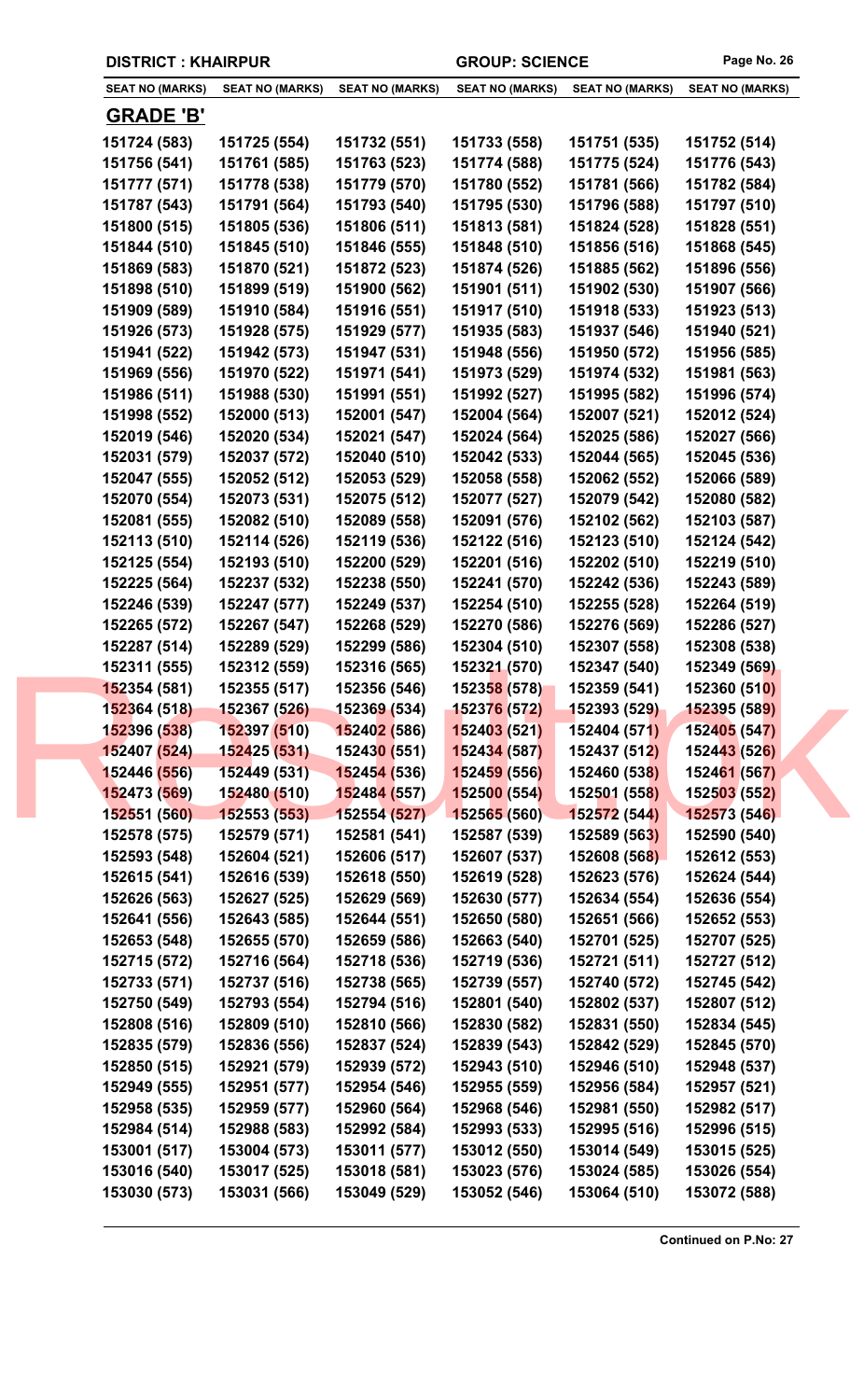**DISTRICT : KHAIRPUR** | **GROUP: SCIENCE**

| SEAT NO (MARKS) | SEAT NO (MARKS) | SEAT NO (MARKS) | SEAT NO (MARKS) | SEAT NO (MARKS) | SEAT NO (MARKS) |
|---|---|---|---|---|---|

## GRADE 'B'

| | | | | | |
|---|---|---|---|---|---|
| 151724 (583) | 151725 (554) | 151732 (551) | 151733 (558) | 151751 (535) | 151752 (514) |
| 151756 (541) | 151761 (585) | 151763 (523) | 151774 (588) | 151775 (524) | 151776 (543) |
| 151777 (571) | 151778 (538) | 151779 (570) | 151780 (552) | 151781 (566) | 151782 (584) |
| 151787 (543) | 151791 (564) | 151793 (540) | 151795 (530) | 151796 (588) | 151797 (510) |
| 151800 (515) | 151805 (536) | 151806 (511) | 151813 (581) | 151824 (528) | 151828 (551) |
| 151844 (510) | 151845 (510) | 151846 (555) | 151848 (510) | 151856 (516) | 151868 (545) |
| 151869 (583) | 151870 (521) | 151872 (523) | 151874 (526) | 151885 (562) | 151896 (556) |
| 151898 (510) | 151899 (519) | 151900 (562) | 151901 (511) | 151902 (530) | 151907 (566) |
| 151909 (589) | 151910 (584) | 151916 (551) | 151917 (510) | 151918 (533) | 151923 (513) |
| 151926 (573) | 151928 (575) | 151929 (577) | 151935 (583) | 151937 (546) | 151940 (521) |
| 151941 (522) | 151942 (573) | 151947 (531) | 151948 (556) | 151950 (572) | 151956 (585) |
| 151969 (556) | 151970 (522) | 151971 (541) | 151973 (529) | 151974 (532) | 151981 (563) |
| 151986 (511) | 151988 (530) | 151991 (551) | 151992 (527) | 151995 (582) | 151996 (574) |
| 151998 (552) | 152000 (513) | 152001 (547) | 152004 (564) | 152007 (521) | 152012 (524) |
| 152019 (546) | 152020 (534) | 152021 (547) | 152024 (564) | 152025 (586) | 152027 (566) |
| 152031 (579) | 152037 (572) | 152040 (510) | 152042 (533) | 152044 (565) | 152045 (536) |
| 152047 (555) | 152052 (512) | 152053 (529) | 152058 (558) | 152062 (552) | 152066 (589) |
| 152070 (554) | 152073 (531) | 152075 (512) | 152077 (527) | 152079 (542) | 152080 (582) |
| 152081 (555) | 152082 (510) | 152089 (558) | 152091 (576) | 152102 (562) | 152103 (587) |
| 152113 (510) | 152114 (526) | 152119 (536) | 152122 (516) | 152123 (510) | 152124 (542) |
| 152125 (554) | 152193 (510) | 152200 (529) | 152201 (516) | 152202 (510) | 152219 (510) |
| 152225 (564) | 152237 (532) | 152238 (550) | 152241 (570) | 152242 (536) | 152243 (589) |
| 152246 (539) | 152247 (577) | 152249 (537) | 152254 (510) | 152255 (528) | 152264 (519) |
| 152265 (572) | 152267 (547) | 152268 (529) | 152270 (586) | 152276 (569) | 152286 (527) |
| 152287 (514) | 152289 (529) | 152299 (586) | 152304 (510) | 152307 (558) | 152308 (538) |
| 152311 (555) | 152312 (559) | 152316 (565) | 152321 (570) | 152347 (540) | 152349 (569) |
| 152354 (581) | 152355 (517) | 152356 (546) | 152358 (578) | 152359 (541) | 152360 (510) |
| 152364 (518) | 152367 (526) | 152369 (534) | 152376 (572) | 152393 (529) | 152395 (589) |
| 152396 (538) | 152397 (510) | 152402 (586) | 152403 (521) | 152404 (571) | 152405 (547) |
| 152407 (524) | 152425 (531) | 152430 (551) | 152434 (587) | 152437 (512) | 152443 (526) |
| 152446 (556) | 152449 (531) | 152454 (536) | 152459 (556) | 152460 (538) | 152461 (567) |
| 152473 (569) | 152480 (510) | 152484 (557) | 152500 (554) | 152501 (558) | 152503 (552) |
| 152551 (560) | 152553 (553) | 152554 (527) | 152565 (560) | 152572 (544) | 152573 (546) |
| 152578 (575) | 152579 (571) | 152581 (541) | 152587 (539) | 152589 (563) | 152590 (540) |
| 152593 (548) | 152604 (521) | 152606 (517) | 152607 (537) | 152608 (568) | 152612 (553) |
| 152615 (541) | 152616 (539) | 152618 (550) | 152619 (528) | 152623 (576) | 152624 (544) |
| 152626 (563) | 152627 (525) | 152629 (569) | 152630 (577) | 152634 (554) | 152636 (554) |
| 152641 (556) | 152643 (585) | 152644 (551) | 152650 (580) | 152651 (566) | 152652 (553) |
| 152653 (548) | 152655 (570) | 152659 (586) | 152663 (540) | 152701 (525) | 152707 (525) |
| 152715 (572) | 152716 (564) | 152718 (536) | 152719 (536) | 152721 (511) | 152727 (512) |
| 152733 (571) | 152737 (516) | 152738 (565) | 152739 (557) | 152740 (572) | 152745 (542) |
| 152750 (549) | 152793 (554) | 152794 (516) | 152801 (540) | 152802 (537) | 152807 (512) |
| 152808 (516) | 152809 (510) | 152810 (566) | 152830 (582) | 152831 (550) | 152834 (545) |
| 152835 (579) | 152836 (556) | 152837 (524) | 152839 (543) | 152842 (529) | 152845 (570) |
| 152850 (515) | 152921 (579) | 152939 (572) | 152943 (510) | 152946 (510) | 152948 (537) |
| 152949 (555) | 152951 (577) | 152954 (546) | 152955 (559) | 152956 (584) | 152957 (521) |
| 152958 (535) | 152959 (577) | 152960 (564) | 152968 (546) | 152981 (550) | 152982 (517) |
| 152984 (514) | 152988 (583) | 152992 (584) | 152993 (533) | 152995 (516) | 152996 (515) |
| 153001 (517) | 153004 (573) | 153011 (577) | 153012 (550) | 153014 (549) | 153015 (525) |
| 153016 (540) | 153017 (525) | 153018 (581) | 153023 (576) | 153024 (585) | 153026 (554) |
| 153030 (573) | 153031 (566) | 153049 (529) | 153052 (546) | 153064 (510) | 153072 (588) |

**Continued on P.No: 27**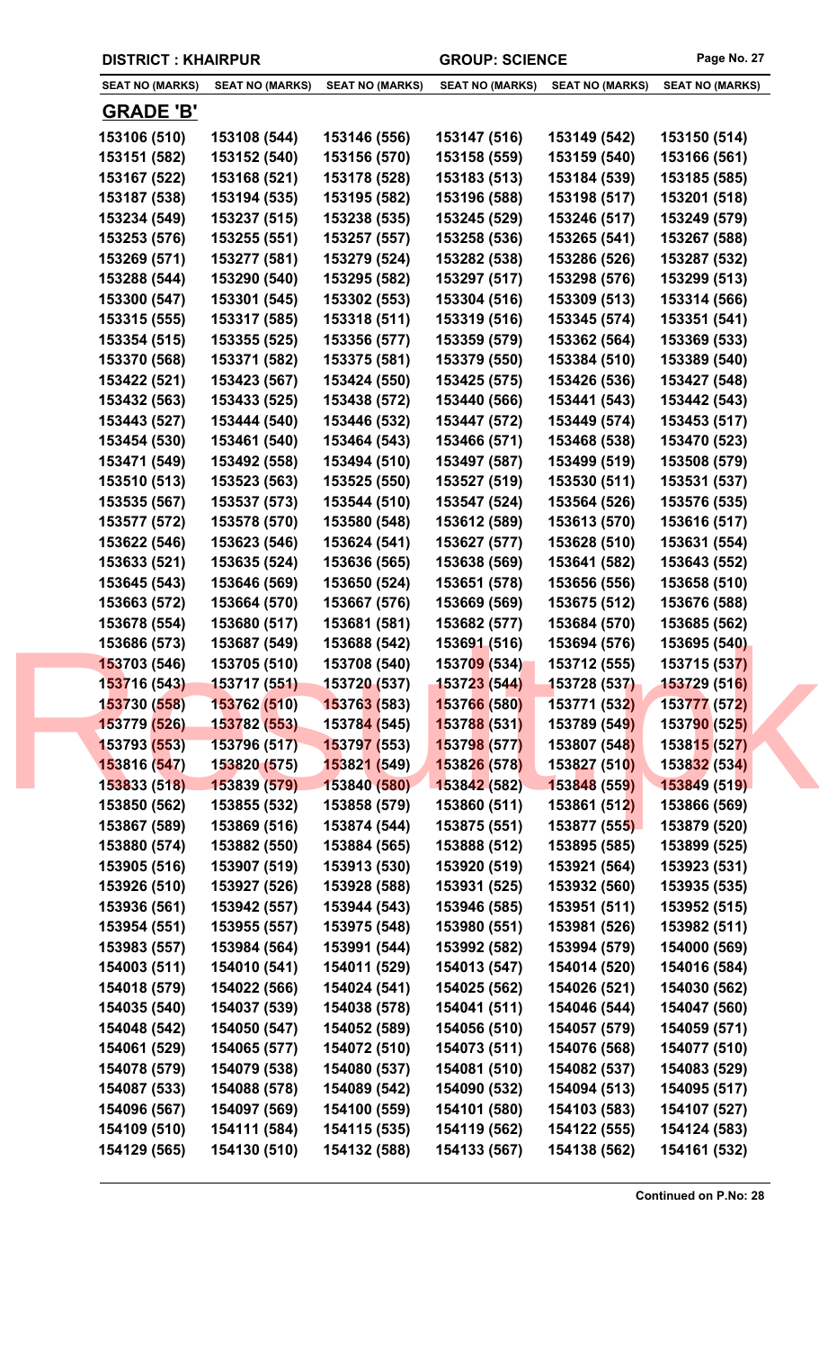**DISTRICT : KHAIRPUR** **GROUP: SCIENCE**

| SEAT NO (MARKS) | SEAT NO (MARKS) | SEAT NO (MARKS) | SEAT NO (MARKS) | SEAT NO (MARKS) | SEAT NO (MARKS) |
|---|---|---|---|---|---|

## GRADE 'B'

| | | | | | |
|---|---|---|---|---|---|
| 153106 (510) | 153108 (544) | 153146 (556) | 153147 (516) | 153149 (542) | 153150 (514) |
| 153151 (582) | 153152 (540) | 153156 (570) | 153158 (559) | 153159 (540) | 153166 (561) |
| 153167 (522) | 153168 (521) | 153178 (528) | 153183 (513) | 153184 (539) | 153185 (585) |
| 153187 (538) | 153194 (535) | 153195 (582) | 153196 (588) | 153198 (517) | 153201 (518) |
| 153234 (549) | 153237 (515) | 153238 (535) | 153245 (529) | 153246 (517) | 153249 (579) |
| 153253 (576) | 153255 (551) | 153257 (557) | 153258 (536) | 153265 (541) | 153267 (588) |
| 153269 (571) | 153277 (581) | 153279 (524) | 153282 (538) | 153286 (526) | 153287 (532) |
| 153288 (544) | 153290 (540) | 153295 (582) | 153297 (517) | 153298 (576) | 153299 (513) |
| 153300 (547) | 153301 (545) | 153302 (553) | 153304 (516) | 153309 (513) | 153314 (566) |
| 153315 (555) | 153317 (585) | 153318 (511) | 153319 (516) | 153345 (574) | 153351 (541) |
| 153354 (515) | 153355 (525) | 153356 (577) | 153359 (579) | 153362 (564) | 153369 (533) |
| 153370 (568) | 153371 (582) | 153375 (581) | 153379 (550) | 153384 (510) | 153389 (540) |
| 153422 (521) | 153423 (567) | 153424 (550) | 153425 (575) | 153426 (536) | 153427 (548) |
| 153432 (563) | 153433 (525) | 153438 (572) | 153440 (566) | 153441 (543) | 153442 (543) |
| 153443 (527) | 153444 (540) | 153446 (532) | 153447 (572) | 153449 (574) | 153453 (517) |
| 153454 (530) | 153461 (540) | 153464 (543) | 153466 (571) | 153468 (538) | 153470 (523) |
| 153471 (549) | 153492 (558) | 153494 (510) | 153497 (587) | 153499 (519) | 153508 (579) |
| 153510 (513) | 153523 (563) | 153525 (550) | 153527 (519) | 153530 (511) | 153531 (537) |
| 153535 (567) | 153537 (573) | 153544 (510) | 153547 (524) | 153564 (526) | 153576 (535) |
| 153577 (572) | 153578 (570) | 153580 (548) | 153612 (589) | 153613 (570) | 153616 (517) |
| 153622 (546) | 153623 (546) | 153624 (541) | 153627 (577) | 153628 (510) | 153631 (554) |
| 153633 (521) | 153635 (524) | 153636 (565) | 153638 (569) | 153641 (582) | 153643 (552) |
| 153645 (543) | 153646 (569) | 153650 (524) | 153651 (578) | 153656 (556) | 153658 (510) |
| 153663 (572) | 153664 (570) | 153667 (576) | 153669 (569) | 153675 (512) | 153676 (588) |
| 153678 (554) | 153680 (517) | 153681 (581) | 153682 (577) | 153684 (570) | 153685 (562) |
| 153686 (573) | 153687 (549) | 153688 (542) | 153691 (516) | 153694 (576) | 153695 (540) |
| 153703 (546) | 153705 (510) | 153708 (540) | 153709 (534) | 153712 (555) | 153715 (537) |
| 153716 (543) | 153717 (551) | 153720 (537) | 153723 (544) | 153728 (537) | 153729 (516) |
| 153730 (558) | 153762 (510) | 153763 (583) | 153766 (580) | 153771 (532) | 153777 (572) |
| 153779 (526) | 153782 (553) | 153784 (545) | 153788 (531) | 153789 (549) | 153790 (525) |
| 153793 (553) | 153796 (517) | 153797 (553) | 153798 (577) | 153807 (548) | 153815 (527) |
| 153816 (547) | 153820 (575) | 153821 (549) | 153826 (578) | 153827 (510) | 153832 (534) |
| 153833 (518) | 153839 (579) | 153840 (580) | 153842 (582) | 153848 (559) | 153849 (519) |
| 153850 (562) | 153855 (532) | 153858 (579) | 153860 (511) | 153861 (512) | 153866 (569) |
| 153867 (589) | 153869 (516) | 153874 (544) | 153875 (551) | 153877 (555) | 153879 (520) |
| 153880 (574) | 153882 (550) | 153884 (565) | 153888 (512) | 153895 (585) | 153899 (525) |
| 153905 (516) | 153907 (519) | 153913 (530) | 153920 (519) | 153921 (564) | 153923 (531) |
| 153926 (510) | 153927 (526) | 153928 (588) | 153931 (525) | 153932 (560) | 153935 (535) |
| 153936 (561) | 153942 (557) | 153944 (543) | 153946 (585) | 153951 (511) | 153952 (515) |
| 153954 (551) | 153955 (557) | 153975 (548) | 153980 (551) | 153981 (526) | 153982 (511) |
| 153983 (557) | 153984 (564) | 153991 (544) | 153992 (582) | 153994 (579) | 154000 (569) |
| 154003 (511) | 154010 (541) | 154011 (529) | 154013 (547) | 154014 (520) | 154016 (584) |
| 154018 (579) | 154022 (566) | 154024 (541) | 154025 (562) | 154026 (521) | 154030 (562) |
| 154035 (540) | 154037 (539) | 154038 (578) | 154041 (511) | 154046 (544) | 154047 (560) |
| 154048 (542) | 154050 (547) | 154052 (589) | 154056 (510) | 154057 (579) | 154059 (571) |
| 154061 (529) | 154065 (577) | 154072 (510) | 154073 (511) | 154076 (568) | 154077 (510) |
| 154078 (579) | 154079 (538) | 154080 (537) | 154081 (510) | 154082 (537) | 154083 (529) |
| 154087 (533) | 154088 (578) | 154089 (542) | 154090 (532) | 154094 (513) | 154095 (517) |
| 154096 (567) | 154097 (569) | 154100 (559) | 154101 (580) | 154103 (583) | 154107 (527) |
| 154109 (510) | 154111 (584) | 154115 (535) | 154119 (562) | 154122 (555) | 154124 (583) |
| 154129 (565) | 154130 (510) | 154132 (588) | 154133 (567) | 154138 (562) | 154161 (532) |

**Continued on P.No: 28**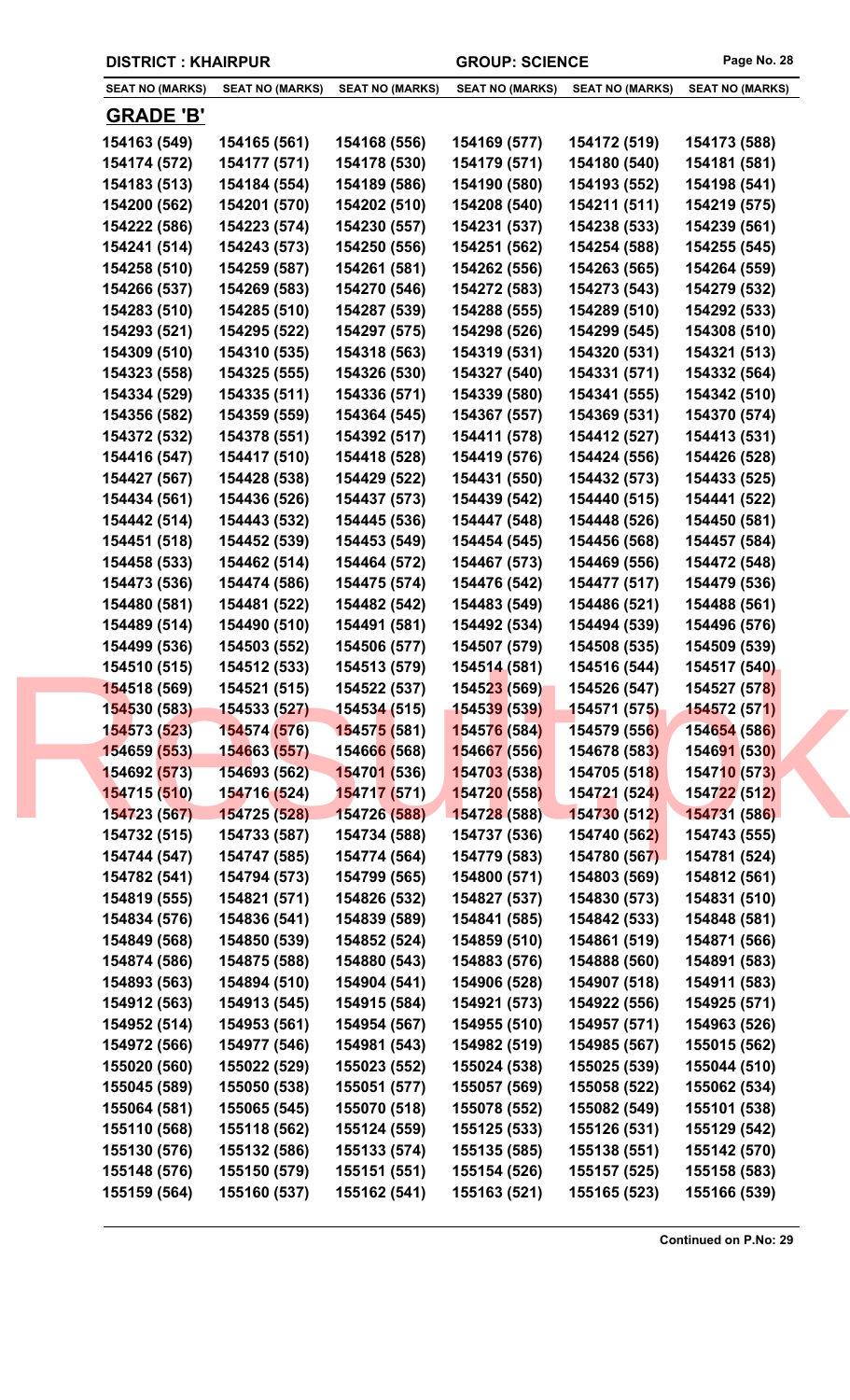**DISTRICT : KHAIRPUR** | **GROUP: SCIENCE**

| SEAT NO (MARKS) | SEAT NO (MARKS) | SEAT NO (MARKS) | SEAT NO (MARKS) | SEAT NO (MARKS) | SEAT NO (MARKS) |
|---|---|---|---|---|---|

## GRADE 'B'

| | | | | | |
|---|---|---|---|---|---|
| 154163 (549) | 154165 (561) | 154168 (556) | 154169 (577) | 154172 (519) | 154173 (588) |
| 154174 (572) | 154177 (571) | 154178 (530) | 154179 (571) | 154180 (540) | 154181 (581) |
| 154183 (513) | 154184 (554) | 154189 (586) | 154190 (580) | 154193 (552) | 154198 (541) |
| 154200 (562) | 154201 (570) | 154202 (510) | 154208 (540) | 154211 (511) | 154219 (575) |
| 154222 (586) | 154223 (574) | 154230 (557) | 154231 (537) | 154238 (533) | 154239 (561) |
| 154241 (514) | 154243 (573) | 154250 (556) | 154251 (562) | 154254 (588) | 154255 (545) |
| 154258 (510) | 154259 (587) | 154261 (581) | 154262 (556) | 154263 (565) | 154264 (559) |
| 154266 (537) | 154269 (583) | 154270 (546) | 154272 (583) | 154273 (543) | 154279 (532) |
| 154283 (510) | 154285 (510) | 154287 (539) | 154288 (555) | 154289 (510) | 154292 (533) |
| 154293 (521) | 154295 (522) | 154297 (575) | 154298 (526) | 154299 (545) | 154308 (510) |
| 154309 (510) | 154310 (535) | 154318 (563) | 154319 (531) | 154320 (531) | 154321 (513) |
| 154323 (558) | 154325 (555) | 154326 (530) | 154327 (540) | 154331 (571) | 154332 (564) |
| 154334 (529) | 154335 (511) | 154336 (571) | 154339 (580) | 154341 (555) | 154342 (510) |
| 154356 (582) | 154359 (559) | 154364 (545) | 154367 (557) | 154369 (531) | 154370 (574) |
| 154372 (532) | 154378 (551) | 154392 (517) | 154411 (578) | 154412 (527) | 154413 (531) |
| 154416 (547) | 154417 (510) | 154418 (528) | 154419 (576) | 154424 (556) | 154426 (528) |
| 154427 (567) | 154428 (538) | 154429 (522) | 154431 (550) | 154432 (573) | 154433 (525) |
| 154434 (561) | 154436 (526) | 154437 (573) | 154439 (542) | 154440 (515) | 154441 (522) |
| 154442 (514) | 154443 (532) | 154445 (536) | 154447 (548) | 154448 (526) | 154450 (581) |
| 154451 (518) | 154452 (539) | 154453 (549) | 154454 (545) | 154456 (568) | 154457 (584) |
| 154458 (533) | 154462 (514) | 154464 (572) | 154467 (573) | 154469 (556) | 154472 (548) |
| 154473 (536) | 154474 (586) | 154475 (574) | 154476 (542) | 154477 (517) | 154479 (536) |
| 154480 (581) | 154481 (522) | 154482 (542) | 154483 (549) | 154486 (521) | 154488 (561) |
| 154489 (514) | 154490 (510) | 154491 (581) | 154492 (534) | 154494 (539) | 154496 (576) |
| 154499 (536) | 154503 (552) | 154506 (577) | 154507 (579) | 154508 (535) | 154509 (539) |
| 154510 (515) | 154512 (533) | 154513 (579) | 154514 (581) | 154516 (544) | 154517 (540) |
| 154518 (569) | 154521 (515) | 154522 (537) | 154523 (569) | 154526 (547) | 154527 (578) |
| 154530 (583) | 154533 (527) | 154534 (515) | 154539 (539) | 154571 (575) | 154572 (571) |
| 154573 (523) | 154574 (576) | 154575 (581) | 154576 (584) | 154579 (556) | 154654 (586) |
| 154659 (553) | 154663 (557) | 154666 (568) | 154667 (556) | 154678 (583) | 154691 (530) |
| 154692 (573) | 154693 (562) | 154701 (536) | 154703 (538) | 154705 (518) | 154710 (573) |
| 154715 (510) | 154716 (524) | 154717 (571) | 154720 (558) | 154721 (524) | 154722 (512) |
| 154723 (567) | 154725 (528) | 154726 (588) | 154728 (588) | 154730 (512) | 154731 (586) |
| 154732 (515) | 154733 (587) | 154734 (588) | 154737 (536) | 154740 (562) | 154743 (555) |
| 154744 (547) | 154747 (585) | 154774 (564) | 154779 (583) | 154780 (567) | 154781 (524) |
| 154782 (541) | 154794 (573) | 154799 (565) | 154800 (571) | 154803 (569) | 154812 (561) |
| 154819 (555) | 154821 (571) | 154826 (532) | 154827 (537) | 154830 (573) | 154831 (510) |
| 154834 (576) | 154836 (541) | 154839 (589) | 154841 (585) | 154842 (533) | 154848 (581) |
| 154849 (568) | 154850 (539) | 154852 (524) | 154859 (510) | 154861 (519) | 154871 (566) |
| 154874 (586) | 154875 (588) | 154880 (543) | 154883 (576) | 154888 (560) | 154891 (583) |
| 154893 (563) | 154894 (510) | 154904 (541) | 154906 (528) | 154907 (518) | 154911 (583) |
| 154912 (563) | 154913 (545) | 154915 (584) | 154921 (573) | 154922 (556) | 154925 (571) |
| 154952 (514) | 154953 (561) | 154954 (567) | 154955 (510) | 154957 (571) | 154963 (526) |
| 154972 (566) | 154977 (546) | 154981 (543) | 154982 (519) | 154985 (567) | 155015 (562) |
| 155020 (560) | 155022 (529) | 155023 (552) | 155024 (538) | 155025 (539) | 155044 (510) |
| 155045 (589) | 155050 (538) | 155051 (577) | 155057 (569) | 155058 (522) | 155062 (534) |
| 155064 (581) | 155065 (545) | 155070 (518) | 155078 (552) | 155082 (549) | 155101 (538) |
| 155110 (568) | 155118 (562) | 155124 (559) | 155125 (533) | 155126 (531) | 155129 (542) |
| 155130 (576) | 155132 (586) | 155133 (574) | 155135 (585) | 155138 (551) | 155142 (570) |
| 155148 (576) | 155150 (579) | 155151 (551) | 155154 (526) | 155157 (525) | 155158 (583) |
| 155159 (564) | 155160 (537) | 155162 (541) | 155163 (521) | 155165 (523) | 155166 (539) |

**Continued on P.No: 29**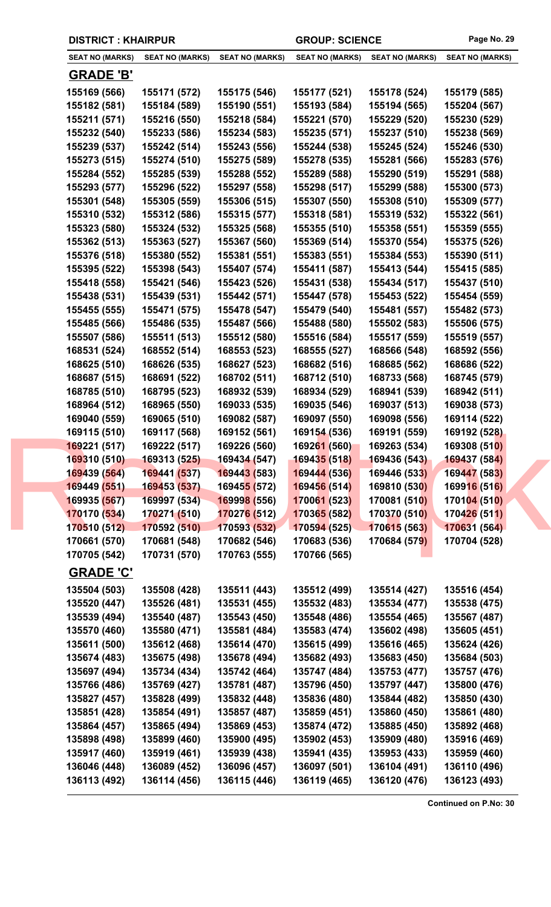**DISTRICT : KHAIRPUR** **GROUP: SCIENCE**

| SEAT NO (MARKS) | SEAT NO (MARKS) | SEAT NO (MARKS) | SEAT NO (MARKS) | SEAT NO (MARKS) | SEAT NO (MARKS) |
|---|---|---|---|---|---|

## GRADE 'B'

| | | | | | |
|---|---|---|---|---|---|
| 155169 (566) | 155171 (572) | 155175 (546) | 155177 (521) | 155178 (524) | 155179 (585) |
| 155182 (581) | 155184 (589) | 155190 (551) | 155193 (584) | 155194 (565) | 155204 (567) |
| 155211 (571) | 155216 (550) | 155218 (584) | 155221 (570) | 155229 (520) | 155230 (529) |
| 155232 (540) | 155233 (586) | 155234 (583) | 155235 (571) | 155237 (510) | 155238 (569) |
| 155239 (537) | 155242 (514) | 155243 (556) | 155244 (538) | 155245 (524) | 155246 (530) |
| 155273 (515) | 155274 (510) | 155275 (589) | 155278 (535) | 155281 (566) | 155283 (576) |
| 155284 (552) | 155285 (539) | 155288 (552) | 155289 (588) | 155290 (519) | 155291 (588) |
| 155293 (577) | 155296 (522) | 155297 (558) | 155298 (517) | 155299 (588) | 155300 (573) |
| 155301 (548) | 155305 (559) | 155306 (515) | 155307 (550) | 155308 (510) | 155309 (577) |
| 155310 (532) | 155312 (586) | 155315 (577) | 155318 (581) | 155319 (532) | 155322 (561) |
| 155323 (580) | 155324 (532) | 155325 (568) | 155355 (510) | 155358 (551) | 155359 (555) |
| 155362 (513) | 155363 (527) | 155367 (560) | 155369 (514) | 155370 (554) | 155375 (526) |
| 155376 (518) | 155380 (552) | 155381 (551) | 155383 (551) | 155384 (553) | 155390 (511) |
| 155395 (522) | 155398 (543) | 155407 (574) | 155411 (587) | 155413 (544) | 155415 (585) |
| 155418 (558) | 155421 (546) | 155423 (526) | 155431 (538) | 155434 (517) | 155437 (510) |
| 155438 (531) | 155439 (531) | 155442 (571) | 155447 (578) | 155453 (522) | 155454 (559) |
| 155455 (555) | 155471 (575) | 155478 (547) | 155479 (540) | 155481 (557) | 155482 (573) |
| 155485 (566) | 155486 (535) | 155487 (566) | 155488 (580) | 155502 (583) | 155506 (575) |
| 155507 (586) | 155511 (513) | 155512 (580) | 155516 (584) | 155517 (559) | 155519 (557) |
| 168531 (524) | 168552 (514) | 168553 (523) | 168555 (527) | 168566 (548) | 168592 (556) |
| 168625 (510) | 168626 (535) | 168627 (523) | 168682 (516) | 168685 (562) | 168686 (522) |
| 168687 (515) | 168691 (522) | 168702 (511) | 168712 (510) | 168733 (568) | 168745 (579) |
| 168785 (510) | 168795 (523) | 168932 (539) | 168934 (529) | 168941 (539) | 168942 (511) |
| 168964 (512) | 168965 (550) | 169033 (535) | 169035 (546) | 169037 (513) | 169038 (573) |
| 169040 (559) | 169065 (510) | 169082 (587) | 169097 (550) | 169098 (556) | 169114 (522) |
| 169115 (510) | 169117 (568) | 169152 (561) | 169154 (536) | 169191 (559) | 169192 (528) |
| 169221 (517) | 169222 (517) | 169226 (560) | 169261 (560) | 169263 (534) | 169308 (510) |
| 169310 (510) | 169313 (525) | 169434 (547) | 169435 (518) | 169436 (543) | 169437 (584) |
| 169439 (564) | 169441 (537) | 169443 (583) | 169444 (536) | 169446 (533) | 169447 (583) |
| 169449 (551) | 169453 (537) | 169455 (572) | 169456 (514) | 169810 (530) | 169916 (516) |
| 169935 (567) | 169997 (534) | 169998 (556) | 170061 (523) | 170081 (510) | 170104 (510) |
| 170170 (534) | 170271 (510) | 170276 (512) | 170365 (582) | 170370 (510) | 170426 (511) |
| 170510 (512) | 170592 (510) | 170593 (532) | 170594 (525) | 170615 (563) | 170631 (564) |
| 170661 (570) | 170681 (548) | 170682 (546) | 170683 (536) | 170684 (579) | 170704 (528) |
| 170705 (542) | 170731 (570) | 170763 (555) | 170766 (565) | | |

## GRADE 'C'

| | | | | | |
|---|---|---|---|---|---|
| 135504 (503) | 135508 (428) | 135511 (443) | 135512 (499) | 135514 (427) | 135516 (454) |
| 135520 (447) | 135526 (481) | 135531 (455) | 135532 (483) | 135534 (477) | 135538 (475) |
| 135539 (494) | 135540 (487) | 135543 (450) | 135548 (486) | 135554 (465) | 135567 (487) |
| 135570 (460) | 135580 (471) | 135581 (484) | 135583 (474) | 135602 (498) | 135605 (451) |
| 135611 (500) | 135612 (468) | 135614 (470) | 135615 (499) | 135616 (465) | 135624 (426) |
| 135674 (483) | 135675 (498) | 135678 (494) | 135682 (493) | 135683 (450) | 135684 (503) |
| 135697 (494) | 135734 (434) | 135742 (464) | 135747 (484) | 135753 (477) | 135757 (476) |
| 135766 (486) | 135769 (427) | 135781 (487) | 135796 (450) | 135797 (447) | 135800 (476) |
| 135827 (457) | 135828 (499) | 135832 (448) | 135836 (480) | 135844 (482) | 135850 (430) |
| 135851 (428) | 135854 (491) | 135857 (487) | 135859 (451) | 135860 (450) | 135861 (480) |
| 135864 (457) | 135865 (494) | 135869 (453) | 135874 (472) | 135885 (450) | 135892 (468) |
| 135898 (498) | 135899 (460) | 135900 (495) | 135902 (453) | 135909 (480) | 135916 (469) |
| 135917 (460) | 135919 (461) | 135939 (438) | 135941 (435) | 135953 (433) | 135959 (460) |
| 136046 (448) | 136089 (452) | 136096 (457) | 136097 (501) | 136104 (491) | 136110 (496) |
| 136113 (492) | 136114 (456) | 136115 (446) | 136119 (465) | 136120 (476) | 136123 (493) |

**Continued on P.No: 30**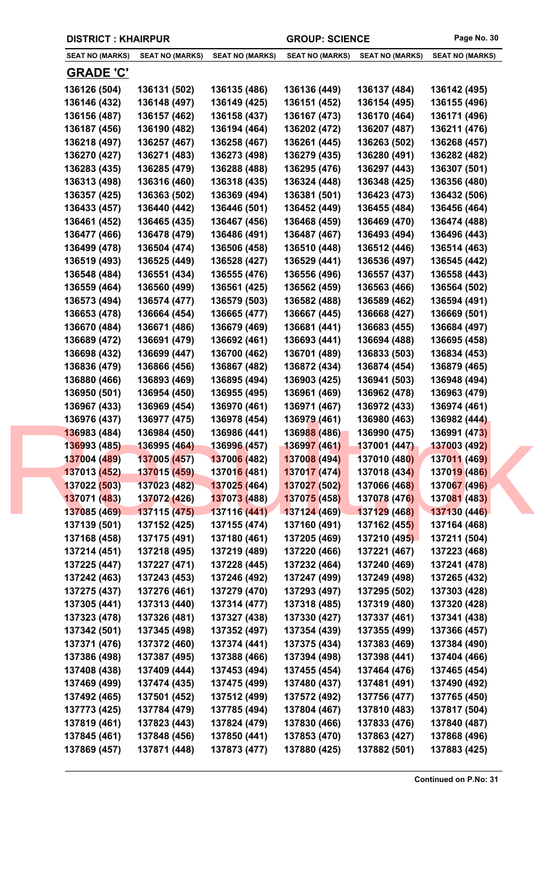**DISTRICT : KHAIRPUR** **GROUP: SCIENCE**

| SEAT NO (MARKS) | SEAT NO (MARKS) | SEAT NO (MARKS) | SEAT NO (MARKS) | SEAT NO (MARKS) | SEAT NO (MARKS) |
|---|---|---|---|---|---|

## GRADE 'C'

| | | | | | |
|---|---|---|---|---|---|
| 136126 (504) | 136131 (502) | 136135 (486) | 136136 (449) | 136137 (484) | 136142 (495) |
| 136146 (432) | 136148 (497) | 136149 (425) | 136151 (452) | 136154 (495) | 136155 (496) |
| 136156 (487) | 136157 (462) | 136158 (437) | 136167 (473) | 136170 (464) | 136171 (496) |
| 136187 (456) | 136190 (482) | 136194 (464) | 136202 (472) | 136207 (487) | 136211 (476) |
| 136218 (497) | 136257 (467) | 136258 (467) | 136261 (445) | 136263 (502) | 136268 (457) |
| 136270 (427) | 136271 (483) | 136273 (498) | 136279 (435) | 136280 (491) | 136282 (482) |
| 136283 (435) | 136285 (479) | 136288 (488) | 136295 (476) | 136297 (443) | 136307 (501) |
| 136313 (498) | 136316 (460) | 136318 (435) | 136324 (448) | 136348 (425) | 136356 (480) |
| 136357 (425) | 136363 (502) | 136369 (494) | 136381 (501) | 136423 (473) | 136432 (506) |
| 136433 (457) | 136440 (442) | 136446 (501) | 136452 (449) | 136455 (484) | 136456 (464) |
| 136461 (452) | 136465 (435) | 136467 (456) | 136468 (459) | 136469 (470) | 136474 (488) |
| 136477 (466) | 136478 (479) | 136486 (491) | 136487 (467) | 136493 (494) | 136496 (443) |
| 136499 (478) | 136504 (474) | 136506 (458) | 136510 (448) | 136512 (446) | 136514 (463) |
| 136519 (493) | 136525 (449) | 136528 (427) | 136529 (441) | 136536 (497) | 136545 (442) |
| 136548 (484) | 136551 (434) | 136555 (476) | 136556 (496) | 136557 (437) | 136558 (443) |
| 136559 (464) | 136560 (499) | 136561 (425) | 136562 (459) | 136563 (466) | 136564 (502) |
| 136573 (494) | 136574 (477) | 136579 (503) | 136582 (488) | 136589 (462) | 136594 (491) |
| 136653 (478) | 136664 (454) | 136665 (477) | 136667 (445) | 136668 (427) | 136669 (501) |
| 136670 (484) | 136671 (486) | 136679 (469) | 136681 (441) | 136683 (455) | 136684 (497) |
| 136689 (472) | 136691 (479) | 136692 (461) | 136693 (441) | 136694 (488) | 136695 (458) |
| 136698 (432) | 136699 (447) | 136700 (462) | 136701 (489) | 136833 (503) | 136834 (453) |
| 136836 (479) | 136866 (456) | 136867 (482) | 136872 (434) | 136874 (454) | 136879 (465) |
| 136880 (466) | 136893 (469) | 136895 (494) | 136903 (425) | 136941 (503) | 136948 (494) |
| 136950 (501) | 136954 (450) | 136955 (495) | 136961 (469) | 136962 (478) | 136963 (479) |
| 136967 (433) | 136969 (454) | 136970 (461) | 136971 (467) | 136972 (433) | 136974 (461) |
| 136976 (437) | 136977 (475) | 136978 (454) | 136979 (461) | 136980 (463) | 136982 (444) |
| 136983 (484) | 136984 (450) | 136986 (441) | 136988 (486) | 136990 (475) | 136991 (473) |
| 136993 (485) | 136995 (464) | 136996 (457) | 136997 (461) | 137001 (447) | 137003 (492) |
| 137004 (489) | 137005 (457) | 137006 (482) | 137008 (494) | 137010 (480) | 137011 (469) |
| 137013 (452) | 137015 (459) | 137016 (481) | 137017 (474) | 137018 (434) | 137019 (486) |
| 137022 (503) | 137023 (482) | 137025 (464) | 137027 (502) | 137066 (468) | 137067 (496) |
| 137071 (483) | 137072 (426) | 137073 (488) | 137075 (458) | 137078 (476) | 137081 (483) |
| 137085 (469) | 137115 (475) | 137116 (441) | 137124 (469) | 137129 (468) | 137130 (446) |
| 137139 (501) | 137152 (425) | 137155 (474) | 137160 (491) | 137162 (455) | 137164 (468) |
| 137168 (458) | 137175 (491) | 137180 (461) | 137205 (469) | 137210 (495) | 137211 (504) |
| 137214 (451) | 137218 (495) | 137219 (489) | 137220 (466) | 137221 (467) | 137223 (468) |
| 137225 (447) | 137227 (471) | 137228 (445) | 137232 (464) | 137240 (469) | 137241 (478) |
| 137242 (463) | 137243 (453) | 137246 (492) | 137247 (499) | 137249 (498) | 137265 (432) |
| 137275 (437) | 137276 (461) | 137279 (470) | 137293 (497) | 137295 (502) | 137303 (428) |
| 137305 (441) | 137313 (440) | 137314 (477) | 137318 (485) | 137319 (480) | 137320 (428) |
| 137323 (478) | 137326 (481) | 137327 (438) | 137330 (427) | 137337 (461) | 137341 (438) |
| 137342 (501) | 137345 (498) | 137352 (497) | 137354 (439) | 137355 (499) | 137366 (457) |
| 137371 (476) | 137372 (460) | 137374 (441) | 137375 (434) | 137383 (469) | 137384 (490) |
| 137386 (498) | 137387 (495) | 137388 (466) | 137394 (498) | 137398 (441) | 137404 (466) |
| 137408 (438) | 137409 (444) | 137453 (494) | 137455 (454) | 137464 (476) | 137465 (454) |
| 137469 (499) | 137474 (435) | 137475 (499) | 137480 (437) | 137481 (491) | 137490 (492) |
| 137492 (465) | 137501 (452) | 137512 (499) | 137572 (492) | 137756 (477) | 137765 (450) |
| 137773 (425) | 137784 (479) | 137785 (494) | 137804 (467) | 137810 (483) | 137817 (504) |
| 137819 (461) | 137823 (443) | 137824 (479) | 137830 (466) | 137833 (476) | 137840 (487) |
| 137845 (461) | 137848 (456) | 137850 (441) | 137853 (470) | 137863 (427) | 137868 (496) |
| 137869 (457) | 137871 (448) | 137873 (477) | 137880 (425) | 137882 (501) | 137883 (425) |

**Continued on P.No: 31**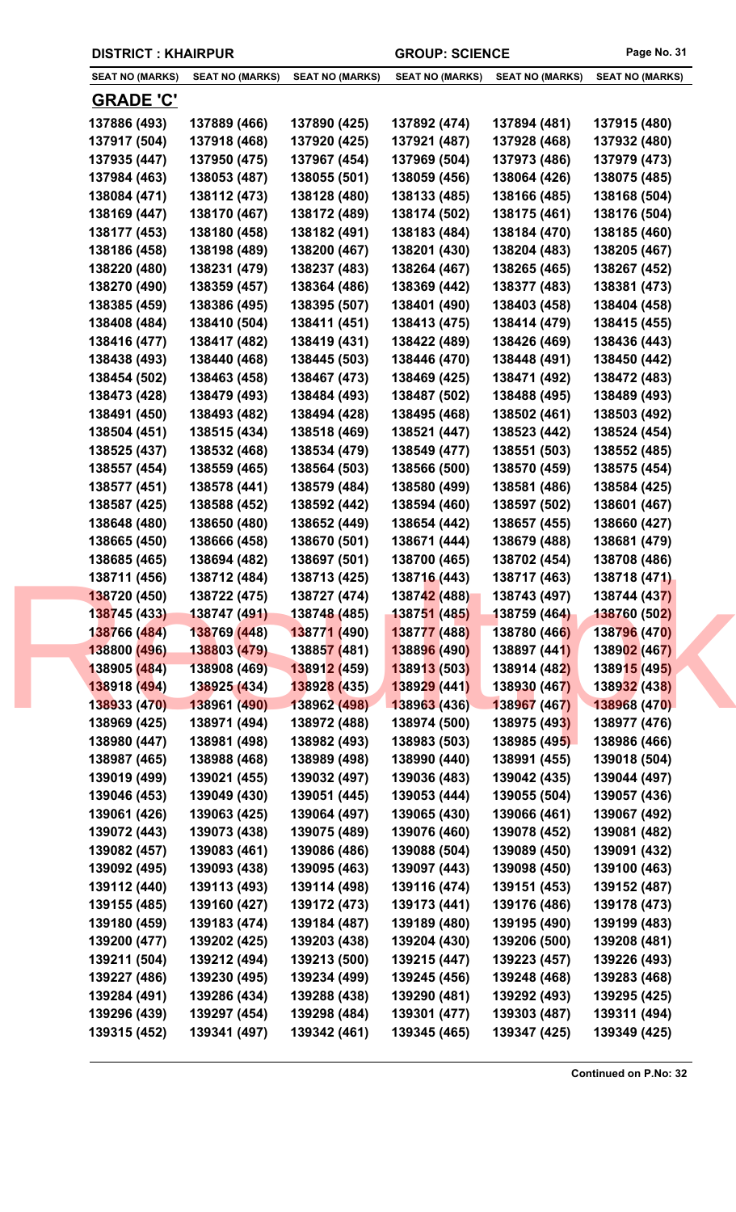**DISTRICT : KHAIRPUR** **GROUP: SCIENCE**

| SEAT NO (MARKS) | SEAT NO (MARKS) | SEAT NO (MARKS) | SEAT NO (MARKS) | SEAT NO (MARKS) | SEAT NO (MARKS) |
|---|---|---|---|---|---|
| **GRADE 'C'** | | | | | |
| 137886 (493) | 137889 (466) | 137890 (425) | 137892 (474) | 137894 (481) | 137915 (480) |
| 137917 (504) | 137918 (468) | 137920 (425) | 137921 (487) | 137928 (468) | 137932 (480) |
| 137935 (447) | 137950 (475) | 137967 (454) | 137969 (504) | 137973 (486) | 137979 (473) |
| 137984 (463) | 138053 (487) | 138055 (501) | 138059 (456) | 138064 (426) | 138075 (485) |
| 138084 (471) | 138112 (473) | 138128 (480) | 138133 (485) | 138166 (485) | 138168 (504) |
| 138169 (447) | 138170 (467) | 138172 (489) | 138174 (502) | 138175 (461) | 138176 (504) |
| 138177 (453) | 138180 (458) | 138182 (491) | 138183 (484) | 138184 (470) | 138185 (460) |
| 138186 (458) | 138198 (489) | 138200 (467) | 138201 (430) | 138204 (483) | 138205 (467) |
| 138220 (480) | 138231 (479) | 138237 (483) | 138264 (467) | 138265 (465) | 138267 (452) |
| 138270 (490) | 138359 (457) | 138364 (486) | 138369 (442) | 138377 (483) | 138381 (473) |
| 138385 (459) | 138386 (495) | 138395 (507) | 138401 (490) | 138403 (458) | 138404 (458) |
| 138408 (484) | 138410 (504) | 138411 (451) | 138413 (475) | 138414 (479) | 138415 (455) |
| 138416 (477) | 138417 (482) | 138419 (431) | 138422 (489) | 138426 (469) | 138436 (443) |
| 138438 (493) | 138440 (468) | 138445 (503) | 138446 (470) | 138448 (491) | 138450 (442) |
| 138454 (502) | 138463 (458) | 138467 (473) | 138469 (425) | 138471 (492) | 138472 (483) |
| 138473 (428) | 138479 (493) | 138484 (493) | 138487 (502) | 138488 (495) | 138489 (493) |
| 138491 (450) | 138493 (482) | 138494 (428) | 138495 (468) | 138502 (461) | 138503 (492) |
| 138504 (451) | 138515 (434) | 138518 (469) | 138521 (447) | 138523 (442) | 138524 (454) |
| 138525 (437) | 138532 (468) | 138534 (479) | 138549 (477) | 138551 (503) | 138552 (485) |
| 138557 (454) | 138559 (465) | 138564 (503) | 138566 (500) | 138570 (459) | 138575 (454) |
| 138577 (451) | 138578 (441) | 138579 (484) | 138580 (499) | 138581 (486) | 138584 (425) |
| 138587 (425) | 138588 (452) | 138592 (442) | 138594 (460) | 138597 (502) | 138601 (467) |
| 138648 (480) | 138650 (480) | 138652 (449) | 138654 (442) | 138657 (455) | 138660 (427) |
| 138665 (450) | 138666 (458) | 138670 (501) | 138671 (444) | 138679 (488) | 138681 (479) |
| 138685 (465) | 138694 (482) | 138697 (501) | 138700 (465) | 138702 (454) | 138708 (486) |
| 138711 (456) | 138712 (484) | 138713 (425) | 138716 (443) | 138717 (463) | 138718 (471) |
| 138720 (450) | 138722 (475) | 138727 (474) | 138742 (488) | 138743 (497) | 138744 (437) |
| 138745 (433) | 138747 (491) | 138748 (485) | 138751 (485) | 138759 (464) | 138760 (502) |
| 138766 (484) | 138769 (448) | 138771 (490) | 138777 (488) | 138780 (466) | 138796 (470) |
| 138800 (496) | 138803 (479) | 138857 (481) | 138896 (490) | 138897 (441) | 138902 (467) |
| 138905 (484) | 138908 (469) | 138912 (459) | 138913 (503) | 138914 (482) | 138915 (495) |
| 138918 (494) | 138925 (434) | 138928 (435) | 138929 (441) | 138930 (467) | 138932 (438) |
| 138933 (470) | 138961 (490) | 138962 (498) | 138963 (436) | 138967 (467) | 138968 (470) |
| 138969 (425) | 138971 (494) | 138972 (488) | 138974 (500) | 138975 (493) | 138977 (476) |
| 138980 (447) | 138981 (498) | 138982 (493) | 138983 (503) | 138985 (495) | 138986 (466) |
| 138987 (465) | 138988 (468) | 138989 (498) | 138990 (440) | 138991 (455) | 139018 (504) |
| 139019 (499) | 139021 (455) | 139032 (497) | 139036 (483) | 139042 (435) | 139044 (497) |
| 139046 (453) | 139049 (430) | 139051 (445) | 139053 (444) | 139055 (504) | 139057 (436) |
| 139061 (426) | 139063 (425) | 139064 (497) | 139065 (430) | 139066 (461) | 139067 (492) |
| 139072 (443) | 139073 (438) | 139075 (489) | 139076 (460) | 139078 (452) | 139081 (482) |
| 139082 (457) | 139083 (461) | 139086 (486) | 139088 (504) | 139089 (450) | 139091 (432) |
| 139092 (495) | 139093 (438) | 139095 (463) | 139097 (443) | 139098 (450) | 139100 (463) |
| 139112 (440) | 139113 (493) | 139114 (498) | 139116 (474) | 139151 (453) | 139152 (487) |
| 139155 (485) | 139160 (427) | 139172 (473) | 139173 (441) | 139176 (486) | 139178 (473) |
| 139180 (459) | 139183 (474) | 139184 (487) | 139189 (480) | 139195 (490) | 139199 (483) |
| 139200 (477) | 139202 (425) | 139203 (438) | 139204 (430) | 139206 (500) | 139208 (481) |
| 139211 (504) | 139212 (494) | 139213 (500) | 139215 (447) | 139223 (457) | 139226 (493) |
| 139227 (486) | 139230 (495) | 139234 (499) | 139245 (456) | 139248 (468) | 139283 (468) |
| 139284 (491) | 139286 (434) | 139288 (438) | 139290 (481) | 139292 (493) | 139295 (425) |
| 139296 (439) | 139297 (454) | 139298 (484) | 139301 (477) | 139303 (487) | 139311 (494) |
| 139315 (452) | 139341 (497) | 139342 (461) | 139345 (465) | 139347 (425) | 139349 (425) |

**Continued on P.No: 32**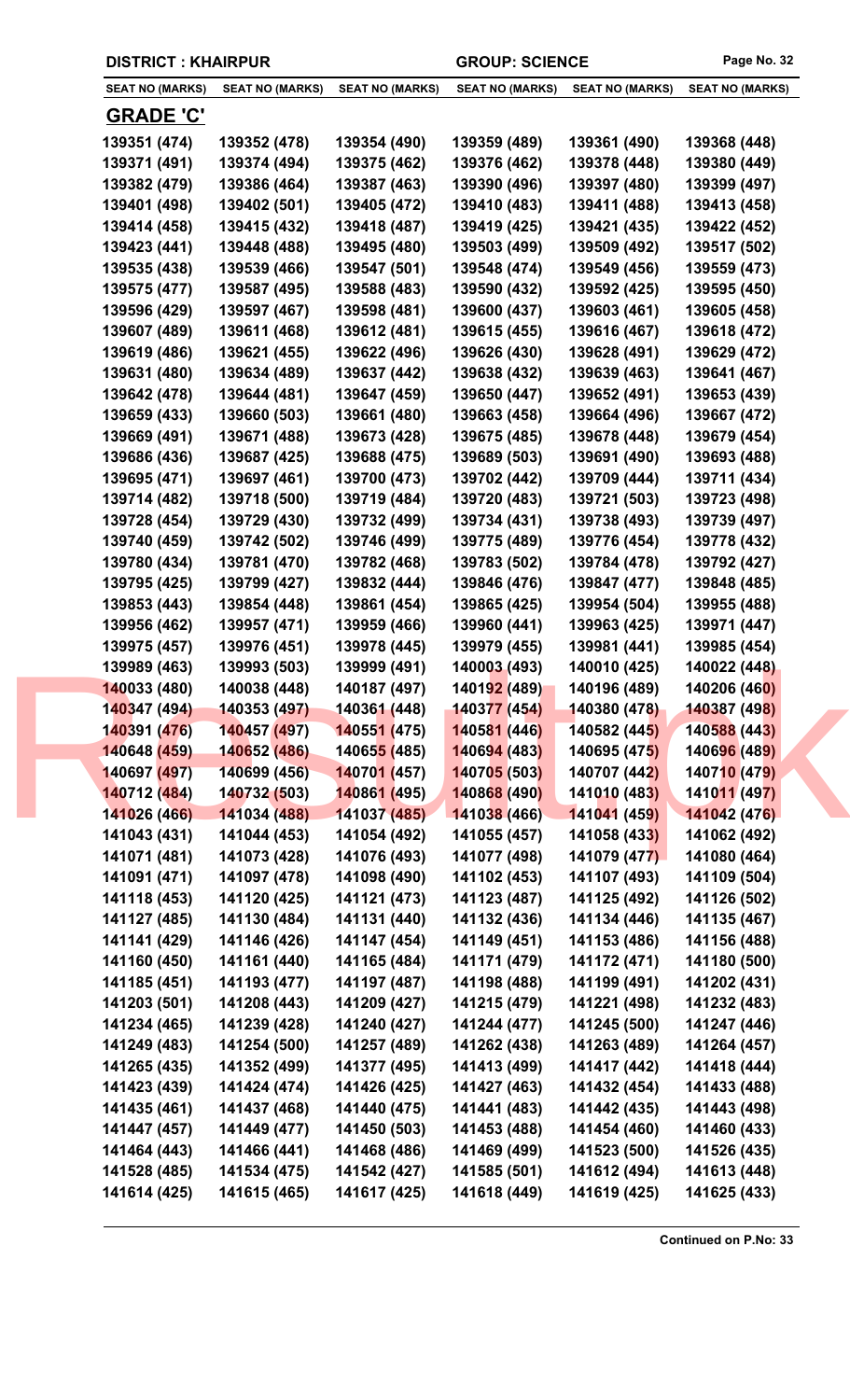**DISTRICT : KHAIRPUR** **GROUP: SCIENCE**

| SEAT NO (MARKS) | SEAT NO (MARKS) | SEAT NO (MARKS) | SEAT NO (MARKS) | SEAT NO (MARKS) | SEAT NO (MARKS) |
|---|---|---|---|---|---|

## GRADE 'C'

| SEAT NO (MARKS) | SEAT NO (MARKS) | SEAT NO (MARKS) | SEAT NO (MARKS) | SEAT NO (MARKS) | SEAT NO (MARKS) |
|---|---|---|---|---|---|
| 139351 (474) | 139352 (478) | 139354 (490) | 139359 (489) | 139361 (490) | 139368 (448) |
| 139371 (491) | 139374 (494) | 139375 (462) | 139376 (462) | 139378 (448) | 139380 (449) |
| 139382 (479) | 139386 (464) | 139387 (463) | 139390 (496) | 139397 (480) | 139399 (497) |
| 139401 (498) | 139402 (501) | 139405 (472) | 139410 (483) | 139411 (488) | 139413 (458) |
| 139414 (458) | 139415 (432) | 139418 (487) | 139419 (425) | 139421 (435) | 139422 (452) |
| 139423 (441) | 139448 (488) | 139495 (480) | 139503 (499) | 139509 (492) | 139517 (502) |
| 139535 (438) | 139539 (466) | 139547 (501) | 139548 (474) | 139549 (456) | 139559 (473) |
| 139575 (477) | 139587 (495) | 139588 (483) | 139590 (432) | 139592 (425) | 139595 (450) |
| 139596 (429) | 139597 (467) | 139598 (481) | 139600 (437) | 139603 (461) | 139605 (458) |
| 139607 (489) | 139611 (468) | 139612 (481) | 139615 (455) | 139616 (467) | 139618 (472) |
| 139619 (486) | 139621 (455) | 139622 (496) | 139626 (430) | 139628 (491) | 139629 (472) |
| 139631 (480) | 139634 (489) | 139637 (442) | 139638 (432) | 139639 (463) | 139641 (467) |
| 139642 (478) | 139644 (481) | 139647 (459) | 139650 (447) | 139652 (491) | 139653 (439) |
| 139659 (433) | 139660 (503) | 139661 (480) | 139663 (458) | 139664 (496) | 139667 (472) |
| 139669 (491) | 139671 (488) | 139673 (428) | 139675 (485) | 139678 (448) | 139679 (454) |
| 139686 (436) | 139687 (425) | 139688 (475) | 139689 (503) | 139691 (490) | 139693 (488) |
| 139695 (471) | 139697 (461) | 139700 (473) | 139702 (442) | 139709 (444) | 139711 (434) |
| 139714 (482) | 139718 (500) | 139719 (484) | 139720 (483) | 139721 (503) | 139723 (498) |
| 139728 (454) | 139729 (430) | 139732 (499) | 139734 (431) | 139738 (493) | 139739 (497) |
| 139740 (459) | 139742 (502) | 139746 (499) | 139775 (489) | 139776 (454) | 139778 (432) |
| 139780 (434) | 139781 (470) | 139782 (468) | 139783 (502) | 139784 (478) | 139792 (427) |
| 139795 (425) | 139799 (427) | 139832 (444) | 139846 (476) | 139847 (477) | 139848 (485) |
| 139853 (443) | 139854 (448) | 139861 (454) | 139865 (425) | 139954 (504) | 139955 (488) |
| 139956 (462) | 139957 (471) | 139959 (466) | 139960 (441) | 139963 (425) | 139971 (447) |
| 139975 (457) | 139976 (451) | 139978 (445) | 139979 (455) | 139981 (441) | 139985 (454) |
| 139989 (463) | 139993 (503) | 139999 (491) | 140003 (493) | 140010 (425) | 140022 (448) |
| 140033 (480) | 140038 (448) | 140187 (497) | 140192 (489) | 140196 (489) | 140206 (460) |
| 140347 (494) | 140353 (497) | 140361 (448) | 140377 (454) | 140380 (478) | 140387 (498) |
| 140391 (476) | 140457 (497) | 140551 (475) | 140581 (446) | 140582 (445) | 140588 (443) |
| 140648 (459) | 140652 (486) | 140655 (485) | 140694 (483) | 140695 (475) | 140696 (489) |
| 140697 (497) | 140699 (456) | 140701 (457) | 140705 (503) | 140707 (442) | 140710 (479) |
| 140712 (484) | 140732 (503) | 140861 (495) | 140868 (490) | 141010 (483) | 141011 (497) |
| 141026 (466) | 141034 (488) | 141037 (485) | 141038 (466) | 141041 (459) | 141042 (476) |
| 141043 (431) | 141044 (453) | 141054 (492) | 141055 (457) | 141058 (433) | 141062 (492) |
| 141071 (481) | 141073 (428) | 141076 (493) | 141077 (498) | 141079 (477) | 141080 (464) |
| 141091 (471) | 141097 (478) | 141098 (490) | 141102 (453) | 141107 (493) | 141109 (504) |
| 141118 (453) | 141120 (425) | 141121 (473) | 141123 (487) | 141125 (492) | 141126 (502) |
| 141127 (485) | 141130 (484) | 141131 (440) | 141132 (436) | 141134 (446) | 141135 (467) |
| 141141 (429) | 141146 (426) | 141147 (454) | 141149 (451) | 141153 (486) | 141156 (488) |
| 141160 (450) | 141161 (440) | 141165 (484) | 141171 (479) | 141172 (471) | 141180 (500) |
| 141185 (451) | 141193 (477) | 141197 (487) | 141198 (488) | 141199 (491) | 141202 (431) |
| 141203 (501) | 141208 (443) | 141209 (427) | 141215 (479) | 141221 (498) | 141232 (483) |
| 141234 (465) | 141239 (428) | 141240 (427) | 141244 (477) | 141245 (500) | 141247 (446) |
| 141249 (483) | 141254 (500) | 141257 (489) | 141262 (438) | 141263 (489) | 141264 (457) |
| 141265 (435) | 141352 (499) | 141377 (495) | 141413 (499) | 141417 (442) | 141418 (444) |
| 141423 (439) | 141424 (474) | 141426 (425) | 141427 (463) | 141432 (454) | 141433 (488) |
| 141435 (461) | 141437 (468) | 141440 (475) | 141441 (483) | 141442 (435) | 141443 (498) |
| 141447 (457) | 141449 (477) | 141450 (503) | 141453 (488) | 141454 (460) | 141460 (433) |
| 141464 (443) | 141466 (441) | 141468 (486) | 141469 (499) | 141523 (500) | 141526 (435) |
| 141528 (485) | 141534 (475) | 141542 (427) | 141585 (501) | 141612 (494) | 141613 (448) |
| 141614 (425) | 141615 (465) | 141617 (425) | 141618 (449) | 141619 (425) | 141625 (433) |

**Continued on P.No: 33**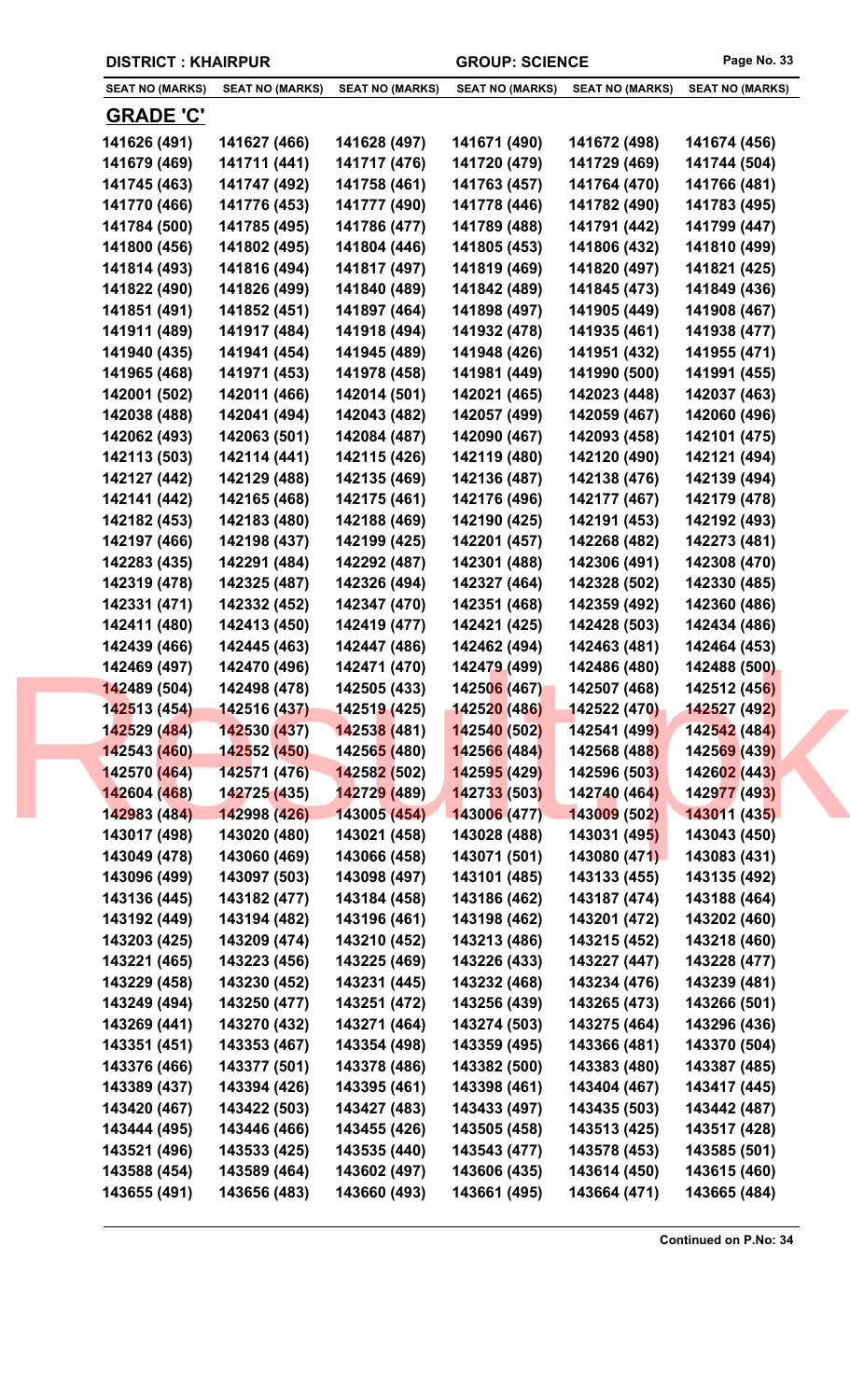| DISTRICT : KHAIRPUR | | | GROUP: SCIENCE | | |
|---|---|---|---|---|---|
| SEAT NO (MARKS) | SEAT NO (MARKS) | SEAT NO (MARKS) | SEAT NO (MARKS) | SEAT NO (MARKS) | SEAT NO (MARKS) |

## GRADE 'C'

| | | | | | |
|---|---|---|---|---|---|
| 141626 (491) | 141627 (466) | 141628 (497) | 141671 (490) | 141672 (498) | 141674 (456) |
| 141679 (469) | 141711 (441) | 141717 (476) | 141720 (479) | 141729 (469) | 141744 (504) |
| 141745 (463) | 141747 (492) | 141758 (461) | 141763 (457) | 141764 (470) | 141766 (481) |
| 141770 (466) | 141776 (453) | 141777 (490) | 141778 (446) | 141782 (490) | 141783 (495) |
| 141784 (500) | 141785 (495) | 141786 (477) | 141789 (488) | 141791 (442) | 141799 (447) |
| 141800 (456) | 141802 (495) | 141804 (446) | 141805 (453) | 141806 (432) | 141810 (499) |
| 141814 (493) | 141816 (494) | 141817 (497) | 141819 (469) | 141820 (497) | 141821 (425) |
| 141822 (490) | 141826 (499) | 141840 (489) | 141842 (489) | 141845 (473) | 141849 (436) |
| 141851 (491) | 141852 (451) | 141897 (464) | 141898 (497) | 141905 (449) | 141908 (467) |
| 141911 (489) | 141917 (484) | 141918 (494) | 141932 (478) | 141935 (461) | 141938 (477) |
| 141940 (435) | 141941 (454) | 141945 (489) | 141948 (426) | 141951 (432) | 141955 (471) |
| 141965 (468) | 141971 (453) | 141978 (458) | 141981 (449) | 141990 (500) | 141991 (455) |
| 142001 (502) | 142011 (466) | 142014 (501) | 142021 (465) | 142023 (448) | 142037 (463) |
| 142038 (488) | 142041 (494) | 142043 (482) | 142057 (499) | 142059 (467) | 142060 (496) |
| 142062 (493) | 142063 (501) | 142084 (487) | 142090 (467) | 142093 (458) | 142101 (475) |
| 142113 (503) | 142114 (441) | 142115 (426) | 142119 (480) | 142120 (490) | 142121 (494) |
| 142127 (442) | 142129 (488) | 142135 (469) | 142136 (487) | 142138 (476) | 142139 (494) |
| 142141 (442) | 142165 (468) | 142175 (461) | 142176 (496) | 142177 (467) | 142179 (478) |
| 142182 (453) | 142183 (480) | 142188 (469) | 142190 (425) | 142191 (453) | 142192 (493) |
| 142197 (466) | 142198 (437) | 142199 (425) | 142201 (457) | 142268 (482) | 142273 (481) |
| 142283 (435) | 142291 (484) | 142292 (487) | 142301 (488) | 142306 (491) | 142308 (470) |
| 142319 (478) | 142325 (487) | 142326 (494) | 142327 (464) | 142328 (502) | 142330 (485) |
| 142331 (471) | 142332 (452) | 142347 (470) | 142351 (468) | 142359 (492) | 142360 (486) |
| 142411 (480) | 142413 (450) | 142419 (477) | 142421 (425) | 142428 (503) | 142434 (486) |
| 142439 (466) | 142445 (463) | 142447 (486) | 142462 (494) | 142463 (481) | 142464 (453) |
| 142469 (497) | 142470 (496) | 142471 (470) | 142479 (499) | 142486 (480) | 142488 (500) |
| 142489 (504) | 142498 (478) | 142505 (433) | 142506 (467) | 142507 (468) | 142512 (456) |
| 142513 (454) | 142516 (437) | 142519 (425) | 142520 (486) | 142522 (470) | 142527 (492) |
| 142529 (484) | 142530 (437) | 142538 (481) | 142540 (502) | 142541 (499) | 142542 (484) |
| 142543 (460) | 142552 (450) | 142565 (480) | 142566 (484) | 142568 (488) | 142569 (439) |
| 142570 (464) | 142571 (476) | 142582 (502) | 142595 (429) | 142596 (503) | 142602 (443) |
| 142604 (468) | 142725 (435) | 142729 (489) | 142733 (503) | 142740 (464) | 142977 (493) |
| 142983 (484) | 142998 (426) | 143005 (454) | 143006 (477) | 143009 (502) | 143011 (435) |
| 143017 (498) | 143020 (480) | 143021 (458) | 143028 (488) | 143031 (495) | 143043 (450) |
| 143049 (478) | 143060 (469) | 143066 (458) | 143071 (501) | 143080 (471) | 143083 (431) |
| 143096 (499) | 143097 (503) | 143098 (497) | 143101 (485) | 143133 (455) | 143135 (492) |
| 143136 (445) | 143182 (477) | 143184 (458) | 143186 (462) | 143187 (474) | 143188 (464) |
| 143192 (449) | 143194 (482) | 143196 (461) | 143198 (462) | 143201 (472) | 143202 (460) |
| 143203 (425) | 143209 (474) | 143210 (452) | 143213 (486) | 143215 (452) | 143218 (460) |
| 143221 (465) | 143223 (456) | 143225 (469) | 143226 (433) | 143227 (447) | 143228 (477) |
| 143229 (458) | 143230 (452) | 143231 (445) | 143232 (468) | 143234 (476) | 143239 (481) |
| 143249 (494) | 143250 (477) | 143251 (472) | 143256 (439) | 143265 (473) | 143266 (501) |
| 143269 (441) | 143270 (432) | 143271 (464) | 143274 (503) | 143275 (464) | 143296 (436) |
| 143351 (451) | 143353 (467) | 143354 (498) | 143359 (495) | 143366 (481) | 143370 (504) |
| 143376 (466) | 143377 (501) | 143378 (486) | 143382 (500) | 143383 (480) | 143387 (485) |
| 143389 (437) | 143394 (426) | 143395 (461) | 143398 (461) | 143404 (467) | 143417 (445) |
| 143420 (467) | 143422 (503) | 143427 (483) | 143433 (497) | 143435 (503) | 143442 (487) |
| 143444 (495) | 143446 (466) | 143455 (426) | 143505 (458) | 143513 (425) | 143517 (428) |
| 143521 (496) | 143533 (425) | 143535 (440) | 143543 (477) | 143578 (453) | 143585 (501) |
| 143588 (454) | 143589 (464) | 143602 (497) | 143606 (435) | 143614 (450) | 143615 (460) |
| 143655 (491) | 143656 (483) | 143660 (493) | 143661 (495) | 143664 (471) | 143665 (484) |

**Continued on P.No: 34**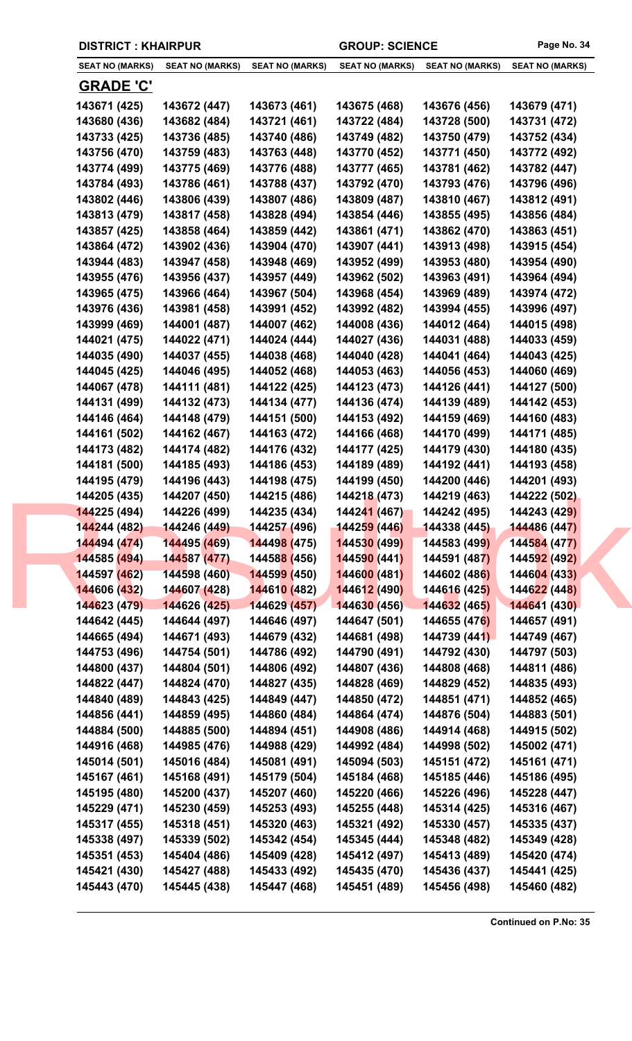**DISTRICT : KHAIRPUR** **GROUP: SCIENCE**

| SEAT NO (MARKS) | SEAT NO (MARKS) | SEAT NO (MARKS) | SEAT NO (MARKS) | SEAT NO (MARKS) | SEAT NO (MARKS) |
|---|---|---|---|---|---|

## GRADE 'C'

| | | | | | |
|---|---|---|---|---|---|
| 143671 (425) | 143672 (447) | 143673 (461) | 143675 (468) | 143676 (456) | 143679 (471) |
| 143680 (436) | 143682 (484) | 143721 (461) | 143722 (484) | 143728 (500) | 143731 (472) |
| 143733 (425) | 143736 (485) | 143740 (486) | 143749 (482) | 143750 (479) | 143752 (434) |
| 143756 (470) | 143759 (483) | 143763 (448) | 143770 (452) | 143771 (450) | 143772 (492) |
| 143774 (499) | 143775 (469) | 143776 (488) | 143777 (465) | 143781 (462) | 143782 (447) |
| 143784 (493) | 143786 (461) | 143788 (437) | 143792 (470) | 143793 (476) | 143796 (496) |
| 143802 (446) | 143806 (439) | 143807 (486) | 143809 (487) | 143810 (467) | 143812 (491) |
| 143813 (479) | 143817 (458) | 143828 (494) | 143854 (446) | 143855 (495) | 143856 (484) |
| 143857 (425) | 143858 (464) | 143859 (442) | 143861 (471) | 143862 (470) | 143863 (451) |
| 143864 (472) | 143902 (436) | 143904 (470) | 143907 (441) | 143913 (498) | 143915 (454) |
| 143944 (483) | 143947 (458) | 143948 (469) | 143952 (499) | 143953 (480) | 143954 (490) |
| 143955 (476) | 143956 (437) | 143957 (449) | 143962 (502) | 143963 (491) | 143964 (494) |
| 143965 (475) | 143966 (464) | 143967 (504) | 143968 (454) | 143969 (489) | 143974 (472) |
| 143976 (436) | 143981 (458) | 143991 (452) | 143992 (482) | 143994 (455) | 143996 (497) |
| 143999 (469) | 144001 (487) | 144007 (462) | 144008 (436) | 144012 (464) | 144015 (498) |
| 144021 (475) | 144022 (471) | 144024 (444) | 144027 (436) | 144031 (488) | 144033 (459) |
| 144035 (490) | 144037 (455) | 144038 (468) | 144040 (428) | 144041 (464) | 144043 (425) |
| 144045 (425) | 144046 (495) | 144052 (468) | 144053 (463) | 144056 (453) | 144060 (469) |
| 144067 (478) | 144111 (481) | 144122 (425) | 144123 (473) | 144126 (441) | 144127 (500) |
| 144131 (499) | 144132 (473) | 144134 (477) | 144136 (474) | 144139 (489) | 144142 (453) |
| 144146 (464) | 144148 (479) | 144151 (500) | 144153 (492) | 144159 (469) | 144160 (483) |
| 144161 (502) | 144162 (467) | 144163 (472) | 144166 (468) | 144170 (499) | 144171 (485) |
| 144173 (482) | 144174 (482) | 144176 (432) | 144177 (425) | 144179 (430) | 144180 (435) |
| 144181 (500) | 144185 (493) | 144186 (453) | 144189 (489) | 144192 (441) | 144193 (458) |
| 144195 (479) | 144196 (443) | 144198 (475) | 144199 (450) | 144200 (446) | 144201 (493) |
| 144205 (435) | 144207 (450) | 144215 (486) | 144218 (473) | 144219 (463) | 144222 (502) |
| 144225 (494) | 144226 (499) | 144235 (434) | 144241 (467) | 144242 (495) | 144243 (429) |
| 144244 (482) | 144246 (449) | 144257 (496) | 144259 (446) | 144338 (445) | 144486 (447) |
| 144494 (474) | 144495 (469) | 144498 (475) | 144530 (499) | 144583 (499) | 144584 (477) |
| 144585 (494) | 144587 (477) | 144588 (456) | 144590 (441) | 144591 (487) | 144592 (492) |
| 144597 (462) | 144598 (460) | 144599 (450) | 144600 (481) | 144602 (486) | 144604 (433) |
| 144606 (432) | 144607 (428) | 144610 (482) | 144612 (490) | 144616 (425) | 144622 (448) |
| 144623 (479) | 144626 (425) | 144629 (457) | 144630 (456) | 144632 (465) | 144641 (430) |
| 144642 (445) | 144644 (497) | 144646 (497) | 144647 (501) | 144655 (476) | 144657 (491) |
| 144665 (494) | 144671 (493) | 144679 (432) | 144681 (498) | 144739 (441) | 144749 (467) |
| 144753 (496) | 144754 (501) | 144786 (492) | 144790 (491) | 144792 (430) | 144797 (503) |
| 144800 (437) | 144804 (501) | 144806 (492) | 144807 (436) | 144808 (468) | 144811 (486) |
| 144822 (447) | 144824 (470) | 144827 (435) | 144828 (469) | 144829 (452) | 144835 (493) |
| 144840 (489) | 144843 (425) | 144849 (447) | 144850 (472) | 144851 (471) | 144852 (465) |
| 144856 (441) | 144859 (495) | 144860 (484) | 144864 (474) | 144876 (504) | 144883 (501) |
| 144884 (500) | 144885 (500) | 144894 (451) | 144908 (486) | 144914 (468) | 144915 (502) |
| 144916 (468) | 144985 (476) | 144988 (429) | 144992 (484) | 144998 (502) | 145002 (471) |
| 145014 (501) | 145016 (484) | 145081 (491) | 145094 (503) | 145151 (472) | 145161 (471) |
| 145167 (461) | 145168 (491) | 145179 (504) | 145184 (468) | 145185 (446) | 145186 (495) |
| 145195 (480) | 145200 (437) | 145207 (460) | 145220 (466) | 145226 (496) | 145228 (447) |
| 145229 (471) | 145230 (459) | 145253 (493) | 145255 (448) | 145314 (425) | 145316 (467) |
| 145317 (455) | 145318 (451) | 145320 (463) | 145321 (492) | 145330 (457) | 145335 (437) |
| 145338 (497) | 145339 (502) | 145342 (454) | 145345 (444) | 145348 (482) | 145349 (428) |
| 145351 (453) | 145404 (486) | 145409 (428) | 145412 (497) | 145413 (489) | 145420 (474) |
| 145421 (430) | 145427 (488) | 145433 (492) | 145435 (470) | 145436 (437) | 145441 (425) |
| 145443 (470) | 145445 (438) | 145447 (468) | 145451 (489) | 145456 (498) | 145460 (482) |

**Continued on P.No: 35**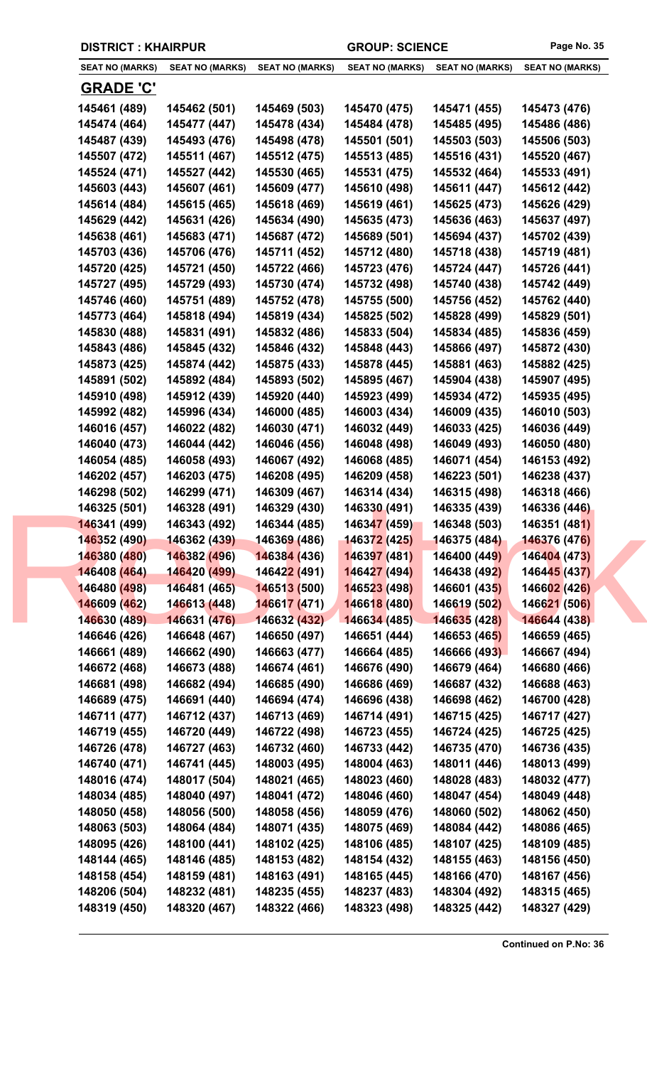**DISTRICT : KHAIRPUR** **GROUP: SCIENCE**

| SEAT NO (MARKS) | SEAT NO (MARKS) | SEAT NO (MARKS) | SEAT NO (MARKS) | SEAT NO (MARKS) | SEAT NO (MARKS) |
|---|---|---|---|---|---|

## GRADE 'C'

| | | | | | |
|---|---|---|---|---|---|
| 145461 (489) | 145462 (501) | 145469 (503) | 145470 (475) | 145471 (455) | 145473 (476) |
| 145474 (464) | 145477 (447) | 145478 (434) | 145484 (478) | 145485 (495) | 145486 (486) |
| 145487 (439) | 145493 (476) | 145498 (478) | 145501 (501) | 145503 (503) | 145506 (503) |
| 145507 (472) | 145511 (467) | 145512 (475) | 145513 (485) | 145516 (431) | 145520 (467) |
| 145524 (471) | 145527 (442) | 145530 (465) | 145531 (475) | 145532 (464) | 145533 (491) |
| 145603 (443) | 145607 (461) | 145609 (477) | 145610 (498) | 145611 (447) | 145612 (442) |
| 145614 (484) | 145615 (465) | 145618 (469) | 145619 (461) | 145625 (473) | 145626 (429) |
| 145629 (442) | 145631 (426) | 145634 (490) | 145635 (473) | 145636 (463) | 145637 (497) |
| 145638 (461) | 145683 (471) | 145687 (472) | 145689 (501) | 145694 (437) | 145702 (439) |
| 145703 (436) | 145706 (476) | 145711 (452) | 145712 (480) | 145718 (438) | 145719 (481) |
| 145720 (425) | 145721 (450) | 145722 (466) | 145723 (476) | 145724 (447) | 145726 (441) |
| 145727 (495) | 145729 (493) | 145730 (474) | 145732 (498) | 145740 (438) | 145742 (449) |
| 145746 (460) | 145751 (489) | 145752 (478) | 145755 (500) | 145756 (452) | 145762 (440) |
| 145773 (464) | 145818 (494) | 145819 (434) | 145825 (502) | 145828 (499) | 145829 (501) |
| 145830 (488) | 145831 (491) | 145832 (486) | 145833 (504) | 145834 (485) | 145836 (459) |
| 145843 (486) | 145845 (432) | 145846 (432) | 145848 (443) | 145866 (497) | 145872 (430) |
| 145873 (425) | 145874 (442) | 145875 (433) | 145878 (445) | 145881 (463) | 145882 (425) |
| 145891 (502) | 145892 (484) | 145893 (502) | 145895 (467) | 145904 (438) | 145907 (495) |
| 145910 (498) | 145912 (439) | 145920 (440) | 145923 (499) | 145934 (472) | 145935 (495) |
| 145992 (482) | 145996 (434) | 146000 (485) | 146003 (434) | 146009 (435) | 146010 (503) |
| 146016 (457) | 146022 (482) | 146030 (471) | 146032 (449) | 146033 (425) | 146036 (449) |
| 146040 (473) | 146044 (442) | 146046 (456) | 146048 (498) | 146049 (493) | 146050 (480) |
| 146054 (485) | 146058 (493) | 146067 (492) | 146068 (485) | 146071 (454) | 146153 (492) |
| 146202 (457) | 146203 (475) | 146208 (495) | 146209 (458) | 146223 (501) | 146238 (437) |
| 146298 (502) | 146299 (471) | 146309 (467) | 146314 (434) | 146315 (498) | 146318 (466) |
| 146325 (501) | 146328 (491) | 146329 (430) | 146330 (491) | 146335 (439) | 146336 (446) |
| 146341 (499) | 146343 (492) | 146344 (485) | 146347 (459) | 146348 (503) | 146351 (481) |
| 146352 (490) | 146362 (439) | 146369 (486) | 146372 (425) | 146375 (484) | 146376 (476) |
| 146380 (480) | 146382 (496) | 146384 (436) | 146397 (481) | 146400 (449) | 146404 (473) |
| 146408 (464) | 146420 (499) | 146422 (491) | 146427 (494) | 146438 (492) | 146445 (437) |
| 146480 (498) | 146481 (465) | 146513 (500) | 146523 (498) | 146601 (435) | 146602 (426) |
| 146609 (462) | 146613 (448) | 146617 (471) | 146618 (480) | 146619 (502) | 146621 (506) |
| 146630 (489) | 146631 (476) | 146632 (432) | 146634 (485) | 146635 (428) | 146644 (438) |
| 146646 (426) | 146648 (467) | 146650 (497) | 146651 (444) | 146653 (465) | 146659 (465) |
| 146661 (489) | 146662 (490) | 146663 (477) | 146664 (485) | 146666 (493) | 146667 (494) |
| 146672 (468) | 146673 (488) | 146674 (461) | 146676 (490) | 146679 (464) | 146680 (466) |
| 146681 (498) | 146682 (494) | 146685 (490) | 146686 (469) | 146687 (432) | 146688 (463) |
| 146689 (475) | 146691 (440) | 146694 (474) | 146696 (438) | 146698 (462) | 146700 (428) |
| 146711 (477) | 146712 (437) | 146713 (469) | 146714 (491) | 146715 (425) | 146717 (427) |
| 146719 (455) | 146720 (449) | 146722 (498) | 146723 (455) | 146724 (425) | 146725 (425) |
| 146726 (478) | 146727 (463) | 146732 (460) | 146733 (442) | 146735 (470) | 146736 (435) |
| 146740 (471) | 146741 (445) | 148003 (495) | 148004 (463) | 148011 (446) | 148013 (499) |
| 148016 (474) | 148017 (504) | 148021 (465) | 148023 (460) | 148028 (483) | 148032 (477) |
| 148034 (485) | 148040 (497) | 148041 (472) | 148046 (460) | 148047 (454) | 148049 (448) |
| 148050 (458) | 148056 (500) | 148058 (456) | 148059 (476) | 148060 (502) | 148062 (450) |
| 148063 (503) | 148064 (484) | 148071 (435) | 148075 (469) | 148084 (442) | 148086 (465) |
| 148095 (426) | 148100 (441) | 148102 (425) | 148106 (485) | 148107 (425) | 148109 (485) |
| 148144 (465) | 148146 (485) | 148153 (482) | 148154 (432) | 148155 (463) | 148156 (450) |
| 148158 (454) | 148159 (481) | 148163 (491) | 148165 (445) | 148166 (470) | 148167 (456) |
| 148206 (504) | 148232 (481) | 148235 (455) | 148237 (483) | 148304 (492) | 148315 (465) |
| 148319 (450) | 148320 (467) | 148322 (466) | 148323 (498) | 148325 (442) | 148327 (429) |

**Continued on P.No: 36**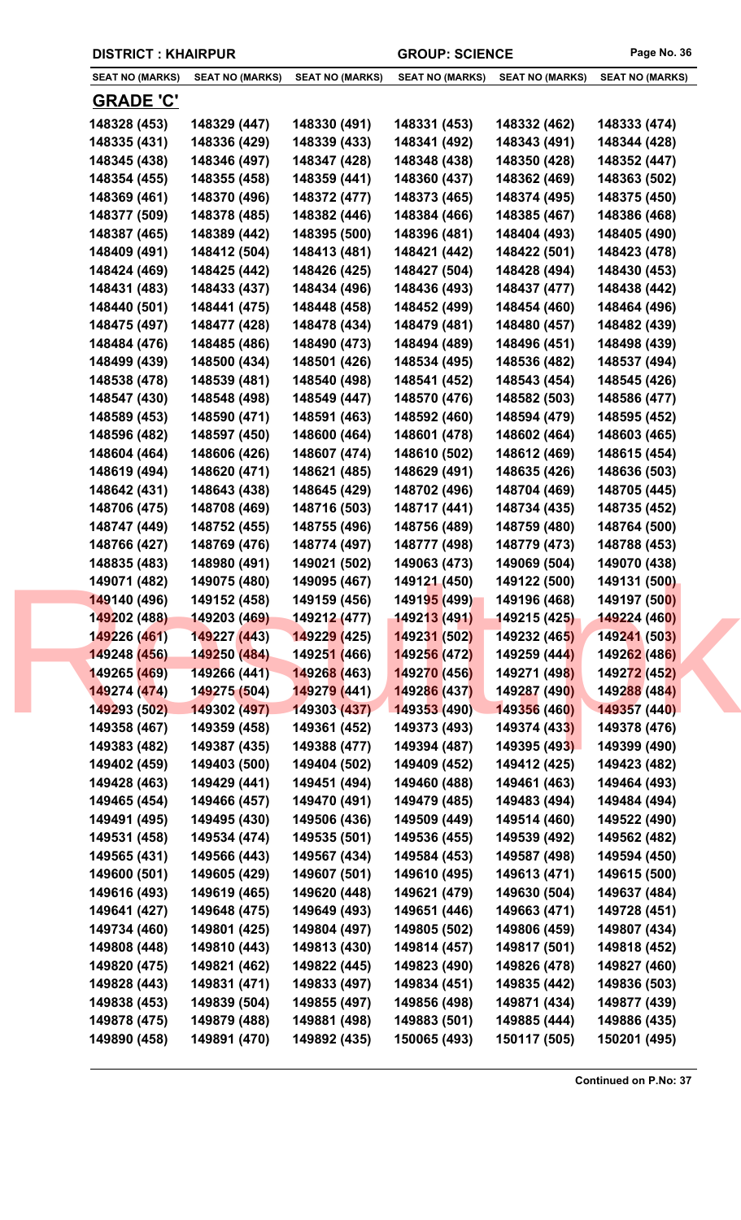**DISTRICT : KHAIRPUR** **GROUP: SCIENCE**

| SEAT NO (MARKS) | SEAT NO (MARKS) | SEAT NO (MARKS) | SEAT NO (MARKS) | SEAT NO (MARKS) | SEAT NO (MARKS) |
|---|---|---|---|---|---|

## GRADE 'C'

| | | | | | |
|---|---|---|---|---|---|
| 148328 (453) | 148329 (447) | 148330 (491) | 148331 (453) | 148332 (462) | 148333 (474) |
| 148335 (431) | 148336 (429) | 148339 (433) | 148341 (492) | 148343 (491) | 148344 (428) |
| 148345 (438) | 148346 (497) | 148347 (428) | 148348 (438) | 148350 (428) | 148352 (447) |
| 148354 (455) | 148355 (458) | 148359 (441) | 148360 (437) | 148362 (469) | 148363 (502) |
| 148369 (461) | 148370 (496) | 148372 (477) | 148373 (465) | 148374 (495) | 148375 (450) |
| 148377 (509) | 148378 (485) | 148382 (446) | 148384 (466) | 148385 (467) | 148386 (468) |
| 148387 (465) | 148389 (442) | 148395 (500) | 148396 (481) | 148404 (493) | 148405 (490) |
| 148409 (491) | 148412 (504) | 148413 (481) | 148421 (442) | 148422 (501) | 148423 (478) |
| 148424 (469) | 148425 (442) | 148426 (425) | 148427 (504) | 148428 (494) | 148430 (453) |
| 148431 (483) | 148433 (437) | 148434 (496) | 148436 (493) | 148437 (477) | 148438 (442) |
| 148440 (501) | 148441 (475) | 148448 (458) | 148452 (499) | 148454 (460) | 148464 (496) |
| 148475 (497) | 148477 (428) | 148478 (434) | 148479 (481) | 148480 (457) | 148482 (439) |
| 148484 (476) | 148485 (486) | 148490 (473) | 148494 (489) | 148496 (451) | 148498 (439) |
| 148499 (439) | 148500 (434) | 148501 (426) | 148534 (495) | 148536 (482) | 148537 (494) |
| 148538 (478) | 148539 (481) | 148540 (498) | 148541 (452) | 148543 (454) | 148545 (426) |
| 148547 (430) | 148548 (498) | 148549 (447) | 148570 (476) | 148582 (503) | 148586 (477) |
| 148589 (453) | 148590 (471) | 148591 (463) | 148592 (460) | 148594 (479) | 148595 (452) |
| 148596 (482) | 148597 (450) | 148600 (464) | 148601 (478) | 148602 (464) | 148603 (465) |
| 148604 (464) | 148606 (426) | 148607 (474) | 148610 (502) | 148612 (469) | 148615 (454) |
| 148619 (494) | 148620 (471) | 148621 (485) | 148629 (491) | 148635 (426) | 148636 (503) |
| 148642 (431) | 148643 (438) | 148645 (429) | 148702 (496) | 148704 (469) | 148705 (445) |
| 148706 (475) | 148708 (469) | 148716 (503) | 148717 (441) | 148734 (435) | 148735 (452) |
| 148747 (449) | 148752 (455) | 148755 (496) | 148756 (489) | 148759 (480) | 148764 (500) |
| 148766 (427) | 148769 (476) | 148774 (497) | 148777 (498) | 148779 (473) | 148788 (453) |
| 148835 (483) | 148980 (491) | 149021 (502) | 149063 (473) | 149069 (504) | 149070 (438) |
| 149071 (482) | 149075 (480) | 149095 (467) | 149121 (450) | 149122 (500) | 149131 (500) |
| 149140 (496) | 149152 (458) | 149159 (456) | 149195 (499) | 149196 (468) | 149197 (500) |
| 149202 (488) | 149203 (469) | 149212 (477) | 149213 (491) | 149215 (425) | 149224 (460) |
| 149226 (461) | 149227 (443) | 149229 (425) | 149231 (502) | 149232 (465) | 149241 (503) |
| 149248 (456) | 149250 (484) | 149251 (466) | 149256 (472) | 149259 (444) | 149262 (486) |
| 149265 (469) | 149266 (441) | 149268 (463) | 149270 (456) | 149271 (498) | 149272 (452) |
| 149274 (474) | 149275 (504) | 149279 (441) | 149286 (437) | 149287 (490) | 149288 (484) |
| 149293 (502) | 149302 (497) | 149303 (437) | 149353 (490) | 149356 (460) | 149357 (440) |
| 149358 (467) | 149359 (458) | 149361 (452) | 149373 (493) | 149374 (433) | 149378 (476) |
| 149383 (482) | 149387 (435) | 149388 (477) | 149394 (487) | 149395 (493) | 149399 (490) |
| 149402 (459) | 149403 (500) | 149404 (502) | 149409 (452) | 149412 (425) | 149423 (482) |
| 149428 (463) | 149429 (441) | 149451 (494) | 149460 (488) | 149461 (463) | 149464 (493) |
| 149465 (454) | 149466 (457) | 149470 (491) | 149479 (485) | 149483 (494) | 149484 (494) |
| 149491 (495) | 149495 (430) | 149506 (436) | 149509 (449) | 149514 (460) | 149522 (490) |
| 149531 (458) | 149534 (474) | 149535 (501) | 149536 (455) | 149539 (492) | 149562 (482) |
| 149565 (431) | 149566 (443) | 149567 (434) | 149584 (453) | 149587 (498) | 149594 (450) |
| 149600 (501) | 149605 (429) | 149607 (501) | 149610 (495) | 149613 (471) | 149615 (500) |
| 149616 (493) | 149619 (465) | 149620 (448) | 149621 (479) | 149630 (504) | 149637 (484) |
| 149641 (427) | 149648 (475) | 149649 (493) | 149651 (446) | 149663 (471) | 149728 (451) |
| 149734 (460) | 149801 (425) | 149804 (497) | 149805 (502) | 149806 (459) | 149807 (434) |
| 149808 (448) | 149810 (443) | 149813 (430) | 149814 (457) | 149817 (501) | 149818 (452) |
| 149820 (475) | 149821 (462) | 149822 (445) | 149823 (490) | 149826 (478) | 149827 (460) |
| 149828 (443) | 149831 (471) | 149833 (497) | 149834 (451) | 149835 (442) | 149836 (503) |
| 149838 (453) | 149839 (504) | 149855 (497) | 149856 (498) | 149871 (434) | 149877 (439) |
| 149878 (475) | 149879 (488) | 149881 (498) | 149883 (501) | 149885 (444) | 149886 (435) |
| 149890 (458) | 149891 (470) | 149892 (435) | 150065 (493) | 150117 (505) | 150201 (495) |

**Continued on P.No: 37**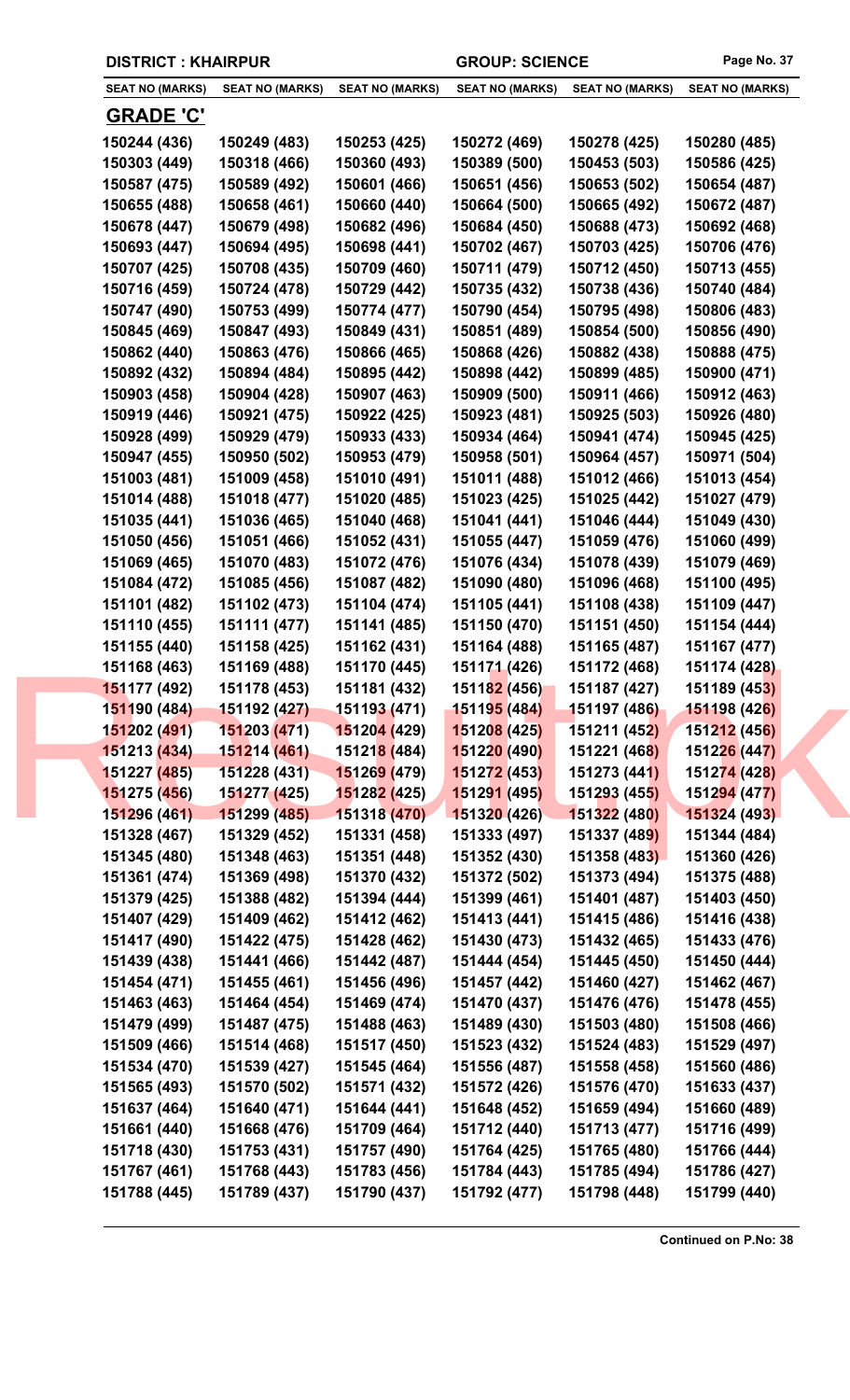DISTRICT : KHAIRPUR | GROUP: SCIENCE

| SEAT NO (MARKS) | SEAT NO (MARKS) | SEAT NO (MARKS) | SEAT NO (MARKS) | SEAT NO (MARKS) | SEAT NO (MARKS) |
|---|---|---|---|---|---|

## GRADE 'C'

| | | | | | |
|---|---|---|---|---|---|
| 150244 (436) | 150249 (483) | 150253 (425) | 150272 (469) | 150278 (425) | 150280 (485) |
| 150303 (449) | 150318 (466) | 150360 (493) | 150389 (500) | 150453 (503) | 150586 (425) |
| 150587 (475) | 150589 (492) | 150601 (466) | 150651 (456) | 150653 (502) | 150654 (487) |
| 150655 (488) | 150658 (461) | 150660 (440) | 150664 (500) | 150665 (492) | 150672 (487) |
| 150678 (447) | 150679 (498) | 150682 (496) | 150684 (450) | 150688 (473) | 150692 (468) |
| 150693 (447) | 150694 (495) | 150698 (441) | 150702 (467) | 150703 (425) | 150706 (476) |
| 150707 (425) | 150708 (435) | 150709 (460) | 150711 (479) | 150712 (450) | 150713 (455) |
| 150716 (459) | 150724 (478) | 150729 (442) | 150735 (432) | 150738 (436) | 150740 (484) |
| 150747 (490) | 150753 (499) | 150774 (477) | 150790 (454) | 150795 (498) | 150806 (483) |
| 150845 (469) | 150847 (493) | 150849 (431) | 150851 (489) | 150854 (500) | 150856 (490) |
| 150862 (440) | 150863 (476) | 150866 (465) | 150868 (426) | 150882 (438) | 150888 (475) |
| 150892 (432) | 150894 (484) | 150895 (442) | 150898 (442) | 150899 (485) | 150900 (471) |
| 150903 (458) | 150904 (428) | 150907 (463) | 150909 (500) | 150911 (466) | 150912 (463) |
| 150919 (446) | 150921 (475) | 150922 (425) | 150923 (481) | 150925 (503) | 150926 (480) |
| 150928 (499) | 150929 (479) | 150933 (433) | 150934 (464) | 150941 (474) | 150945 (425) |
| 150947 (455) | 150950 (502) | 150953 (479) | 150958 (501) | 150964 (457) | 150971 (504) |
| 151003 (481) | 151009 (458) | 151010 (491) | 151011 (488) | 151012 (466) | 151013 (454) |
| 151014 (488) | 151018 (477) | 151020 (485) | 151023 (425) | 151025 (442) | 151027 (479) |
| 151035 (441) | 151036 (465) | 151040 (468) | 151041 (441) | 151046 (444) | 151049 (430) |
| 151050 (456) | 151051 (466) | 151052 (431) | 151055 (447) | 151059 (476) | 151060 (499) |
| 151069 (465) | 151070 (483) | 151072 (476) | 151076 (434) | 151078 (439) | 151079 (469) |
| 151084 (472) | 151085 (456) | 151087 (482) | 151090 (480) | 151096 (468) | 151100 (495) |
| 151101 (482) | 151102 (473) | 151104 (474) | 151105 (441) | 151108 (438) | 151109 (447) |
| 151110 (455) | 151111 (477) | 151141 (485) | 151150 (470) | 151151 (450) | 151154 (444) |
| 151155 (440) | 151158 (425) | 151162 (431) | 151164 (488) | 151165 (487) | 151167 (477) |
| 151168 (463) | 151169 (488) | 151170 (445) | 151171 (426) | 151172 (468) | 151174 (428) |
| 151177 (492) | 151178 (453) | 151181 (432) | 151182 (456) | 151187 (427) | 151189 (453) |
| 151190 (484) | 151192 (427) | 151193 (471) | 151195 (484) | 151197 (486) | 151198 (426) |
| 151202 (491) | 151203 (471) | 151204 (429) | 151208 (425) | 151211 (452) | 151212 (456) |
| 151213 (434) | 151214 (461) | 151218 (484) | 151220 (490) | 151221 (468) | 151226 (447) |
| 151227 (485) | 151228 (431) | 151269 (479) | 151272 (453) | 151273 (441) | 151274 (428) |
| 151275 (456) | 151277 (425) | 151282 (425) | 151291 (495) | 151293 (455) | 151294 (477) |
| 151296 (461) | 151299 (485) | 151318 (470) | 151320 (426) | 151322 (480) | 151324 (493) |
| 151328 (467) | 151329 (452) | 151331 (458) | 151333 (497) | 151337 (489) | 151344 (484) |
| 151345 (480) | 151348 (463) | 151351 (448) | 151352 (430) | 151358 (483) | 151360 (426) |
| 151361 (474) | 151369 (498) | 151370 (432) | 151372 (502) | 151373 (494) | 151375 (488) |
| 151379 (425) | 151388 (482) | 151394 (444) | 151399 (461) | 151401 (487) | 151403 (450) |
| 151407 (429) | 151409 (462) | 151412 (462) | 151413 (441) | 151415 (486) | 151416 (438) |
| 151417 (490) | 151422 (475) | 151428 (462) | 151430 (473) | 151432 (465) | 151433 (476) |
| 151439 (438) | 151441 (466) | 151442 (487) | 151444 (454) | 151445 (450) | 151450 (444) |
| 151454 (471) | 151455 (461) | 151456 (496) | 151457 (442) | 151460 (427) | 151462 (467) |
| 151463 (463) | 151464 (454) | 151469 (474) | 151470 (437) | 151476 (476) | 151478 (455) |
| 151479 (499) | 151487 (475) | 151488 (463) | 151489 (430) | 151503 (480) | 151508 (466) |
| 151509 (466) | 151514 (468) | 151517 (450) | 151523 (432) | 151524 (483) | 151529 (497) |
| 151534 (470) | 151539 (427) | 151545 (464) | 151556 (487) | 151558 (458) | 151560 (486) |
| 151565 (493) | 151570 (502) | 151571 (432) | 151572 (426) | 151576 (470) | 151633 (437) |
| 151637 (464) | 151640 (471) | 151644 (441) | 151648 (452) | 151659 (494) | 151660 (489) |
| 151661 (440) | 151668 (476) | 151709 (464) | 151712 (440) | 151713 (477) | 151716 (499) |
| 151718 (430) | 151753 (431) | 151757 (490) | 151764 (425) | 151765 (480) | 151766 (444) |
| 151767 (461) | 151768 (443) | 151783 (456) | 151784 (443) | 151785 (494) | 151786 (427) |
| 151788 (445) | 151789 (437) | 151790 (437) | 151792 (477) | 151798 (448) | 151799 (440) |

**Continued on P.No: 38**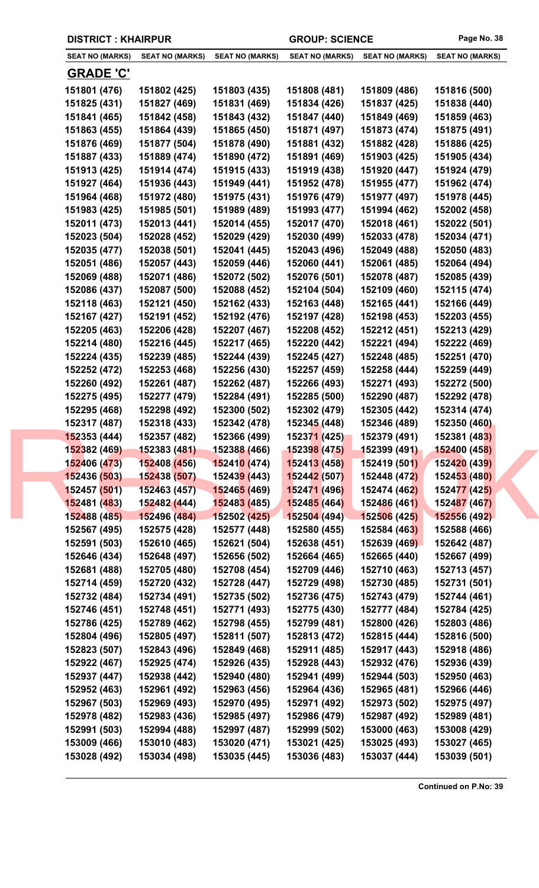**DISTRICT : KHAIRPUR** **GROUP: SCIENCE**

| SEAT NO (MARKS) | SEAT NO (MARKS) | SEAT NO (MARKS) | SEAT NO (MARKS) | SEAT NO (MARKS) | SEAT NO (MARKS) |
|---|---|---|---|---|---|

## GRADE 'C'

| | | | | | |
|---|---|---|---|---|---|
| 151801 (476) | 151802 (425) | 151803 (435) | 151808 (481) | 151809 (486) | 151816 (500) |
| 151825 (431) | 151827 (469) | 151831 (469) | 151834 (426) | 151837 (425) | 151838 (440) |
| 151841 (465) | 151842 (458) | 151843 (432) | 151847 (440) | 151849 (469) | 151859 (463) |
| 151863 (455) | 151864 (439) | 151865 (450) | 151871 (497) | 151873 (474) | 151875 (491) |
| 151876 (469) | 151877 (504) | 151878 (490) | 151881 (432) | 151882 (428) | 151886 (425) |
| 151887 (433) | 151889 (474) | 151890 (472) | 151891 (469) | 151903 (425) | 151905 (434) |
| 151913 (425) | 151914 (474) | 151915 (433) | 151919 (438) | 151920 (447) | 151924 (479) |
| 151927 (464) | 151936 (443) | 151949 (441) | 151952 (478) | 151955 (477) | 151962 (474) |
| 151964 (468) | 151972 (480) | 151975 (431) | 151976 (479) | 151977 (497) | 151978 (445) |
| 151983 (425) | 151985 (501) | 151989 (489) | 151993 (477) | 151994 (462) | 152002 (458) |
| 152011 (473) | 152013 (441) | 152014 (455) | 152017 (470) | 152018 (461) | 152022 (501) |
| 152023 (504) | 152028 (452) | 152029 (429) | 152030 (499) | 152033 (478) | 152034 (471) |
| 152035 (477) | 152038 (501) | 152041 (445) | 152043 (496) | 152049 (488) | 152050 (483) |
| 152051 (486) | 152057 (443) | 152059 (446) | 152060 (441) | 152061 (485) | 152064 (494) |
| 152069 (488) | 152071 (486) | 152072 (502) | 152076 (501) | 152078 (487) | 152085 (439) |
| 152086 (437) | 152087 (500) | 152088 (452) | 152104 (504) | 152109 (460) | 152115 (474) |
| 152118 (463) | 152121 (450) | 152162 (433) | 152163 (448) | 152165 (441) | 152166 (449) |
| 152167 (427) | 152191 (452) | 152192 (476) | 152197 (428) | 152198 (453) | 152203 (455) |
| 152205 (463) | 152206 (428) | 152207 (467) | 152208 (452) | 152212 (451) | 152213 (429) |
| 152214 (480) | 152216 (445) | 152217 (465) | 152220 (442) | 152221 (494) | 152222 (469) |
| 152224 (435) | 152239 (485) | 152244 (439) | 152245 (427) | 152248 (485) | 152251 (470) |
| 152252 (472) | 152253 (468) | 152256 (430) | 152257 (459) | 152258 (444) | 152259 (449) |
| 152260 (492) | 152261 (487) | 152262 (487) | 152266 (493) | 152271 (493) | 152272 (500) |
| 152275 (495) | 152277 (479) | 152284 (491) | 152285 (500) | 152290 (487) | 152292 (478) |
| 152295 (468) | 152298 (492) | 152300 (502) | 152302 (479) | 152305 (442) | 152314 (474) |
| 152317 (487) | 152318 (433) | 152342 (478) | 152345 (448) | 152346 (489) | 152350 (460) |
| 152353 (444) | 152357 (482) | 152366 (499) | 152371 (425) | 152379 (491) | 152381 (483) |
| 152382 (469) | 152383 (481) | 152388 (466) | 152398 (475) | 152399 (491) | 152400 (458) |
| 152406 (473) | 152408 (456) | 152410 (474) | 152413 (458) | 152419 (501) | 152420 (439) |
| 152436 (503) | 152438 (507) | 152439 (443) | 152442 (507) | 152448 (472) | 152453 (480) |
| 152457 (501) | 152463 (457) | 152465 (469) | 152471 (496) | 152474 (462) | 152477 (425) |
| 152481 (483) | 152482 (444) | 152483 (485) | 152485 (464) | 152486 (461) | 152487 (467) |
| 152488 (485) | 152496 (484) | 152502 (425) | 152504 (494) | 152506 (425) | 152556 (492) |
| 152567 (495) | 152575 (428) | 152577 (448) | 152580 (455) | 152584 (463) | 152588 (466) |
| 152591 (503) | 152610 (465) | 152621 (504) | 152638 (451) | 152639 (469) | 152642 (487) |
| 152646 (434) | 152648 (497) | 152656 (502) | 152664 (465) | 152665 (440) | 152667 (499) |
| 152681 (488) | 152705 (480) | 152708 (454) | 152709 (446) | 152710 (463) | 152713 (457) |
| 152714 (459) | 152720 (432) | 152728 (447) | 152729 (498) | 152730 (485) | 152731 (501) |
| 152732 (484) | 152734 (491) | 152735 (502) | 152736 (475) | 152743 (479) | 152744 (461) |
| 152746 (451) | 152748 (451) | 152771 (493) | 152775 (430) | 152777 (484) | 152784 (425) |
| 152786 (425) | 152789 (462) | 152798 (455) | 152799 (481) | 152800 (426) | 152803 (486) |
| 152804 (496) | 152805 (497) | 152811 (507) | 152813 (472) | 152815 (444) | 152816 (500) |
| 152823 (507) | 152843 (496) | 152849 (468) | 152911 (485) | 152917 (443) | 152918 (486) |
| 152922 (467) | 152925 (474) | 152926 (435) | 152928 (443) | 152932 (476) | 152936 (439) |
| 152937 (447) | 152938 (442) | 152940 (480) | 152941 (499) | 152944 (503) | 152950 (463) |
| 152952 (463) | 152961 (492) | 152963 (456) | 152964 (436) | 152965 (481) | 152966 (446) |
| 152967 (503) | 152969 (493) | 152970 (495) | 152971 (492) | 152973 (502) | 152975 (497) |
| 152978 (482) | 152983 (436) | 152985 (497) | 152986 (479) | 152987 (492) | 152989 (481) |
| 152991 (503) | 152994 (488) | 152997 (487) | 152999 (502) | 153000 (463) | 153008 (429) |
| 153009 (466) | 153010 (483) | 153020 (471) | 153021 (425) | 153025 (493) | 153027 (465) |
| 153028 (492) | 153034 (498) | 153035 (445) | 153036 (483) | 153037 (444) | 153039 (501) |

**Continued on P.No: 39**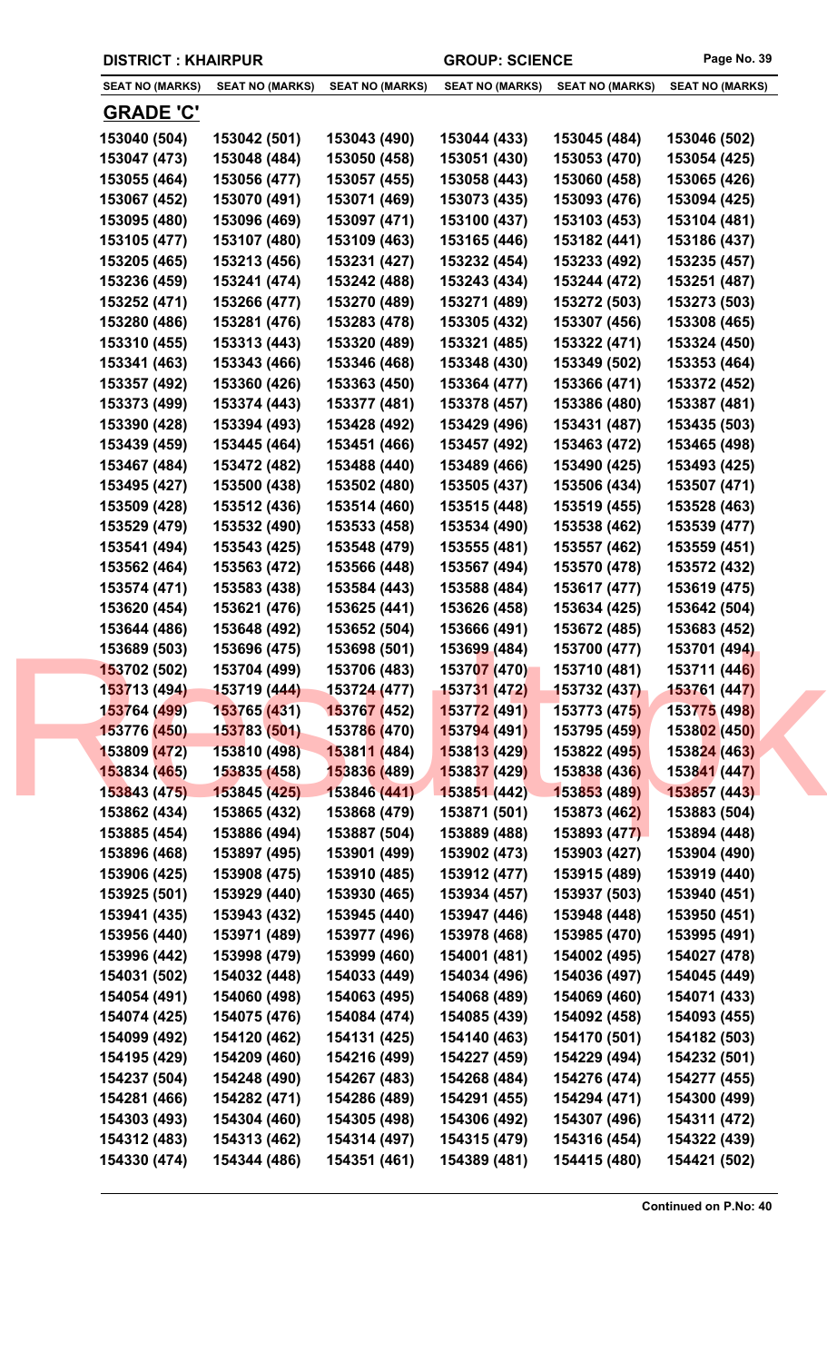**DISTRICT : KHAIRPUR** **GROUP: SCIENCE**

| SEAT NO (MARKS) | SEAT NO (MARKS) | SEAT NO (MARKS) | SEAT NO (MARKS) | SEAT NO (MARKS) | SEAT NO (MARKS) |
|---|---|---|---|---|---|

## GRADE 'C'

| | | | | | |
|---|---|---|---|---|---|
| 153040 (504) | 153042 (501) | 153043 (490) | 153044 (433) | 153045 (484) | 153046 (502) |
| 153047 (473) | 153048 (484) | 153050 (458) | 153051 (430) | 153053 (470) | 153054 (425) |
| 153055 (464) | 153056 (477) | 153057 (455) | 153058 (443) | 153060 (458) | 153065 (426) |
| 153067 (452) | 153070 (491) | 153071 (469) | 153073 (435) | 153093 (476) | 153094 (425) |
| 153095 (480) | 153096 (469) | 153097 (471) | 153100 (437) | 153103 (453) | 153104 (481) |
| 153105 (477) | 153107 (480) | 153109 (463) | 153165 (446) | 153182 (441) | 153186 (437) |
| 153205 (465) | 153213 (456) | 153231 (427) | 153232 (454) | 153233 (492) | 153235 (457) |
| 153236 (459) | 153241 (474) | 153242 (488) | 153243 (434) | 153244 (472) | 153251 (487) |
| 153252 (471) | 153266 (477) | 153270 (489) | 153271 (489) | 153272 (503) | 153273 (503) |
| 153280 (486) | 153281 (476) | 153283 (478) | 153305 (432) | 153307 (456) | 153308 (465) |
| 153310 (455) | 153313 (443) | 153320 (489) | 153321 (485) | 153322 (471) | 153324 (450) |
| 153341 (463) | 153343 (466) | 153346 (468) | 153348 (430) | 153349 (502) | 153353 (464) |
| 153357 (492) | 153360 (426) | 153363 (450) | 153364 (477) | 153366 (471) | 153372 (452) |
| 153373 (499) | 153374 (443) | 153377 (481) | 153378 (457) | 153386 (480) | 153387 (481) |
| 153390 (428) | 153394 (493) | 153428 (492) | 153429 (496) | 153431 (487) | 153435 (503) |
| 153439 (459) | 153445 (464) | 153451 (466) | 153457 (492) | 153463 (472) | 153465 (498) |
| 153467 (484) | 153472 (482) | 153488 (440) | 153489 (466) | 153490 (425) | 153493 (425) |
| 153495 (427) | 153500 (438) | 153502 (480) | 153505 (437) | 153506 (434) | 153507 (471) |
| 153509 (428) | 153512 (436) | 153514 (460) | 153515 (448) | 153519 (455) | 153528 (463) |
| 153529 (479) | 153532 (490) | 153533 (458) | 153534 (490) | 153538 (462) | 153539 (477) |
| 153541 (494) | 153543 (425) | 153548 (479) | 153555 (481) | 153557 (462) | 153559 (451) |
| 153562 (464) | 153563 (472) | 153566 (448) | 153567 (494) | 153570 (478) | 153572 (432) |
| 153574 (471) | 153583 (438) | 153584 (443) | 153588 (484) | 153617 (477) | 153619 (475) |
| 153620 (454) | 153621 (476) | 153625 (441) | 153626 (458) | 153634 (425) | 153642 (504) |
| 153644 (486) | 153648 (492) | 153652 (504) | 153666 (491) | 153672 (485) | 153683 (452) |
| 153689 (503) | 153696 (475) | 153698 (501) | 153699 (484) | 153700 (477) | 153701 (494) |
| 153702 (502) | 153704 (499) | 153706 (483) | 153707 (470) | 153710 (481) | 153711 (446) |
| 153713 (494) | 153719 (444) | 153724 (477) | 153731 (472) | 153732 (437) | 153761 (447) |
| 153764 (499) | 153765 (431) | 153767 (452) | 153772 (491) | 153773 (475) | 153775 (498) |
| 153776 (450) | 153783 (501) | 153786 (470) | 153794 (491) | 153795 (459) | 153802 (450) |
| 153809 (472) | 153810 (498) | 153811 (484) | 153813 (429) | 153822 (495) | 153824 (463) |
| 153834 (465) | 153835 (458) | 153836 (489) | 153837 (429) | 153838 (436) | 153841 (447) |
| 153843 (475) | 153845 (425) | 153846 (441) | 153851 (442) | 153853 (489) | 153857 (443) |
| 153862 (434) | 153865 (432) | 153868 (479) | 153871 (501) | 153873 (462) | 153883 (504) |
| 153885 (454) | 153886 (494) | 153887 (504) | 153889 (488) | 153893 (477) | 153894 (448) |
| 153896 (468) | 153897 (495) | 153901 (499) | 153902 (473) | 153903 (427) | 153904 (490) |
| 153906 (425) | 153908 (475) | 153910 (485) | 153912 (477) | 153915 (489) | 153919 (440) |
| 153925 (501) | 153929 (440) | 153930 (465) | 153934 (457) | 153937 (503) | 153940 (451) |
| 153941 (435) | 153943 (432) | 153945 (440) | 153947 (446) | 153948 (448) | 153950 (451) |
| 153956 (440) | 153971 (489) | 153977 (496) | 153978 (468) | 153985 (470) | 153995 (491) |
| 153996 (442) | 153998 (479) | 153999 (460) | 154001 (481) | 154002 (495) | 154027 (478) |
| 154031 (502) | 154032 (448) | 154033 (449) | 154034 (496) | 154036 (497) | 154045 (449) |
| 154054 (491) | 154060 (498) | 154063 (495) | 154068 (489) | 154069 (460) | 154071 (433) |
| 154074 (425) | 154075 (476) | 154084 (474) | 154085 (439) | 154092 (458) | 154093 (455) |
| 154099 (492) | 154120 (462) | 154131 (425) | 154140 (463) | 154170 (501) | 154182 (503) |
| 154195 (429) | 154209 (460) | 154216 (499) | 154227 (459) | 154229 (494) | 154232 (501) |
| 154237 (504) | 154248 (490) | 154267 (483) | 154268 (484) | 154276 (474) | 154277 (455) |
| 154281 (466) | 154282 (471) | 154286 (489) | 154291 (455) | 154294 (471) | 154300 (499) |
| 154303 (493) | 154304 (460) | 154305 (498) | 154306 (492) | 154307 (496) | 154311 (472) |
| 154312 (483) | 154313 (462) | 154314 (497) | 154315 (479) | 154316 (454) | 154322 (439) |
| 154330 (474) | 154344 (486) | 154351 (461) | 154389 (481) | 154415 (480) | 154421 (502) |

**Continued on P.No: 40**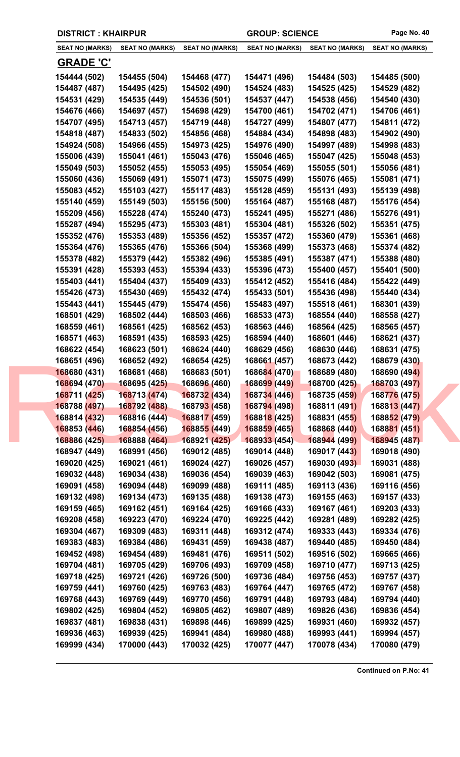DISTRICT : KHAIRPUR GROUP: SCIENCE

| SEAT NO (MARKS) | SEAT NO (MARKS) | SEAT NO (MARKS) | SEAT NO (MARKS) | SEAT NO (MARKS) | SEAT NO (MARKS) |
|---|---|---|---|---|---|

## GRADE 'C'

| | | | | | |
|---|---|---|---|---|---|
| 154444 (502) | 154455 (504) | 154468 (477) | 154471 (496) | 154484 (503) | 154485 (500) |
| 154487 (487) | 154495 (425) | 154502 (490) | 154524 (483) | 154525 (425) | 154529 (482) |
| 154531 (429) | 154535 (449) | 154536 (501) | 154537 (447) | 154538 (456) | 154540 (430) |
| 154676 (466) | 154697 (457) | 154698 (429) | 154700 (461) | 154702 (471) | 154706 (461) |
| 154707 (495) | 154713 (457) | 154719 (448) | 154727 (499) | 154807 (477) | 154811 (472) |
| 154818 (487) | 154833 (502) | 154856 (468) | 154884 (434) | 154898 (483) | 154902 (490) |
| 154924 (508) | 154966 (455) | 154973 (425) | 154976 (490) | 154997 (489) | 154998 (483) |
| 155006 (439) | 155041 (461) | 155043 (476) | 155046 (465) | 155047 (425) | 155048 (453) |
| 155049 (503) | 155052 (455) | 155053 (495) | 155054 (469) | 155055 (501) | 155056 (481) |
| 155060 (436) | 155069 (491) | 155071 (473) | 155075 (499) | 155076 (465) | 155081 (471) |
| 155083 (452) | 155103 (427) | 155117 (483) | 155128 (459) | 155131 (493) | 155139 (498) |
| 155140 (459) | 155149 (503) | 155156 (500) | 155164 (487) | 155168 (487) | 155176 (454) |
| 155209 (456) | 155228 (474) | 155240 (473) | 155241 (495) | 155271 (486) | 155276 (491) |
| 155287 (494) | 155295 (473) | 155303 (481) | 155304 (481) | 155326 (502) | 155351 (475) |
| 155352 (476) | 155353 (489) | 155356 (452) | 155357 (472) | 155360 (479) | 155361 (468) |
| 155364 (476) | 155365 (476) | 155366 (504) | 155368 (499) | 155373 (468) | 155374 (482) |
| 155378 (482) | 155379 (442) | 155382 (496) | 155385 (491) | 155387 (471) | 155388 (480) |
| 155391 (428) | 155393 (453) | 155394 (433) | 155396 (473) | 155400 (457) | 155401 (500) |
| 155403 (441) | 155404 (437) | 155409 (433) | 155412 (452) | 155416 (484) | 155422 (449) |
| 155426 (473) | 155430 (469) | 155432 (474) | 155433 (501) | 155436 (498) | 155440 (434) |
| 155443 (441) | 155445 (479) | 155474 (456) | 155483 (497) | 155518 (461) | 168301 (439) |
| 168501 (429) | 168502 (444) | 168503 (466) | 168533 (473) | 168554 (440) | 168558 (427) |
| 168559 (461) | 168561 (425) | 168562 (453) | 168563 (446) | 168564 (425) | 168565 (457) |
| 168571 (463) | 168591 (435) | 168593 (425) | 168594 (440) | 168601 (446) | 168621 (437) |
| 168622 (454) | 168623 (501) | 168624 (440) | 168629 (456) | 168630 (446) | 168631 (475) |
| 168651 (496) | 168652 (492) | 168654 (425) | 168661 (457) | 168673 (442) | 168679 (430) |
| 168680 (431) | 168681 (468) | 168683 (501) | 168684 (470) | 168689 (480) | 168690 (494) |
| 168694 (470) | 168695 (425) | 168696 (460) | 168699 (449) | 168700 (425) | 168703 (497) |
| 168711 (425) | 168713 (474) | 168732 (434) | 168734 (446) | 168735 (459) | 168776 (475) |
| 168788 (497) | 168792 (488) | 168793 (458) | 168794 (498) | 168811 (491) | 168813 (447) |
| 168814 (432) | 168816 (444) | 168817 (459) | 168818 (425) | 168831 (455) | 168852 (479) |
| 168853 (446) | 168854 (456) | 168855 (449) | 168859 (465) | 168868 (440) | 168881 (451) |
| 168886 (425) | 168888 (464) | 168921 (425) | 168933 (454) | 168944 (499) | 168945 (487) |
| 168947 (449) | 168991 (456) | 169012 (485) | 169014 (448) | 169017 (443) | 169018 (490) |
| 169020 (425) | 169021 (461) | 169024 (427) | 169026 (457) | 169030 (493) | 169031 (488) |
| 169032 (448) | 169034 (438) | 169036 (454) | 169039 (463) | 169042 (503) | 169081 (475) |
| 169091 (458) | 169094 (448) | 169099 (488) | 169111 (485) | 169113 (436) | 169116 (456) |
| 169132 (498) | 169134 (473) | 169135 (488) | 169138 (473) | 169155 (463) | 169157 (433) |
| 169159 (465) | 169162 (451) | 169164 (425) | 169166 (433) | 169167 (461) | 169203 (433) |
| 169208 (458) | 169223 (470) | 169224 (470) | 169225 (442) | 169281 (489) | 169282 (425) |
| 169304 (467) | 169309 (483) | 169311 (448) | 169312 (474) | 169333 (443) | 169334 (476) |
| 169383 (483) | 169384 (486) | 169431 (459) | 169438 (487) | 169440 (485) | 169450 (484) |
| 169452 (498) | 169454 (489) | 169481 (476) | 169511 (502) | 169516 (502) | 169665 (466) |
| 169704 (481) | 169705 (429) | 169706 (493) | 169709 (458) | 169710 (477) | 169713 (425) |
| 169718 (425) | 169721 (426) | 169726 (500) | 169736 (484) | 169756 (453) | 169757 (437) |
| 169759 (441) | 169760 (425) | 169763 (483) | 169764 (447) | 169765 (472) | 169767 (458) |
| 169768 (443) | 169769 (449) | 169770 (456) | 169791 (448) | 169793 (484) | 169794 (440) |
| 169802 (425) | 169804 (452) | 169805 (462) | 169807 (489) | 169826 (436) | 169836 (454) |
| 169837 (481) | 169838 (431) | 169898 (446) | 169899 (425) | 169931 (460) | 169932 (457) |
| 169936 (463) | 169939 (425) | 169941 (484) | 169980 (488) | 169993 (441) | 169994 (457) |
| 169999 (434) | 170000 (443) | 170032 (425) | 170077 (447) | 170078 (434) | 170080 (479) |

**Continued on P.No: 41**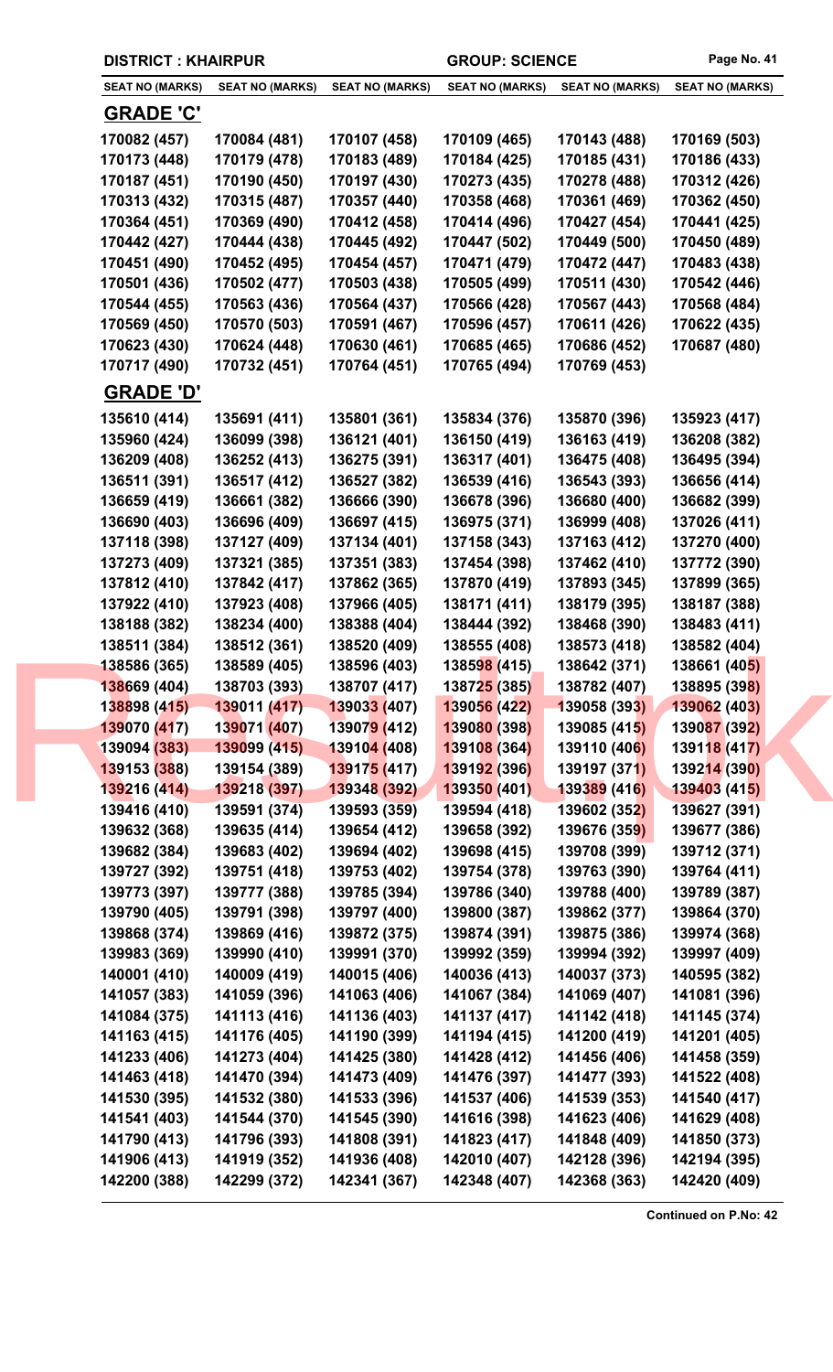**DISTRICT : KHAIRPUR** **GROUP: SCIENCE**

| SEAT NO (MARKS) | SEAT NO (MARKS) | SEAT NO (MARKS) | SEAT NO (MARKS) | SEAT NO (MARKS) | SEAT NO (MARKS) |
|---|---|---|---|---|---|

## GRADE 'C'

| | | | | | |
|---|---|---|---|---|---|
| 170082 (457) | 170084 (481) | 170107 (458) | 170109 (465) | 170143 (488) | 170169 (503) |
| 170173 (448) | 170179 (478) | 170183 (489) | 170184 (425) | 170185 (431) | 170186 (433) |
| 170187 (451) | 170190 (450) | 170197 (430) | 170273 (435) | 170278 (488) | 170312 (426) |
| 170313 (432) | 170315 (487) | 170357 (440) | 170358 (468) | 170361 (469) | 170362 (450) |
| 170364 (451) | 170369 (490) | 170412 (458) | 170414 (496) | 170427 (454) | 170441 (425) |
| 170442 (427) | 170444 (438) | 170445 (492) | 170447 (502) | 170449 (500) | 170450 (489) |
| 170451 (490) | 170452 (495) | 170454 (457) | 170471 (479) | 170472 (447) | 170483 (438) |
| 170501 (436) | 170502 (477) | 170503 (438) | 170505 (499) | 170511 (430) | 170542 (446) |
| 170544 (455) | 170563 (436) | 170564 (437) | 170566 (428) | 170567 (443) | 170568 (484) |
| 170569 (450) | 170570 (503) | 170591 (467) | 170596 (457) | 170611 (426) | 170622 (435) |
| 170623 (430) | 170624 (448) | 170630 (461) | 170685 (465) | 170686 (452) | 170687 (480) |
| 170717 (490) | 170732 (451) | 170764 (451) | 170765 (494) | 170769 (453) | |

## GRADE 'D'

| | | | | | |
|---|---|---|---|---|---|
| 135610 (414) | 135691 (411) | 135801 (361) | 135834 (376) | 135870 (396) | 135923 (417) |
| 135960 (424) | 136099 (398) | 136121 (401) | 136150 (419) | 136163 (419) | 136208 (382) |
| 136209 (408) | 136252 (413) | 136275 (391) | 136317 (401) | 136475 (408) | 136495 (394) |
| 136511 (391) | 136517 (412) | 136527 (382) | 136539 (416) | 136543 (393) | 136656 (414) |
| 136659 (419) | 136661 (382) | 136666 (390) | 136678 (396) | 136680 (400) | 136682 (399) |
| 136690 (403) | 136696 (409) | 136697 (415) | 136975 (371) | 136999 (408) | 137026 (411) |
| 137118 (398) | 137127 (409) | 137134 (401) | 137158 (343) | 137163 (412) | 137270 (400) |
| 137273 (409) | 137321 (385) | 137351 (383) | 137454 (398) | 137462 (410) | 137772 (390) |
| 137812 (410) | 137842 (417) | 137862 (365) | 137870 (419) | 137893 (345) | 137899 (365) |
| 137922 (410) | 137923 (408) | 137966 (405) | 138171 (411) | 138179 (395) | 138187 (388) |
| 138188 (382) | 138234 (400) | 138388 (404) | 138444 (392) | 138468 (390) | 138483 (411) |
| 138511 (384) | 138512 (361) | 138520 (409) | 138555 (408) | 138573 (418) | 138582 (404) |
| 138586 (365) | 138589 (405) | 138596 (403) | 138598 (415) | 138642 (371) | 138661 (405) |
| 138669 (404) | 138703 (393) | 138707 (417) | 138725 (385) | 138782 (407) | 138895 (398) |
| 138898 (415) | 139011 (417) | 139033 (407) | 139056 (422) | 139058 (393) | 139062 (403) |
| 139070 (417) | 139071 (407) | 139079 (412) | 139080 (398) | 139085 (415) | 139087 (392) |
| 139094 (383) | 139099 (415) | 139104 (408) | 139108 (364) | 139110 (406) | 139118 (417) |
| 139153 (388) | 139154 (389) | 139175 (417) | 139192 (396) | 139197 (371) | 139214 (390) |
| 139216 (414) | 139218 (397) | 139348 (392) | 139350 (401) | 139389 (416) | 139403 (415) |
| 139416 (410) | 139591 (374) | 139593 (359) | 139594 (418) | 139602 (352) | 139627 (391) |
| 139632 (368) | 139635 (414) | 139654 (412) | 139658 (392) | 139676 (359) | 139677 (386) |
| 139682 (384) | 139683 (402) | 139694 (402) | 139698 (415) | 139708 (399) | 139712 (371) |
| 139727 (392) | 139751 (418) | 139753 (402) | 139754 (378) | 139763 (390) | 139764 (411) |
| 139773 (397) | 139777 (388) | 139785 (394) | 139786 (340) | 139788 (400) | 139789 (387) |
| 139790 (405) | 139791 (398) | 139797 (400) | 139800 (387) | 139862 (377) | 139864 (370) |
| 139868 (374) | 139869 (416) | 139872 (375) | 139874 (391) | 139875 (386) | 139974 (368) |
| 139983 (369) | 139990 (410) | 139991 (370) | 139992 (359) | 139994 (392) | 139997 (409) |
| 140001 (410) | 140009 (419) | 140015 (406) | 140036 (413) | 140037 (373) | 140595 (382) |
| 141057 (383) | 141059 (396) | 141063 (406) | 141067 (384) | 141069 (407) | 141081 (396) |
| 141084 (375) | 141113 (416) | 141136 (403) | 141137 (417) | 141142 (418) | 141145 (374) |
| 141163 (415) | 141176 (405) | 141190 (399) | 141194 (415) | 141200 (419) | 141201 (405) |
| 141233 (406) | 141273 (404) | 141425 (380) | 141428 (412) | 141456 (406) | 141458 (359) |
| 141463 (418) | 141470 (394) | 141473 (409) | 141476 (397) | 141477 (393) | 141522 (408) |
| 141530 (395) | 141532 (380) | 141533 (396) | 141537 (406) | 141539 (353) | 141540 (417) |
| 141541 (403) | 141544 (370) | 141545 (390) | 141616 (398) | 141623 (406) | 141629 (408) |
| 141790 (413) | 141796 (393) | 141808 (391) | 141823 (417) | 141848 (409) | 141850 (373) |
| 141906 (413) | 141919 (352) | 141936 (408) | 142010 (407) | 142128 (396) | 142194 (395) |
| 142200 (388) | 142299 (372) | 142341 (367) | 142348 (407) | 142368 (363) | 142420 (409) |

**Continued on P.No: 42**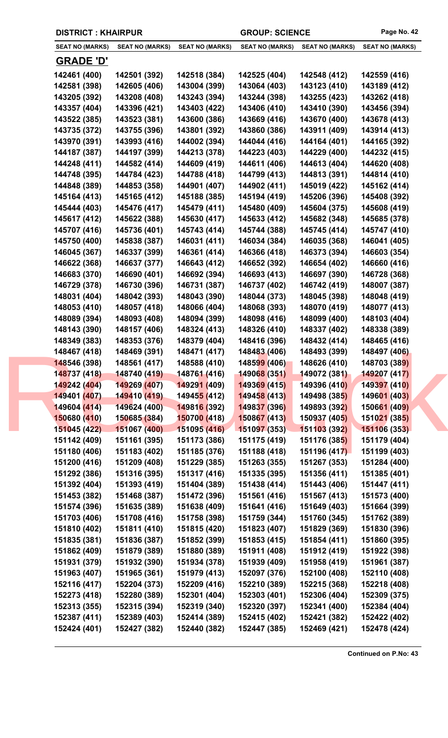**DISTRICT : KHAIRPUR** | **GROUP: SCIENCE**

| SEAT NO (MARKS) | SEAT NO (MARKS) | SEAT NO (MARKS) | SEAT NO (MARKS) | SEAT NO (MARKS) | SEAT NO (MARKS) |
|---|---|---|---|---|---|

## GRADE 'D'

| | | | | | |
|---|---|---|---|---|---|
| 142461 (400) | 142501 (392) | 142518 (384) | 142525 (404) | 142548 (412) | 142559 (416) |
| 142581 (398) | 142605 (406) | 143004 (399) | 143064 (403) | 143123 (410) | 143189 (412) |
| 143205 (392) | 143208 (408) | 143243 (394) | 143244 (398) | 143255 (423) | 143262 (418) |
| 143357 (404) | 143396 (421) | 143403 (422) | 143406 (410) | 143410 (390) | 143456 (394) |
| 143522 (385) | 143523 (381) | 143600 (386) | 143669 (416) | 143670 (400) | 143678 (413) |
| 143735 (372) | 143755 (396) | 143801 (392) | 143860 (386) | 143911 (409) | 143914 (413) |
| 143970 (391) | 143993 (416) | 144002 (394) | 144044 (416) | 144164 (401) | 144165 (392) |
| 144187 (387) | 144197 (399) | 144213 (378) | 144223 (403) | 144229 (400) | 144232 (415) |
| 144248 (411) | 144582 (414) | 144609 (419) | 144611 (406) | 144613 (404) | 144620 (408) |
| 144748 (395) | 144784 (423) | 144788 (418) | 144799 (413) | 144813 (391) | 144814 (410) |
| 144848 (389) | 144853 (358) | 144901 (407) | 144902 (411) | 145019 (422) | 145162 (414) |
| 145164 (413) | 145165 (412) | 145188 (385) | 145194 (419) | 145206 (396) | 145408 (392) |
| 145444 (403) | 145476 (417) | 145479 (411) | 145480 (409) | 145604 (375) | 145608 (419) |
| 145617 (412) | 145622 (388) | 145630 (417) | 145633 (412) | 145682 (348) | 145685 (378) |
| 145707 (416) | 145736 (401) | 145743 (414) | 145744 (388) | 145745 (414) | 145747 (410) |
| 145750 (400) | 145838 (387) | 146031 (411) | 146034 (384) | 146035 (368) | 146041 (405) |
| 146045 (367) | 146337 (399) | 146361 (414) | 146366 (418) | 146373 (394) | 146603 (354) |
| 146622 (368) | 146637 (377) | 146643 (412) | 146652 (392) | 146654 (402) | 146660 (416) |
| 146683 (370) | 146690 (401) | 146692 (394) | 146693 (413) | 146697 (390) | 146728 (368) |
| 146729 (378) | 146730 (396) | 146731 (387) | 146737 (402) | 146742 (419) | 148007 (387) |
| 148031 (404) | 148042 (393) | 148043 (390) | 148044 (373) | 148045 (398) | 148048 (419) |
| 148053 (410) | 148057 (418) | 148066 (404) | 148068 (393) | 148070 (419) | 148077 (413) |
| 148089 (394) | 148093 (408) | 148094 (399) | 148098 (416) | 148099 (400) | 148103 (404) |
| 148143 (390) | 148157 (406) | 148324 (413) | 148326 (410) | 148337 (402) | 148338 (389) |
| 148349 (383) | 148353 (376) | 148379 (404) | 148416 (396) | 148432 (414) | 148465 (416) |
| 148467 (418) | 148469 (391) | 148471 (417) | 148483 (406) | 148493 (399) | 148497 (406) |
| 148546 (398) | 148561 (417) | 148588 (410) | 148599 (406) | 148626 (410) | 148703 (389) |
| 148737 (418) | 148740 (419) | 148761 (416) | 149068 (351) | 149072 (381) | 149207 (417) |
| 149242 (404) | 149269 (407) | 149291 (409) | 149369 (415) | 149396 (410) | 149397 (410) |
| 149401 (407) | 149410 (419) | 149455 (412) | 149458 (413) | 149498 (385) | 149601 (403) |
| 149604 (414) | 149624 (400) | 149816 (392) | 149837 (396) | 149893 (392) | 150661 (409) |
| 150680 (410) | 150685 (384) | 150700 (418) | 150867 (413) | 150937 (405) | 151021 (385) |
| 151045 (422) | 151067 (400) | 151095 (416) | 151097 (353) | 151103 (392) | 151106 (353) |
| 151142 (409) | 151161 (395) | 151173 (386) | 151175 (419) | 151176 (385) | 151179 (404) |
| 151180 (406) | 151183 (402) | 151185 (376) | 151188 (418) | 151196 (417) | 151199 (403) |
| 151200 (416) | 151209 (408) | 151229 (385) | 151263 (355) | 151267 (353) | 151284 (400) |
| 151292 (386) | 151316 (395) | 151317 (416) | 151335 (395) | 151356 (411) | 151385 (401) |
| 151392 (404) | 151393 (419) | 151404 (389) | 151438 (414) | 151443 (406) | 151447 (411) |
| 151453 (382) | 151468 (387) | 151472 (396) | 151561 (416) | 151567 (413) | 151573 (400) |
| 151574 (396) | 151635 (389) | 151638 (409) | 151641 (416) | 151649 (403) | 151664 (399) |
| 151703 (406) | 151708 (416) | 151758 (398) | 151759 (344) | 151760 (345) | 151762 (389) |
| 151810 (402) | 151811 (410) | 151815 (420) | 151823 (407) | 151829 (369) | 151830 (396) |
| 151835 (381) | 151836 (387) | 151852 (399) | 151853 (415) | 151854 (411) | 151860 (395) |
| 151862 (409) | 151879 (389) | 151880 (389) | 151911 (408) | 151912 (419) | 151922 (398) |
| 151931 (379) | 151932 (390) | 151934 (378) | 151939 (409) | 151958 (419) | 151961 (387) |
| 151963 (407) | 151965 (361) | 151979 (413) | 152097 (376) | 152100 (408) | 152110 (408) |
| 152116 (417) | 152204 (373) | 152209 (416) | 152210 (389) | 152215 (368) | 152218 (408) |
| 152273 (418) | 152280 (389) | 152301 (404) | 152303 (401) | 152306 (404) | 152309 (375) |
| 152313 (355) | 152315 (394) | 152319 (340) | 152320 (397) | 152341 (400) | 152384 (404) |
| 152387 (411) | 152389 (403) | 152414 (389) | 152415 (402) | 152421 (382) | 152422 (402) |
| 152424 (401) | 152427 (382) | 152440 (382) | 152447 (385) | 152469 (421) | 152478 (424) |

**Continued on P.No: 43**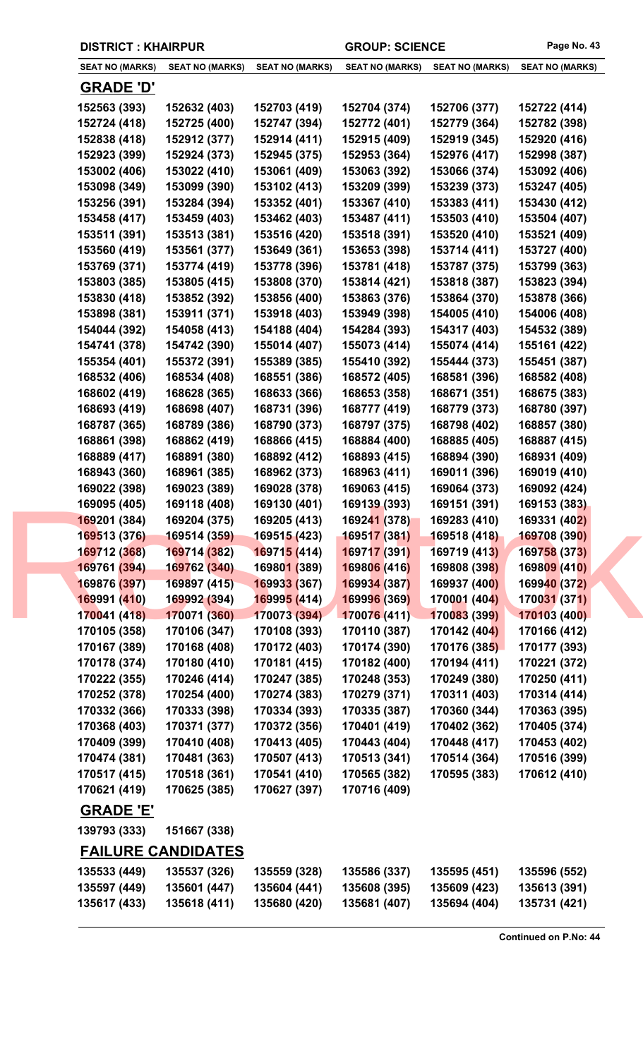**DISTRICT : KHAIRPUR** **GROUP: SCIENCE**

| SEAT NO (MARKS) | SEAT NO (MARKS) | SEAT NO (MARKS) | SEAT NO (MARKS) | SEAT NO (MARKS) | SEAT NO (MARKS) |
|---|---|---|---|---|---|

## GRADE 'D'

| | | | | | |
|---|---|---|---|---|---|
| 152563 (393) | 152632 (403) | 152703 (419) | 152704 (374) | 152706 (377) | 152722 (414) |
| 152724 (418) | 152725 (400) | 152747 (394) | 152772 (401) | 152779 (364) | 152782 (398) |
| 152838 (418) | 152912 (377) | 152914 (411) | 152915 (409) | 152919 (345) | 152920 (416) |
| 152923 (399) | 152924 (373) | 152945 (375) | 152953 (364) | 152976 (417) | 152998 (387) |
| 153002 (406) | 153022 (410) | 153061 (409) | 153063 (392) | 153066 (374) | 153092 (406) |
| 153098 (349) | 153099 (390) | 153102 (413) | 153209 (399) | 153239 (373) | 153247 (405) |
| 153256 (391) | 153284 (394) | 153352 (401) | 153367 (410) | 153383 (411) | 153430 (412) |
| 153458 (417) | 153459 (403) | 153462 (403) | 153487 (411) | 153503 (410) | 153504 (407) |
| 153511 (391) | 153513 (381) | 153516 (420) | 153518 (391) | 153520 (410) | 153521 (409) |
| 153560 (419) | 153561 (377) | 153649 (361) | 153653 (398) | 153714 (411) | 153727 (400) |
| 153769 (371) | 153774 (419) | 153778 (396) | 153781 (418) | 153787 (375) | 153799 (363) |
| 153803 (385) | 153805 (415) | 153808 (370) | 153814 (421) | 153818 (387) | 153823 (394) |
| 153830 (418) | 153852 (392) | 153856 (400) | 153863 (376) | 153864 (370) | 153878 (366) |
| 153898 (381) | 153911 (371) | 153918 (403) | 153949 (398) | 154005 (410) | 154006 (408) |
| 154044 (392) | 154058 (413) | 154188 (404) | 154284 (393) | 154317 (403) | 154532 (389) |
| 154741 (378) | 154742 (390) | 155014 (407) | 155073 (414) | 155074 (414) | 155161 (422) |
| 155354 (401) | 155372 (391) | 155389 (385) | 155410 (392) | 155444 (373) | 155451 (387) |
| 168532 (406) | 168534 (408) | 168551 (386) | 168572 (405) | 168581 (396) | 168582 (408) |
| 168602 (419) | 168628 (365) | 168633 (366) | 168653 (358) | 168671 (351) | 168675 (383) |
| 168693 (419) | 168698 (407) | 168731 (396) | 168777 (419) | 168779 (373) | 168780 (397) |
| 168787 (365) | 168789 (386) | 168790 (373) | 168797 (375) | 168798 (402) | 168857 (380) |
| 168861 (398) | 168862 (419) | 168866 (415) | 168884 (400) | 168885 (405) | 168887 (415) |
| 168889 (417) | 168891 (380) | 168892 (412) | 168893 (415) | 168894 (390) | 168931 (409) |
| 168943 (360) | 168961 (385) | 168962 (373) | 168963 (411) | 169011 (396) | 169019 (410) |
| 169022 (398) | 169023 (389) | 169028 (378) | 169063 (415) | 169064 (373) | 169092 (424) |
| 169095 (405) | 169118 (408) | 169130 (401) | 169139 (393) | 169151 (391) | 169153 (383) |
| 169201 (384) | 169204 (375) | 169205 (413) | 169241 (378) | 169283 (410) | 169331 (402) |
| 169513 (376) | 169514 (359) | 169515 (423) | 169517 (381) | 169518 (418) | 169708 (390) |
| 169712 (368) | 169714 (382) | 169715 (414) | 169717 (391) | 169719 (413) | 169758 (373) |
| 169761 (394) | 169762 (340) | 169801 (389) | 169806 (416) | 169808 (398) | 169809 (410) |
| 169876 (397) | 169897 (415) | 169933 (367) | 169934 (387) | 169937 (400) | 169940 (372) |
| 169991 (410) | 169992 (394) | 169995 (414) | 169996 (369) | 170001 (404) | 170031 (371) |
| 170041 (418) | 170071 (360) | 170073 (394) | 170076 (411) | 170083 (399) | 170103 (400) |
| 170105 (358) | 170106 (347) | 170108 (393) | 170110 (387) | 170142 (404) | 170166 (412) |
| 170167 (389) | 170168 (408) | 170172 (403) | 170174 (390) | 170176 (385) | 170177 (393) |
| 170178 (374) | 170180 (410) | 170181 (415) | 170182 (400) | 170194 (411) | 170221 (372) |
| 170222 (355) | 170246 (414) | 170247 (385) | 170248 (353) | 170249 (380) | 170250 (411) |
| 170252 (378) | 170254 (400) | 170274 (383) | 170279 (371) | 170311 (403) | 170314 (414) |
| 170332 (366) | 170333 (398) | 170334 (393) | 170335 (387) | 170360 (344) | 170363 (395) |
| 170368 (403) | 170371 (377) | 170372 (356) | 170401 (419) | 170402 (362) | 170405 (374) |
| 170409 (399) | 170410 (408) | 170413 (405) | 170443 (404) | 170448 (417) | 170453 (402) |
| 170474 (381) | 170481 (363) | 170507 (413) | 170513 (341) | 170514 (364) | 170516 (399) |
| 170517 (415) | 170518 (361) | 170541 (410) | 170565 (382) | 170595 (383) | 170612 (410) |
| 170621 (419) | 170625 (385) | 170627 (397) | 170716 (409) | | |

## GRADE 'E'

| | | | | | |
|---|---|---|---|---|---|
| 139793 (333) | 151667 (338) | | | | |

## FAILURE CANDIDATES

| | | | | | |
|---|---|---|---|---|---|
| 135533 (449) | 135537 (326) | 135559 (328) | 135586 (337) | 135595 (451) | 135596 (552) |
| 135597 (449) | 135601 (447) | 135604 (441) | 135608 (395) | 135609 (423) | 135613 (391) |
| 135617 (433) | 135618 (411) | 135680 (420) | 135681 (407) | 135694 (404) | 135731 (421) |

**Continued on P.No: 44**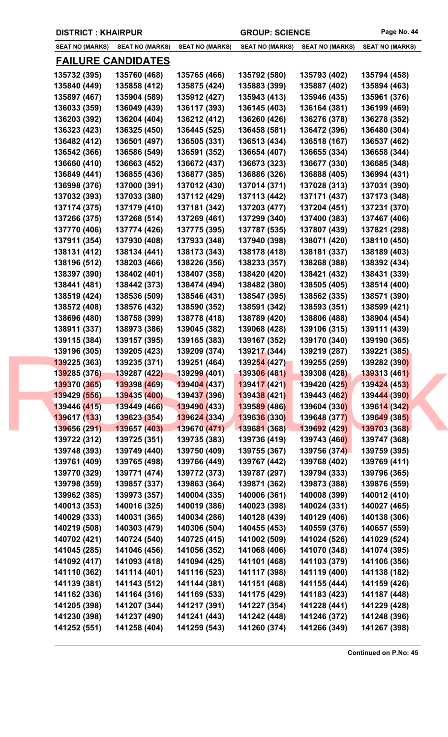DISTRICT : KHAIRPUR | GROUP: SCIENCE

## FAILURE CANDIDATES

| SEAT NO (MARKS) | SEAT NO (MARKS) | SEAT NO (MARKS) | SEAT NO (MARKS) | SEAT NO (MARKS) | SEAT NO (MARKS) |
|---|---|---|---|---|---|
| 135732 (395) | 135760 (468) | 135765 (466) | 135792 (580) | 135793 (402) | 135794 (458) |
| 135840 (449) | 135858 (412) | 135875 (424) | 135883 (399) | 135887 (402) | 135894 (463) |
| 135897 (467) | 135904 (589) | 135912 (427) | 135943 (413) | 135946 (435) | 135961 (376) |
| 136033 (359) | 136049 (439) | 136117 (393) | 136145 (403) | 136164 (381) | 136199 (469) |
| 136203 (392) | 136204 (404) | 136212 (412) | 136260 (426) | 136276 (378) | 136278 (352) |
| 136323 (423) | 136325 (450) | 136445 (525) | 136458 (581) | 136472 (396) | 136480 (304) |
| 136482 (412) | 136501 (497) | 136505 (331) | 136513 (434) | 136518 (167) | 136537 (462) |
| 136542 (366) | 136586 (549) | 136591 (352) | 136654 (407) | 136655 (334) | 136658 (344) |
| 136660 (410) | 136663 (452) | 136672 (437) | 136673 (323) | 136677 (330) | 136685 (348) |
| 136849 (441) | 136855 (436) | 136877 (385) | 136886 (326) | 136888 (405) | 136994 (431) |
| 136998 (376) | 137000 (391) | 137012 (430) | 137014 (371) | 137028 (313) | 137031 (390) |
| 137032 (393) | 137033 (380) | 137112 (429) | 137113 (442) | 137171 (437) | 137173 (348) |
| 137174 (375) | 137179 (410) | 137181 (342) | 137203 (477) | 137204 (451) | 137231 (370) |
| 137266 (375) | 137268 (514) | 137269 (461) | 137299 (340) | 137400 (383) | 137467 (406) |
| 137770 (406) | 137774 (426) | 137775 (395) | 137787 (535) | 137807 (439) | 137821 (298) |
| 137911 (354) | 137930 (408) | 137933 (348) | 137940 (398) | 138071 (420) | 138110 (450) |
| 138131 (412) | 138134 (441) | 138173 (343) | 138178 (418) | 138181 (337) | 138189 (403) |
| 138196 (512) | 138203 (466) | 138226 (356) | 138233 (357) | 138268 (388) | 138392 (434) |
| 138397 (390) | 138402 (401) | 138407 (358) | 138420 (420) | 138421 (432) | 138431 (339) |
| 138441 (481) | 138442 (373) | 138474 (494) | 138482 (380) | 138505 (405) | 138514 (400) |
| 138519 (424) | 138536 (509) | 138546 (431) | 138547 (395) | 138562 (335) | 138571 (390) |
| 138572 (408) | 138576 (432) | 138590 (352) | 138591 (342) | 138593 (351) | 138599 (421) |
| 138696 (480) | 138758 (399) | 138778 (418) | 138789 (420) | 138806 (488) | 138904 (454) |
| 138911 (337) | 138973 (386) | 139045 (382) | 139068 (428) | 139106 (315) | 139111 (439) |
| 139115 (384) | 139157 (395) | 139165 (383) | 139167 (352) | 139170 (340) | 139190 (365) |
| 139196 (305) | 139205 (423) | 139209 (374) | 139217 (344) | 139219 (287) | 139221 (385) |
| 139225 (363) | 139235 (371) | 139251 (464) | 139254 (427) | 139255 (259) | 139282 (390) |
| 139285 (376) | 139287 (422) | 139299 (401) | 139306 (481) | 139308 (428) | 139313 (461) |
| 139370 (365) | 139398 (469) | 139404 (437) | 139417 (421) | 139420 (425) | 139424 (453) |
| 139429 (556) | 139435 (400) | 139437 (396) | 139438 (421) | 139443 (462) | 139444 (390) |
| 139446 (415) | 139449 (466) | 139490 (433) | 139589 (486) | 139604 (330) | 139614 (342) |
| 139617 (133) | 139623 (354) | 139624 (334) | 139636 (330) | 139648 (377) | 139649 (385) |
| 139656 (291) | 139657 (403) | 139670 (471) | 139681 (368) | 139692 (429) | 139703 (368) |
| 139722 (312) | 139725 (351) | 139735 (383) | 139736 (419) | 139743 (460) | 139747 (368) |
| 139748 (393) | 139749 (440) | 139750 (409) | 139755 (367) | 139756 (374) | 139759 (395) |
| 139761 (409) | 139765 (498) | 139766 (449) | 139767 (442) | 139768 (402) | 139769 (411) |
| 139770 (329) | 139771 (474) | 139772 (373) | 139787 (297) | 139794 (333) | 139796 (365) |
| 139798 (359) | 139857 (337) | 139863 (364) | 139871 (362) | 139873 (388) | 139876 (559) |
| 139962 (385) | 139973 (357) | 140004 (335) | 140006 (361) | 140008 (399) | 140012 (410) |
| 140013 (353) | 140016 (325) | 140019 (386) | 140023 (398) | 140024 (331) | 140027 (465) |
| 140029 (333) | 140031 (365) | 140034 (286) | 140128 (439) | 140129 (406) | 140138 (306) |
| 140219 (508) | 140303 (479) | 140306 (504) | 140455 (453) | 140559 (376) | 140657 (559) |
| 140702 (421) | 140724 (540) | 140725 (415) | 141002 (509) | 141024 (526) | 141029 (524) |
| 141045 (285) | 141046 (456) | 141056 (352) | 141068 (406) | 141070 (348) | 141074 (395) |
| 141092 (417) | 141093 (418) | 141094 (425) | 141101 (468) | 141103 (379) | 141106 (356) |
| 141110 (362) | 141114 (401) | 141116 (523) | 141117 (398) | 141119 (400) | 141138 (182) |
| 141139 (381) | 141143 (512) | 141144 (381) | 141151 (468) | 141155 (444) | 141159 (426) |
| 141162 (336) | 141164 (316) | 141169 (533) | 141175 (429) | 141183 (423) | 141187 (448) |
| 141205 (398) | 141207 (344) | 141217 (391) | 141227 (354) | 141228 (441) | 141229 (428) |
| 141230 (398) | 141237 (490) | 141241 (443) | 141242 (448) | 141246 (372) | 141248 (396) |
| 141252 (551) | 141258 (404) | 141259 (543) | 141260 (374) | 141266 (349) | 141267 (398) |

**Continued on P.No: 45**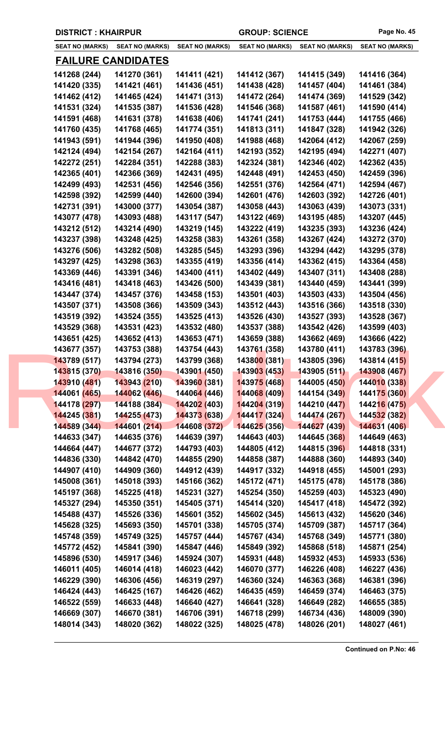**DISTRICT : KHAIRPUR** **GROUP: SCIENCE**

| SEAT NO (MARKS) | SEAT NO (MARKS) | SEAT NO (MARKS) | SEAT NO (MARKS) | SEAT NO (MARKS) | SEAT NO (MARKS) |
|---|---|---|---|---|---|

## FAILURE CANDIDATES

| | | | | | |
|---|---|---|---|---|---|
| 141268 (244) | 141270 (361) | 141411 (421) | 141412 (367) | 141415 (349) | 141416 (364) |
| 141420 (335) | 141421 (461) | 141436 (451) | 141438 (428) | 141457 (404) | 141461 (384) |
| 141462 (412) | 141465 (424) | 141471 (313) | 141472 (264) | 141474 (369) | 141529 (342) |
| 141531 (324) | 141535 (387) | 141536 (428) | 141546 (368) | 141587 (461) | 141590 (414) |
| 141591 (468) | 141631 (378) | 141638 (406) | 141741 (241) | 141753 (444) | 141755 (466) |
| 141760 (435) | 141768 (465) | 141774 (351) | 141813 (311) | 141847 (328) | 141942 (326) |
| 141943 (591) | 141944 (396) | 141950 (408) | 141988 (468) | 142064 (412) | 142067 (259) |
| 142124 (494) | 142154 (267) | 142164 (411) | 142193 (352) | 142195 (494) | 142271 (407) |
| 142272 (251) | 142284 (351) | 142288 (383) | 142324 (381) | 142346 (402) | 142362 (435) |
| 142365 (401) | 142366 (369) | 142431 (495) | 142448 (491) | 142453 (450) | 142459 (396) |
| 142499 (493) | 142531 (456) | 142546 (356) | 142551 (376) | 142564 (471) | 142594 (467) |
| 142598 (392) | 142599 (440) | 142600 (394) | 142601 (476) | 142603 (392) | 142726 (401) |
| 142731 (391) | 143000 (377) | 143054 (387) | 143058 (443) | 143063 (439) | 143073 (331) |
| 143077 (478) | 143093 (488) | 143117 (547) | 143122 (469) | 143195 (485) | 143207 (445) |
| 143212 (512) | 143214 (490) | 143219 (145) | 143222 (419) | 143235 (393) | 143236 (424) |
| 143237 (398) | 143248 (425) | 143258 (383) | 143261 (358) | 143267 (424) | 143272 (370) |
| 143276 (506) | 143282 (508) | 143285 (545) | 143293 (396) | 143294 (442) | 143295 (378) |
| 143297 (425) | 143298 (363) | 143355 (419) | 143356 (414) | 143362 (415) | 143364 (458) |
| 143369 (446) | 143391 (346) | 143400 (411) | 143402 (449) | 143407 (311) | 143408 (288) |
| 143416 (481) | 143418 (463) | 143426 (500) | 143439 (381) | 143440 (459) | 143441 (399) |
| 143447 (374) | 143457 (376) | 143458 (153) | 143501 (403) | 143503 (433) | 143504 (456) |
| 143507 (371) | 143508 (366) | 143509 (343) | 143512 (443) | 143516 (366) | 143518 (330) |
| 143519 (392) | 143524 (355) | 143525 (413) | 143526 (430) | 143527 (393) | 143528 (367) |
| 143529 (368) | 143531 (423) | 143532 (480) | 143537 (388) | 143542 (426) | 143599 (403) |
| 143651 (425) | 143652 (413) | 143653 (471) | 143659 (388) | 143662 (469) | 143666 (422) |
| 143677 (357) | 143753 (388) | 143754 (443) | 143761 (358) | 143780 (411) | 143783 (396) |
| 143789 (517) | 143794 (273) | 143799 (368) | 143800 (381) | 143805 (396) | 143814 (415) |
| 143815 (370) | 143816 (350) | 143901 (450) | 143903 (453) | 143905 (511) | 143908 (467) |
| 143910 (481) | 143943 (210) | 143960 (381) | 143975 (468) | 144005 (450) | 144010 (338) |
| 144061 (465) | 144062 (446) | 144064 (446) | 144068 (409) | 144154 (349) | 144175 (360) |
| 144178 (297) | 144188 (384) | 144202 (403) | 144204 (319) | 144210 (447) | 144216 (475) |
| 144245 (381) | 144255 (473) | 144373 (638) | 144417 (324) | 144474 (267) | 144532 (382) |
| 144589 (344) | 144601 (214) | 144608 (372) | 144625 (356) | 144627 (439) | 144631 (406) |
| 144633 (347) | 144635 (376) | 144639 (397) | 144643 (403) | 144645 (368) | 144649 (463) |
| 144664 (447) | 144677 (372) | 144793 (403) | 144805 (412) | 144815 (396) | 144818 (331) |
| 144836 (330) | 144842 (470) | 144855 (290) | 144858 (387) | 144888 (360) | 144893 (340) |
| 144907 (410) | 144909 (360) | 144912 (439) | 144917 (332) | 144918 (455) | 145001 (293) |
| 145008 (361) | 145018 (393) | 145166 (362) | 145172 (471) | 145175 (478) | 145178 (386) |
| 145197 (368) | 145225 (418) | 145231 (327) | 145254 (350) | 145259 (403) | 145323 (490) |
| 145327 (294) | 145350 (351) | 145405 (371) | 145414 (320) | 145417 (418) | 145472 (392) |
| 145488 (437) | 145526 (336) | 145601 (352) | 145602 (345) | 145613 (432) | 145620 (346) |
| 145628 (325) | 145693 (350) | 145701 (338) | 145705 (374) | 145709 (387) | 145717 (364) |
| 145748 (359) | 145749 (325) | 145757 (444) | 145767 (434) | 145768 (349) | 145771 (380) |
| 145772 (452) | 145841 (390) | 145847 (446) | 145849 (392) | 145868 (518) | 145871 (254) |
| 145896 (530) | 145917 (346) | 145924 (307) | 145931 (448) | 145932 (453) | 145933 (536) |
| 146011 (405) | 146014 (418) | 146023 (442) | 146070 (377) | 146226 (408) | 146227 (436) |
| 146229 (390) | 146306 (456) | 146319 (297) | 146360 (324) | 146363 (368) | 146381 (396) |
| 146424 (443) | 146425 (167) | 146426 (462) | 146435 (459) | 146459 (374) | 146463 (375) |
| 146522 (559) | 146633 (448) | 146640 (427) | 146641 (328) | 146649 (282) | 146655 (385) |
| 146669 (307) | 146670 (381) | 146706 (391) | 146718 (299) | 146734 (436) | 148009 (390) |
| 148014 (343) | 148020 (362) | 148022 (325) | 148025 (478) | 148026 (201) | 148027 (461) |

**Continued on P.No: 46**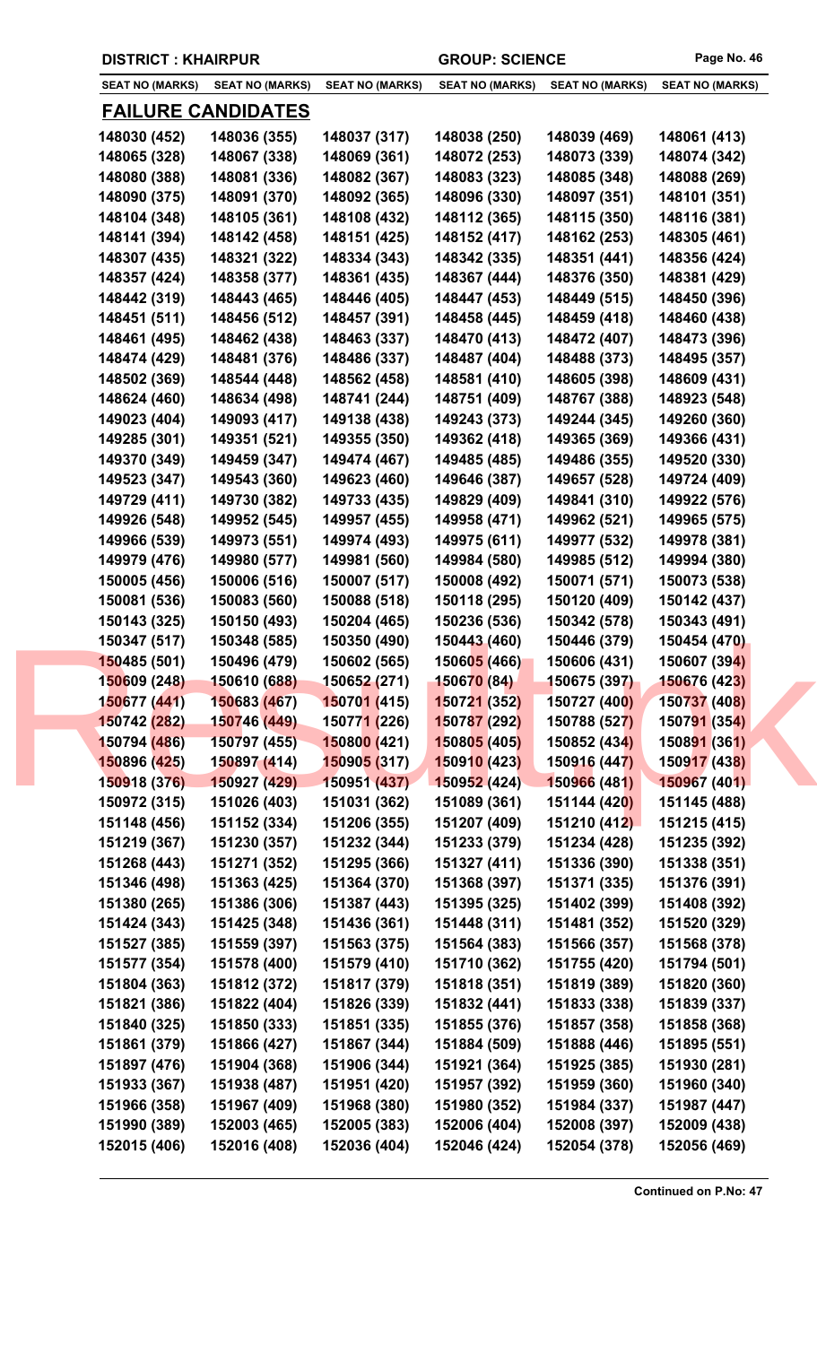DISTRICT : KHAIRPUR — GROUP: SCIENCE

| SEAT NO (MARKS) | SEAT NO (MARKS) | SEAT NO (MARKS) | SEAT NO (MARKS) | SEAT NO (MARKS) | SEAT NO (MARKS) |
|---|---|---|---|---|---|

## FAILURE CANDIDATES

| | | | | | |
|---|---|---|---|---|---|
| 148030 (452) | 148036 (355) | 148037 (317) | 148038 (250) | 148039 (469) | 148061 (413) |
| 148065 (328) | 148067 (338) | 148069 (361) | 148072 (253) | 148073 (339) | 148074 (342) |
| 148080 (388) | 148081 (336) | 148082 (367) | 148083 (323) | 148085 (348) | 148088 (269) |
| 148090 (375) | 148091 (370) | 148092 (365) | 148096 (330) | 148097 (351) | 148101 (351) |
| 148104 (348) | 148105 (361) | 148108 (432) | 148112 (365) | 148115 (350) | 148116 (381) |
| 148141 (394) | 148142 (458) | 148151 (425) | 148152 (417) | 148162 (253) | 148305 (461) |
| 148307 (435) | 148321 (322) | 148334 (343) | 148342 (335) | 148351 (441) | 148356 (424) |
| 148357 (424) | 148358 (377) | 148361 (435) | 148367 (444) | 148376 (350) | 148381 (429) |
| 148442 (319) | 148443 (465) | 148446 (405) | 148447 (453) | 148449 (515) | 148450 (396) |
| 148451 (511) | 148456 (512) | 148457 (391) | 148458 (445) | 148459 (418) | 148460 (438) |
| 148461 (495) | 148462 (438) | 148463 (337) | 148470 (413) | 148472 (407) | 148473 (396) |
| 148474 (429) | 148481 (376) | 148486 (337) | 148487 (404) | 148488 (373) | 148495 (357) |
| 148502 (369) | 148544 (448) | 148562 (458) | 148581 (410) | 148605 (398) | 148609 (431) |
| 148624 (460) | 148634 (498) | 148741 (244) | 148751 (409) | 148767 (388) | 148923 (548) |
| 149023 (404) | 149093 (417) | 149138 (438) | 149243 (373) | 149244 (345) | 149260 (360) |
| 149285 (301) | 149351 (521) | 149355 (350) | 149362 (418) | 149365 (369) | 149366 (431) |
| 149370 (349) | 149459 (347) | 149474 (467) | 149485 (485) | 149486 (355) | 149520 (330) |
| 149523 (347) | 149543 (360) | 149623 (460) | 149646 (387) | 149657 (528) | 149724 (409) |
| 149729 (411) | 149730 (382) | 149733 (435) | 149829 (409) | 149841 (310) | 149922 (576) |
| 149926 (548) | 149952 (545) | 149957 (455) | 149958 (471) | 149962 (521) | 149965 (575) |
| 149966 (539) | 149973 (551) | 149974 (493) | 149975 (611) | 149977 (532) | 149978 (381) |
| 149979 (476) | 149980 (577) | 149981 (560) | 149984 (580) | 149985 (512) | 149994 (380) |
| 150005 (456) | 150006 (516) | 150007 (517) | 150008 (492) | 150071 (571) | 150073 (538) |
| 150081 (536) | 150083 (560) | 150088 (518) | 150118 (295) | 150120 (409) | 150142 (437) |
| 150143 (325) | 150150 (493) | 150204 (465) | 150236 (536) | 150342 (578) | 150343 (491) |
| 150347 (517) | 150348 (585) | 150350 (490) | 150443 (460) | 150446 (379) | 150454 (470) |
| 150485 (501) | 150496 (479) | 150602 (565) | 150605 (466) | 150606 (431) | 150607 (394) |
| 150609 (248) | 150610 (688) | 150652 (271) | 150670 (84) | 150675 (397) | 150676 (423) |
| 150677 (441) | 150683 (467) | 150701 (415) | 150721 (352) | 150727 (400) | 150737 (408) |
| 150742 (282) | 150746 (449) | 150771 (226) | 150787 (292) | 150788 (527) | 150791 (354) |
| 150794 (486) | 150797 (455) | 150800 (421) | 150805 (405) | 150852 (434) | 150891 (361) |
| 150896 (425) | 150897 (414) | 150905 (317) | 150910 (423) | 150916 (447) | 150917 (438) |
| 150918 (376) | 150927 (429) | 150951 (437) | 150952 (424) | 150966 (481) | 150967 (401) |
| 150972 (315) | 151026 (403) | 151031 (362) | 151089 (361) | 151144 (420) | 151145 (488) |
| 151148 (456) | 151152 (334) | 151206 (355) | 151207 (409) | 151210 (412) | 151215 (415) |
| 151219 (367) | 151230 (357) | 151232 (344) | 151233 (379) | 151234 (428) | 151235 (392) |
| 151268 (443) | 151271 (352) | 151295 (366) | 151327 (411) | 151336 (390) | 151338 (351) |
| 151346 (498) | 151363 (425) | 151364 (370) | 151368 (397) | 151371 (335) | 151376 (391) |
| 151380 (265) | 151386 (306) | 151387 (443) | 151395 (325) | 151402 (399) | 151408 (392) |
| 151424 (343) | 151425 (348) | 151436 (361) | 151448 (311) | 151481 (352) | 151520 (329) |
| 151527 (385) | 151559 (397) | 151563 (375) | 151564 (383) | 151566 (357) | 151568 (378) |
| 151577 (354) | 151578 (400) | 151579 (410) | 151710 (362) | 151755 (420) | 151794 (501) |
| 151804 (363) | 151812 (372) | 151817 (379) | 151818 (351) | 151819 (389) | 151820 (360) |
| 151821 (386) | 151822 (404) | 151826 (339) | 151832 (441) | 151833 (338) | 151839 (337) |
| 151840 (325) | 151850 (333) | 151851 (335) | 151855 (376) | 151857 (358) | 151858 (368) |
| 151861 (379) | 151866 (427) | 151867 (344) | 151884 (509) | 151888 (446) | 151895 (551) |
| 151897 (476) | 151904 (368) | 151906 (344) | 151921 (364) | 151925 (385) | 151930 (281) |
| 151933 (367) | 151938 (487) | 151951 (420) | 151957 (392) | 151959 (360) | 151960 (340) |
| 151966 (358) | 151967 (409) | 151968 (380) | 151980 (352) | 151984 (337) | 151987 (447) |
| 151990 (389) | 152003 (465) | 152005 (383) | 152006 (404) | 152008 (397) | 152009 (438) |
| 152015 (406) | 152016 (408) | 152036 (404) | 152046 (424) | 152054 (378) | 152056 (469) |

**Continued on P.No: 47**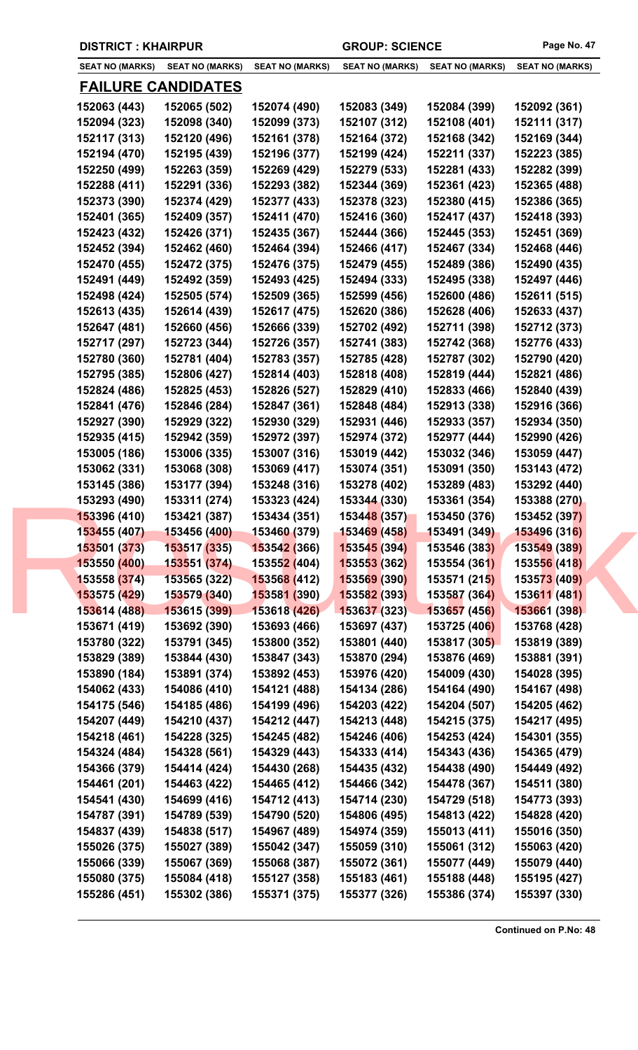**DISTRICT : KHAIRPUR** | **GROUP: SCIENCE**

| SEAT NO (MARKS) | SEAT NO (MARKS) | SEAT NO (MARKS) | SEAT NO (MARKS) | SEAT NO (MARKS) | SEAT NO (MARKS) |
|---|---|---|---|---|---|

## FAILURE CANDIDATES

| | | | | | |
|---|---|---|---|---|---|
| 152063 (443) | 152065 (502) | 152074 (490) | 152083 (349) | 152084 (399) | 152092 (361) |
| 152094 (323) | 152098 (340) | 152099 (373) | 152107 (312) | 152108 (401) | 152111 (317) |
| 152117 (313) | 152120 (496) | 152161 (378) | 152164 (372) | 152168 (342) | 152169 (344) |
| 152194 (470) | 152195 (439) | 152196 (377) | 152199 (424) | 152211 (337) | 152223 (385) |
| 152250 (499) | 152263 (359) | 152269 (429) | 152279 (533) | 152281 (433) | 152282 (399) |
| 152288 (411) | 152291 (336) | 152293 (382) | 152344 (369) | 152361 (423) | 152365 (488) |
| 152373 (390) | 152374 (429) | 152377 (433) | 152378 (323) | 152380 (415) | 152386 (365) |
| 152401 (365) | 152409 (357) | 152411 (470) | 152416 (360) | 152417 (437) | 152418 (393) |
| 152423 (432) | 152426 (371) | 152435 (367) | 152444 (366) | 152445 (353) | 152451 (369) |
| 152452 (394) | 152462 (460) | 152464 (394) | 152466 (417) | 152467 (334) | 152468 (446) |
| 152470 (455) | 152472 (375) | 152476 (375) | 152479 (455) | 152489 (386) | 152490 (435) |
| 152491 (449) | 152492 (359) | 152493 (425) | 152494 (333) | 152495 (338) | 152497 (446) |
| 152498 (424) | 152505 (574) | 152509 (365) | 152599 (456) | 152600 (486) | 152611 (515) |
| 152613 (435) | 152614 (439) | 152617 (475) | 152620 (386) | 152628 (406) | 152633 (437) |
| 152647 (481) | 152660 (456) | 152666 (339) | 152702 (492) | 152711 (398) | 152712 (373) |
| 152717 (297) | 152723 (344) | 152726 (357) | 152741 (383) | 152742 (368) | 152776 (433) |
| 152780 (360) | 152781 (404) | 152783 (357) | 152785 (428) | 152787 (302) | 152790 (420) |
| 152795 (385) | 152806 (427) | 152814 (403) | 152818 (408) | 152819 (444) | 152821 (486) |
| 152824 (486) | 152825 (453) | 152826 (527) | 152829 (410) | 152833 (466) | 152840 (439) |
| 152841 (476) | 152846 (284) | 152847 (361) | 152848 (484) | 152913 (338) | 152916 (366) |
| 152927 (390) | 152929 (322) | 152930 (329) | 152931 (446) | 152933 (357) | 152934 (350) |
| 152935 (415) | 152942 (359) | 152972 (397) | 152974 (372) | 152977 (444) | 152990 (426) |
| 153005 (186) | 153006 (335) | 153007 (316) | 153019 (442) | 153032 (346) | 153059 (447) |
| 153062 (331) | 153068 (308) | 153069 (417) | 153074 (351) | 153091 (350) | 153143 (472) |
| 153145 (386) | 153177 (394) | 153248 (316) | 153278 (402) | 153289 (483) | 153292 (440) |
| 153293 (490) | 153311 (274) | 153323 (424) | 153344 (330) | 153361 (354) | 153388 (270) |
| 153396 (410) | 153421 (387) | 153434 (351) | 153448 (357) | 153450 (376) | 153452 (397) |
| 153455 (407) | 153456 (400) | 153460 (379) | 153469 (458) | 153491 (349) | 153496 (316) |
| 153501 (373) | 153517 (335) | 153542 (366) | 153545 (394) | 153546 (383) | 153549 (389) |
| 153550 (400) | 153551 (374) | 153552 (404) | 153553 (362) | 153554 (361) | 153556 (418) |
| 153558 (374) | 153565 (322) | 153568 (412) | 153569 (390) | 153571 (215) | 153573 (409) |
| 153575 (429) | 153579 (340) | 153581 (390) | 153582 (393) | 153587 (364) | 153611 (481) |
| 153614 (488) | 153615 (399) | 153618 (426) | 153637 (323) | 153657 (456) | 153661 (398) |
| 153671 (419) | 153692 (390) | 153693 (466) | 153697 (437) | 153725 (406) | 153768 (428) |
| 153780 (322) | 153791 (345) | 153800 (352) | 153801 (440) | 153817 (305) | 153819 (389) |
| 153829 (389) | 153844 (430) | 153847 (343) | 153870 (294) | 153876 (469) | 153881 (391) |
| 153890 (184) | 153891 (374) | 153892 (453) | 153976 (420) | 154009 (430) | 154028 (395) |
| 154062 (433) | 154086 (410) | 154121 (488) | 154134 (286) | 154164 (490) | 154167 (498) |
| 154175 (546) | 154185 (486) | 154199 (496) | 154203 (422) | 154204 (507) | 154205 (462) |
| 154207 (449) | 154210 (437) | 154212 (447) | 154213 (448) | 154215 (375) | 154217 (495) |
| 154218 (461) | 154228 (325) | 154245 (482) | 154246 (406) | 154253 (424) | 154301 (355) |
| 154324 (484) | 154328 (561) | 154329 (443) | 154333 (414) | 154343 (436) | 154365 (479) |
| 154366 (379) | 154414 (424) | 154430 (268) | 154435 (432) | 154438 (490) | 154449 (492) |
| 154461 (201) | 154463 (422) | 154465 (412) | 154466 (342) | 154478 (367) | 154511 (380) |
| 154541 (430) | 154699 (416) | 154712 (413) | 154714 (230) | 154729 (518) | 154773 (393) |
| 154787 (391) | 154789 (539) | 154790 (520) | 154806 (495) | 154813 (422) | 154828 (420) |
| 154837 (439) | 154838 (517) | 154967 (489) | 154974 (359) | 155013 (411) | 155016 (350) |
| 155026 (375) | 155027 (389) | 155042 (347) | 155059 (310) | 155061 (312) | 155063 (420) |
| 155066 (339) | 155067 (369) | 155068 (387) | 155072 (361) | 155077 (449) | 155079 (440) |
| 155080 (375) | 155084 (418) | 155127 (358) | 155183 (461) | 155188 (448) | 155195 (427) |
| 155286 (451) | 155302 (386) | 155371 (375) | 155377 (326) | 155386 (374) | 155397 (330) |

**Continued on P.No: 48**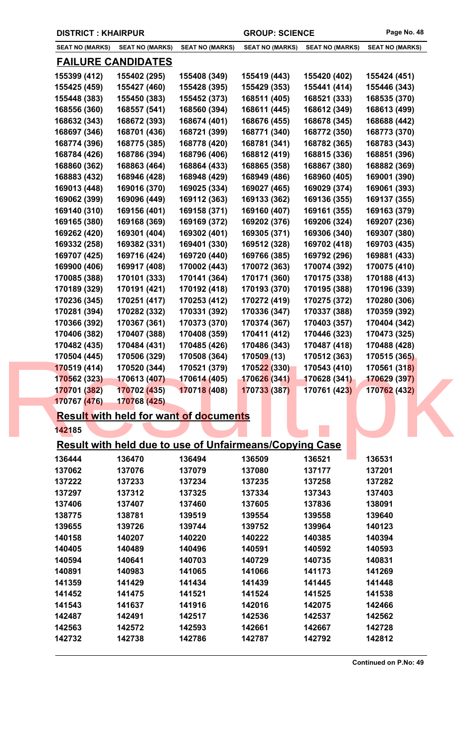DISTRICT : KHAIRPUR | GROUP: SCIENCE

| SEAT NO (MARKS) | SEAT NO (MARKS) | SEAT NO (MARKS) | SEAT NO (MARKS) | SEAT NO (MARKS) | SEAT NO (MARKS) |
|---|---|---|---|---|---|

## FAILURE CANDIDATES

| | | | | | |
|---|---|---|---|---|---|
| 155399 (412) | 155402 (295) | 155408 (349) | 155419 (443) | 155420 (402) | 155424 (451) |
| 155425 (459) | 155427 (460) | 155428 (395) | 155429 (353) | 155441 (414) | 155446 (343) |
| 155448 (383) | 155450 (383) | 155452 (373) | 168511 (405) | 168521 (333) | 168535 (370) |
| 168556 (360) | 168557 (541) | 168560 (394) | 168611 (445) | 168612 (349) | 168613 (499) |
| 168632 (343) | 168672 (393) | 168674 (401) | 168676 (455) | 168678 (345) | 168688 (442) |
| 168697 (346) | 168701 (436) | 168721 (399) | 168771 (340) | 168772 (350) | 168773 (370) |
| 168774 (396) | 168775 (385) | 168778 (420) | 168781 (341) | 168782 (365) | 168783 (343) |
| 168784 (426) | 168786 (394) | 168796 (406) | 168812 (419) | 168815 (336) | 168851 (396) |
| 168860 (362) | 168863 (464) | 168864 (433) | 168865 (358) | 168867 (380) | 168882 (369) |
| 168883 (432) | 168946 (428) | 168948 (429) | 168949 (486) | 168960 (405) | 169001 (390) |
| 169013 (448) | 169016 (370) | 169025 (334) | 169027 (465) | 169029 (374) | 169061 (393) |
| 169062 (399) | 169096 (449) | 169112 (363) | 169133 (362) | 169136 (355) | 169137 (355) |
| 169140 (310) | 169156 (401) | 169158 (371) | 169160 (407) | 169161 (355) | 169163 (379) |
| 169165 (380) | 169168 (369) | 169169 (372) | 169202 (376) | 169206 (324) | 169207 (236) |
| 169262 (420) | 169301 (404) | 169302 (401) | 169305 (371) | 169306 (340) | 169307 (380) |
| 169332 (258) | 169382 (331) | 169401 (330) | 169512 (328) | 169702 (418) | 169703 (435) |
| 169707 (425) | 169716 (424) | 169720 (440) | 169766 (385) | 169792 (296) | 169881 (433) |
| 169900 (406) | 169917 (408) | 170002 (443) | 170072 (363) | 170074 (392) | 170075 (410) |
| 170085 (388) | 170101 (333) | 170141 (364) | 170171 (360) | 170175 (338) | 170188 (413) |
| 170189 (329) | 170191 (421) | 170192 (418) | 170193 (370) | 170195 (388) | 170196 (339) |
| 170236 (345) | 170251 (417) | 170253 (412) | 170272 (419) | 170275 (372) | 170280 (306) |
| 170281 (394) | 170282 (332) | 170331 (392) | 170336 (347) | 170337 (388) | 170359 (392) |
| 170366 (392) | 170367 (361) | 170373 (370) | 170374 (367) | 170403 (357) | 170404 (342) |
| 170406 (382) | 170407 (388) | 170408 (359) | 170411 (412) | 170446 (323) | 170473 (325) |
| 170482 (435) | 170484 (431) | 170485 (426) | 170486 (343) | 170487 (418) | 170488 (428) |
| 170504 (445) | 170506 (329) | 170508 (364) | 170509 (13) | 170512 (363) | 170515 (365) |
| 170519 (414) | 170520 (344) | 170521 (379) | 170522 (330) | 170543 (410) | 170561 (318) |
| 170562 (323) | 170613 (407) | 170614 (405) | 170626 (341) | 170628 (341) | 170629 (397) |
| 170701 (382) | 170702 (435) | 170718 (408) | 170733 (387) | 170761 (423) | 170762 (432) |
| 170767 (476) | 170768 (425) | | | | |

## Result with held for want of documents

142185

## Result with held due to use of Unfairmeans/Copying Case

| | | | | | |
|---|---|---|---|---|---|
| 136444 | 136470 | 136494 | 136509 | 136521 | 136531 |
| 137062 | 137076 | 137079 | 137080 | 137177 | 137201 |
| 137222 | 137233 | 137234 | 137235 | 137258 | 137282 |
| 137297 | 137312 | 137325 | 137334 | 137343 | 137403 |
| 137406 | 137407 | 137460 | 137605 | 137836 | 138091 |
| 138775 | 138781 | 139519 | 139554 | 139558 | 139640 |
| 139655 | 139726 | 139744 | 139752 | 139964 | 140123 |
| 140158 | 140207 | 140220 | 140222 | 140385 | 140394 |
| 140405 | 140489 | 140496 | 140591 | 140592 | 140593 |
| 140594 | 140641 | 140703 | 140729 | 140735 | 140831 |
| 140891 | 140983 | 141065 | 141066 | 141173 | 141269 |
| 141359 | 141429 | 141434 | 141439 | 141445 | 141448 |
| 141452 | 141475 | 141521 | 141524 | 141525 | 141538 |
| 141543 | 141637 | 141916 | 142016 | 142075 | 142466 |
| 142487 | 142491 | 142517 | 142536 | 142537 | 142562 |
| 142563 | 142572 | 142593 | 142661 | 142667 | 142728 |
| 142732 | 142738 | 142786 | 142787 | 142792 | 142812 |

**Continued on P.No: 49**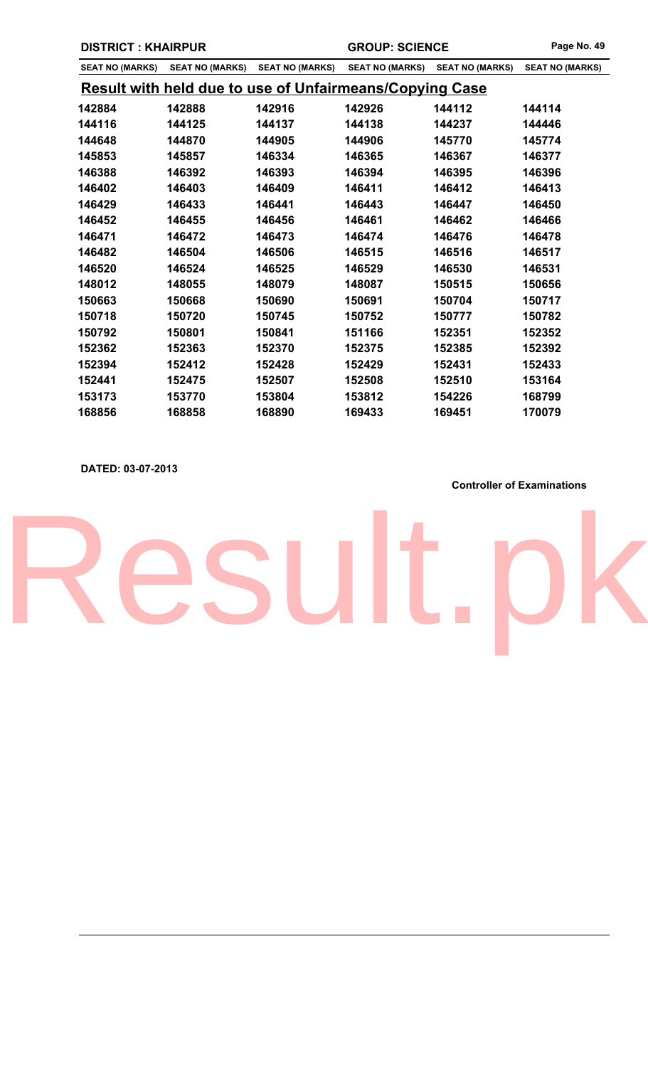DISTRICT : KHAIRPUR

GROUP: SCIENCE

| SEAT NO (MARKS) | SEAT NO (MARKS) | SEAT NO (MARKS) | SEAT NO (MARKS) | SEAT NO (MARKS) | SEAT NO (MARKS) |
|---|---|---|---|---|---|

## Result with held due to use of Unfairmeans/Copying Case

| | | | | | |
|---|---|---|---|---|---|
| 142884 | 142888 | 142916 | 142926 | 144112 | 144114 |
| 144116 | 144125 | 144137 | 144138 | 144237 | 144446 |
| 144648 | 144870 | 144905 | 144906 | 145770 | 145774 |
| 145853 | 145857 | 146334 | 146365 | 146367 | 146377 |
| 146388 | 146392 | 146393 | 146394 | 146395 | 146396 |
| 146402 | 146403 | 146409 | 146411 | 146412 | 146413 |
| 146429 | 146433 | 146441 | 146443 | 146447 | 146450 |
| 146452 | 146455 | 146456 | 146461 | 146462 | 146466 |
| 146471 | 146472 | 146473 | 146474 | 146476 | 146478 |
| 146482 | 146504 | 146506 | 146515 | 146516 | 146517 |
| 146520 | 146524 | 146525 | 146529 | 146530 | 146531 |
| 148012 | 148055 | 148079 | 148087 | 150515 | 150656 |
| 150663 | 150668 | 150690 | 150691 | 150704 | 150717 |
| 150718 | 150720 | 150745 | 150752 | 150777 | 150782 |
| 150792 | 150801 | 150841 | 151166 | 152351 | 152352 |
| 152362 | 152363 | 152370 | 152375 | 152385 | 152392 |
| 152394 | 152412 | 152428 | 152429 | 152431 | 152433 |
| 152441 | 152475 | 152507 | 152508 | 152510 | 153164 |
| 153173 | 153770 | 153804 | 153812 | 154226 | 168799 |
| 168856 | 168858 | 168890 | 169433 | 169451 | 170079 |

DATED: 03-07-2013

Controller of Examinations